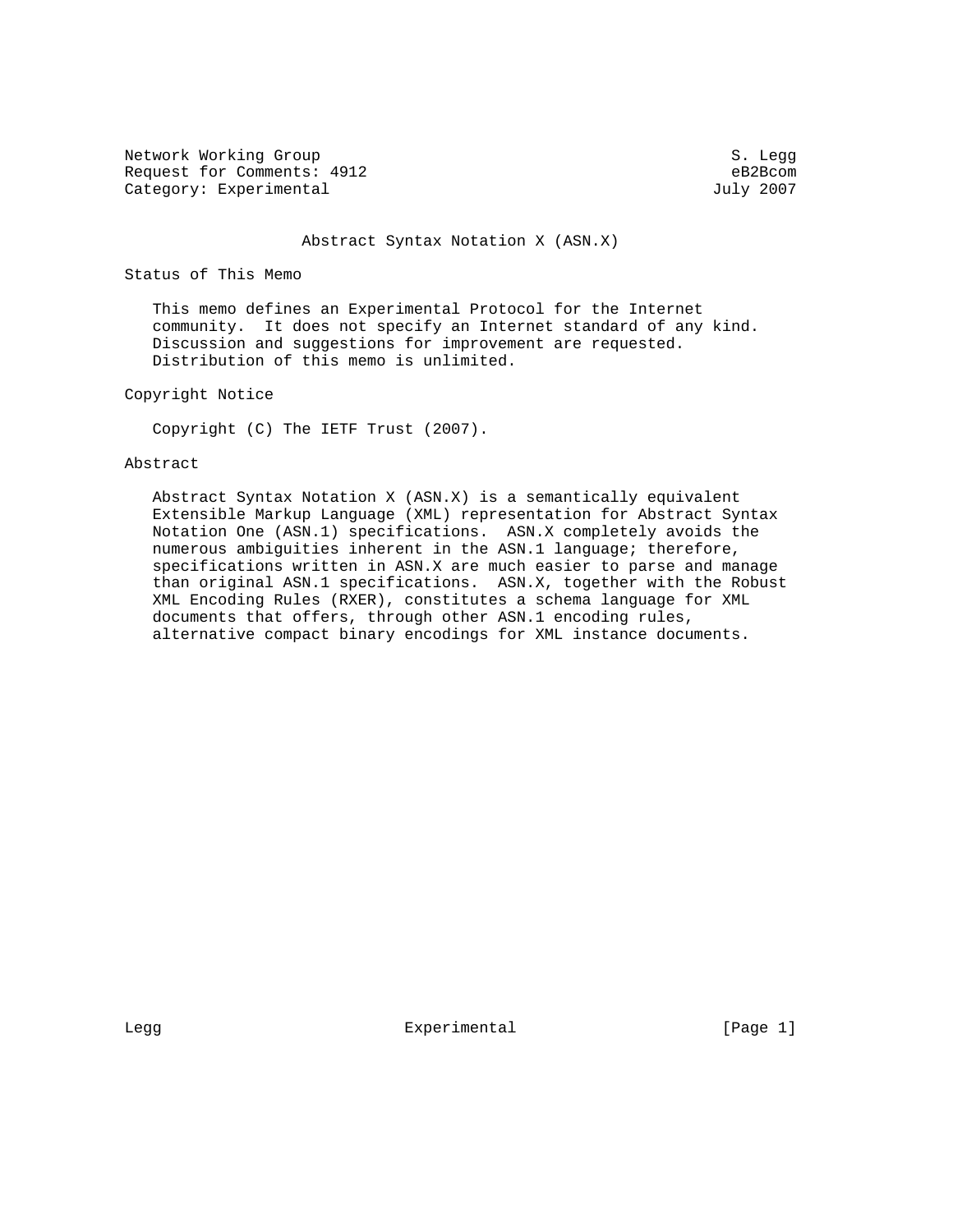Network Working Group S. Legg
Request for Comments: 4912 eB2Bcom
Category: Experimental July 2007

# Abstract Syntax Notation X (ASN.X)

## Status of This Memo

This memo defines an Experimental Protocol for the Internet community. It does not specify an Internet standard of any kind. Discussion and suggestions for improvement are requested. Distribution of this memo is unlimited.

## Copyright Notice

Copyright (C) The IETF Trust (2007).

## Abstract

Abstract Syntax Notation X (ASN.X) is a semantically equivalent Extensible Markup Language (XML) representation for Abstract Syntax Notation One (ASN.1) specifications. ASN.X completely avoids the numerous ambiguities inherent in the ASN.1 language; therefore, specifications written in ASN.X are much easier to parse and manage than original ASN.1 specifications. ASN.X, together with the Robust XML Encoding Rules (RXER), constitutes a schema language for XML documents that offers, through other ASN.1 encoding rules, alternative compact binary encodings for XML instance documents.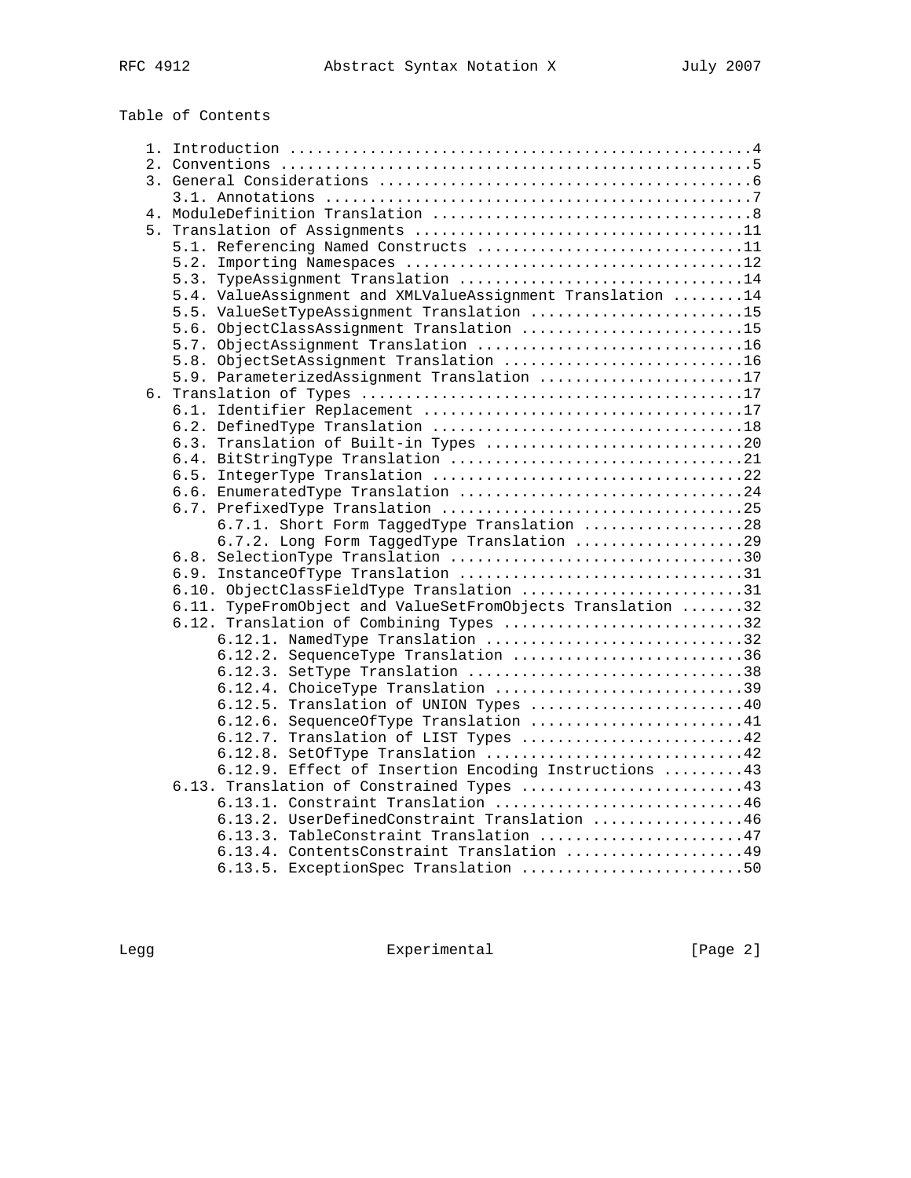## Table of Contents

```
   1. Introduction ....................................................4
   2. Conventions .....................................................5
   3. General Considerations ..........................................6
      3.1. Annotations ................................................7
   4. ModuleDefinition Translation ....................................8
   5. Translation of Assignments .....................................11
      5.1. Referencing Named Constructs ..............................11
      5.2. Importing Namespaces ......................................12
      5.3. TypeAssignment Translation ................................14
      5.4. ValueAssignment and XMLValueAssignment Translation ........14
      5.5. ValueSetTypeAssignment Translation ........................15
      5.6. ObjectClassAssignment Translation .........................15
      5.7. ObjectAssignment Translation ..............................16
      5.8. ObjectSetAssignment Translation ...........................16
      5.9. ParameterizedAssignment Translation .......................17
   6. Translation of Types ...........................................17
      6.1. Identifier Replacement ....................................17
      6.2. DefinedType Translation ...................................18
      6.3. Translation of Built-in Types .............................20
      6.4. BitStringType Translation .................................21
      6.5. IntegerType Translation ...................................22
      6.6. EnumeratedType Translation ................................24
      6.7. PrefixedType Translation ..................................25
           6.7.1. Short Form TaggedType Translation ..................28
           6.7.2. Long Form TaggedType Translation ...................29
      6.8. SelectionType Translation .................................30
      6.9. InstanceOfType Translation ................................31
      6.10. ObjectClassFieldType Translation .........................31
      6.11. TypeFromObject and ValueSetFromObjects Translation .......32
      6.12. Translation of Combining Types ...........................32
           6.12.1. NamedType Translation .............................32
           6.12.2. SequenceType Translation ..........................36
           6.12.3. SetType Translation ...............................38
           6.12.4. ChoiceType Translation ............................39
           6.12.5. Translation of UNION Types ........................40
           6.12.6. SequenceOfType Translation ........................41
           6.12.7. Translation of LIST Types .........................42
           6.12.8. SetOfType Translation .............................42
           6.12.9. Effect of Insertion Encoding Instructions .........43
      6.13. Translation of Constrained Types .........................43
           6.13.1. Constraint Translation ............................46
           6.13.2. UserDefinedConstraint Translation .................46
           6.13.3. TableConstraint Translation .......................47
           6.13.4. ContentsConstraint Translation ....................49
           6.13.5. ExceptionSpec Translation .........................50
```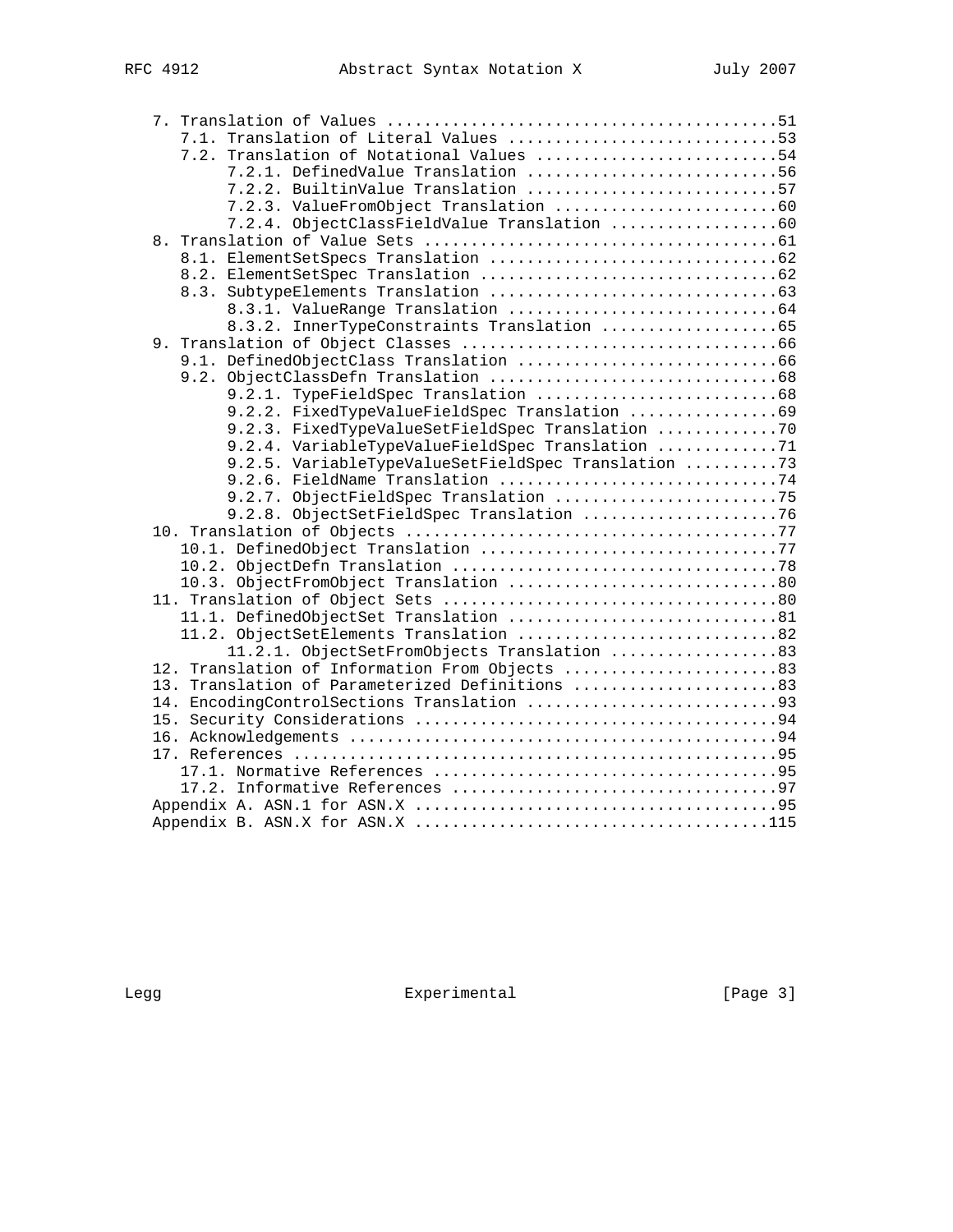```
   7. Translation of Values .........................................51
      7.1. Translation of Literal Values ............................53
      7.2. Translation of Notational Values .........................54
           7.2.1. DefinedValue Translation ..........................56
           7.2.2. BuiltinValue Translation ..........................57
           7.2.3. ValueFromObject Translation .......................60
           7.2.4. ObjectClassFieldValue Translation .................60
   8. Translation of Value Sets .....................................61
      8.1. ElementSetSpecs Translation ..............................62
      8.2. ElementSetSpec Translation ...............................62
      8.3. SubtypeElements Translation ..............................63
           8.3.1. ValueRange Translation ............................64
           8.3.2. InnerTypeConstraints Translation ..................65
   9. Translation of Object Classes .................................66
      9.1. DefinedObjectClass Translation ...........................66
      9.2. ObjectClassDefn Translation ..............................68
           9.2.1. TypeFieldSpec Translation .........................68
           9.2.2. FixedTypeValueFieldSpec Translation ...............69
           9.2.3. FixedTypeValueSetFieldSpec Translation ............70
           9.2.4. VariableTypeValueFieldSpec Translation ............71
           9.2.5. VariableTypeValueSetFieldSpec Translation .........73
           9.2.6. FieldName Translation .............................74
           9.2.7. ObjectFieldSpec Translation .......................75
           9.2.8. ObjectSetFieldSpec Translation ....................76
   10. Translation of Objects .......................................77
      10.1. DefinedObject Translation ...............................77
      10.2. ObjectDefn Translation ..................................78
      10.3. ObjectFromObject Translation ............................80
   11. Translation of Object Sets ...................................80
      11.1. DefinedObjectSet Translation ............................81
      11.2. ObjectSetElements Translation ...........................82
           11.2.1. ObjectSetFromObjects Translation .................83
   12. Translation of Information From Objects ......................83
   13. Translation of Parameterized Definitions .....................83
   14. EncodingControlSections Translation ..........................93
   15. Security Considerations ......................................94
   16. Acknowledgements .............................................94
   17. References ...................................................95
      17.1. Normative References ....................................95
      17.2. Informative References ..................................97
   Appendix A. ASN.1 for ASN.X ......................................95
   Appendix B. ASN.X for ASN.X .....................................115
```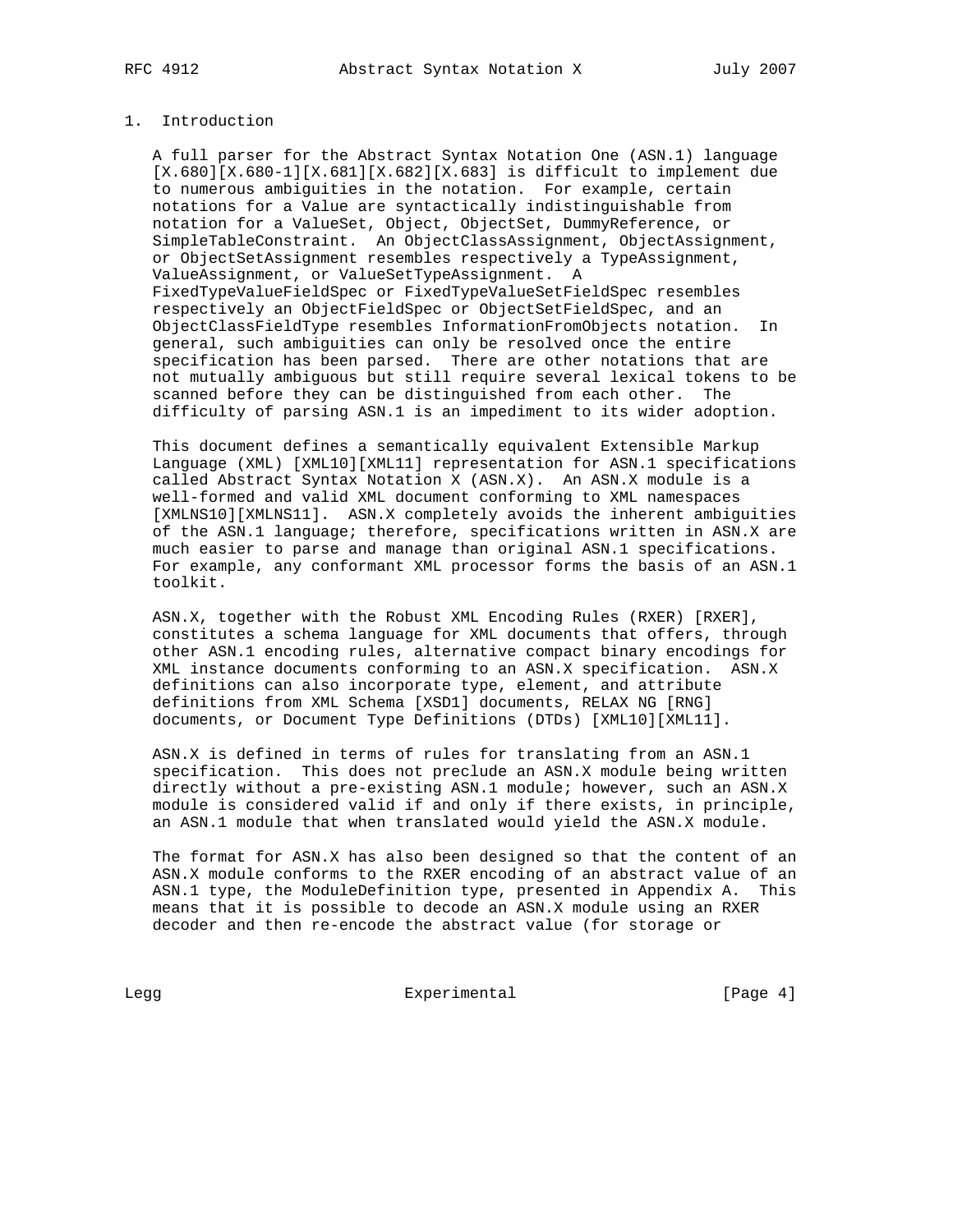# 1. Introduction

A full parser for the Abstract Syntax Notation One (ASN.1) language [X.680][X.680-1][X.681][X.682][X.683] is difficult to implement due to numerous ambiguities in the notation. For example, certain notations for a Value are syntactically indistinguishable from notation for a ValueSet, Object, ObjectSet, DummyReference, or SimpleTableConstraint. An ObjectClassAssignment, ObjectAssignment, or ObjectSetAssignment resembles respectively a TypeAssignment, ValueAssignment, or ValueSetTypeAssignment. A FixedTypeValueFieldSpec or FixedTypeValueSetFieldSpec resembles respectively an ObjectFieldSpec or ObjectSetFieldSpec, and an ObjectClassFieldType resembles InformationFromObjects notation. In general, such ambiguities can only be resolved once the entire specification has been parsed. There are other notations that are not mutually ambiguous but still require several lexical tokens to be scanned before they can be distinguished from each other. The difficulty of parsing ASN.1 is an impediment to its wider adoption.

This document defines a semantically equivalent Extensible Markup Language (XML) [XML10][XML11] representation for ASN.1 specifications called Abstract Syntax Notation X (ASN.X). An ASN.X module is a well-formed and valid XML document conforming to XML namespaces [XMLNS10][XMLNS11]. ASN.X completely avoids the inherent ambiguities of the ASN.1 language; therefore, specifications written in ASN.X are much easier to parse and manage than original ASN.1 specifications. For example, any conformant XML processor forms the basis of an ASN.1 toolkit.

ASN.X, together with the Robust XML Encoding Rules (RXER) [RXER], constitutes a schema language for XML documents that offers, through other ASN.1 encoding rules, alternative compact binary encodings for XML instance documents conforming to an ASN.X specification. ASN.X definitions can also incorporate type, element, and attribute definitions from XML Schema [XSD1] documents, RELAX NG [RNG] documents, or Document Type Definitions (DTDs) [XML10][XML11].

ASN.X is defined in terms of rules for translating from an ASN.1 specification. This does not preclude an ASN.X module being written directly without a pre-existing ASN.1 module; however, such an ASN.X module is considered valid if and only if there exists, in principle, an ASN.1 module that when translated would yield the ASN.X module.

The format for ASN.X has also been designed so that the content of an ASN.X module conforms to the RXER encoding of an abstract value of an ASN.1 type, the ModuleDefinition type, presented in Appendix A. This means that it is possible to decode an ASN.X module using an RXER decoder and then re-encode the abstract value (for storage or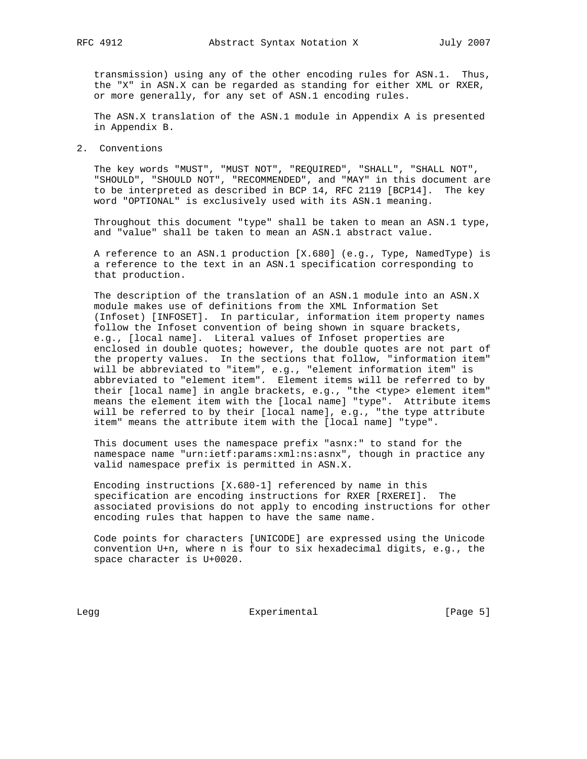transmission) using any of the other encoding rules for ASN.1. Thus, the "X" in ASN.X can be regarded as standing for either XML or RXER, or more generally, for any set of ASN.1 encoding rules.

The ASN.X translation of the ASN.1 module in Appendix A is presented in Appendix B.

## 2. Conventions

The key words "MUST", "MUST NOT", "REQUIRED", "SHALL", "SHALL NOT", "SHOULD", "SHOULD NOT", "RECOMMENDED", and "MAY" in this document are to be interpreted as described in BCP 14, RFC 2119 [BCP14]. The key word "OPTIONAL" is exclusively used with its ASN.1 meaning.

Throughout this document "type" shall be taken to mean an ASN.1 type, and "value" shall be taken to mean an ASN.1 abstract value.

A reference to an ASN.1 production [X.680] (e.g., Type, NamedType) is a reference to the text in an ASN.1 specification corresponding to that production.

The description of the translation of an ASN.1 module into an ASN.X module makes use of definitions from the XML Information Set (Infoset) [INFOSET]. In particular, information item property names follow the Infoset convention of being shown in square brackets, e.g., [local name]. Literal values of Infoset properties are enclosed in double quotes; however, the double quotes are not part of the property values. In the sections that follow, "information item" will be abbreviated to "item", e.g., "element information item" is abbreviated to "element item". Element items will be referred to by their [local name] in angle brackets, e.g., "the <type> element item" means the element item with the [local name] "type". Attribute items will be referred to by their [local name], e.g., "the type attribute item" means the attribute item with the [local name] "type".

This document uses the namespace prefix "asnx:" to stand for the namespace name "urn:ietf:params:xml:ns:asnx", though in practice any valid namespace prefix is permitted in ASN.X.

Encoding instructions [X.680-1] referenced by name in this specification are encoding instructions for RXER [RXEREI]. The associated provisions do not apply to encoding instructions for other encoding rules that happen to have the same name.

Code points for characters [UNICODE] are expressed using the Unicode convention U+n, where n is four to six hexadecimal digits, e.g., the space character is U+0020.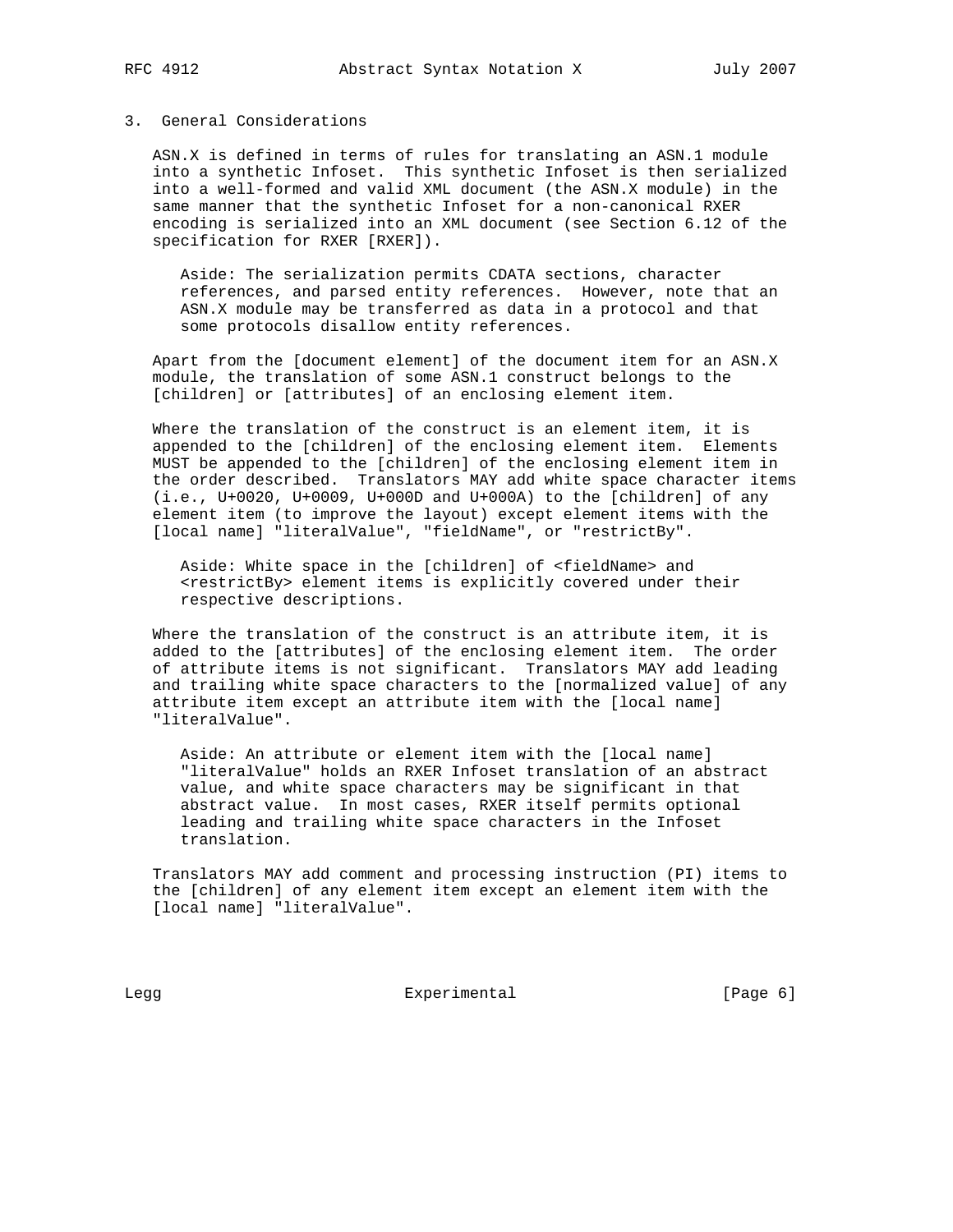## 3. General Considerations

ASN.X is defined in terms of rules for translating an ASN.1 module into a synthetic Infoset. This synthetic Infoset is then serialized into a well-formed and valid XML document (the ASN.X module) in the same manner that the synthetic Infoset for a non-canonical RXER encoding is serialized into an XML document (see Section 6.12 of the specification for RXER [RXER]).

> Aside: The serialization permits CDATA sections, character references, and parsed entity references. However, note that an ASN.X module may be transferred as data in a protocol and that some protocols disallow entity references.

Apart from the [document element] of the document item for an ASN.X module, the translation of some ASN.1 construct belongs to the [children] or [attributes] of an enclosing element item.

Where the translation of the construct is an element item, it is appended to the [children] of the enclosing element item. Elements MUST be appended to the [children] of the enclosing element item in the order described. Translators MAY add white space character items (i.e., U+0020, U+0009, U+000D and U+000A) to the [children] of any element item (to improve the layout) except element items with the [local name] "literalValue", "fieldName", or "restrictBy".

> Aside: White space in the [children] of <fieldName> and <restrictBy> element items is explicitly covered under their respective descriptions.

Where the translation of the construct is an attribute item, it is added to the [attributes] of the enclosing element item. The order of attribute items is not significant. Translators MAY add leading and trailing white space characters to the [normalized value] of any attribute item except an attribute item with the [local name] "literalValue".

> Aside: An attribute or element item with the [local name] "literalValue" holds an RXER Infoset translation of an abstract value, and white space characters may be significant in that abstract value. In most cases, RXER itself permits optional leading and trailing white space characters in the Infoset translation.

Translators MAY add comment and processing instruction (PI) items to the [children] of any element item except an element item with the [local name] "literalValue".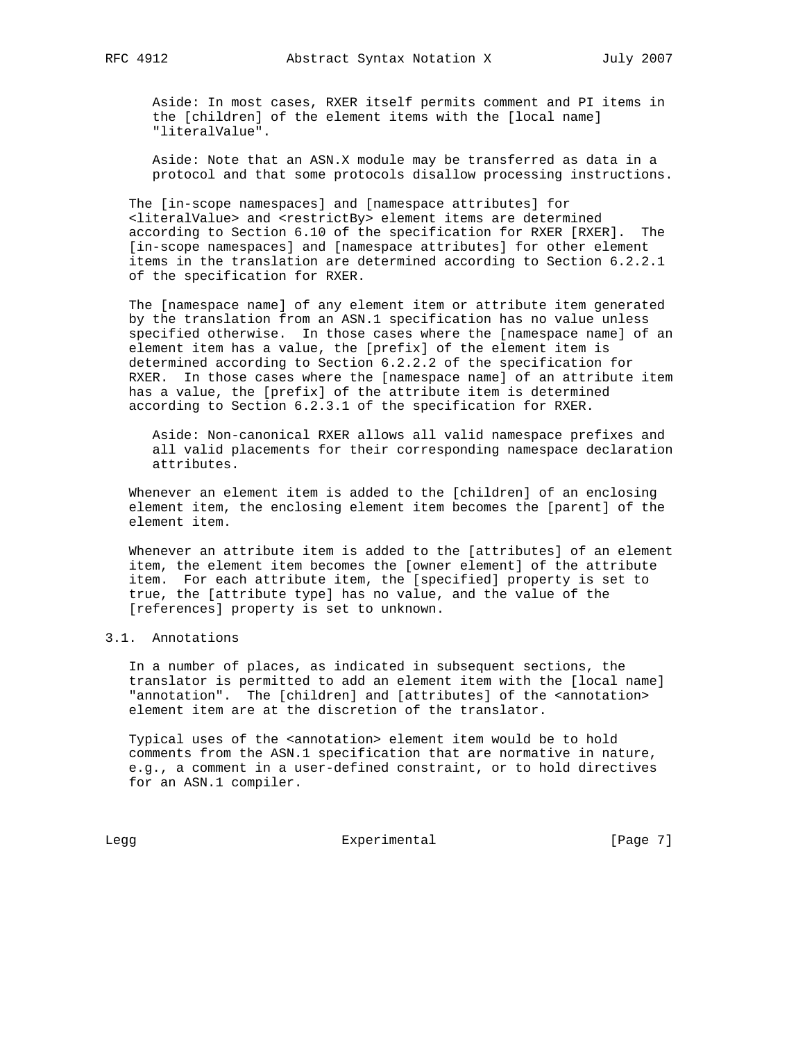Aside: In most cases, RXER itself permits comment and PI items in the [children] of the element items with the [local name] "literalValue".

Aside: Note that an ASN.X module may be transferred as data in a protocol and that some protocols disallow processing instructions.

The [in-scope namespaces] and [namespace attributes] for <literalValue> and <restrictBy> element items are determined according to Section 6.10 of the specification for RXER [RXER]. The [in-scope namespaces] and [namespace attributes] for other element items in the translation are determined according to Section 6.2.2.1 of the specification for RXER.

The [namespace name] of any element item or attribute item generated by the translation from an ASN.1 specification has no value unless specified otherwise. In those cases where the [namespace name] of an element item has a value, the [prefix] of the element item is determined according to Section 6.2.2.2 of the specification for RXER. In those cases where the [namespace name] of an attribute item has a value, the [prefix] of the attribute item is determined according to Section 6.2.3.1 of the specification for RXER.

Aside: Non-canonical RXER allows all valid namespace prefixes and all valid placements for their corresponding namespace declaration attributes.

Whenever an element item is added to the [children] of an enclosing element item, the enclosing element item becomes the [parent] of the element item.

Whenever an attribute item is added to the [attributes] of an element item, the element item becomes the [owner element] of the attribute item. For each attribute item, the [specified] property is set to true, the [attribute type] has no value, and the value of the [references] property is set to unknown.

## 3.1. Annotations

In a number of places, as indicated in subsequent sections, the translator is permitted to add an element item with the [local name] "annotation". The [children] and [attributes] of the <annotation> element item are at the discretion of the translator.

Typical uses of the <annotation> element item would be to hold comments from the ASN.1 specification that are normative in nature, e.g., a comment in a user-defined constraint, or to hold directives for an ASN.1 compiler.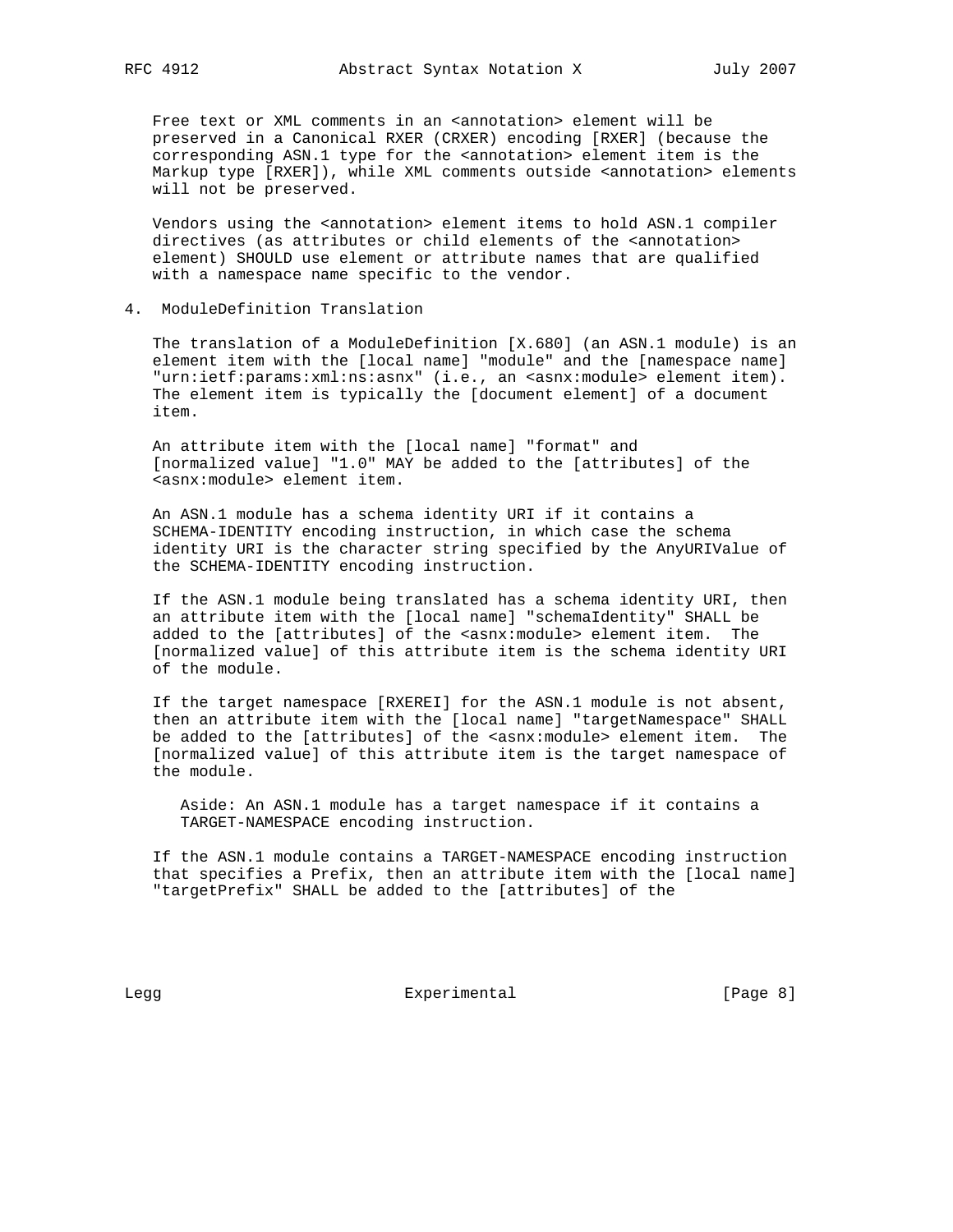Free text or XML comments in an <annotation> element will be preserved in a Canonical RXER (CRXER) encoding [RXER] (because the corresponding ASN.1 type for the <annotation> element item is the Markup type [RXER]), while XML comments outside <annotation> elements will not be preserved.

Vendors using the <annotation> element items to hold ASN.1 compiler directives (as attributes or child elements of the <annotation> element) SHOULD use element or attribute names that are qualified with a namespace name specific to the vendor.

## 4. ModuleDefinition Translation

The translation of a ModuleDefinition [X.680] (an ASN.1 module) is an element item with the [local name] "module" and the [namespace name] "urn:ietf:params:xml:ns:asnx" (i.e., an <asnx:module> element item). The element item is typically the [document element] of a document item.

An attribute item with the [local name] "format" and [normalized value] "1.0" MAY be added to the [attributes] of the <asnx:module> element item.

An ASN.1 module has a schema identity URI if it contains a SCHEMA-IDENTITY encoding instruction, in which case the schema identity URI is the character string specified by the AnyURIValue of the SCHEMA-IDENTITY encoding instruction.

If the ASN.1 module being translated has a schema identity URI, then an attribute item with the [local name] "schemaIdentity" SHALL be added to the [attributes] of the <asnx:module> element item. The [normalized value] of this attribute item is the schema identity URI of the module.

If the target namespace [RXEREI] for the ASN.1 module is not absent, then an attribute item with the [local name] "targetNamespace" SHALL be added to the [attributes] of the <asnx:module> element item. The [normalized value] of this attribute item is the target namespace of the module.

> Aside: An ASN.1 module has a target namespace if it contains a TARGET-NAMESPACE encoding instruction.

If the ASN.1 module contains a TARGET-NAMESPACE encoding instruction that specifies a Prefix, then an attribute item with the [local name] "targetPrefix" SHALL be added to the [attributes] of the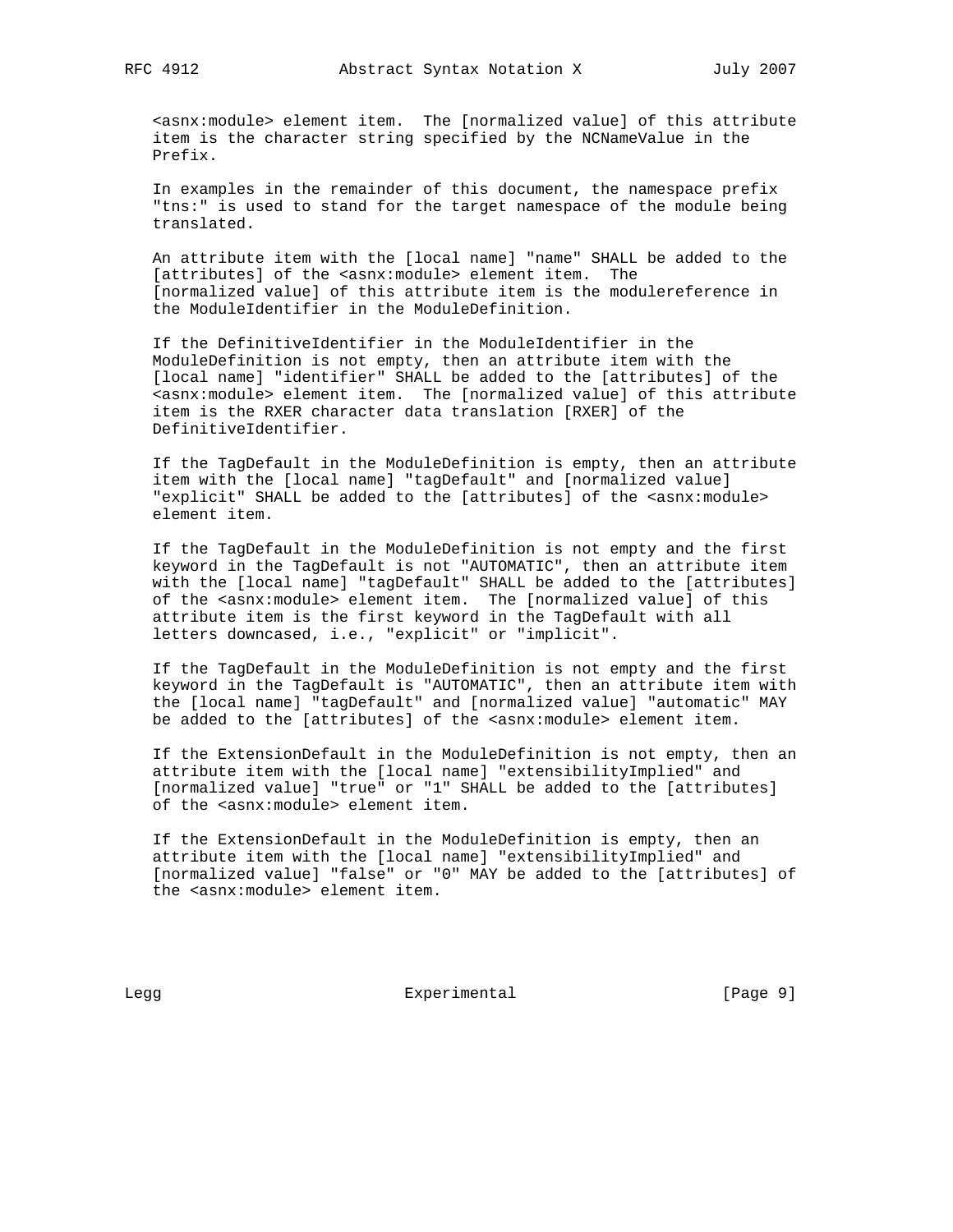<asnx:module> element item. The [normalized value] of this attribute item is the character string specified by the NCNameValue in the Prefix.

In examples in the remainder of this document, the namespace prefix "tns:" is used to stand for the target namespace of the module being translated.

An attribute item with the [local name] "name" SHALL be added to the [attributes] of the <asnx:module> element item. The [normalized value] of this attribute item is the modulereference in the ModuleIdentifier in the ModuleDefinition.

If the DefinitiveIdentifier in the ModuleIdentifier in the ModuleDefinition is not empty, then an attribute item with the [local name] "identifier" SHALL be added to the [attributes] of the <asnx:module> element item. The [normalized value] of this attribute item is the RXER character data translation [RXER] of the DefinitiveIdentifier.

If the TagDefault in the ModuleDefinition is empty, then an attribute item with the [local name] "tagDefault" and [normalized value] "explicit" SHALL be added to the [attributes] of the <asnx:module> element item.

If the TagDefault in the ModuleDefinition is not empty and the first keyword in the TagDefault is not "AUTOMATIC", then an attribute item with the [local name] "tagDefault" SHALL be added to the [attributes] of the <asnx:module> element item. The [normalized value] of this attribute item is the first keyword in the TagDefault with all letters downcased, i.e., "explicit" or "implicit".

If the TagDefault in the ModuleDefinition is not empty and the first keyword in the TagDefault is "AUTOMATIC", then an attribute item with the [local name] "tagDefault" and [normalized value] "automatic" MAY be added to the [attributes] of the <asnx:module> element item.

If the ExtensionDefault in the ModuleDefinition is not empty, then an attribute item with the [local name] "extensibilityImplied" and [normalized value] "true" or "1" SHALL be added to the [attributes] of the <asnx:module> element item.

If the ExtensionDefault in the ModuleDefinition is empty, then an attribute item with the [local name] "extensibilityImplied" and [normalized value] "false" or "0" MAY be added to the [attributes] of the <asnx:module> element item.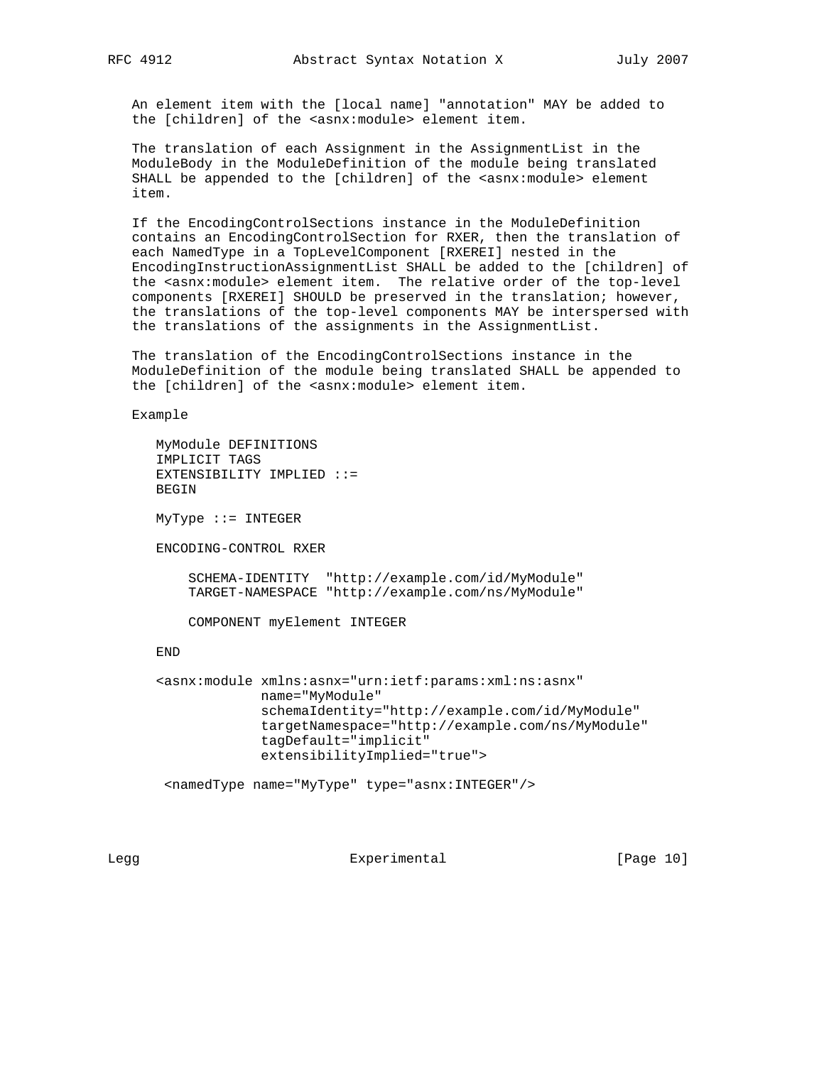An element item with the [local name] "annotation" MAY be added to the [children] of the <asnx:module> element item.

The translation of each Assignment in the AssignmentList in the ModuleBody in the ModuleDefinition of the module being translated SHALL be appended to the [children] of the <asnx:module> element item.

If the EncodingControlSections instance in the ModuleDefinition contains an EncodingControlSection for RXER, then the translation of each NamedType in a TopLevelComponent [RXEREI] nested in the EncodingInstructionAssignmentList SHALL be added to the [children] of the <asnx:module> element item. The relative order of the top-level components [RXEREI] SHOULD be preserved in the translation; however, the translations of the top-level components MAY be interspersed with the translations of the assignments in the AssignmentList.

The translation of the EncodingControlSections instance in the ModuleDefinition of the module being translated SHALL be appended to the [children] of the <asnx:module> element item.

Example

```
MyModule DEFINITIONS
IMPLICIT TAGS
EXTENSIBILITY IMPLIED ::=
BEGIN

MyType ::= INTEGER

ENCODING-CONTROL RXER

    SCHEMA-IDENTITY  "http://example.com/id/MyModule"
    TARGET-NAMESPACE "http://example.com/ns/MyModule"

    COMPONENT myElement INTEGER

END

<asnx:module xmlns:asnx="urn:ietf:params:xml:ns:asnx"
             name="MyModule"
             schemaIdentity="http://example.com/id/MyModule"
             targetNamespace="http://example.com/ns/MyModule"
             tagDefault="implicit"
             extensibilityImplied="true">

 <namedType name="MyType" type="asnx:INTEGER"/>
```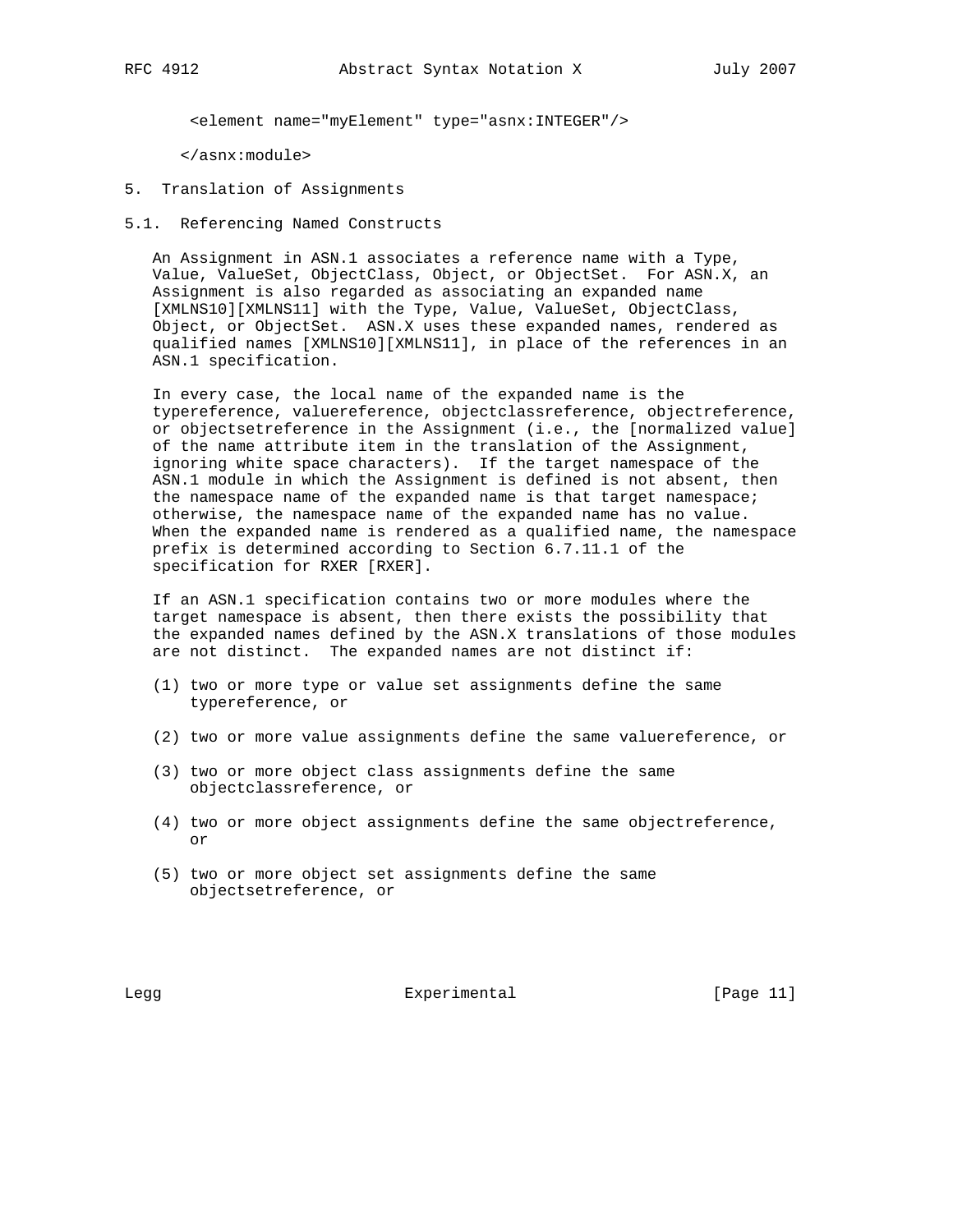```
   <element name="myElement" type="asnx:INTEGER"/>

  </asnx:module>
```

## 5. Translation of Assignments

### 5.1. Referencing Named Constructs

An Assignment in ASN.1 associates a reference name with a Type, Value, ValueSet, ObjectClass, Object, or ObjectSet. For ASN.X, an Assignment is also regarded as associating an expanded name [XMLNS10][XMLNS11] with the Type, Value, ValueSet, ObjectClass, Object, or ObjectSet. ASN.X uses these expanded names, rendered as qualified names [XMLNS10][XMLNS11], in place of the references in an ASN.1 specification.

In every case, the local name of the expanded name is the typereference, valuereference, objectclassreference, objectreference, or objectsetreference in the Assignment (i.e., the [normalized value] of the name attribute item in the translation of the Assignment, ignoring white space characters). If the target namespace of the ASN.1 module in which the Assignment is defined is not absent, then the namespace name of the expanded name is that target namespace; otherwise, the namespace name of the expanded name has no value. When the expanded name is rendered as a qualified name, the namespace prefix is determined according to Section 6.7.11.1 of the specification for RXER [RXER].

If an ASN.1 specification contains two or more modules where the target namespace is absent, then there exists the possibility that the expanded names defined by the ASN.X translations of those modules are not distinct. The expanded names are not distinct if:

(1) two or more type or value set assignments define the same typereference, or

(2) two or more value assignments define the same valuereference, or

(3) two or more object class assignments define the same objectclassreference, or

(4) two or more object assignments define the same objectreference, or

(5) two or more object set assignments define the same objectsetreference, or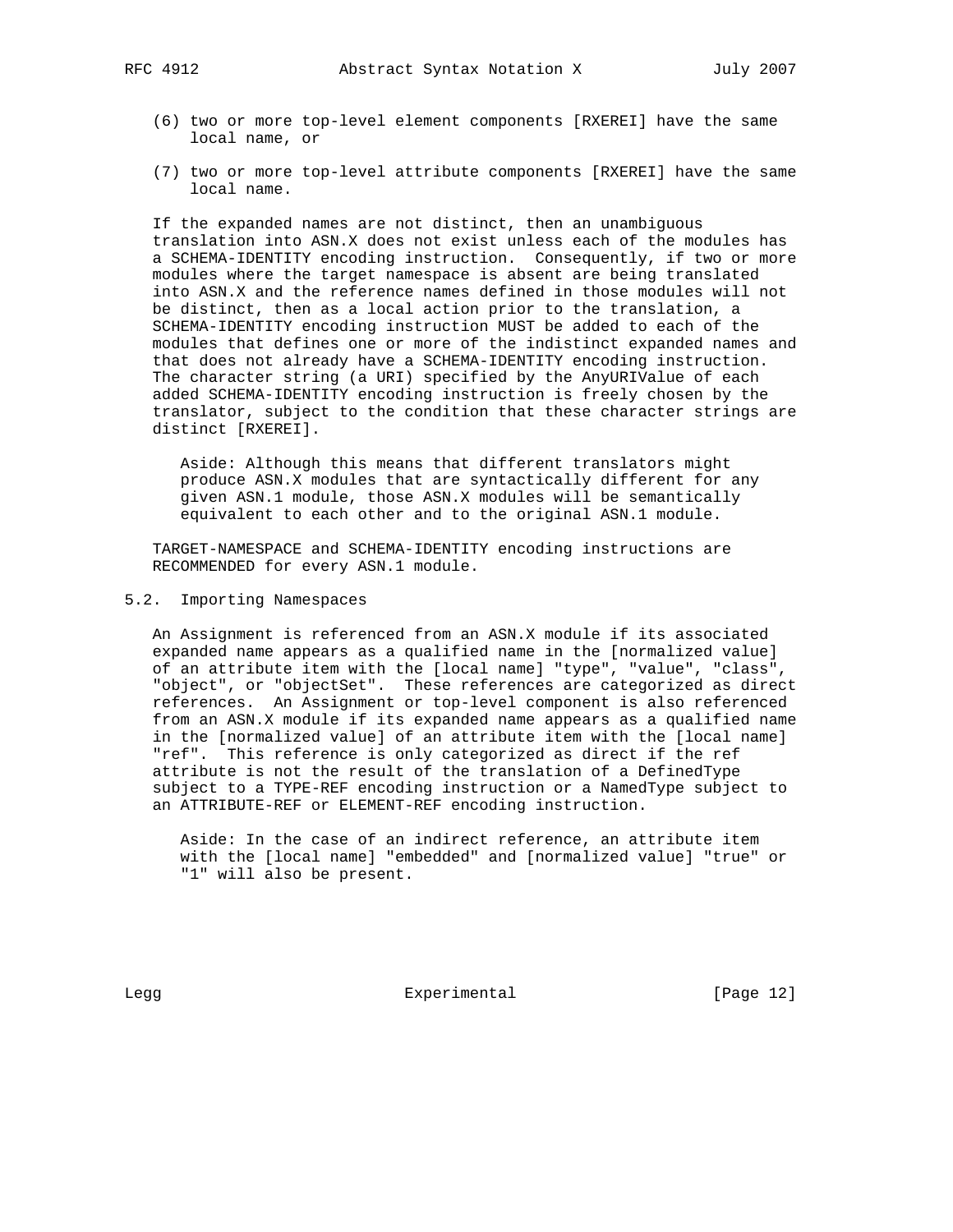(6) two or more top-level element components [RXEREI] have the same local name, or

(7) two or more top-level attribute components [RXEREI] have the same local name.

If the expanded names are not distinct, then an unambiguous translation into ASN.X does not exist unless each of the modules has a SCHEMA-IDENTITY encoding instruction. Consequently, if two or more modules where the target namespace is absent are being translated into ASN.X and the reference names defined in those modules will not be distinct, then as a local action prior to the translation, a SCHEMA-IDENTITY encoding instruction MUST be added to each of the modules that defines one or more of the indistinct expanded names and that does not already have a SCHEMA-IDENTITY encoding instruction. The character string (a URI) specified by the AnyURIValue of each added SCHEMA-IDENTITY encoding instruction is freely chosen by the translator, subject to the condition that these character strings are distinct [RXEREI].

> Aside: Although this means that different translators might produce ASN.X modules that are syntactically different for any given ASN.1 module, those ASN.X modules will be semantically equivalent to each other and to the original ASN.1 module.

TARGET-NAMESPACE and SCHEMA-IDENTITY encoding instructions are RECOMMENDED for every ASN.1 module.

## 5.2. Importing Namespaces

An Assignment is referenced from an ASN.X module if its associated expanded name appears as a qualified name in the [normalized value] of an attribute item with the [local name] "type", "value", "class", "object", or "objectSet". These references are categorized as direct references. An Assignment or top-level component is also referenced from an ASN.X module if its expanded name appears as a qualified name in the [normalized value] of an attribute item with the [local name] "ref". This reference is only categorized as direct if the ref attribute is not the result of the translation of a DefinedType subject to a TYPE-REF encoding instruction or a NamedType subject to an ATTRIBUTE-REF or ELEMENT-REF encoding instruction.

> Aside: In the case of an indirect reference, an attribute item with the [local name] "embedded" and [normalized value] "true" or "1" will also be present.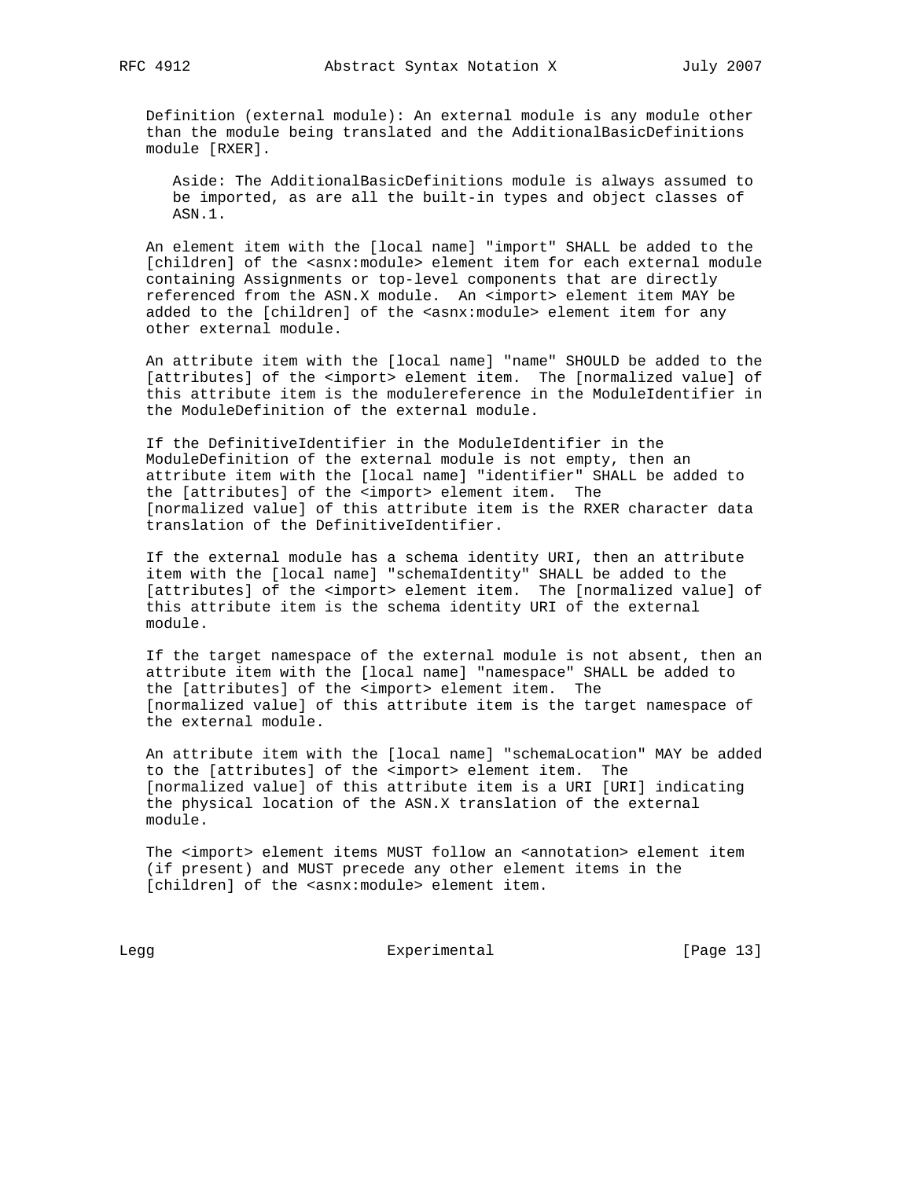Definition (external module): An external module is any module other than the module being translated and the AdditionalBasicDefinitions module [RXER].

> Aside: The AdditionalBasicDefinitions module is always assumed to be imported, as are all the built-in types and object classes of ASN.1.

An element item with the [local name] "import" SHALL be added to the [children] of the <asnx:module> element item for each external module containing Assignments or top-level components that are directly referenced from the ASN.X module. An <import> element item MAY be added to the [children] of the <asnx:module> element item for any other external module.

An attribute item with the [local name] "name" SHOULD be added to the [attributes] of the <import> element item. The [normalized value] of this attribute item is the modulereference in the ModuleIdentifier in the ModuleDefinition of the external module.

If the DefinitiveIdentifier in the ModuleIdentifier in the ModuleDefinition of the external module is not empty, then an attribute item with the [local name] "identifier" SHALL be added to the [attributes] of the <import> element item. The [normalized value] of this attribute item is the RXER character data translation of the DefinitiveIdentifier.

If the external module has a schema identity URI, then an attribute item with the [local name] "schemaIdentity" SHALL be added to the [attributes] of the <import> element item. The [normalized value] of this attribute item is the schema identity URI of the external module.

If the target namespace of the external module is not absent, then an attribute item with the [local name] "namespace" SHALL be added to the [attributes] of the <import> element item. The [normalized value] of this attribute item is the target namespace of the external module.

An attribute item with the [local name] "schemaLocation" MAY be added to the [attributes] of the <import> element item. The [normalized value] of this attribute item is a URI [URI] indicating the physical location of the ASN.X translation of the external module.

The <import> element items MUST follow an <annotation> element item (if present) and MUST precede any other element items in the [children] of the <asnx:module> element item.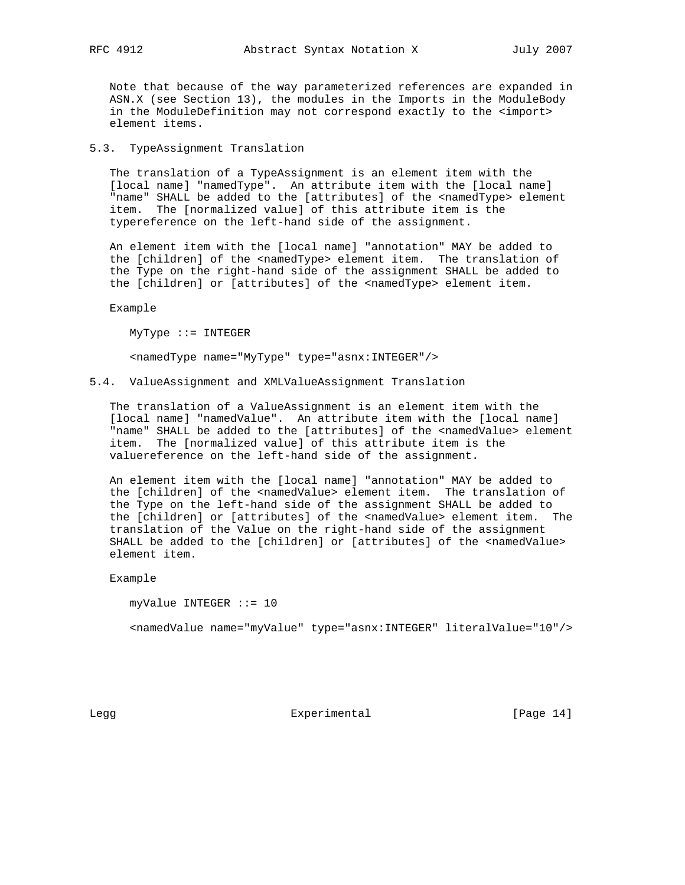Note that because of the way parameterized references are expanded in ASN.X (see Section 13), the modules in the Imports in the ModuleBody in the ModuleDefinition may not correspond exactly to the <import> element items.

## 5.3. TypeAssignment Translation

The translation of a TypeAssignment is an element item with the [local name] "namedType". An attribute item with the [local name] "name" SHALL be added to the [attributes] of the <namedType> element item. The [normalized value] of this attribute item is the typereference on the left-hand side of the assignment.

An element item with the [local name] "annotation" MAY be added to the [children] of the <namedType> element item. The translation of the Type on the right-hand side of the assignment SHALL be added to the [children] or [attributes] of the <namedType> element item.

Example

```
MyType ::= INTEGER

<namedType name="MyType" type="asnx:INTEGER"/>
```

## 5.4. ValueAssignment and XMLValueAssignment Translation

The translation of a ValueAssignment is an element item with the [local name] "namedValue". An attribute item with the [local name] "name" SHALL be added to the [attributes] of the <namedValue> element item. The [normalized value] of this attribute item is the valuereference on the left-hand side of the assignment.

An element item with the [local name] "annotation" MAY be added to the [children] of the <namedValue> element item. The translation of the Type on the left-hand side of the assignment SHALL be added to the [children] or [attributes] of the <namedValue> element item. The translation of the Value on the right-hand side of the assignment SHALL be added to the [children] or [attributes] of the <namedValue> element item.

Example

```
myValue INTEGER ::= 10

<namedValue name="myValue" type="asnx:INTEGER" literalValue="10"/>
```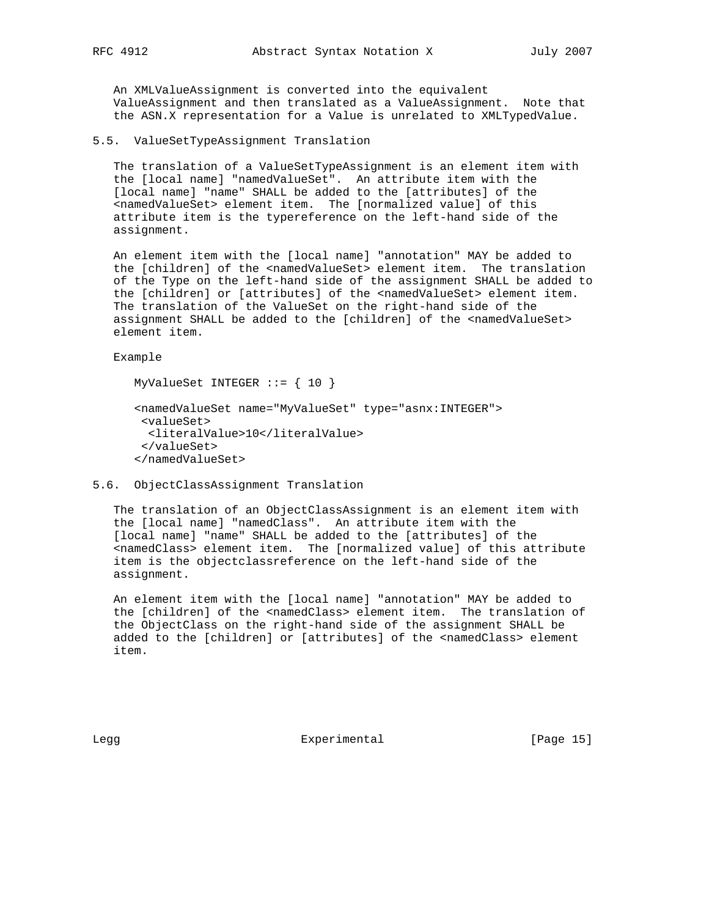An XMLValueAssignment is converted into the equivalent ValueAssignment and then translated as a ValueAssignment. Note that the ASN.X representation for a Value is unrelated to XMLTypedValue.

## 5.5. ValueSetTypeAssignment Translation

The translation of a ValueSetTypeAssignment is an element item with the [local name] "namedValueSet". An attribute item with the [local name] "name" SHALL be added to the [attributes] of the <namedValueSet> element item. The [normalized value] of this attribute item is the typereference on the left-hand side of the assignment.

An element item with the [local name] "annotation" MAY be added to the [children] of the <namedValueSet> element item. The translation of the Type on the left-hand side of the assignment SHALL be added to the [children] or [attributes] of the <namedValueSet> element item. The translation of the ValueSet on the right-hand side of the assignment SHALL be added to the [children] of the <namedValueSet> element item.

Example

```
MyValueSet INTEGER ::= { 10 }

<namedValueSet name="MyValueSet" type="asnx:INTEGER">
 <valueSet>
  <literalValue>10</literalValue>
 </valueSet>
</namedValueSet>
```

## 5.6. ObjectClassAssignment Translation

The translation of an ObjectClassAssignment is an element item with the [local name] "namedClass". An attribute item with the [local name] "name" SHALL be added to the [attributes] of the <namedClass> element item. The [normalized value] of this attribute item is the objectclassreference on the left-hand side of the assignment.

An element item with the [local name] "annotation" MAY be added to the [children] of the <namedClass> element item. The translation of the ObjectClass on the right-hand side of the assignment SHALL be added to the [children] or [attributes] of the <namedClass> element item.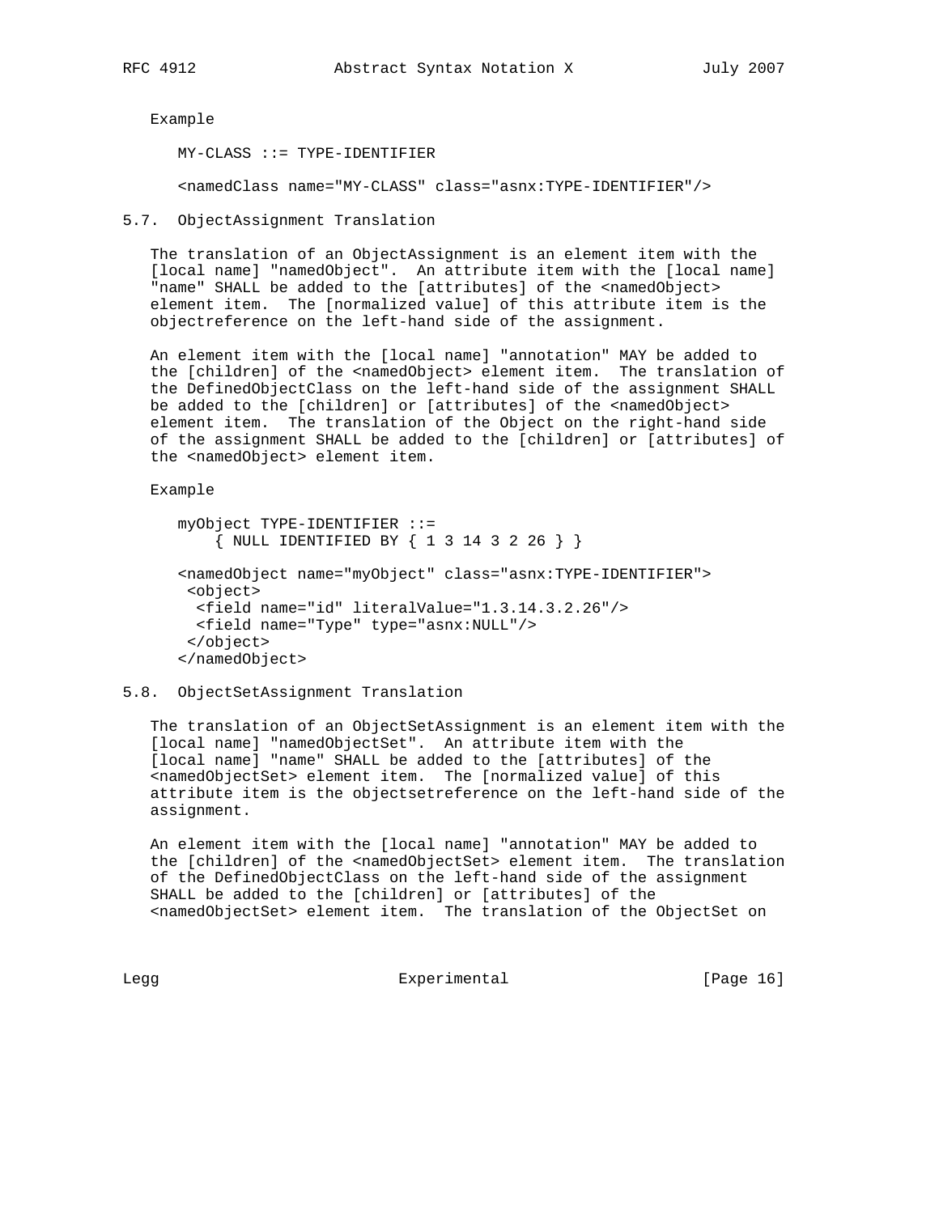Example

```
MY-CLASS ::= TYPE-IDENTIFIER

<namedClass name="MY-CLASS" class="asnx:TYPE-IDENTIFIER"/>
```

## 5.7. ObjectAssignment Translation

The translation of an ObjectAssignment is an element item with the [local name] "namedObject". An attribute item with the [local name] "name" SHALL be added to the [attributes] of the <namedObject> element item. The [normalized value] of this attribute item is the objectreference on the left-hand side of the assignment.

An element item with the [local name] "annotation" MAY be added to the [children] of the <namedObject> element item. The translation of the DefinedObjectClass on the left-hand side of the assignment SHALL be added to the [children] or [attributes] of the <namedObject> element item. The translation of the Object on the right-hand side of the assignment SHALL be added to the [children] or [attributes] of the <namedObject> element item.

Example

```
myObject TYPE-IDENTIFIER ::=
    { NULL IDENTIFIED BY { 1 3 14 3 2 26 } }

<namedObject name="myObject" class="asnx:TYPE-IDENTIFIER">
 <object>
  <field name="id" literalValue="1.3.14.3.2.26"/>
  <field name="Type" type="asnx:NULL"/>
 </object>
</namedObject>
```

## 5.8. ObjectSetAssignment Translation

The translation of an ObjectSetAssignment is an element item with the [local name] "namedObjectSet". An attribute item with the [local name] "name" SHALL be added to the [attributes] of the <namedObjectSet> element item. The [normalized value] of this attribute item is the objectsetreference on the left-hand side of the assignment.

An element item with the [local name] "annotation" MAY be added to the [children] of the <namedObjectSet> element item. The translation of the DefinedObjectClass on the left-hand side of the assignment SHALL be added to the [children] or [attributes] of the <namedObjectSet> element item. The translation of the ObjectSet on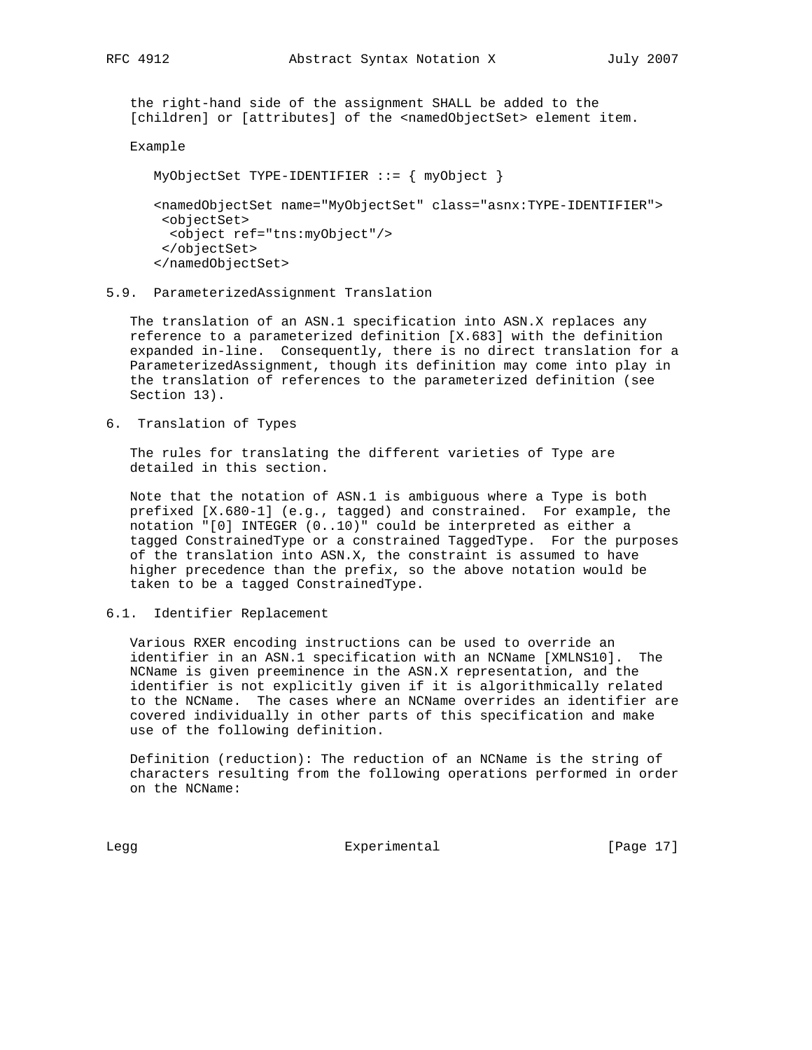the right-hand side of the assignment SHALL be added to the [children] or [attributes] of the <namedObjectSet> element item.

Example

```
MyObjectSet TYPE-IDENTIFIER ::= { myObject }

<namedObjectSet name="MyObjectSet" class="asnx:TYPE-IDENTIFIER">
 <objectSet>
  <object ref="tns:myObject"/>
 </objectSet>
</namedObjectSet>
```

### 5.9. ParameterizedAssignment Translation

The translation of an ASN.1 specification into ASN.X replaces any reference to a parameterized definition [X.683] with the definition expanded in-line. Consequently, there is no direct translation for a ParameterizedAssignment, though its definition may come into play in the translation of references to the parameterized definition (see Section 13).

## 6. Translation of Types

The rules for translating the different varieties of Type are detailed in this section.

Note that the notation of ASN.1 is ambiguous where a Type is both prefixed [X.680-1] (e.g., tagged) and constrained. For example, the notation "[0] INTEGER (0..10)" could be interpreted as either a tagged ConstrainedType or a constrained TaggedType. For the purposes of the translation into ASN.X, the constraint is assumed to have higher precedence than the prefix, so the above notation would be taken to be a tagged ConstrainedType.

### 6.1. Identifier Replacement

Various RXER encoding instructions can be used to override an identifier in an ASN.1 specification with an NCName [XMLNS10]. The NCName is given preeminence in the ASN.X representation, and the identifier is not explicitly given if it is algorithmically related to the NCName. The cases where an NCName overrides an identifier are covered individually in other parts of this specification and make use of the following definition.

Definition (reduction): The reduction of an NCName is the string of characters resulting from the following operations performed in order on the NCName: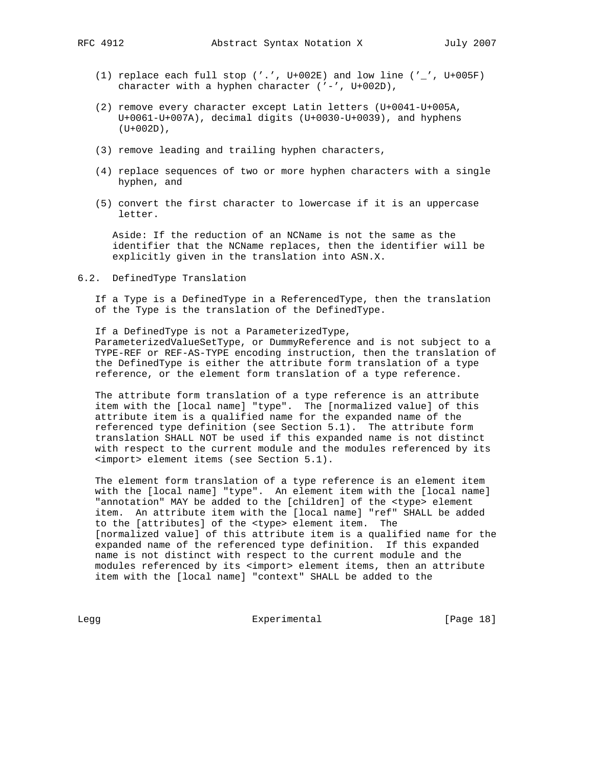(1) replace each full stop ('.', U+002E) and low line ('_', U+005F) character with a hyphen character ('-', U+002D),

(2) remove every character except Latin letters (U+0041-U+005A, U+0061-U+007A), decimal digits (U+0030-U+0039), and hyphens (U+002D),

(3) remove leading and trailing hyphen characters,

(4) replace sequences of two or more hyphen characters with a single hyphen, and

(5) convert the first character to lowercase if it is an uppercase letter.

Aside: If the reduction of an NCName is not the same as the identifier that the NCName replaces, then the identifier will be explicitly given in the translation into ASN.X.

## 6.2. DefinedType Translation

If a Type is a DefinedType in a ReferencedType, then the translation of the Type is the translation of the DefinedType.

If a DefinedType is not a ParameterizedType, ParameterizedValueSetType, or DummyReference and is not subject to a TYPE-REF or REF-AS-TYPE encoding instruction, then the translation of the DefinedType is either the attribute form translation of a type reference, or the element form translation of a type reference.

The attribute form translation of a type reference is an attribute item with the [local name] "type". The [normalized value] of this attribute item is a qualified name for the expanded name of the referenced type definition (see Section 5.1). The attribute form translation SHALL NOT be used if this expanded name is not distinct with respect to the current module and the modules referenced by its <import> element items (see Section 5.1).

The element form translation of a type reference is an element item with the [local name] "type". An element item with the [local name] "annotation" MAY be added to the [children] of the <type> element item. An attribute item with the [local name] "ref" SHALL be added to the [attributes] of the <type> element item. The [normalized value] of this attribute item is a qualified name for the expanded name of the referenced type definition. If this expanded name is not distinct with respect to the current module and the modules referenced by its <import> element items, then an attribute item with the [local name] "context" SHALL be added to the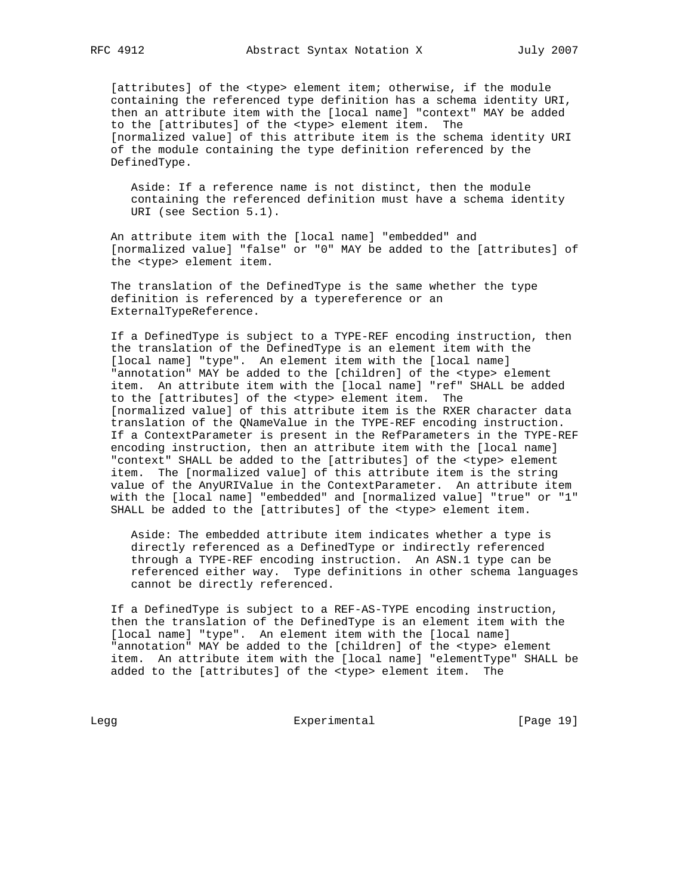[attributes] of the <type> element item; otherwise, if the module containing the referenced type definition has a schema identity URI, then an attribute item with the [local name] "context" MAY be added to the [attributes] of the <type> element item. The [normalized value] of this attribute item is the schema identity URI of the module containing the type definition referenced by the DefinedType.

> Aside: If a reference name is not distinct, then the module containing the referenced definition must have a schema identity URI (see Section 5.1).

An attribute item with the [local name] "embedded" and [normalized value] "false" or "0" MAY be added to the [attributes] of the <type> element item.

The translation of the DefinedType is the same whether the type definition is referenced by a typereference or an ExternalTypeReference.

If a DefinedType is subject to a TYPE-REF encoding instruction, then the translation of the DefinedType is an element item with the [local name] "type". An element item with the [local name] "annotation" MAY be added to the [children] of the <type> element item. An attribute item with the [local name] "ref" SHALL be added to the [attributes] of the <type> element item. The [normalized value] of this attribute item is the RXER character data translation of the QNameValue in the TYPE-REF encoding instruction. If a ContextParameter is present in the RefParameters in the TYPE-REF encoding instruction, then an attribute item with the [local name] "context" SHALL be added to the [attributes] of the <type> element item. The [normalized value] of this attribute item is the string value of the AnyURIValue in the ContextParameter. An attribute item with the [local name] "embedded" and [normalized value] "true" or "1" SHALL be added to the [attributes] of the <type> element item.

> Aside: The embedded attribute item indicates whether a type is directly referenced as a DefinedType or indirectly referenced through a TYPE-REF encoding instruction. An ASN.1 type can be referenced either way. Type definitions in other schema languages cannot be directly referenced.

If a DefinedType is subject to a REF-AS-TYPE encoding instruction, then the translation of the DefinedType is an element item with the [local name] "type". An element item with the [local name] "annotation" MAY be added to the [children] of the <type> element item. An attribute item with the [local name] "elementType" SHALL be added to the [attributes] of the <type> element item. The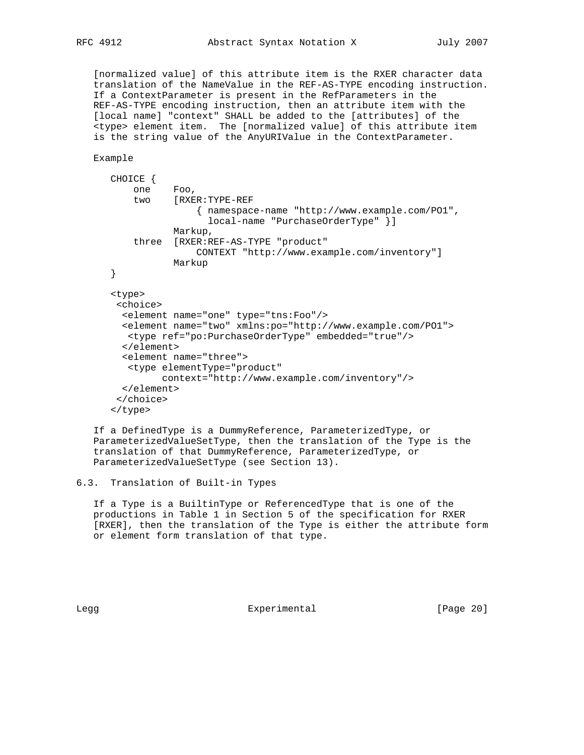[normalized value] of this attribute item is the RXER character data translation of the NameValue in the REF-AS-TYPE encoding instruction. If a ContextParameter is present in the RefParameters in the REF-AS-TYPE encoding instruction, then an attribute item with the [local name] "context" SHALL be added to the [attributes] of the <type> element item. The [normalized value] of this attribute item is the string value of the AnyURIValue in the ContextParameter.

Example

```
CHOICE {
    one    Foo,
    two    [RXER:TYPE-REF
                { namespace-name "http://www.example.com/PO1",
                  local-name "PurchaseOrderType" }]
           Markup,
    three  [RXER:REF-AS-TYPE "product"
                CONTEXT "http://www.example.com/inventory"]
           Markup
}

<type>
 <choice>
  <element name="one" type="tns:Foo"/>
  <element name="two" xmlns:po="http://www.example.com/PO1">
   <type ref="po:PurchaseOrderType" embedded="true"/>
  </element>
  <element name="three">
   <type elementType="product"
         context="http://www.example.com/inventory"/>
  </element>
 </choice>
</type>
```

If a DefinedType is a DummyReference, ParameterizedType, or ParameterizedValueSetType, then the translation of the Type is the translation of that DummyReference, ParameterizedType, or ParameterizedValueSetType (see Section 13).

## 6.3. Translation of Built-in Types

If a Type is a BuiltinType or ReferencedType that is one of the productions in Table 1 in Section 5 of the specification for RXER [RXER], then the translation of the Type is either the attribute form or element form translation of that type.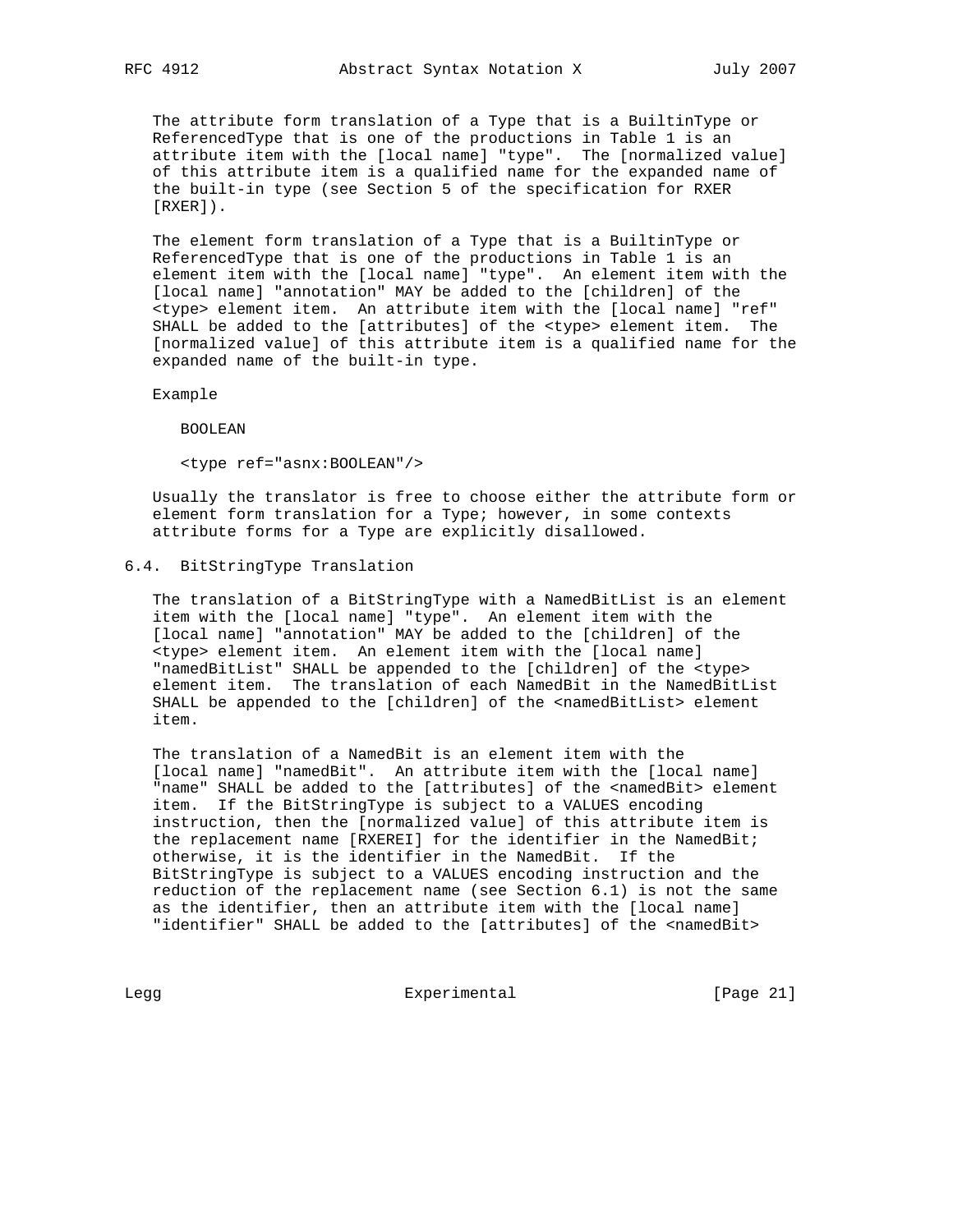The attribute form translation of a Type that is a BuiltinType or ReferencedType that is one of the productions in Table 1 is an attribute item with the [local name] "type". The [normalized value] of this attribute item is a qualified name for the expanded name of the built-in type (see Section 5 of the specification for RXER [RXER]).

The element form translation of a Type that is a BuiltinType or ReferencedType that is one of the productions in Table 1 is an element item with the [local name] "type". An element item with the [local name] "annotation" MAY be added to the [children] of the <type> element item. An attribute item with the [local name] "ref" SHALL be added to the [attributes] of the <type> element item. The [normalized value] of this attribute item is a qualified name for the expanded name of the built-in type.

Example

```
BOOLEAN

<type ref="asnx:BOOLEAN"/>
```

Usually the translator is free to choose either the attribute form or element form translation for a Type; however, in some contexts attribute forms for a Type are explicitly disallowed.

### 6.4. BitStringType Translation

The translation of a BitStringType with a NamedBitList is an element item with the [local name] "type". An element item with the [local name] "annotation" MAY be added to the [children] of the <type> element item. An element item with the [local name] "namedBitList" SHALL be appended to the [children] of the <type> element item. The translation of each NamedBit in the NamedBitList SHALL be appended to the [children] of the <namedBitList> element item.

The translation of a NamedBit is an element item with the [local name] "namedBit". An attribute item with the [local name] "name" SHALL be added to the [attributes] of the <namedBit> element item. If the BitStringType is subject to a VALUES encoding instruction, then the [normalized value] of this attribute item is the replacement name [RXEREI] for the identifier in the NamedBit; otherwise, it is the identifier in the NamedBit. If the BitStringType is subject to a VALUES encoding instruction and the reduction of the replacement name (see Section 6.1) is not the same as the identifier, then an attribute item with the [local name] "identifier" SHALL be added to the [attributes] of the <namedBit>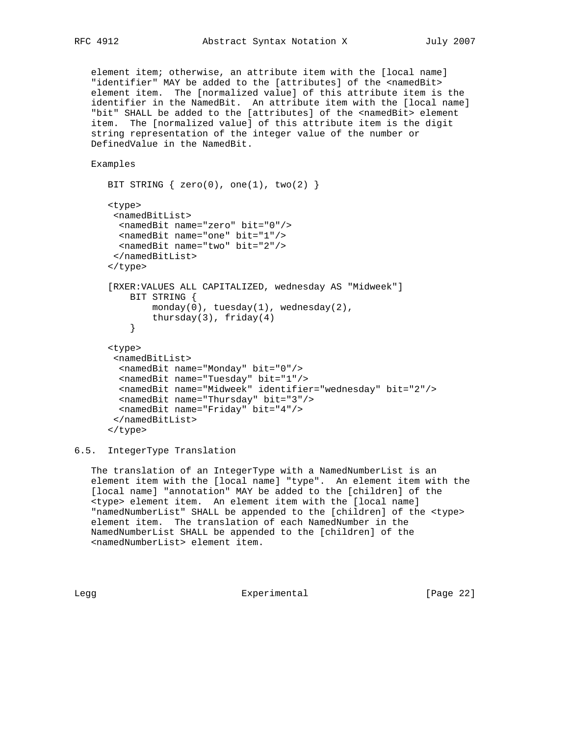element item; otherwise, an attribute item with the [local name] "identifier" MAY be added to the [attributes] of the <namedBit> element item. The [normalized value] of this attribute item is the identifier in the NamedBit. An attribute item with the [local name] "bit" SHALL be added to the [attributes] of the <namedBit> element item. The [normalized value] of this attribute item is the digit string representation of the integer value of the number or DefinedValue in the NamedBit.

Examples

```
BIT STRING { zero(0), one(1), two(2) }

<type>
 <namedBitList>
  <namedBit name="zero" bit="0"/>
  <namedBit name="one" bit="1"/>
  <namedBit name="two" bit="2"/>
 </namedBitList>
</type>

[RXER:VALUES ALL CAPITALIZED, wednesday AS "Midweek"]
    BIT STRING {
        monday(0), tuesday(1), wednesday(2),
        thursday(3), friday(4)
    }

<type>
 <namedBitList>
  <namedBit name="Monday" bit="0"/>
  <namedBit name="Tuesday" bit="1"/>
  <namedBit name="Midweek" identifier="wednesday" bit="2"/>
  <namedBit name="Thursday" bit="3"/>
  <namedBit name="Friday" bit="4"/>
 </namedBitList>
</type>
```

## 6.5. IntegerType Translation

The translation of an IntegerType with a NamedNumberList is an element item with the [local name] "type". An element item with the [local name] "annotation" MAY be added to the [children] of the <type> element item. An element item with the [local name] "namedNumberList" SHALL be appended to the [children] of the <type> element item. The translation of each NamedNumber in the NamedNumberList SHALL be appended to the [children] of the <namedNumberList> element item.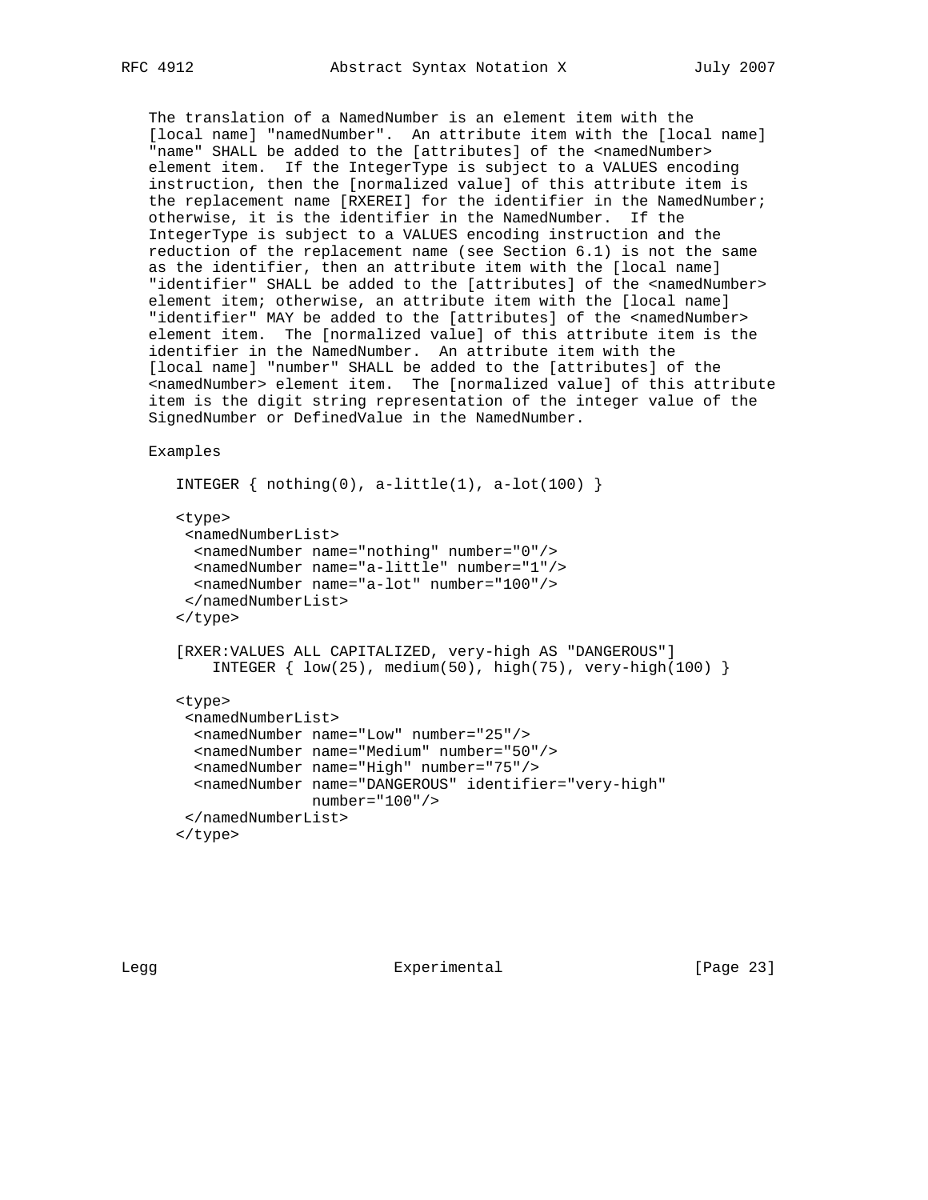The translation of a NamedNumber is an element item with the [local name] "namedNumber". An attribute item with the [local name] "name" SHALL be added to the [attributes] of the <namedNumber> element item. If the IntegerType is subject to a VALUES encoding instruction, then the [normalized value] of this attribute item is the replacement name [RXEREI] for the identifier in the NamedNumber; otherwise, it is the identifier in the NamedNumber. If the IntegerType is subject to a VALUES encoding instruction and the reduction of the replacement name (see Section 6.1) is not the same as the identifier, then an attribute item with the [local name] "identifier" SHALL be added to the [attributes] of the <namedNumber> element item; otherwise, an attribute item with the [local name] "identifier" MAY be added to the [attributes] of the <namedNumber> element item. The [normalized value] of this attribute item is the identifier in the NamedNumber. An attribute item with the [local name] "number" SHALL be added to the [attributes] of the <namedNumber> element item. The [normalized value] of this attribute item is the digit string representation of the integer value of the SignedNumber or DefinedValue in the NamedNumber.

Examples

```
INTEGER { nothing(0), a-little(1), a-lot(100) }

<type>
 <namedNumberList>
  <namedNumber name="nothing" number="0"/>
  <namedNumber name="a-little" number="1"/>
  <namedNumber name="a-lot" number="100"/>
 </namedNumberList>
</type>

[RXER:VALUES ALL CAPITALIZED, very-high AS "DANGEROUS"]
    INTEGER { low(25), medium(50), high(75), very-high(100) }

<type>
 <namedNumberList>
  <namedNumber name="Low" number="25"/>
  <namedNumber name="Medium" number="50"/>
  <namedNumber name="High" number="75"/>
  <namedNumber name="DANGEROUS" identifier="very-high"
               number="100"/>
 </namedNumberList>
</type>
```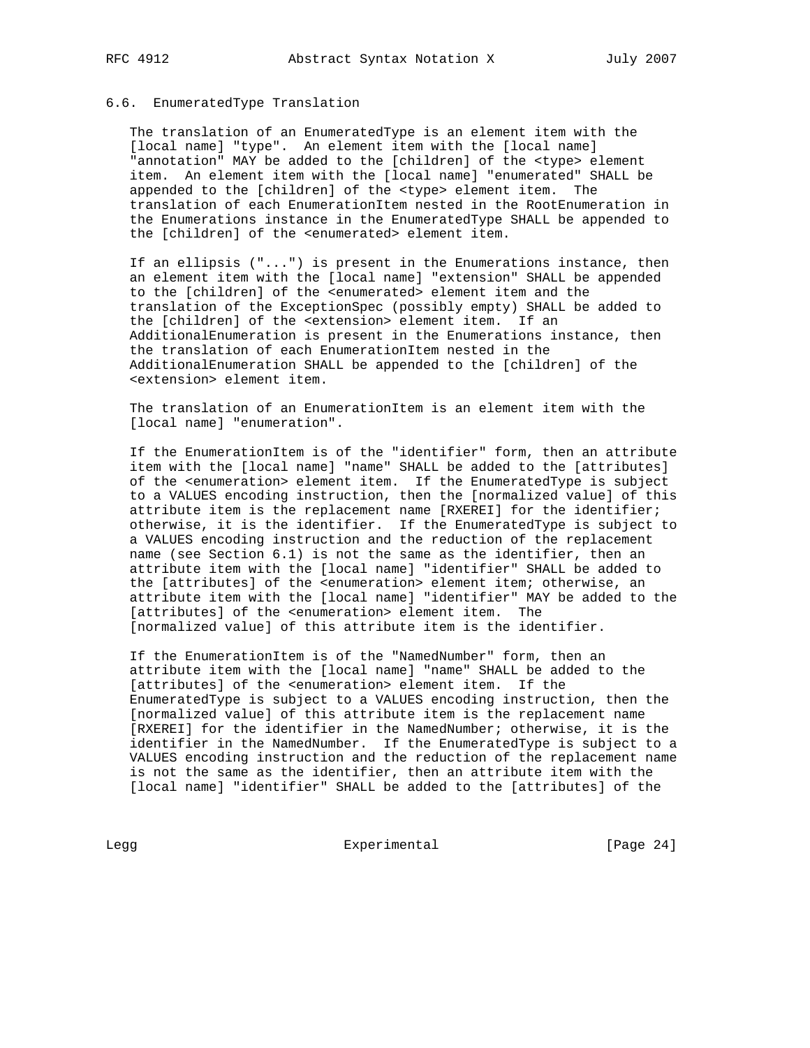### 6.6. EnumeratedType Translation

The translation of an EnumeratedType is an element item with the [local name] "type". An element item with the [local name] "annotation" MAY be added to the [children] of the <type> element item. An element item with the [local name] "enumerated" SHALL be appended to the [children] of the <type> element item. The translation of each EnumerationItem nested in the RootEnumeration in the Enumerations instance in the EnumeratedType SHALL be appended to the [children] of the <enumerated> element item.

If an ellipsis ("...") is present in the Enumerations instance, then an element item with the [local name] "extension" SHALL be appended to the [children] of the <enumerated> element item and the translation of the ExceptionSpec (possibly empty) SHALL be added to the [children] of the <extension> element item. If an AdditionalEnumeration is present in the Enumerations instance, then the translation of each EnumerationItem nested in the AdditionalEnumeration SHALL be appended to the [children] of the <extension> element item.

The translation of an EnumerationItem is an element item with the [local name] "enumeration".

If the EnumerationItem is of the "identifier" form, then an attribute item with the [local name] "name" SHALL be added to the [attributes] of the <enumeration> element item. If the EnumeratedType is subject to a VALUES encoding instruction, then the [normalized value] of this attribute item is the replacement name [RXEREI] for the identifier; otherwise, it is the identifier. If the EnumeratedType is subject to a VALUES encoding instruction and the reduction of the replacement name (see Section 6.1) is not the same as the identifier, then an attribute item with the [local name] "identifier" SHALL be added to the [attributes] of the <enumeration> element item; otherwise, an attribute item with the [local name] "identifier" MAY be added to the [attributes] of the <enumeration> element item. The [normalized value] of this attribute item is the identifier.

If the EnumerationItem is of the "NamedNumber" form, then an attribute item with the [local name] "name" SHALL be added to the [attributes] of the <enumeration> element item. If the EnumeratedType is subject to a VALUES encoding instruction, then the [normalized value] of this attribute item is the replacement name [RXEREI] for the identifier in the NamedNumber; otherwise, it is the identifier in the NamedNumber. If the EnumeratedType is subject to a VALUES encoding instruction and the reduction of the replacement name is not the same as the identifier, then an attribute item with the [local name] "identifier" SHALL be added to the [attributes] of the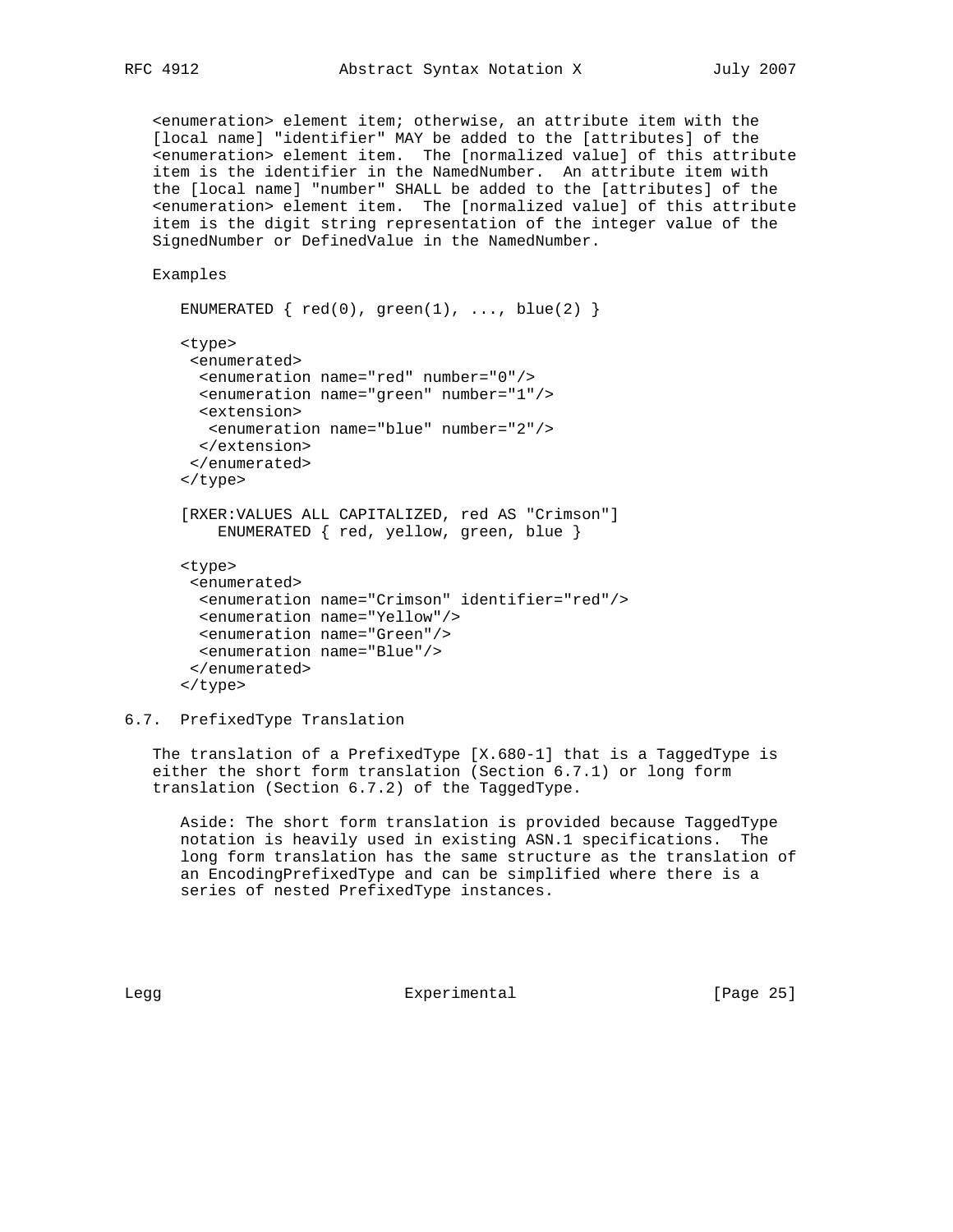<enumeration> element item; otherwise, an attribute item with the [local name] "identifier" MAY be added to the [attributes] of the <enumeration> element item. The [normalized value] of this attribute item is the identifier in the NamedNumber. An attribute item with the [local name] "number" SHALL be added to the [attributes] of the <enumeration> element item. The [normalized value] of this attribute item is the digit string representation of the integer value of the SignedNumber or DefinedValue in the NamedNumber.

Examples

```
ENUMERATED { red(0), green(1), ..., blue(2) }

<type>
 <enumerated>
  <enumeration name="red" number="0"/>
  <enumeration name="green" number="1"/>
  <extension>
   <enumeration name="blue" number="2"/>
  </extension>
 </enumerated>
</type>

[RXER:VALUES ALL CAPITALIZED, red AS "Crimson"]
    ENUMERATED { red, yellow, green, blue }

<type>
 <enumerated>
  <enumeration name="Crimson" identifier="red"/>
  <enumeration name="Yellow"/>
  <enumeration name="Green"/>
  <enumeration name="Blue"/>
 </enumerated>
</type>
```

### 6.7. PrefixedType Translation

The translation of a PrefixedType [X.680-1] that is a TaggedType is either the short form translation (Section 6.7.1) or long form translation (Section 6.7.2) of the TaggedType.

> Aside: The short form translation is provided because TaggedType notation is heavily used in existing ASN.1 specifications. The long form translation has the same structure as the translation of an EncodingPrefixedType and can be simplified where there is a series of nested PrefixedType instances.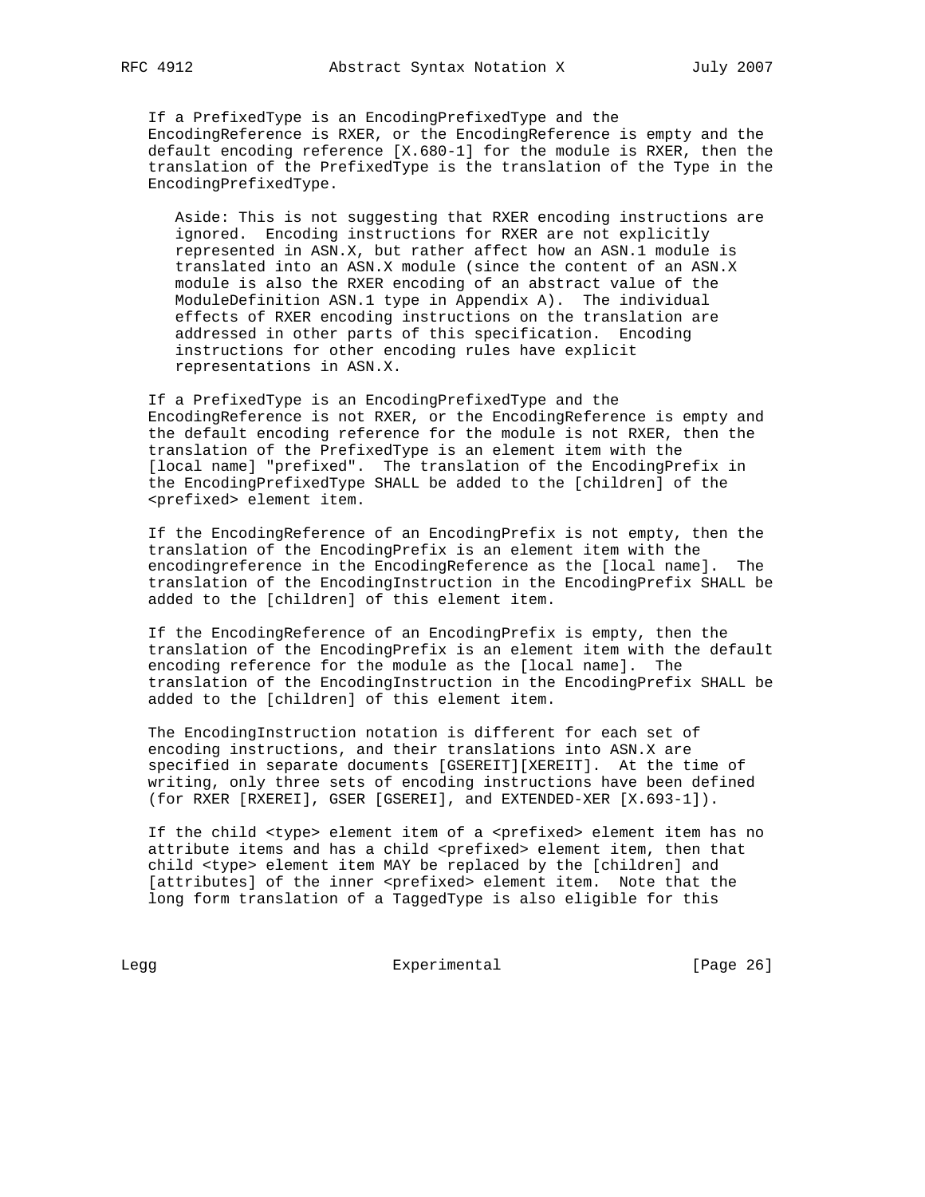If a PrefixedType is an EncodingPrefixedType and the EncodingReference is RXER, or the EncodingReference is empty and the default encoding reference [X.680-1] for the module is RXER, then the translation of the PrefixedType is the translation of the Type in the EncodingPrefixedType.

> Aside: This is not suggesting that RXER encoding instructions are ignored. Encoding instructions for RXER are not explicitly represented in ASN.X, but rather affect how an ASN.1 module is translated into an ASN.X module (since the content of an ASN.X module is also the RXER encoding of an abstract value of the ModuleDefinition ASN.1 type in Appendix A). The individual effects of RXER encoding instructions on the translation are addressed in other parts of this specification. Encoding instructions for other encoding rules have explicit representations in ASN.X.

If a PrefixedType is an EncodingPrefixedType and the EncodingReference is not RXER, or the EncodingReference is empty and the default encoding reference for the module is not RXER, then the translation of the PrefixedType is an element item with the [local name] "prefixed". The translation of the EncodingPrefix in the EncodingPrefixedType SHALL be added to the [children] of the <prefixed> element item.

If the EncodingReference of an EncodingPrefix is not empty, then the translation of the EncodingPrefix is an element item with the encodingreference in the EncodingReference as the [local name]. The translation of the EncodingInstruction in the EncodingPrefix SHALL be added to the [children] of this element item.

If the EncodingReference of an EncodingPrefix is empty, then the translation of the EncodingPrefix is an element item with the default encoding reference for the module as the [local name]. The translation of the EncodingInstruction in the EncodingPrefix SHALL be added to the [children] of this element item.

The EncodingInstruction notation is different for each set of encoding instructions, and their translations into ASN.X are specified in separate documents [GSEREIT][XEREIT]. At the time of writing, only three sets of encoding instructions have been defined (for RXER [RXEREI], GSER [GSEREI], and EXTENDED-XER [X.693-1]).

If the child <type> element item of a <prefixed> element item has no attribute items and has a child <prefixed> element item, then that child <type> element item MAY be replaced by the [children] and [attributes] of the inner <prefixed> element item. Note that the long form translation of a TaggedType is also eligible for this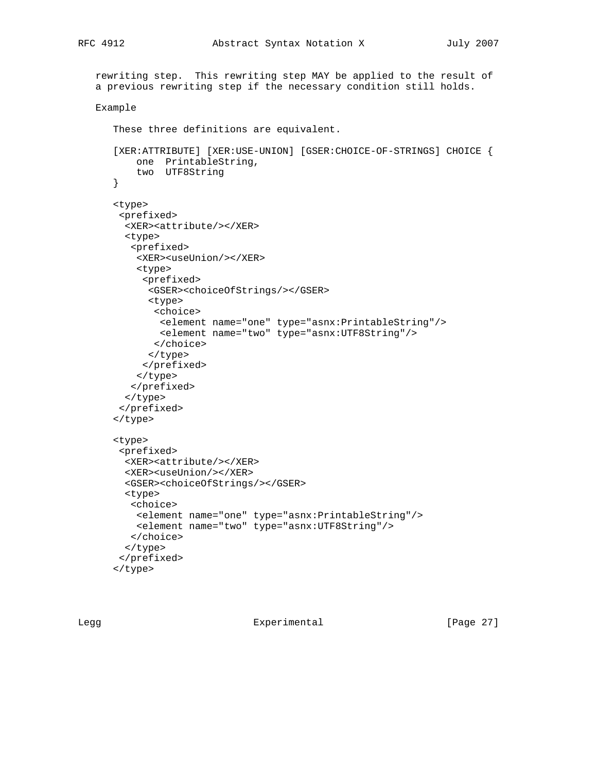rewriting step. This rewriting step MAY be applied to the result of a previous rewriting step if the necessary condition still holds.

Example

These three definitions are equivalent.

```
[XER:ATTRIBUTE] [XER:USE-UNION] [GSER:CHOICE-OF-STRINGS] CHOICE {
    one  PrintableString,
    two  UTF8String
}
```

```
<type>
 <prefixed>
  <XER><attribute/></XER>
  <type>
   <prefixed>
    <XER><useUnion/></XER>
    <type>
     <prefixed>
      <GSER><choiceOfStrings/></GSER>
      <type>
       <choice>
        <element name="one" type="asnx:PrintableString"/>
        <element name="two" type="asnx:UTF8String"/>
       </choice>
      </type>
     </prefixed>
    </type>
   </prefixed>
  </type>
 </prefixed>
</type>
```

```
<type>
 <prefixed>
  <XER><attribute/></XER>
  <XER><useUnion/></XER>
  <GSER><choiceOfStrings/></GSER>
  <type>
   <choice>
    <element name="one" type="asnx:PrintableString"/>
    <element name="two" type="asnx:UTF8String"/>
   </choice>
  </type>
 </prefixed>
</type>
```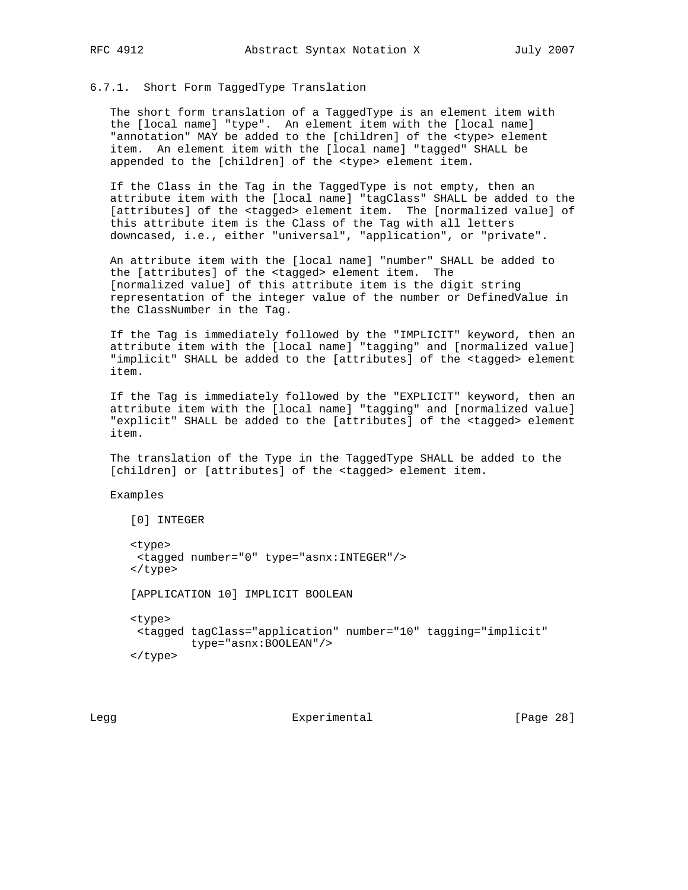### 6.7.1. Short Form TaggedType Translation

The short form translation of a TaggedType is an element item with the [local name] "type". An element item with the [local name] "annotation" MAY be added to the [children] of the <type> element item. An element item with the [local name] "tagged" SHALL be appended to the [children] of the <type> element item.

If the Class in the Tag in the TaggedType is not empty, then an attribute item with the [local name] "tagClass" SHALL be added to the [attributes] of the <tagged> element item. The [normalized value] of this attribute item is the Class of the Tag with all letters downcased, i.e., either "universal", "application", or "private".

An attribute item with the [local name] "number" SHALL be added to the [attributes] of the <tagged> element item. The [normalized value] of this attribute item is the digit string representation of the integer value of the number or DefinedValue in the ClassNumber in the Tag.

If the Tag is immediately followed by the "IMPLICIT" keyword, then an attribute item with the [local name] "tagging" and [normalized value] "implicit" SHALL be added to the [attributes] of the <tagged> element item.

If the Tag is immediately followed by the "EXPLICIT" keyword, then an attribute item with the [local name] "tagging" and [normalized value] "explicit" SHALL be added to the [attributes] of the <tagged> element item.

The translation of the Type in the TaggedType SHALL be added to the [children] or [attributes] of the <tagged> element item.

Examples

```
[0] INTEGER

<type>
 <tagged number="0" type="asnx:INTEGER"/>
</type>

[APPLICATION 10] IMPLICIT BOOLEAN

<type>
 <tagged tagClass="application" number="10" tagging="implicit"
         type="asnx:BOOLEAN"/>
</type>
```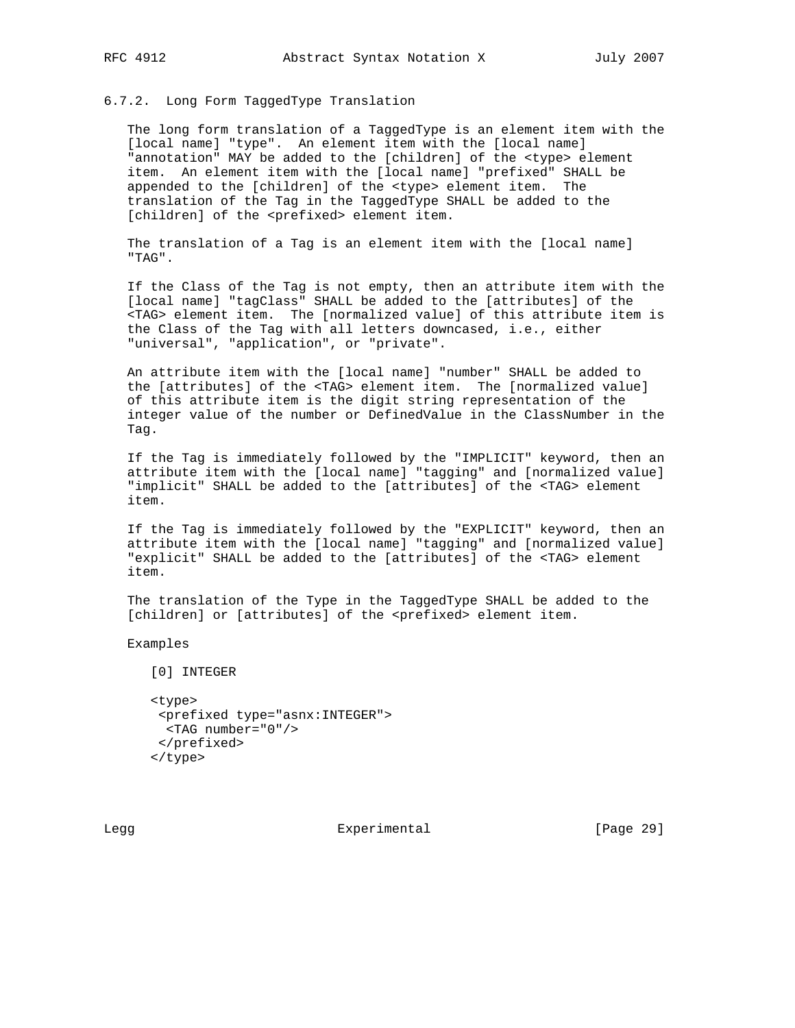### 6.7.2. Long Form TaggedType Translation

The long form translation of a TaggedType is an element item with the [local name] "type". An element item with the [local name] "annotation" MAY be added to the [children] of the <type> element item. An element item with the [local name] "prefixed" SHALL be appended to the [children] of the <type> element item. The translation of the Tag in the TaggedType SHALL be added to the [children] of the <prefixed> element item.

The translation of a Tag is an element item with the [local name] "TAG".

If the Class of the Tag is not empty, then an attribute item with the [local name] "tagClass" SHALL be added to the [attributes] of the <TAG> element item. The [normalized value] of this attribute item is the Class of the Tag with all letters downcased, i.e., either "universal", "application", or "private".

An attribute item with the [local name] "number" SHALL be added to the [attributes] of the <TAG> element item. The [normalized value] of this attribute item is the digit string representation of the integer value of the number or DefinedValue in the ClassNumber in the Tag.

If the Tag is immediately followed by the "IMPLICIT" keyword, then an attribute item with the [local name] "tagging" and [normalized value] "implicit" SHALL be added to the [attributes] of the <TAG> element item.

If the Tag is immediately followed by the "EXPLICIT" keyword, then an attribute item with the [local name] "tagging" and [normalized value] "explicit" SHALL be added to the [attributes] of the <TAG> element item.

The translation of the Type in the TaggedType SHALL be added to the [children] or [attributes] of the <prefixed> element item.

Examples

```
[0] INTEGER

<type>
 <prefixed type="asnx:INTEGER">
  <TAG number="0"/>
 </prefixed>
</type>
```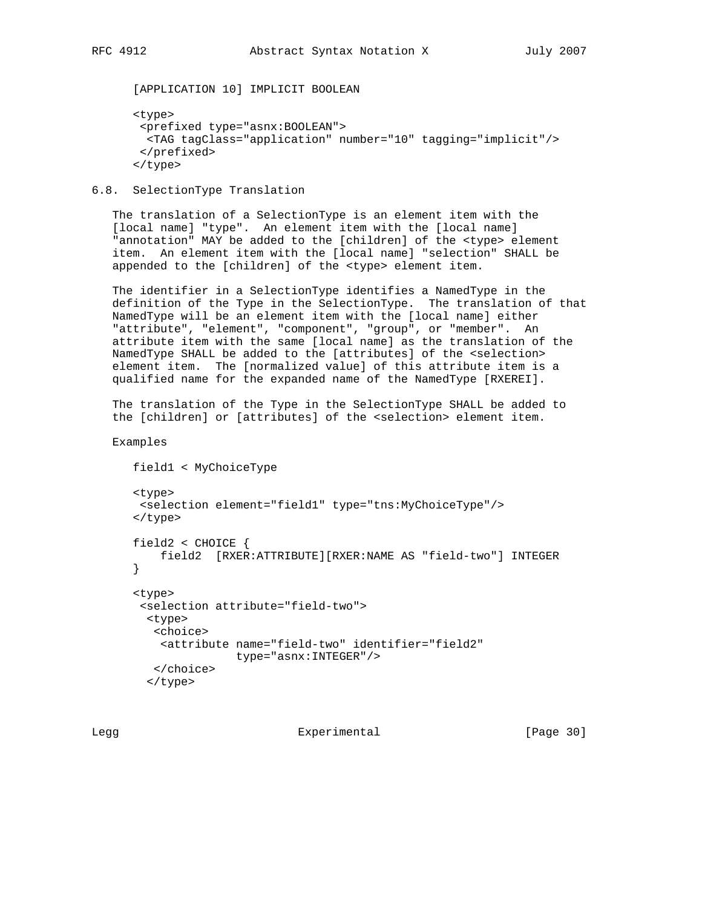```
[APPLICATION 10] IMPLICIT BOOLEAN

<type>
 <prefixed type="asnx:BOOLEAN">
  <TAG tagClass="application" number="10" tagging="implicit"/>
 </prefixed>
</type>
```

## 6.8. SelectionType Translation

The translation of a SelectionType is an element item with the [local name] "type". An element item with the [local name] "annotation" MAY be added to the [children] of the <type> element item. An element item with the [local name] "selection" SHALL be appended to the [children] of the <type> element item.

The identifier in a SelectionType identifies a NamedType in the definition of the Type in the SelectionType. The translation of that NamedType will be an element item with the [local name] either "attribute", "element", "component", "group", or "member". An attribute item with the same [local name] as the translation of the NamedType SHALL be added to the [attributes] of the <selection> element item. The [normalized value] of this attribute item is a qualified name for the expanded name of the NamedType [RXEREI].

The translation of the Type in the SelectionType SHALL be added to the [children] or [attributes] of the <selection> element item.

Examples

```
field1 < MyChoiceType

<type>
 <selection element="field1" type="tns:MyChoiceType"/>
</type>

field2 < CHOICE {
    field2  [RXER:ATTRIBUTE][RXER:NAME AS "field-two"] INTEGER
}

<type>
 <selection attribute="field-two">
  <type>
   <choice>
    <attribute name="field-two" identifier="field2"
               type="asnx:INTEGER"/>
   </choice>
  </type>
```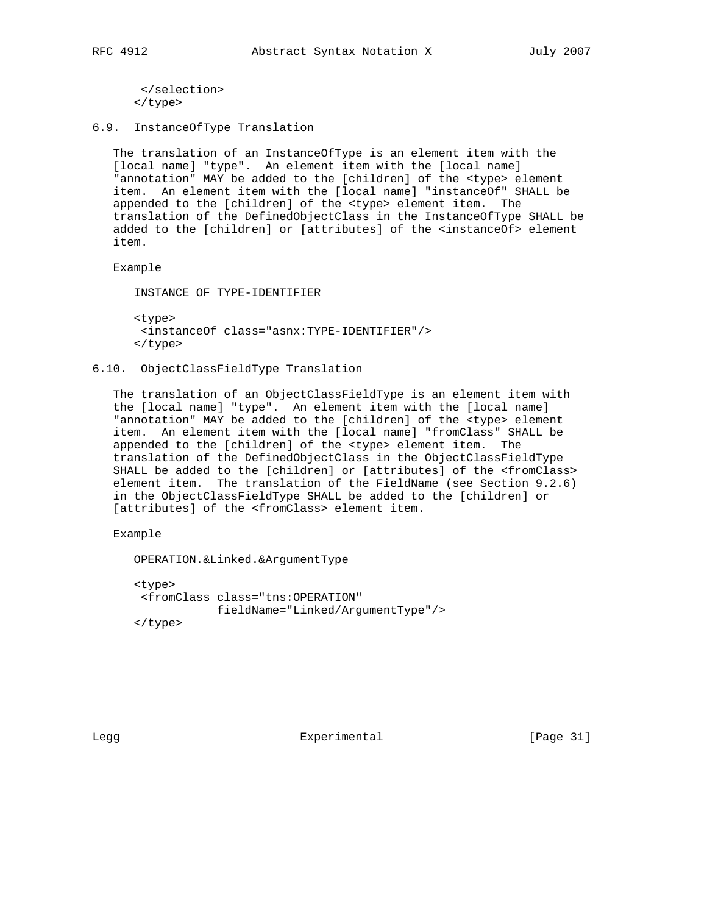```
   </selection>
  </type>
```

## 6.9. InstanceOfType Translation

The translation of an InstanceOfType is an element item with the [local name] "type". An element item with the [local name] "annotation" MAY be added to the [children] of the <type> element item. An element item with the [local name] "instanceOf" SHALL be appended to the [children] of the <type> element item. The translation of the DefinedObjectClass in the InstanceOfType SHALL be added to the [children] or [attributes] of the <instanceOf> element item.

Example

```
INSTANCE OF TYPE-IDENTIFIER

<type>
 <instanceOf class="asnx:TYPE-IDENTIFIER"/>
</type>
```

## 6.10. ObjectClassFieldType Translation

The translation of an ObjectClassFieldType is an element item with the [local name] "type". An element item with the [local name] "annotation" MAY be added to the [children] of the <type> element item. An element item with the [local name] "fromClass" SHALL be appended to the [children] of the <type> element item. The translation of the DefinedObjectClass in the ObjectClassFieldType SHALL be added to the [children] or [attributes] of the <fromClass> element item. The translation of the FieldName (see Section 9.2.6) in the ObjectClassFieldType SHALL be added to the [children] or [attributes] of the <fromClass> element item.

Example

```
OPERATION.&Linked.&ArgumentType

<type>
 <fromClass class="tns:OPERATION"
            fieldName="Linked/ArgumentType"/>
</type>
```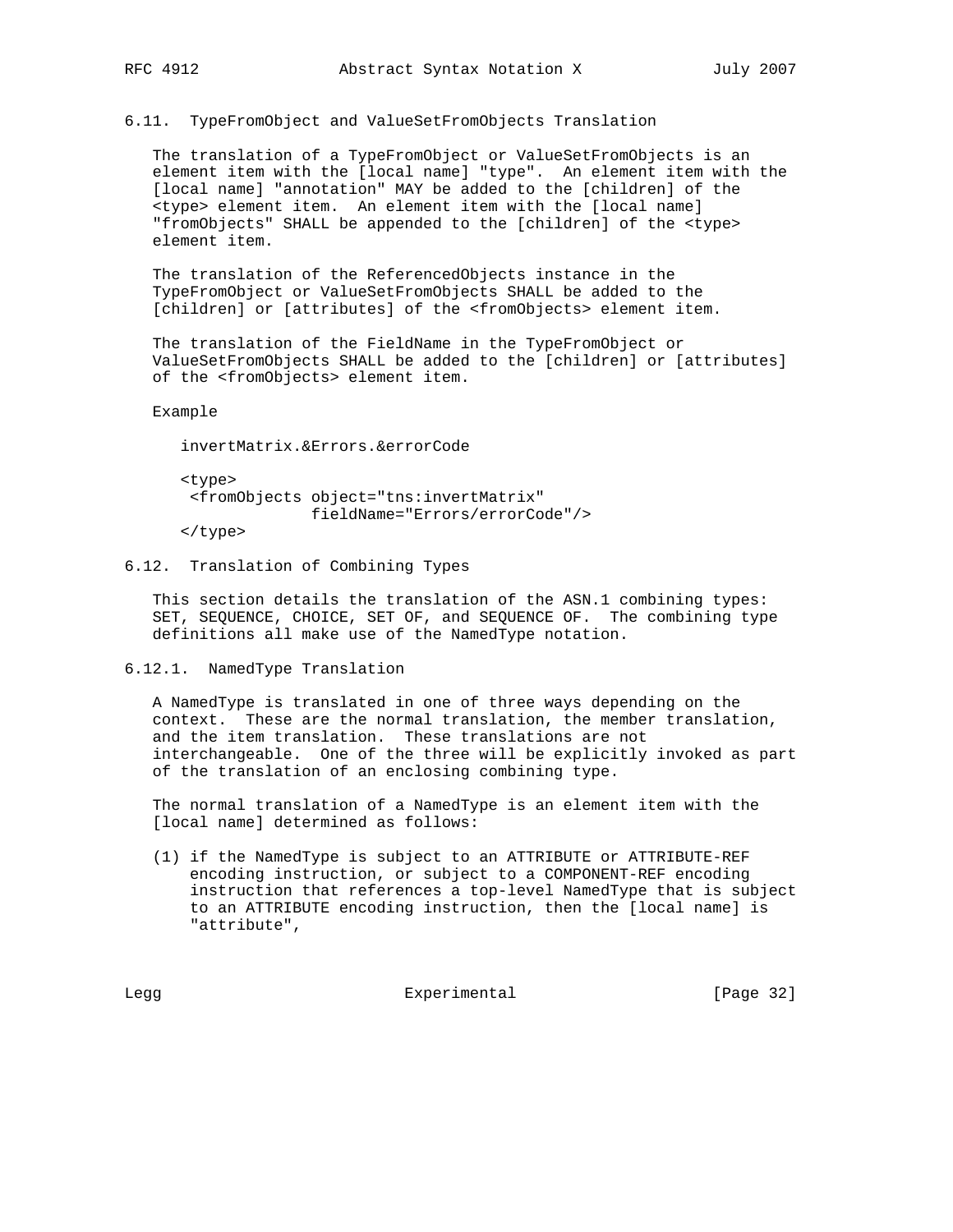### 6.11. TypeFromObject and ValueSetFromObjects Translation

The translation of a TypeFromObject or ValueSetFromObjects is an element item with the [local name] "type". An element item with the [local name] "annotation" MAY be added to the [children] of the <type> element item. An element item with the [local name] "fromObjects" SHALL be appended to the [children] of the <type> element item.

The translation of the ReferencedObjects instance in the TypeFromObject or ValueSetFromObjects SHALL be added to the [children] or [attributes] of the <fromObjects> element item.

The translation of the FieldName in the TypeFromObject or ValueSetFromObjects SHALL be added to the [children] or [attributes] of the <fromObjects> element item.

Example

```
invertMatrix.&Errors.&errorCode

<type>
 <fromObjects object="tns:invertMatrix"
              fieldName="Errors/errorCode"/>
</type>
```

### 6.12. Translation of Combining Types

This section details the translation of the ASN.1 combining types: SET, SEQUENCE, CHOICE, SET OF, and SEQUENCE OF. The combining type definitions all make use of the NamedType notation.

#### 6.12.1. NamedType Translation

A NamedType is translated in one of three ways depending on the context. These are the normal translation, the member translation, and the item translation. These translations are not interchangeable. One of the three will be explicitly invoked as part of the translation of an enclosing combining type.

The normal translation of a NamedType is an element item with the [local name] determined as follows:

(1) if the NamedType is subject to an ATTRIBUTE or ATTRIBUTE-REF encoding instruction, or subject to a COMPONENT-REF encoding instruction that references a top-level NamedType that is subject to an ATTRIBUTE encoding instruction, then the [local name] is "attribute",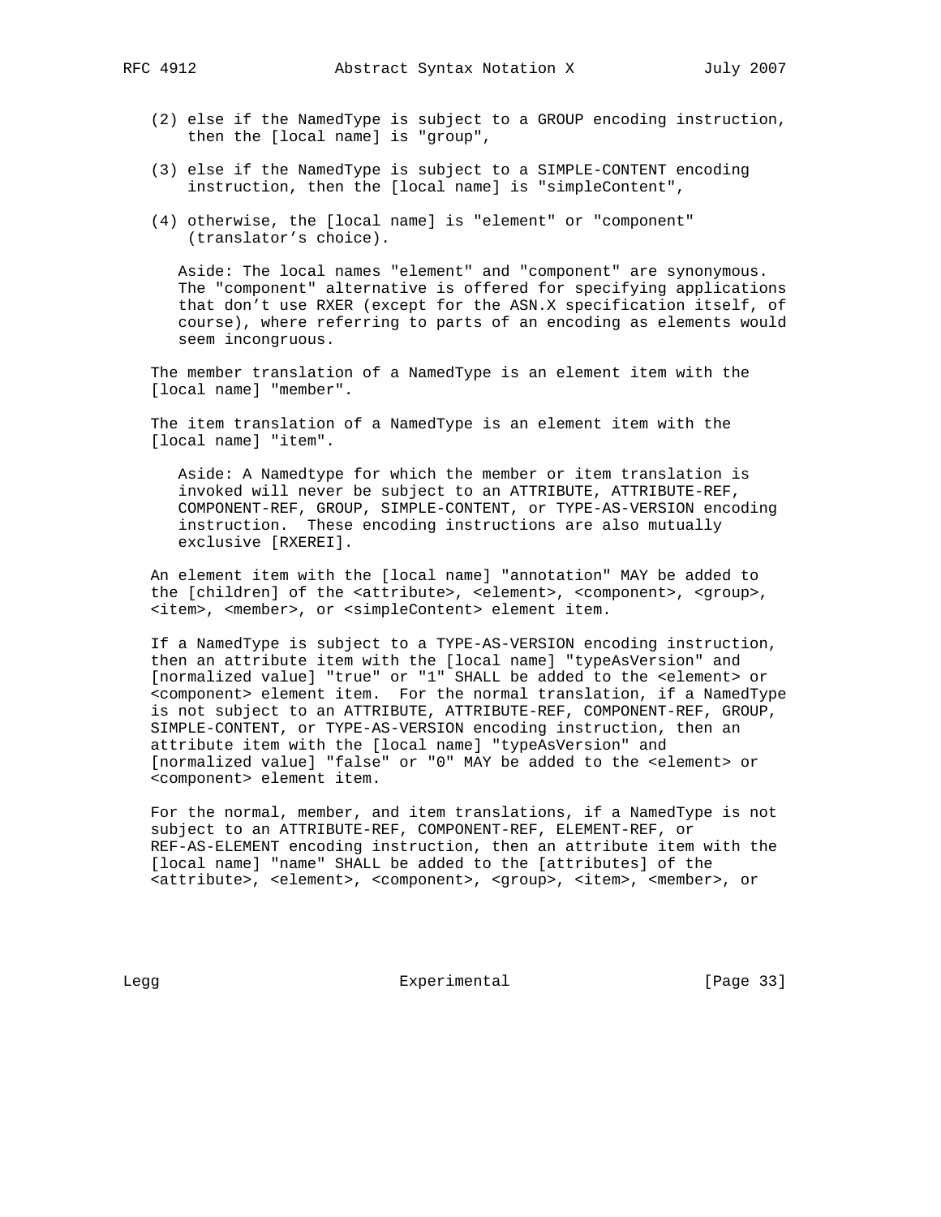(2) else if the NamedType is subject to a GROUP encoding instruction, then the [local name] is "group",

(3) else if the NamedType is subject to a SIMPLE-CONTENT encoding instruction, then the [local name] is "simpleContent",

(4) otherwise, the [local name] is "element" or "component" (translator’s choice).

Aside: The local names "element" and "component" are synonymous. The "component" alternative is offered for specifying applications that don’t use RXER (except for the ASN.X specification itself, of course), where referring to parts of an encoding as elements would seem incongruous.

The member translation of a NamedType is an element item with the [local name] "member".

The item translation of a NamedType is an element item with the [local name] "item".

Aside: A Namedtype for which the member or item translation is invoked will never be subject to an ATTRIBUTE, ATTRIBUTE-REF, COMPONENT-REF, GROUP, SIMPLE-CONTENT, or TYPE-AS-VERSION encoding instruction. These encoding instructions are also mutually exclusive [RXEREI].

An element item with the [local name] "annotation" MAY be added to the [children] of the <attribute>, <element>, <component>, <group>, <item>, <member>, or <simpleContent> element item.

If a NamedType is subject to a TYPE-AS-VERSION encoding instruction, then an attribute item with the [local name] "typeAsVersion" and [normalized value] "true" or "1" SHALL be added to the <element> or <component> element item. For the normal translation, if a NamedType is not subject to an ATTRIBUTE, ATTRIBUTE-REF, COMPONENT-REF, GROUP, SIMPLE-CONTENT, or TYPE-AS-VERSION encoding instruction, then an attribute item with the [local name] "typeAsVersion" and [normalized value] "false" or "0" MAY be added to the <element> or <component> element item.

For the normal, member, and item translations, if a NamedType is not subject to an ATTRIBUTE-REF, COMPONENT-REF, ELEMENT-REF, or REF-AS-ELEMENT encoding instruction, then an attribute item with the [local name] "name" SHALL be added to the [attributes] of the <attribute>, <element>, <component>, <group>, <item>, <member>, or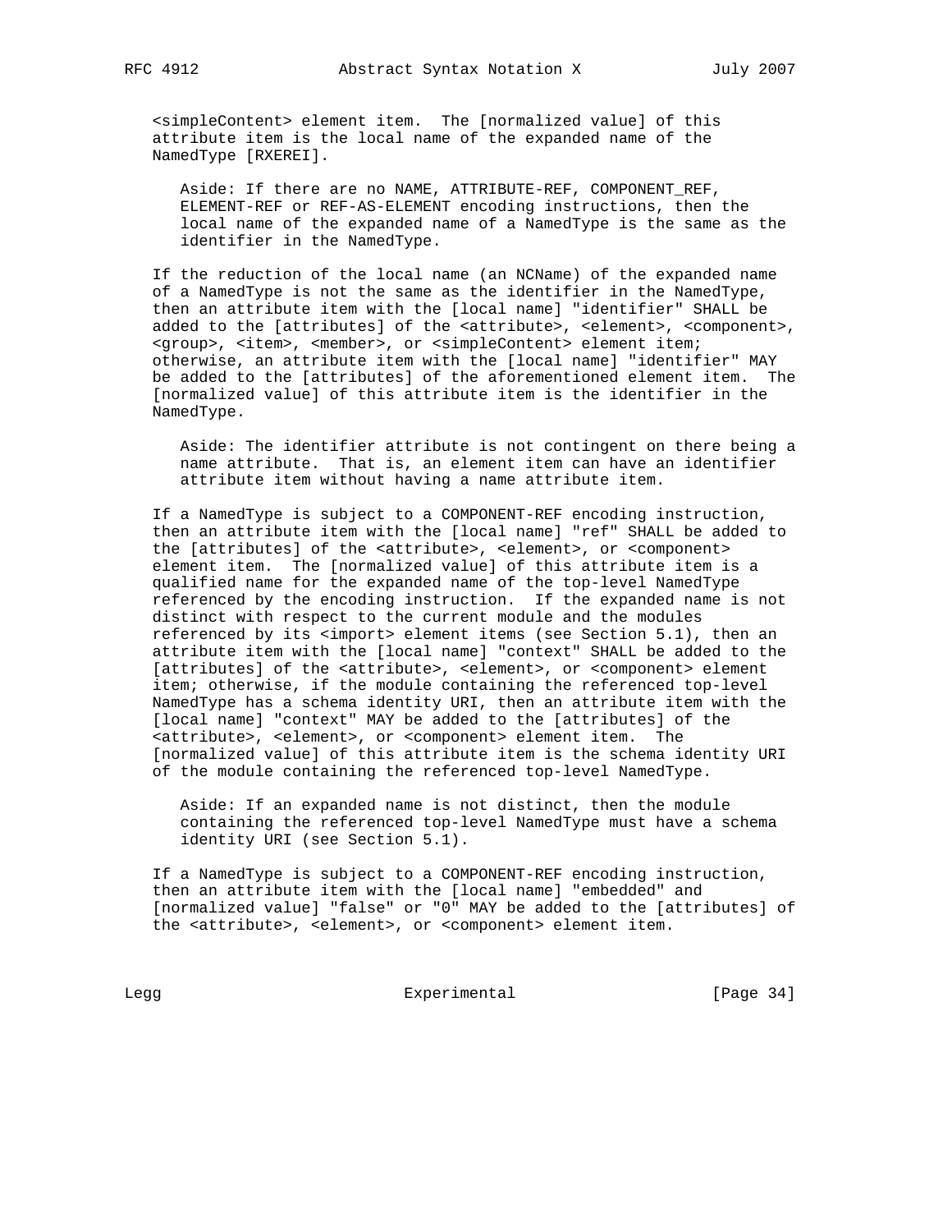<simpleContent> element item. The [normalized value] of this attribute item is the local name of the expanded name of the NamedType [RXEREI].

Aside: If there are no NAME, ATTRIBUTE-REF, COMPONENT_REF, ELEMENT-REF or REF-AS-ELEMENT encoding instructions, then the local name of the expanded name of a NamedType is the same as the identifier in the NamedType.

If the reduction of the local name (an NCName) of the expanded name of a NamedType is not the same as the identifier in the NamedType, then an attribute item with the [local name] "identifier" SHALL be added to the [attributes] of the <attribute>, <element>, <component>, <group>, <item>, <member>, or <simpleContent> element item; otherwise, an attribute item with the [local name] "identifier" MAY be added to the [attributes] of the aforementioned element item. The [normalized value] of this attribute item is the identifier in the NamedType.

Aside: The identifier attribute is not contingent on there being a name attribute. That is, an element item can have an identifier attribute item without having a name attribute item.

If a NamedType is subject to a COMPONENT-REF encoding instruction, then an attribute item with the [local name] "ref" SHALL be added to the [attributes] of the <attribute>, <element>, or <component> element item. The [normalized value] of this attribute item is a qualified name for the expanded name of the top-level NamedType referenced by the encoding instruction. If the expanded name is not distinct with respect to the current module and the modules referenced by its <import> element items (see Section 5.1), then an attribute item with the [local name] "context" SHALL be added to the [attributes] of the <attribute>, <element>, or <component> element item; otherwise, if the module containing the referenced top-level NamedType has a schema identity URI, then an attribute item with the [local name] "context" MAY be added to the [attributes] of the <attribute>, <element>, or <component> element item. The [normalized value] of this attribute item is the schema identity URI of the module containing the referenced top-level NamedType.

Aside: If an expanded name is not distinct, then the module containing the referenced top-level NamedType must have a schema identity URI (see Section 5.1).

If a NamedType is subject to a COMPONENT-REF encoding instruction, then an attribute item with the [local name] "embedded" and [normalized value] "false" or "0" MAY be added to the [attributes] of the <attribute>, <element>, or <component> element item.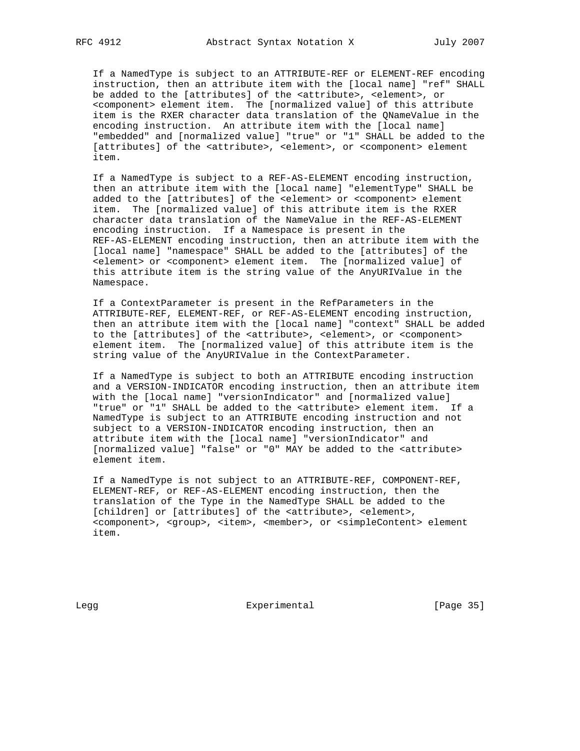If a NamedType is subject to an ATTRIBUTE-REF or ELEMENT-REF encoding instruction, then an attribute item with the [local name] "ref" SHALL be added to the [attributes] of the <attribute>, <element>, or <component> element item. The [normalized value] of this attribute item is the RXER character data translation of the QNameValue in the encoding instruction. An attribute item with the [local name] "embedded" and [normalized value] "true" or "1" SHALL be added to the [attributes] of the <attribute>, <element>, or <component> element item.

If a NamedType is subject to a REF-AS-ELEMENT encoding instruction, then an attribute item with the [local name] "elementType" SHALL be added to the [attributes] of the <element> or <component> element item. The [normalized value] of this attribute item is the RXER character data translation of the NameValue in the REF-AS-ELEMENT encoding instruction. If a Namespace is present in the REF-AS-ELEMENT encoding instruction, then an attribute item with the [local name] "namespace" SHALL be added to the [attributes] of the <element> or <component> element item. The [normalized value] of this attribute item is the string value of the AnyURIValue in the Namespace.

If a ContextParameter is present in the RefParameters in the ATTRIBUTE-REF, ELEMENT-REF, or REF-AS-ELEMENT encoding instruction, then an attribute item with the [local name] "context" SHALL be added to the [attributes] of the <attribute>, <element>, or <component> element item. The [normalized value] of this attribute item is the string value of the AnyURIValue in the ContextParameter.

If a NamedType is subject to both an ATTRIBUTE encoding instruction and a VERSION-INDICATOR encoding instruction, then an attribute item with the [local name] "versionIndicator" and [normalized value] "true" or "1" SHALL be added to the <attribute> element item. If a NamedType is subject to an ATTRIBUTE encoding instruction and not subject to a VERSION-INDICATOR encoding instruction, then an attribute item with the [local name] "versionIndicator" and [normalized value] "false" or "0" MAY be added to the <attribute> element item.

If a NamedType is not subject to an ATTRIBUTE-REF, COMPONENT-REF, ELEMENT-REF, or REF-AS-ELEMENT encoding instruction, then the translation of the Type in the NamedType SHALL be added to the [children] or [attributes] of the <attribute>, <element>, <component>, <group>, <item>, <member>, or <simpleContent> element item.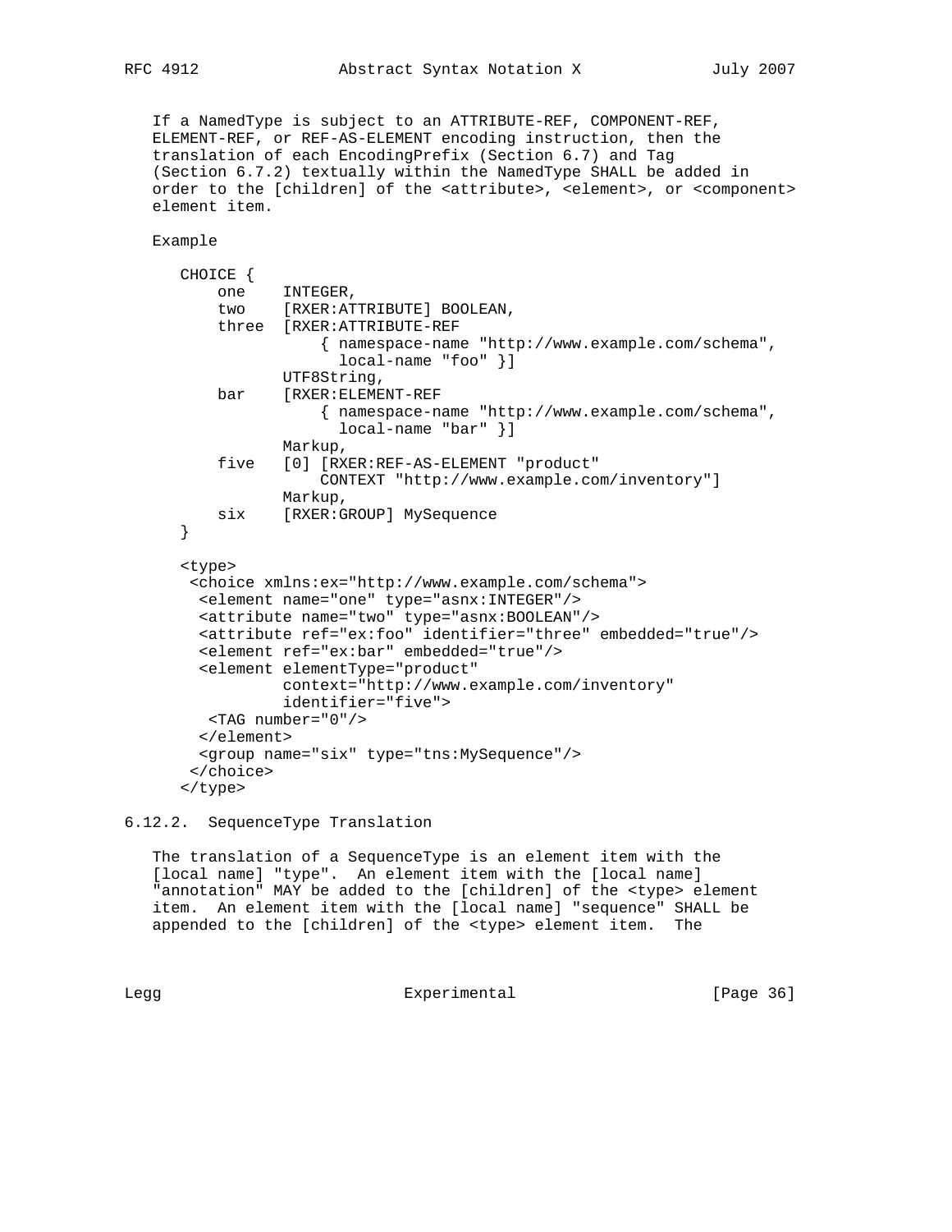If a NamedType is subject to an ATTRIBUTE-REF, COMPONENT-REF, ELEMENT-REF, or REF-AS-ELEMENT encoding instruction, then the translation of each EncodingPrefix (Section 6.7) and Tag (Section 6.7.2) textually within the NamedType SHALL be added in order to the [children] of the <attribute>, <element>, or <component> element item.

Example

```
CHOICE {
    one    INTEGER,
    two    [RXER:ATTRIBUTE] BOOLEAN,
    three  [RXER:ATTRIBUTE-REF
                { namespace-name "http://www.example.com/schema",
                  local-name "foo" }]
           UTF8String,
    bar    [RXER:ELEMENT-REF
                { namespace-name "http://www.example.com/schema",
                  local-name "bar" }]
           Markup,
    five   [0] [RXER:REF-AS-ELEMENT "product"
               CONTEXT "http://www.example.com/inventory"]
           Markup,
    six    [RXER:GROUP] MySequence
}

<type>
 <choice xmlns:ex="http://www.example.com/schema">
  <element name="one" type="asnx:INTEGER"/>
  <attribute name="two" type="asnx:BOOLEAN"/>
  <attribute ref="ex:foo" identifier="three" embedded="true"/>
  <element ref="ex:bar" embedded="true"/>
  <element elementType="product"
           context="http://www.example.com/inventory"
           identifier="five">
   <TAG number="0"/>
  </element>
  <group name="six" type="tns:MySequence"/>
 </choice>
</type>
```

### 6.12.2. SequenceType Translation

The translation of a SequenceType is an element item with the [local name] "type". An element item with the [local name] "annotation" MAY be added to the [children] of the <type> element item. An element item with the [local name] "sequence" SHALL be appended to the [children] of the <type> element item. The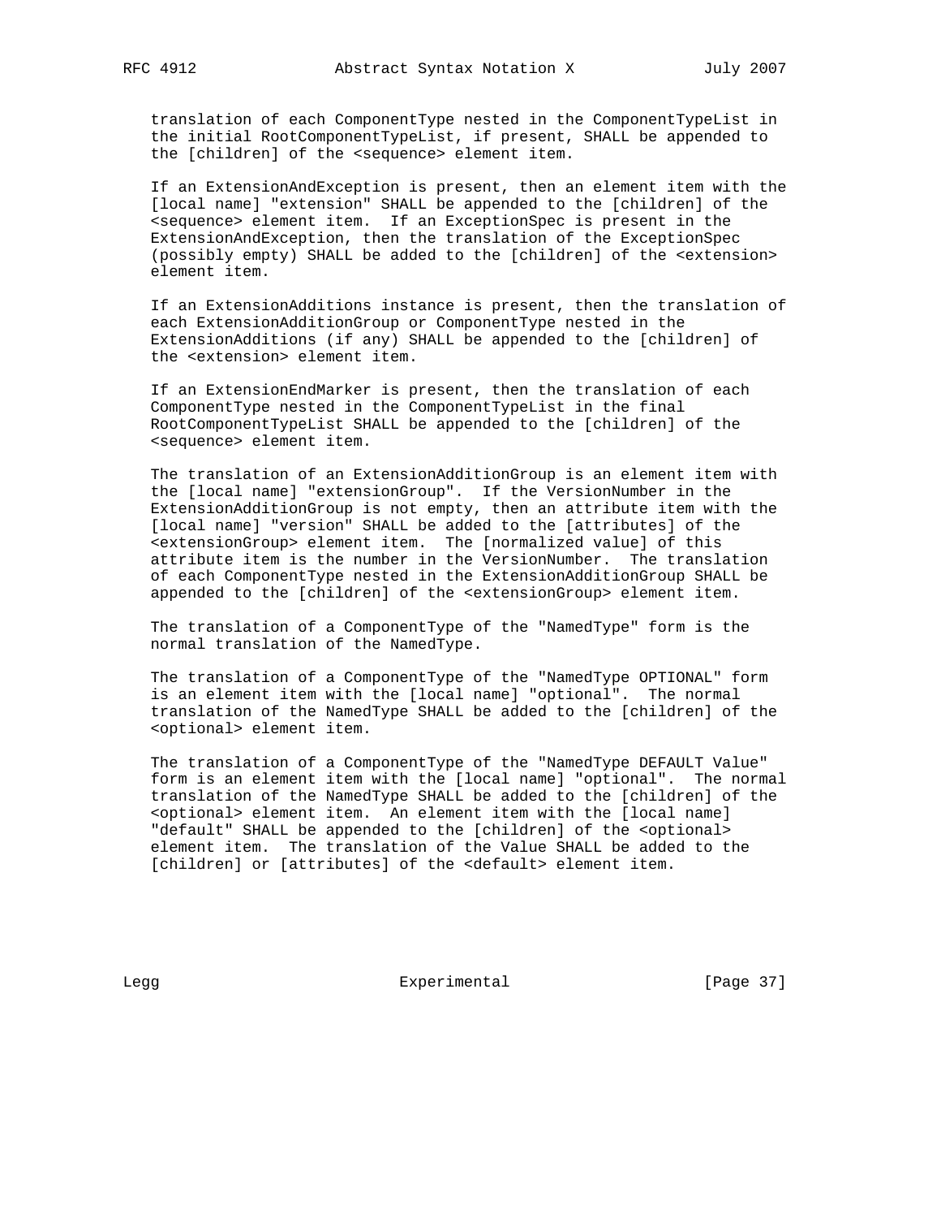translation of each ComponentType nested in the ComponentTypeList in the initial RootComponentTypeList, if present, SHALL be appended to the [children] of the <sequence> element item.

If an ExtensionAndException is present, then an element item with the [local name] "extension" SHALL be appended to the [children] of the <sequence> element item. If an ExceptionSpec is present in the ExtensionAndException, then the translation of the ExceptionSpec (possibly empty) SHALL be added to the [children] of the <extension> element item.

If an ExtensionAdditions instance is present, then the translation of each ExtensionAdditionGroup or ComponentType nested in the ExtensionAdditions (if any) SHALL be appended to the [children] of the <extension> element item.

If an ExtensionEndMarker is present, then the translation of each ComponentType nested in the ComponentTypeList in the final RootComponentTypeList SHALL be appended to the [children] of the <sequence> element item.

The translation of an ExtensionAdditionGroup is an element item with the [local name] "extensionGroup". If the VersionNumber in the ExtensionAdditionGroup is not empty, then an attribute item with the [local name] "version" SHALL be added to the [attributes] of the <extensionGroup> element item. The [normalized value] of this attribute item is the number in the VersionNumber. The translation of each ComponentType nested in the ExtensionAdditionGroup SHALL be appended to the [children] of the <extensionGroup> element item.

The translation of a ComponentType of the "NamedType" form is the normal translation of the NamedType.

The translation of a ComponentType of the "NamedType OPTIONAL" form is an element item with the [local name] "optional". The normal translation of the NamedType SHALL be added to the [children] of the <optional> element item.

The translation of a ComponentType of the "NamedType DEFAULT Value" form is an element item with the [local name] "optional". The normal translation of the NamedType SHALL be added to the [children] of the <optional> element item. An element item with the [local name] "default" SHALL be appended to the [children] of the <optional> element item. The translation of the Value SHALL be added to the [children] or [attributes] of the <default> element item.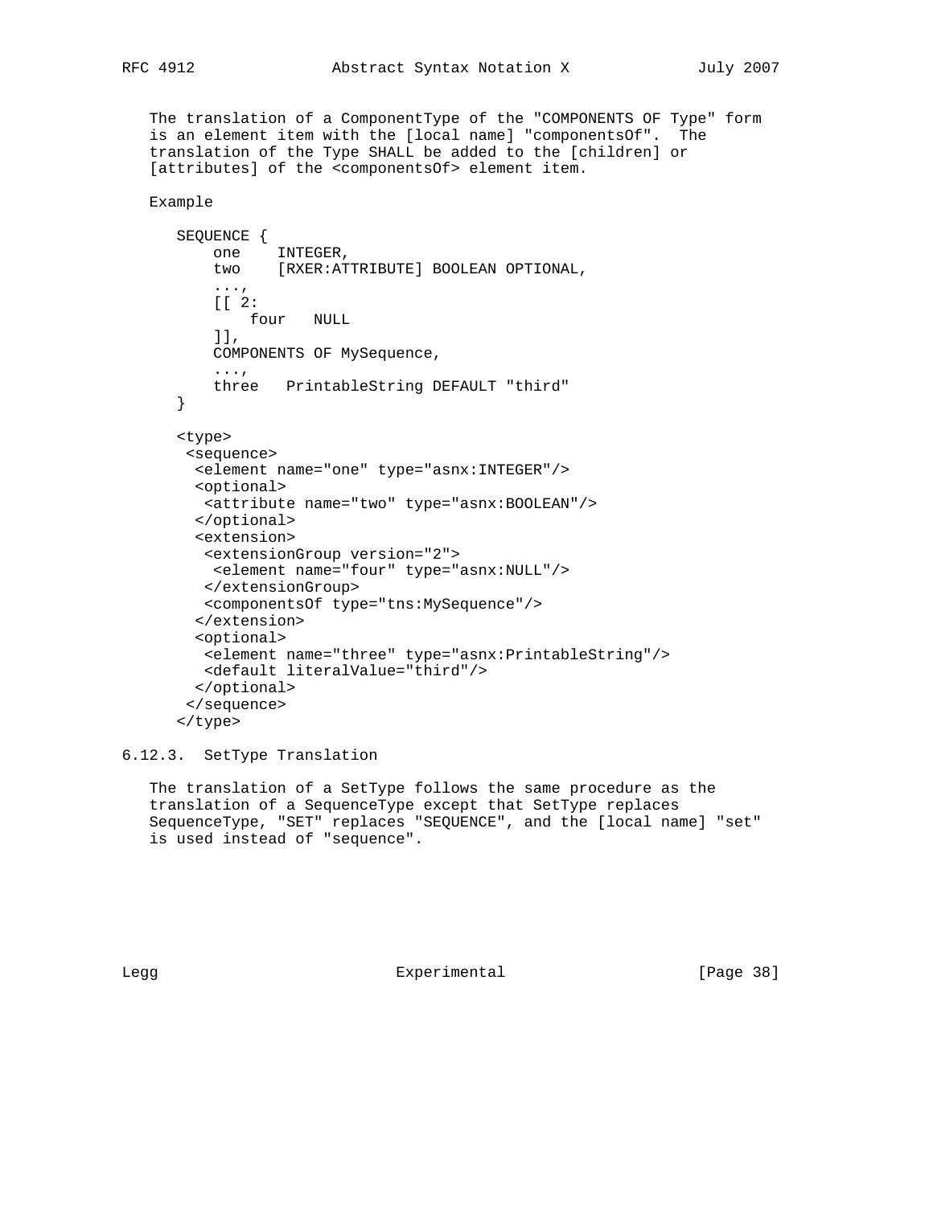The translation of a ComponentType of the "COMPONENTS OF Type" form is an element item with the [local name] "componentsOf". The translation of the Type SHALL be added to the [children] or [attributes] of the <componentsOf> element item.

Example

```
SEQUENCE {
    one    INTEGER,
    two    [RXER:ATTRIBUTE] BOOLEAN OPTIONAL,
    ...,
    [[ 2:
        four   NULL
    ]],
    COMPONENTS OF MySequence,
    ...,
    three   PrintableString DEFAULT "third"
}

<type>
 <sequence>
  <element name="one" type="asnx:INTEGER"/>
  <optional>
   <attribute name="two" type="asnx:BOOLEAN"/>
  </optional>
  <extension>
   <extensionGroup version="2">
    <element name="four" type="asnx:NULL"/>
   </extensionGroup>
   <componentsOf type="tns:MySequence"/>
  </extension>
  <optional>
   <element name="three" type="asnx:PrintableString"/>
   <default literalValue="third"/>
  </optional>
 </sequence>
</type>
```

### 6.12.3. SetType Translation

The translation of a SetType follows the same procedure as the translation of a SequenceType except that SetType replaces SequenceType, "SET" replaces "SEQUENCE", and the [local name] "set" is used instead of "sequence".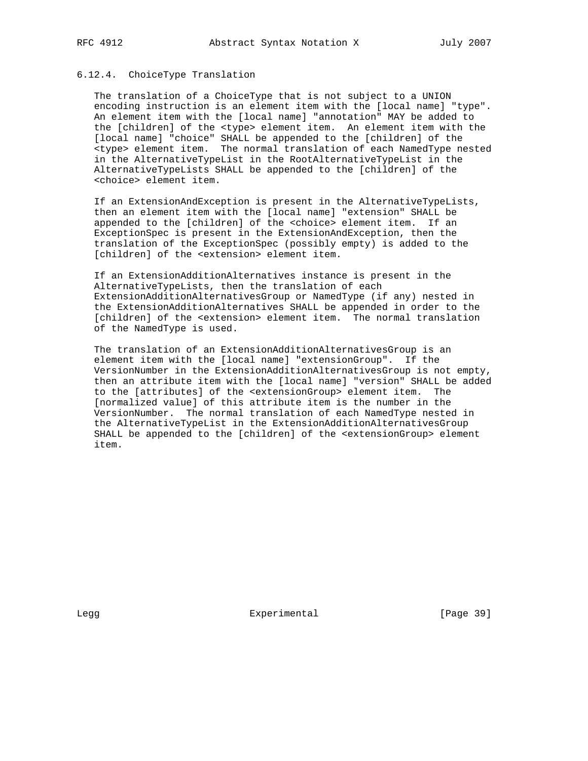### 6.12.4. ChoiceType Translation

The translation of a ChoiceType that is not subject to a UNION encoding instruction is an element item with the [local name] "type". An element item with the [local name] "annotation" MAY be added to the [children] of the <type> element item. An element item with the [local name] "choice" SHALL be appended to the [children] of the <type> element item. The normal translation of each NamedType nested in the AlternativeTypeList in the RootAlternativeTypeList in the AlternativeTypeLists SHALL be appended to the [children] of the <choice> element item.

If an ExtensionAndException is present in the AlternativeTypeLists, then an element item with the [local name] "extension" SHALL be appended to the [children] of the <choice> element item. If an ExceptionSpec is present in the ExtensionAndException, then the translation of the ExceptionSpec (possibly empty) is added to the [children] of the <extension> element item.

If an ExtensionAdditionAlternatives instance is present in the AlternativeTypeLists, then the translation of each ExtensionAdditionAlternativesGroup or NamedType (if any) nested in the ExtensionAdditionAlternatives SHALL be appended in order to the [children] of the <extension> element item. The normal translation of the NamedType is used.

The translation of an ExtensionAdditionAlternativesGroup is an element item with the [local name] "extensionGroup". If the VersionNumber in the ExtensionAdditionAlternativesGroup is not empty, then an attribute item with the [local name] "version" SHALL be added to the [attributes] of the <extensionGroup> element item. The [normalized value] of this attribute item is the number in the VersionNumber. The normal translation of each NamedType nested in the AlternativeTypeList in the ExtensionAdditionAlternativesGroup SHALL be appended to the [children] of the <extensionGroup> element item.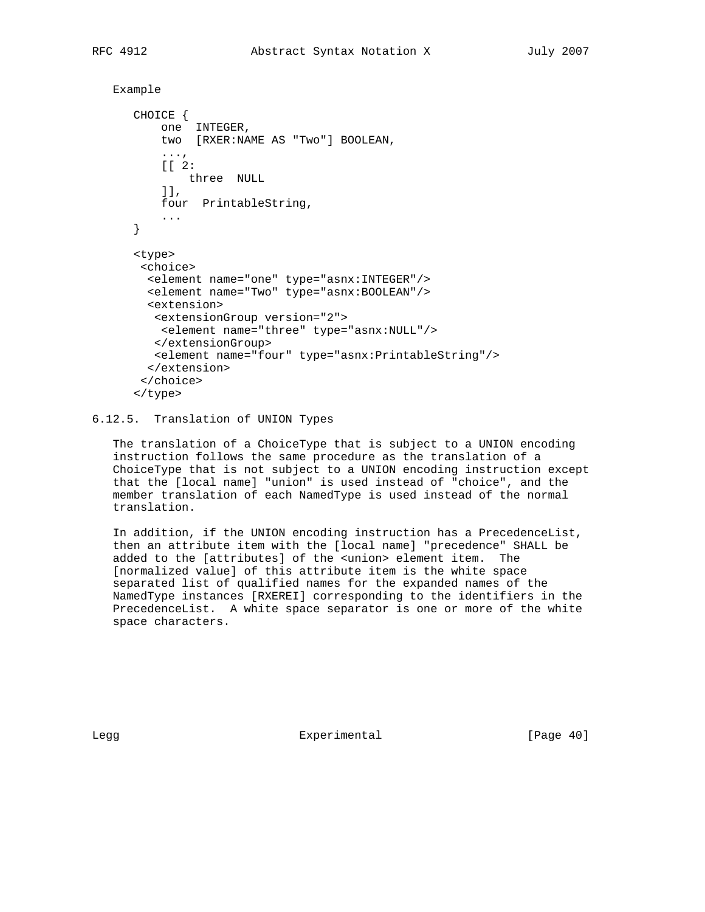Example

```
CHOICE {
    one  INTEGER,
    two  [RXER:NAME AS "Two"] BOOLEAN,
    ...,
    [[ 2:
        three  NULL
    ]],
    four  PrintableString,
    ...
}
```

```
<type>
 <choice>
  <element name="one" type="asnx:INTEGER"/>
  <element name="Two" type="asnx:BOOLEAN"/>
  <extension>
   <extensionGroup version="2">
    <element name="three" type="asnx:NULL"/>
   </extensionGroup>
   <element name="four" type="asnx:PrintableString"/>
  </extension>
 </choice>
</type>
```

### 6.12.5. Translation of UNION Types

The translation of a ChoiceType that is subject to a UNION encoding instruction follows the same procedure as the translation of a ChoiceType that is not subject to a UNION encoding instruction except that the [local name] "union" is used instead of "choice", and the member translation of each NamedType is used instead of the normal translation.

In addition, if the UNION encoding instruction has a PrecedenceList, then an attribute item with the [local name] "precedence" SHALL be added to the [attributes] of the <union> element item. The [normalized value] of this attribute item is the white space separated list of qualified names for the expanded names of the NamedType instances [RXEREI] corresponding to the identifiers in the PrecedenceList. A white space separator is one or more of the white space characters.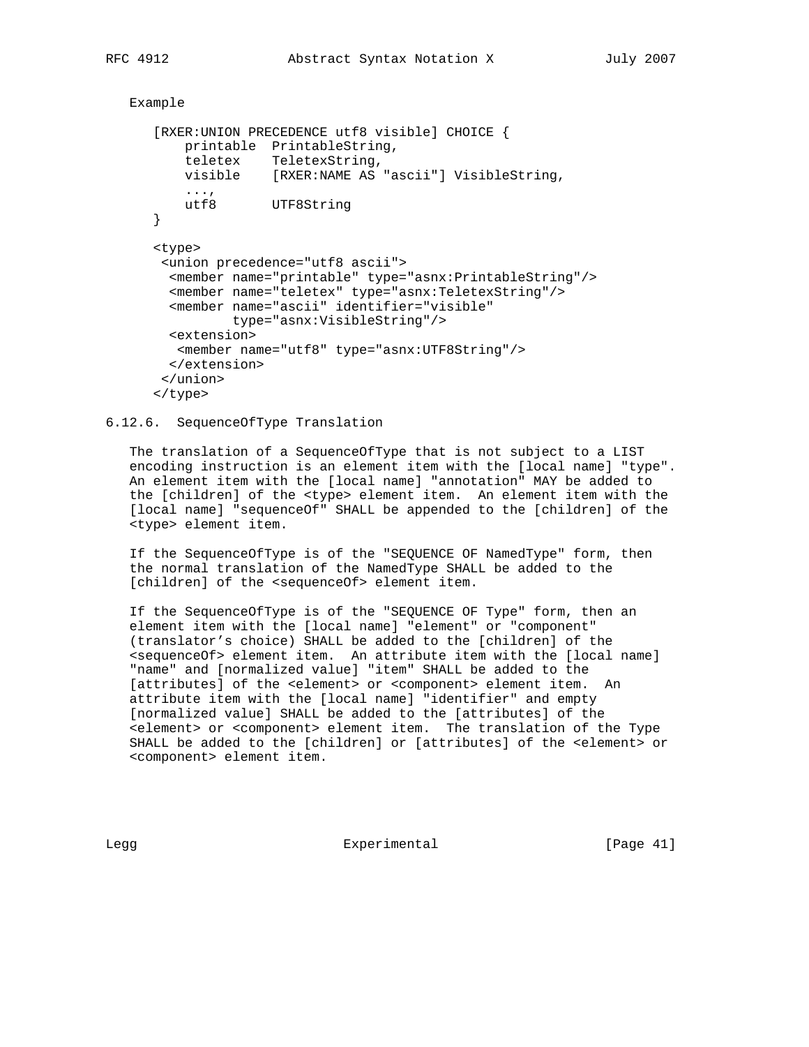Example

```
[RXER:UNION PRECEDENCE utf8 visible] CHOICE {
    printable  PrintableString,
    teletex    TeletexString,
    visible    [RXER:NAME AS "ascii"] VisibleString,
    ...,
    utf8       UTF8String
}

<type>
 <union precedence="utf8 ascii">
  <member name="printable" type="asnx:PrintableString"/>
  <member name="teletex" type="asnx:TeletexString"/>
  <member name="ascii" identifier="visible"
          type="asnx:VisibleString"/>
  <extension>
   <member name="utf8" type="asnx:UTF8String"/>
  </extension>
 </union>
</type>
```

### 6.12.6. SequenceOfType Translation

The translation of a SequenceOfType that is not subject to a LIST encoding instruction is an element item with the [local name] "type". An element item with the [local name] "annotation" MAY be added to the [children] of the <type> element item. An element item with the [local name] "sequenceOf" SHALL be appended to the [children] of the <type> element item.

If the SequenceOfType is of the "SEQUENCE OF NamedType" form, then the normal translation of the NamedType SHALL be added to the [children] of the <sequenceOf> element item.

If the SequenceOfType is of the "SEQUENCE OF Type" form, then an element item with the [local name] "element" or "component" (translator’s choice) SHALL be added to the [children] of the <sequenceOf> element item. An attribute item with the [local name] "name" and [normalized value] "item" SHALL be added to the [attributes] of the <element> or <component> element item. An attribute item with the [local name] "identifier" and empty [normalized value] SHALL be added to the [attributes] of the <element> or <component> element item. The translation of the Type SHALL be added to the [children] or [attributes] of the <element> or <component> element item.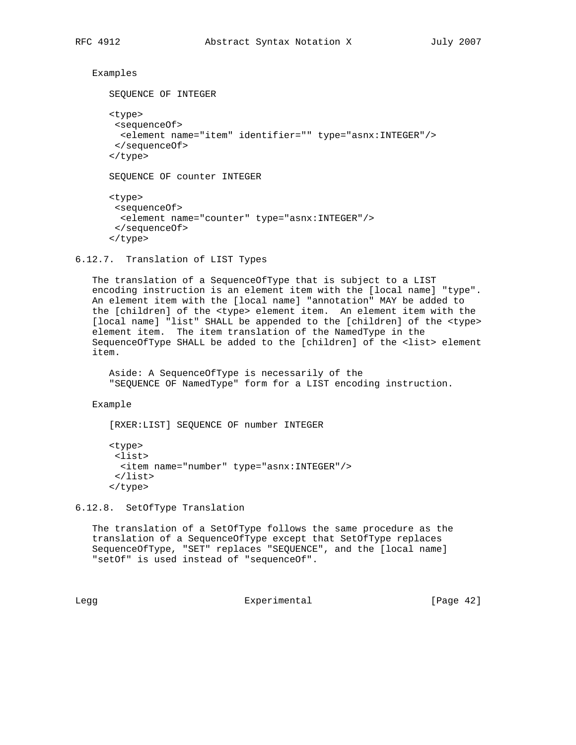Examples

```
SEQUENCE OF INTEGER

<type>
 <sequenceOf>
  <element name="item" identifier="" type="asnx:INTEGER"/>
 </sequenceOf>
</type>

SEQUENCE OF counter INTEGER

<type>
 <sequenceOf>
  <element name="counter" type="asnx:INTEGER"/>
 </sequenceOf>
</type>
```

### 6.12.7. Translation of LIST Types

The translation of a SequenceOfType that is subject to a LIST encoding instruction is an element item with the [local name] "type". An element item with the [local name] "annotation" MAY be added to the [children] of the <type> element item. An element item with the [local name] "list" SHALL be appended to the [children] of the <type> element item. The item translation of the NamedType in the SequenceOfType SHALL be added to the [children] of the <list> element item.

> Aside: A SequenceOfType is necessarily of the "SEQUENCE OF NamedType" form for a LIST encoding instruction.

Example

```
[RXER:LIST] SEQUENCE OF number INTEGER

<type>
 <list>
  <item name="number" type="asnx:INTEGER"/>
 </list>
</type>
```

### 6.12.8. SetOfType Translation

The translation of a SetOfType follows the same procedure as the translation of a SequenceOfType except that SetOfType replaces SequenceOfType, "SET" replaces "SEQUENCE", and the [local name] "setOf" is used instead of "sequenceOf".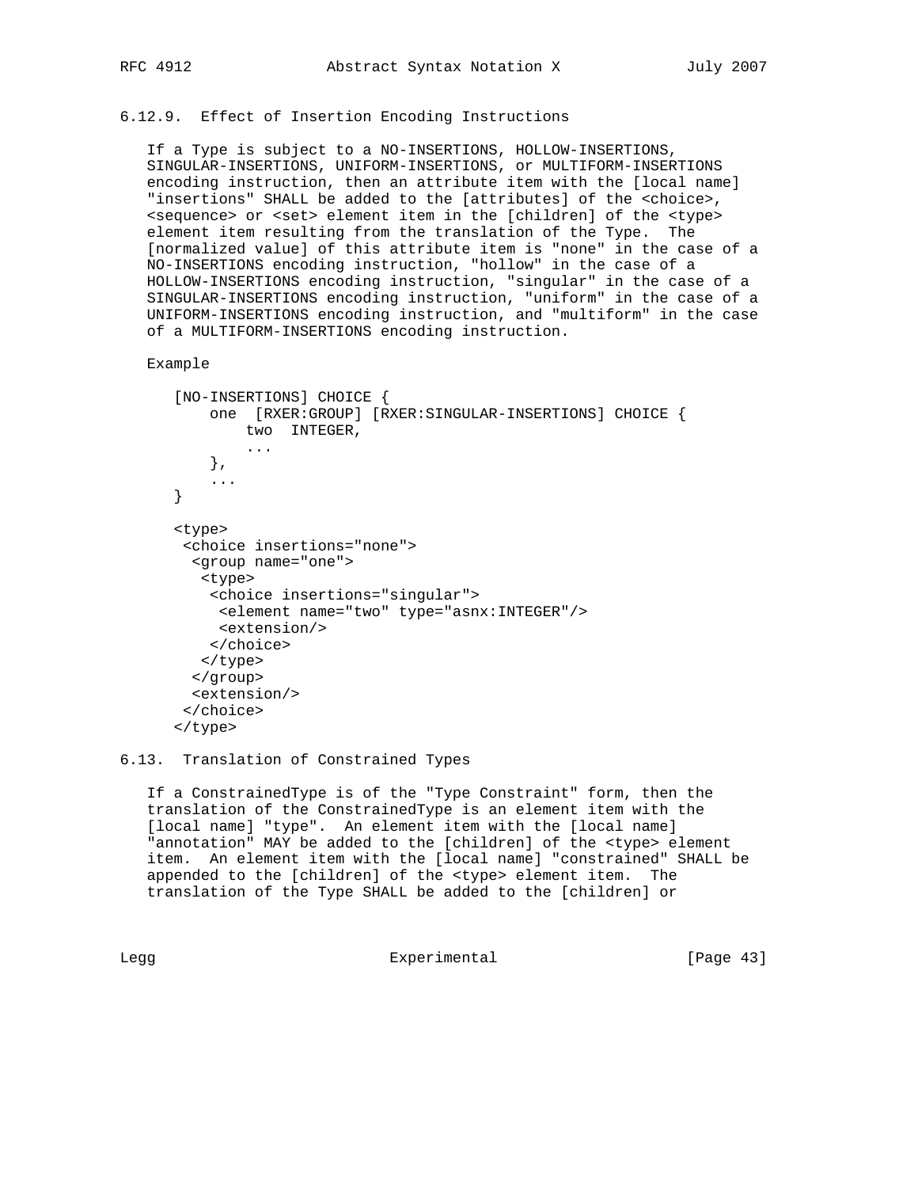### 6.12.9. Effect of Insertion Encoding Instructions

If a Type is subject to a NO-INSERTIONS, HOLLOW-INSERTIONS, SINGULAR-INSERTIONS, UNIFORM-INSERTIONS, or MULTIFORM-INSERTIONS encoding instruction, then an attribute item with the [local name] "insertions" SHALL be added to the [attributes] of the <choice>, <sequence> or <set> element item in the [children] of the <type> element item resulting from the translation of the Type. The [normalized value] of this attribute item is "none" in the case of a NO-INSERTIONS encoding instruction, "hollow" in the case of a HOLLOW-INSERTIONS encoding instruction, "singular" in the case of a SINGULAR-INSERTIONS encoding instruction, "uniform" in the case of a UNIFORM-INSERTIONS encoding instruction, and "multiform" in the case of a MULTIFORM-INSERTIONS encoding instruction.

Example

```
[NO-INSERTIONS] CHOICE {
    one  [RXER:GROUP] [RXER:SINGULAR-INSERTIONS] CHOICE {
        two  INTEGER,
        ...
    },
    ...
}

<type>
 <choice insertions="none">
  <group name="one">
   <type>
    <choice insertions="singular">
     <element name="two" type="asnx:INTEGER"/>
     <extension/>
    </choice>
   </type>
  </group>
  <extension/>
 </choice>
</type>
```

## 6.13. Translation of Constrained Types

If a ConstrainedType is of the "Type Constraint" form, then the translation of the ConstrainedType is an element item with the [local name] "type". An element item with the [local name] "annotation" MAY be added to the [children] of the <type> element item. An element item with the [local name] "constrained" SHALL be appended to the [children] of the <type> element item. The translation of the Type SHALL be added to the [children] or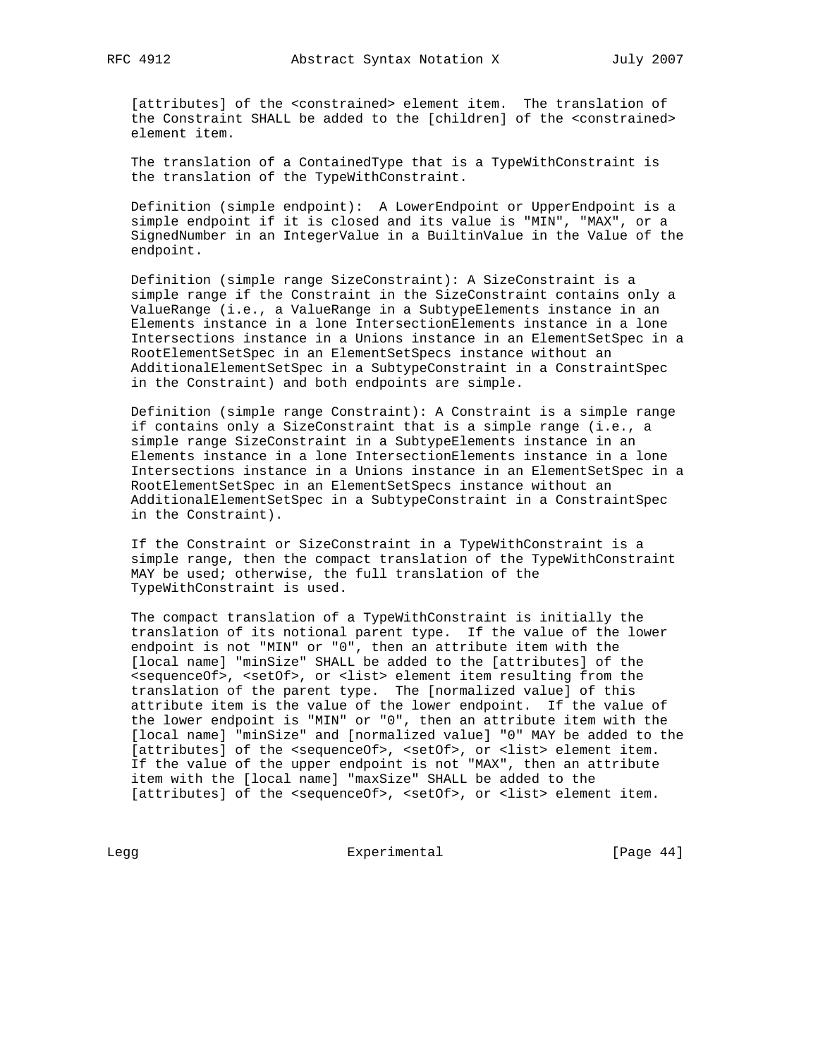[attributes] of the <constrained> element item. The translation of the Constraint SHALL be added to the [children] of the <constrained> element item.

The translation of a ContainedType that is a TypeWithConstraint is the translation of the TypeWithConstraint.

Definition (simple endpoint): A LowerEndpoint or UpperEndpoint is a simple endpoint if it is closed and its value is "MIN", "MAX", or a SignedNumber in an IntegerValue in a BuiltinValue in the Value of the endpoint.

Definition (simple range SizeConstraint): A SizeConstraint is a simple range if the Constraint in the SizeConstraint contains only a ValueRange (i.e., a ValueRange in a SubtypeElements instance in an Elements instance in a lone IntersectionElements instance in a lone Intersections instance in a Unions instance in an ElementSetSpec in a RootElementSetSpec in an ElementSetSpecs instance without an AdditionalElementSetSpec in a SubtypeConstraint in a ConstraintSpec in the Constraint) and both endpoints are simple.

Definition (simple range Constraint): A Constraint is a simple range if contains only a SizeConstraint that is a simple range (i.e., a simple range SizeConstraint in a SubtypeElements instance in an Elements instance in a lone IntersectionElements instance in a lone Intersections instance in a Unions instance in an ElementSetSpec in a RootElementSetSpec in an ElementSetSpecs instance without an AdditionalElementSetSpec in a SubtypeConstraint in a ConstraintSpec in the Constraint).

If the Constraint or SizeConstraint in a TypeWithConstraint is a simple range, then the compact translation of the TypeWithConstraint MAY be used; otherwise, the full translation of the TypeWithConstraint is used.

The compact translation of a TypeWithConstraint is initially the translation of its notional parent type. If the value of the lower endpoint is not "MIN" or "0", then an attribute item with the [local name] "minSize" SHALL be added to the [attributes] of the <sequenceOf>, <setOf>, or <list> element item resulting from the translation of the parent type. The [normalized value] of this attribute item is the value of the lower endpoint. If the value of the lower endpoint is "MIN" or "0", then an attribute item with the [local name] "minSize" and [normalized value] "0" MAY be added to the [attributes] of the <sequenceOf>, <setOf>, or <list> element item. If the value of the upper endpoint is not "MAX", then an attribute item with the [local name] "maxSize" SHALL be added to the [attributes] of the <sequenceOf>, <setOf>, or <list> element item.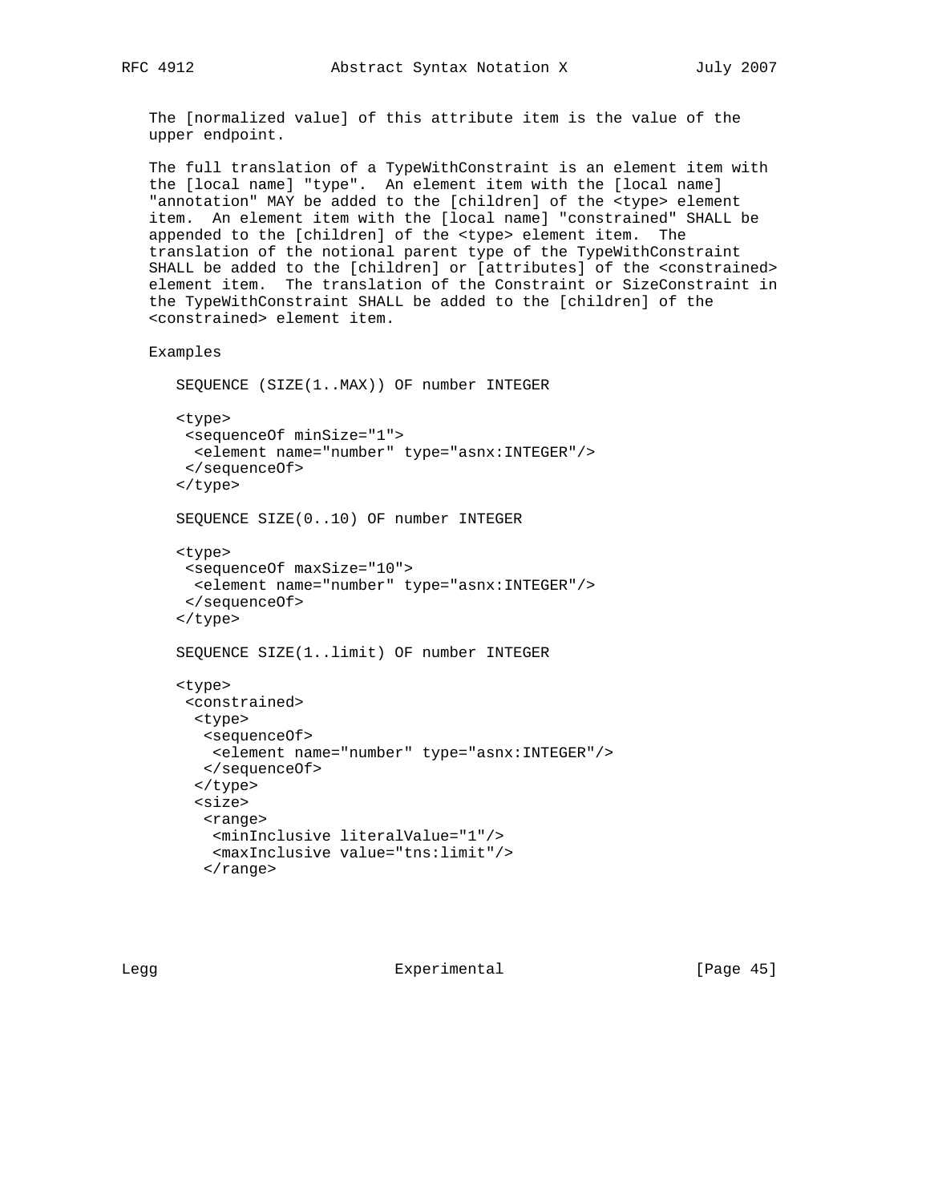The [normalized value] of this attribute item is the value of the upper endpoint.

The full translation of a TypeWithConstraint is an element item with the [local name] "type". An element item with the [local name] "annotation" MAY be added to the [children] of the <type> element item. An element item with the [local name] "constrained" SHALL be appended to the [children] of the <type> element item. The translation of the notional parent type of the TypeWithConstraint SHALL be added to the [children] or [attributes] of the <constrained> element item. The translation of the Constraint or SizeConstraint in the TypeWithConstraint SHALL be added to the [children] of the <constrained> element item.

Examples

```
SEQUENCE (SIZE(1..MAX)) OF number INTEGER

<type>
 <sequenceOf minSize="1">
  <element name="number" type="asnx:INTEGER"/>
 </sequenceOf>
</type>

SEQUENCE SIZE(0..10) OF number INTEGER

<type>
 <sequenceOf maxSize="10">
  <element name="number" type="asnx:INTEGER"/>
 </sequenceOf>
</type>

SEQUENCE SIZE(1..limit) OF number INTEGER

<type>
 <constrained>
  <type>
   <sequenceOf>
    <element name="number" type="asnx:INTEGER"/>
   </sequenceOf>
  </type>
  <size>
   <range>
    <minInclusive literalValue="1"/>
    <maxInclusive value="tns:limit"/>
   </range>
```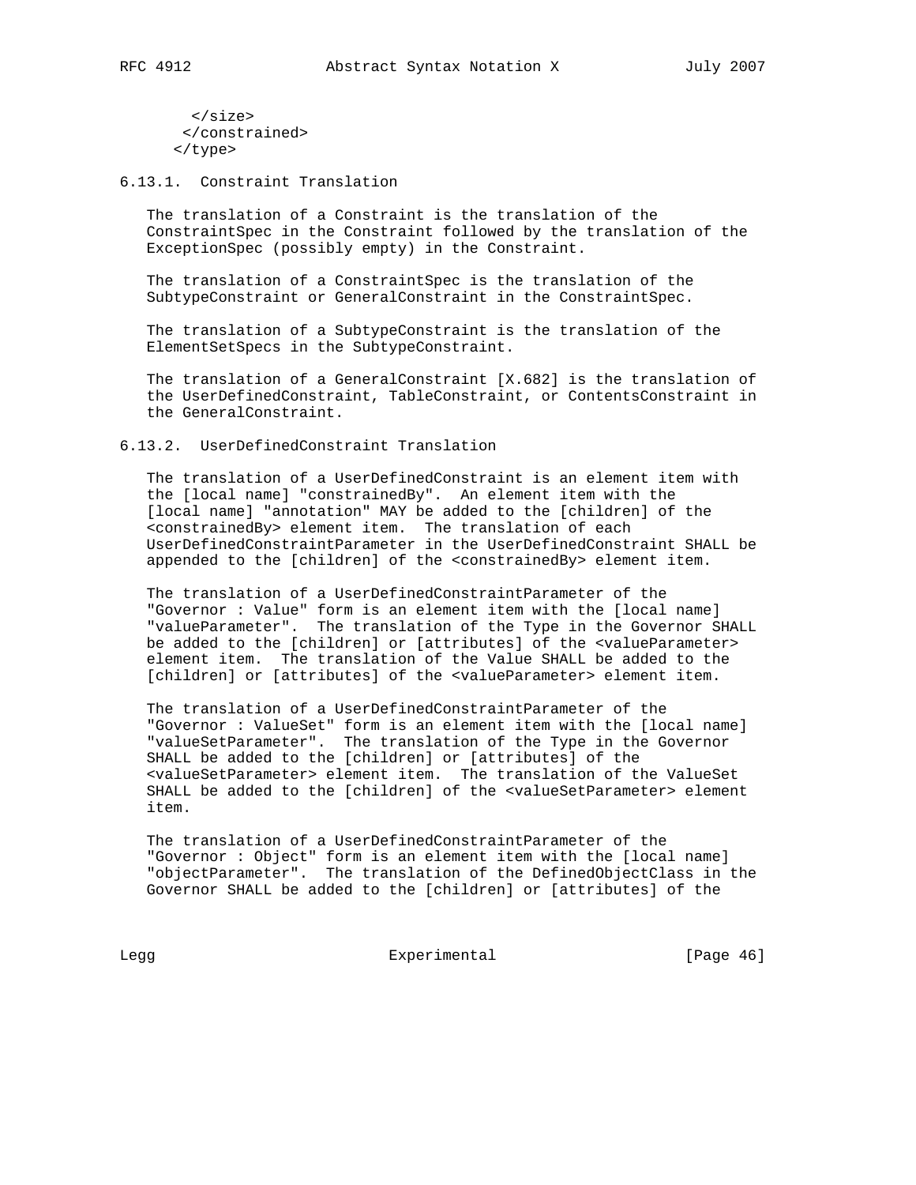```
      </size>
     </constrained>
    </type>
```

### 6.13.1. Constraint Translation

The translation of a Constraint is the translation of the ConstraintSpec in the Constraint followed by the translation of the ExceptionSpec (possibly empty) in the Constraint.

The translation of a ConstraintSpec is the translation of the SubtypeConstraint or GeneralConstraint in the ConstraintSpec.

The translation of a SubtypeConstraint is the translation of the ElementSetSpecs in the SubtypeConstraint.

The translation of a GeneralConstraint [X.682] is the translation of the UserDefinedConstraint, TableConstraint, or ContentsConstraint in the GeneralConstraint.

### 6.13.2. UserDefinedConstraint Translation

The translation of a UserDefinedConstraint is an element item with the [local name] "constrainedBy". An element item with the [local name] "annotation" MAY be added to the [children] of the <constrainedBy> element item. The translation of each UserDefinedConstraintParameter in the UserDefinedConstraint SHALL be appended to the [children] of the <constrainedBy> element item.

The translation of a UserDefinedConstraintParameter of the "Governor : Value" form is an element item with the [local name] "valueParameter". The translation of the Type in the Governor SHALL be added to the [children] or [attributes] of the <valueParameter> element item. The translation of the Value SHALL be added to the [children] or [attributes] of the <valueParameter> element item.

The translation of a UserDefinedConstraintParameter of the "Governor : ValueSet" form is an element item with the [local name] "valueSetParameter". The translation of the Type in the Governor SHALL be added to the [children] or [attributes] of the <valueSetParameter> element item. The translation of the ValueSet SHALL be added to the [children] of the <valueSetParameter> element item.

The translation of a UserDefinedConstraintParameter of the "Governor : Object" form is an element item with the [local name] "objectParameter". The translation of the DefinedObjectClass in the Governor SHALL be added to the [children] or [attributes] of the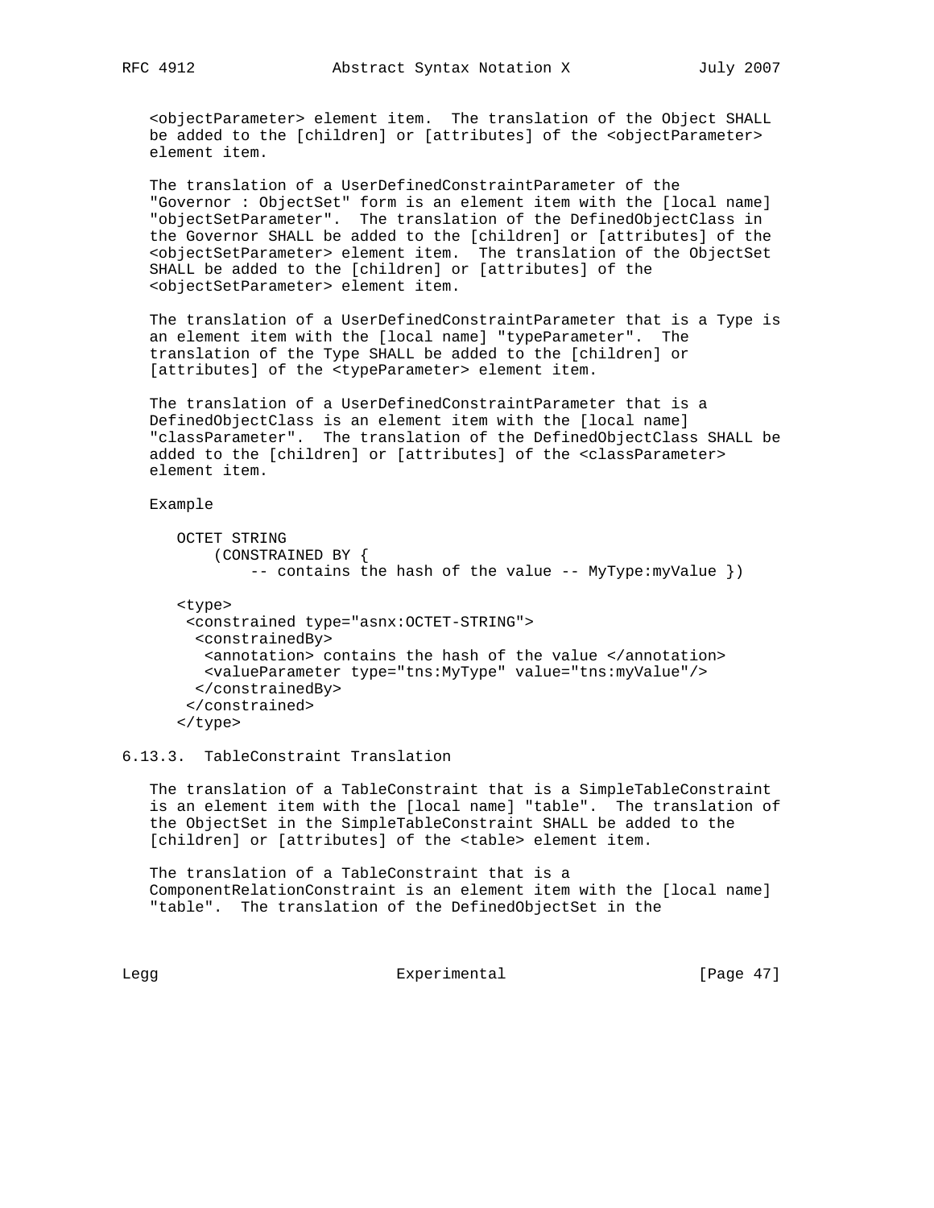<objectParameter> element item. The translation of the Object SHALL be added to the [children] or [attributes] of the <objectParameter> element item.

The translation of a UserDefinedConstraintParameter of the "Governor : ObjectSet" form is an element item with the [local name] "objectSetParameter". The translation of the DefinedObjectClass in the Governor SHALL be added to the [children] or [attributes] of the <objectSetParameter> element item. The translation of the ObjectSet SHALL be added to the [children] or [attributes] of the <objectSetParameter> element item.

The translation of a UserDefinedConstraintParameter that is a Type is an element item with the [local name] "typeParameter". The translation of the Type SHALL be added to the [children] or [attributes] of the <typeParameter> element item.

The translation of a UserDefinedConstraintParameter that is a DefinedObjectClass is an element item with the [local name] "classParameter". The translation of the DefinedObjectClass SHALL be added to the [children] or [attributes] of the <classParameter> element item.

Example

```
OCTET STRING
    (CONSTRAINED BY {
        -- contains the hash of the value -- MyType:myValue })

<type>
 <constrained type="asnx:OCTET-STRING">
  <constrainedBy>
   <annotation> contains the hash of the value </annotation>
   <valueParameter type="tns:MyType" value="tns:myValue"/>
  </constrainedBy>
 </constrained>
</type>
```

### 6.13.3. TableConstraint Translation

The translation of a TableConstraint that is a SimpleTableConstraint is an element item with the [local name] "table". The translation of the ObjectSet in the SimpleTableConstraint SHALL be added to the [children] or [attributes] of the <table> element item.

The translation of a TableConstraint that is a ComponentRelationConstraint is an element item with the [local name] "table". The translation of the DefinedObjectSet in the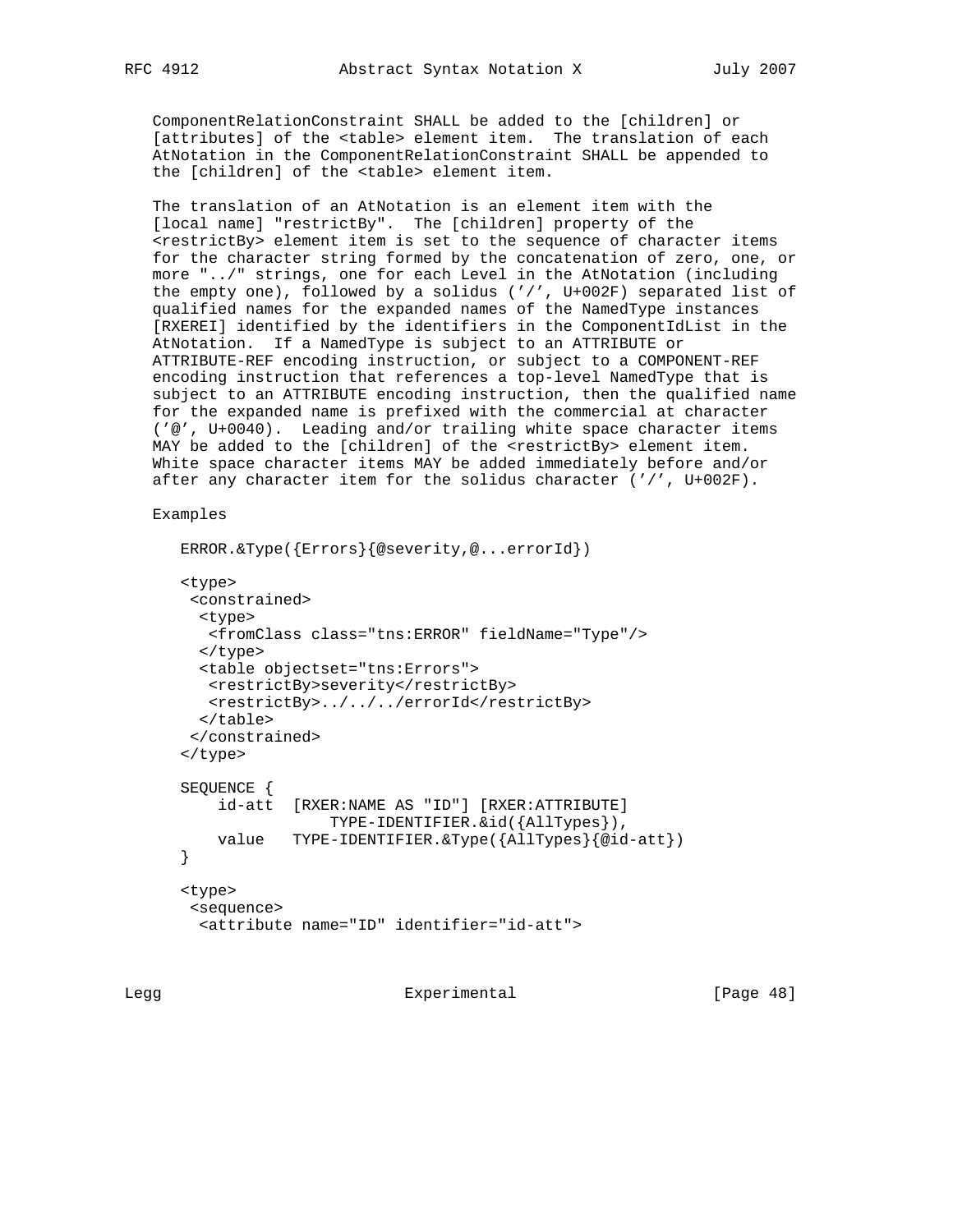ComponentRelationConstraint SHALL be added to the [children] or [attributes] of the <table> element item. The translation of each AtNotation in the ComponentRelationConstraint SHALL be appended to the [children] of the <table> element item.

The translation of an AtNotation is an element item with the [local name] "restrictBy". The [children] property of the <restrictBy> element item is set to the sequence of character items for the character string formed by the concatenation of zero, one, or more "../" strings, one for each Level in the AtNotation (including the empty one), followed by a solidus ('/', U+002F) separated list of qualified names for the expanded names of the NamedType instances [RXEREI] identified by the identifiers in the ComponentIdList in the AtNotation. If a NamedType is subject to an ATTRIBUTE or ATTRIBUTE-REF encoding instruction, or subject to a COMPONENT-REF encoding instruction that references a top-level NamedType that is subject to an ATTRIBUTE encoding instruction, then the qualified name for the expanded name is prefixed with the commercial at character ('@', U+0040). Leading and/or trailing white space character items MAY be added to the [children] of the <restrictBy> element item. White space character items MAY be added immediately before and/or after any character item for the solidus character ('/', U+002F).

Examples

```
ERROR.&Type({Errors}{@severity,@...errorId})

<type>
 <constrained>
  <type>
   <fromClass class="tns:ERROR" fieldName="Type"/>
  </type>
  <table objectset="tns:Errors">
   <restrictBy>severity</restrictBy>
   <restrictBy>../../../errorId</restrictBy>
  </table>
 </constrained>
</type>

SEQUENCE {
    id-att  [RXER:NAME AS "ID"] [RXER:ATTRIBUTE]
                TYPE-IDENTIFIER.&id({AllTypes}),
    value   TYPE-IDENTIFIER.&Type({AllTypes}{@id-att})
}

<type>
 <sequence>
  <attribute name="ID" identifier="id-att">
```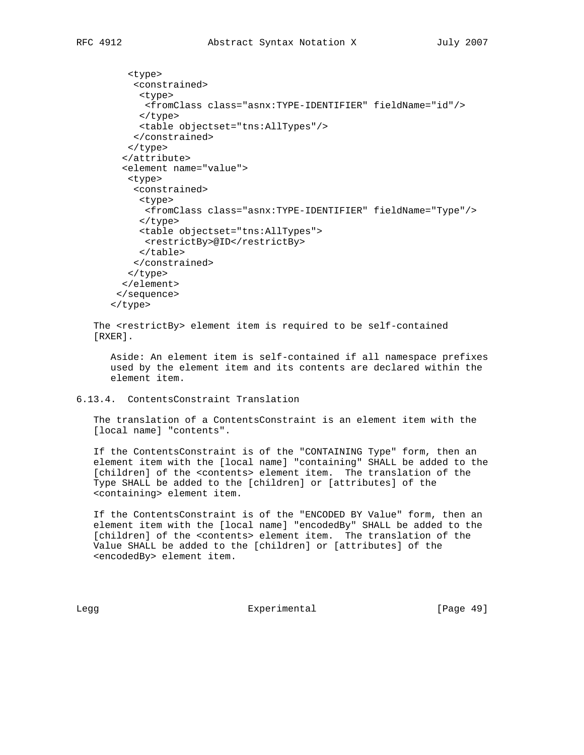```
        <type>
         <constrained>
          <type>
           <fromClass class="asnx:TYPE-IDENTIFIER" fieldName="id"/>
          </type>
          <table objectset="tns:AllTypes"/>
         </constrained>
        </type>
       </attribute>
       <element name="value">
        <type>
         <constrained>
          <type>
           <fromClass class="asnx:TYPE-IDENTIFIER" fieldName="Type"/>
          </type>
          <table objectset="tns:AllTypes">
           <restrictBy>@ID</restrictBy>
          </table>
         </constrained>
        </type>
       </element>
      </sequence>
     </type>
```

The <restrictBy> element item is required to be self-contained [RXER].

> Aside: An element item is self-contained if all namespace prefixes used by the element item and its contents are declared within the element item.

### 6.13.4. ContentsConstraint Translation

The translation of a ContentsConstraint is an element item with the [local name] "contents".

If the ContentsConstraint is of the "CONTAINING Type" form, then an element item with the [local name] "containing" SHALL be added to the [children] of the <contents> element item. The translation of the Type SHALL be added to the [children] or [attributes] of the <containing> element item.

If the ContentsConstraint is of the "ENCODED BY Value" form, then an element item with the [local name] "encodedBy" SHALL be added to the [children] of the <contents> element item. The translation of the Value SHALL be added to the [children] or [attributes] of the <encodedBy> element item.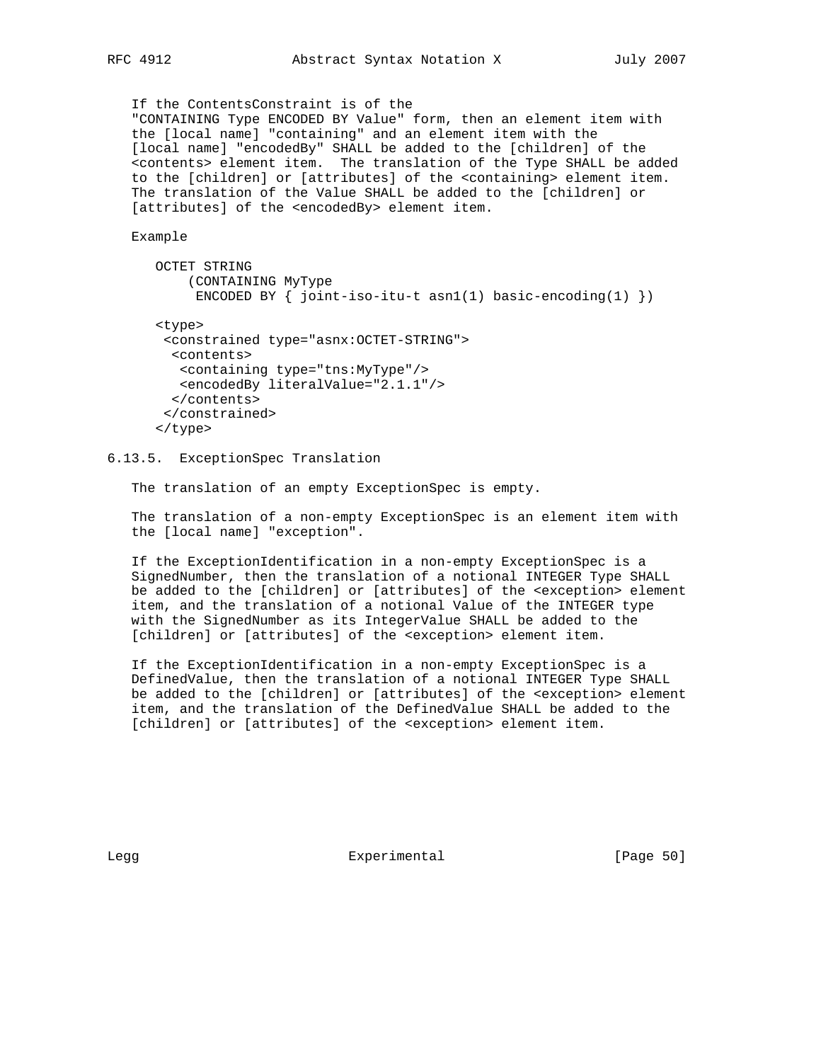If the ContentsConstraint is of the "CONTAINING Type ENCODED BY Value" form, then an element item with the [local name] "containing" and an element item with the [local name] "encodedBy" SHALL be added to the [children] of the <contents> element item. The translation of the Type SHALL be added to the [children] or [attributes] of the <containing> element item. The translation of the Value SHALL be added to the [children] or [attributes] of the <encodedBy> element item.

Example

```
OCTET STRING
    (CONTAINING MyType
     ENCODED BY { joint-iso-itu-t asn1(1) basic-encoding(1) })

<type>
 <constrained type="asnx:OCTET-STRING">
  <contents>
   <containing type="tns:MyType"/>
   <encodedBy literalValue="2.1.1"/>
  </contents>
 </constrained>
</type>
```

### 6.13.5. ExceptionSpec Translation

The translation of an empty ExceptionSpec is empty.

The translation of a non-empty ExceptionSpec is an element item with the [local name] "exception".

If the ExceptionIdentification in a non-empty ExceptionSpec is a SignedNumber, then the translation of a notional INTEGER Type SHALL be added to the [children] or [attributes] of the <exception> element item, and the translation of a notional Value of the INTEGER type with the SignedNumber as its IntegerValue SHALL be added to the [children] or [attributes] of the <exception> element item.

If the ExceptionIdentification in a non-empty ExceptionSpec is a DefinedValue, then the translation of a notional INTEGER Type SHALL be added to the [children] or [attributes] of the <exception> element item, and the translation of the DefinedValue SHALL be added to the [children] or [attributes] of the <exception> element item.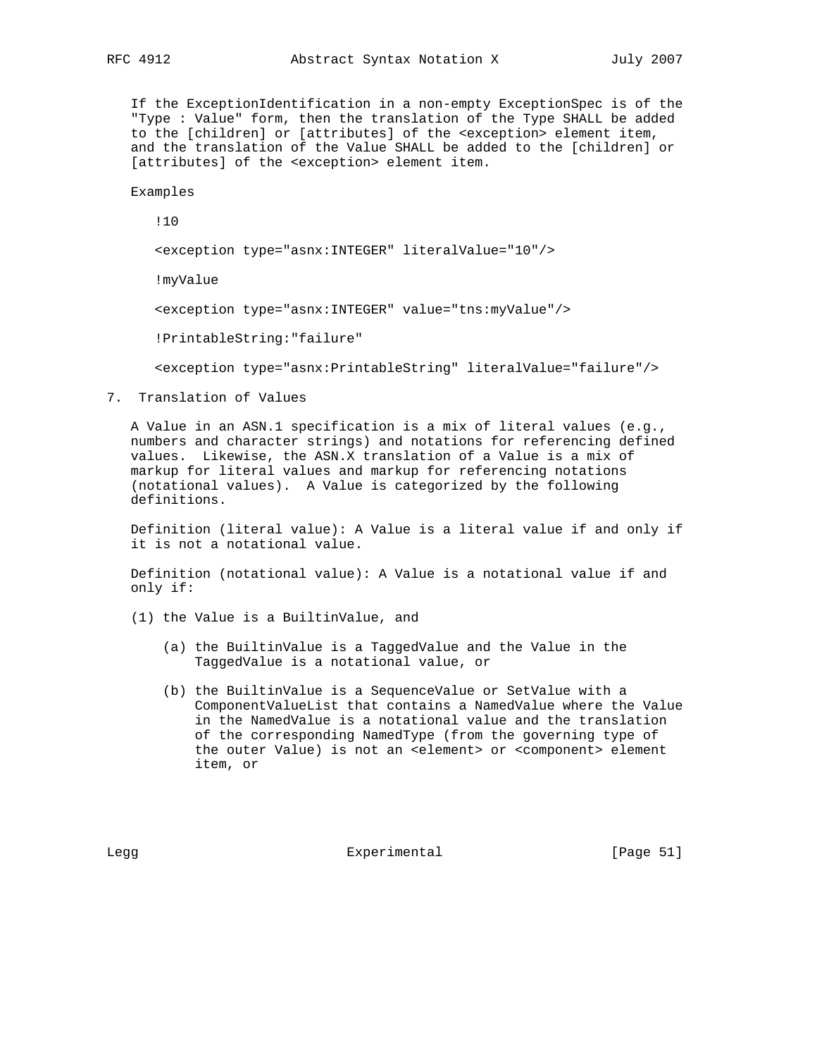If the ExceptionIdentification in a non-empty ExceptionSpec is of the "Type : Value" form, then the translation of the Type SHALL be added to the [children] or [attributes] of the <exception> element item, and the translation of the Value SHALL be added to the [children] or [attributes] of the <exception> element item.

Examples

```
!10

<exception type="asnx:INTEGER" literalValue="10"/>

!myValue

<exception type="asnx:INTEGER" value="tns:myValue"/>

!PrintableString:"failure"

<exception type="asnx:PrintableString" literalValue="failure"/>
```

## 7. Translation of Values

A Value in an ASN.1 specification is a mix of literal values (e.g., numbers and character strings) and notations for referencing defined values. Likewise, the ASN.X translation of a Value is a mix of markup for literal values and markup for referencing notations (notational values). A Value is categorized by the following definitions.

Definition (literal value): A Value is a literal value if and only if it is not a notational value.

Definition (notational value): A Value is a notational value if and only if:

(1) the Value is a BuiltinValue, and

   (a) the BuiltinValue is a TaggedValue and the Value in the TaggedValue is a notational value, or

   (b) the BuiltinValue is a SequenceValue or SetValue with a ComponentValueList that contains a NamedValue where the Value in the NamedValue is a notational value and the translation of the corresponding NamedType (from the governing type of the outer Value) is not an <element> or <component> element item, or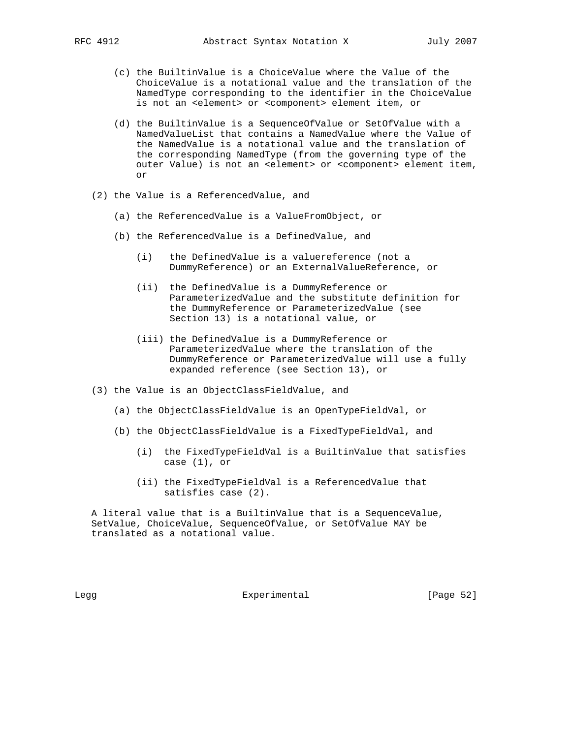(c) the BuiltinValue is a ChoiceValue where the Value of the ChoiceValue is a notational value and the translation of the NamedType corresponding to the identifier in the ChoiceValue is not an <element> or <component> element item, or

(d) the BuiltinValue is a SequenceOfValue or SetOfValue with a NamedValueList that contains a NamedValue where the Value of the NamedValue is a notational value and the translation of the corresponding NamedType (from the governing type of the outer Value) is not an <element> or <component> element item, or

(2) the Value is a ReferencedValue, and

(a) the ReferencedValue is a ValueFromObject, or

(b) the ReferencedValue is a DefinedValue, and

(i) the DefinedValue is a valuereference (not a DummyReference) or an ExternalValueReference, or

(ii) the DefinedValue is a DummyReference or ParameterizedValue and the substitute definition for the DummyReference or ParameterizedValue (see Section 13) is a notational value, or

(iii) the DefinedValue is a DummyReference or ParameterizedValue where the translation of the DummyReference or ParameterizedValue will use a fully expanded reference (see Section 13), or

(3) the Value is an ObjectClassFieldValue, and

(a) the ObjectClassFieldValue is an OpenTypeFieldVal, or

(b) the ObjectClassFieldValue is a FixedTypeFieldVal, and

(i) the FixedTypeFieldVal is a BuiltinValue that satisfies case (1), or

(ii) the FixedTypeFieldVal is a ReferencedValue that satisfies case (2).

A literal value that is a BuiltinValue that is a SequenceValue, SetValue, ChoiceValue, SequenceOfValue, or SetOfValue MAY be translated as a notational value.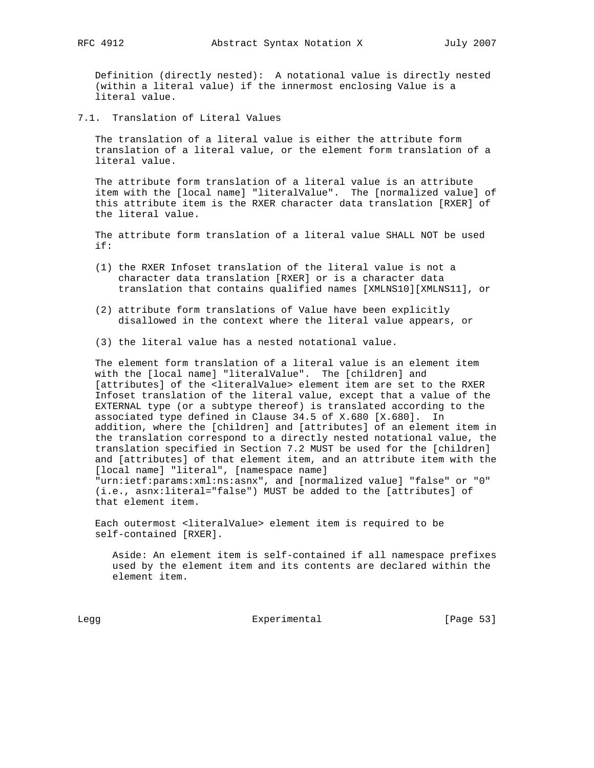Definition (directly nested): A notational value is directly nested (within a literal value) if the innermost enclosing Value is a literal value.

## 7.1. Translation of Literal Values

The translation of a literal value is either the attribute form translation of a literal value, or the element form translation of a literal value.

The attribute form translation of a literal value is an attribute item with the [local name] "literalValue". The [normalized value] of this attribute item is the RXER character data translation [RXER] of the literal value.

The attribute form translation of a literal value SHALL NOT be used if:

(1) the RXER Infoset translation of the literal value is not a character data translation [RXER] or is a character data translation that contains qualified names [XMLNS10][XMLNS11], or

(2) attribute form translations of Value have been explicitly disallowed in the context where the literal value appears, or

(3) the literal value has a nested notational value.

The element form translation of a literal value is an element item with the [local name] "literalValue". The [children] and [attributes] of the <literalValue> element item are set to the RXER Infoset translation of the literal value, except that a value of the EXTERNAL type (or a subtype thereof) is translated according to the associated type defined in Clause 34.5 of X.680 [X.680]. In addition, where the [children] and [attributes] of an element item in the translation correspond to a directly nested notational value, the translation specified in Section 7.2 MUST be used for the [children] and [attributes] of that element item, and an attribute item with the [local name] "literal", [namespace name] "urn:ietf:params:xml:ns:asnx", and [normalized value] "false" or "0" (i.e., asnx:literal="false") MUST be added to the [attributes] of that element item.

Each outermost <literalValue> element item is required to be self-contained [RXER].

> Aside: An element item is self-contained if all namespace prefixes used by the element item and its contents are declared within the element item.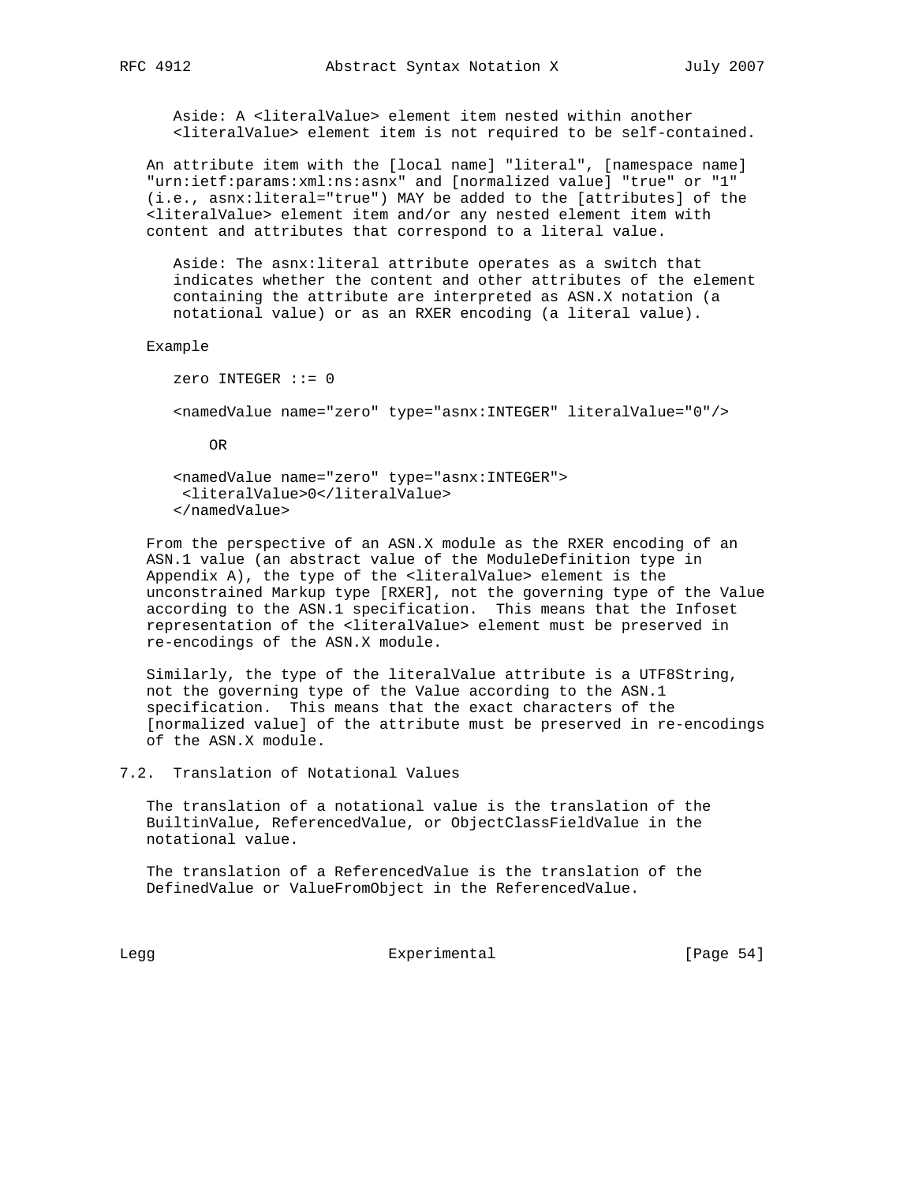Aside: A <literalValue> element item nested within another <literalValue> element item is not required to be self-contained.

An attribute item with the [local name] "literal", [namespace name] "urn:ietf:params:xml:ns:asnx" and [normalized value] "true" or "1" (i.e., asnx:literal="true") MAY be added to the [attributes] of the <literalValue> element item and/or any nested element item with content and attributes that correspond to a literal value.

Aside: The asnx:literal attribute operates as a switch that indicates whether the content and other attributes of the element containing the attribute are interpreted as ASN.X notation (a notational value) or as an RXER encoding (a literal value).

Example

```
zero INTEGER ::= 0

<namedValue name="zero" type="asnx:INTEGER" literalValue="0"/>

    OR

<namedValue name="zero" type="asnx:INTEGER">
 <literalValue>0</literalValue>
</namedValue>
```

From the perspective of an ASN.X module as the RXER encoding of an ASN.1 value (an abstract value of the ModuleDefinition type in Appendix A), the type of the <literalValue> element is the unconstrained Markup type [RXER], not the governing type of the Value according to the ASN.1 specification. This means that the Infoset representation of the <literalValue> element must be preserved in re-encodings of the ASN.X module.

Similarly, the type of the literalValue attribute is a UTF8String, not the governing type of the Value according to the ASN.1 specification. This means that the exact characters of the [normalized value] of the attribute must be preserved in re-encodings of the ASN.X module.

## 7.2. Translation of Notational Values

The translation of a notational value is the translation of the BuiltinValue, ReferencedValue, or ObjectClassFieldValue in the notational value.

The translation of a ReferencedValue is the translation of the DefinedValue or ValueFromObject in the ReferencedValue.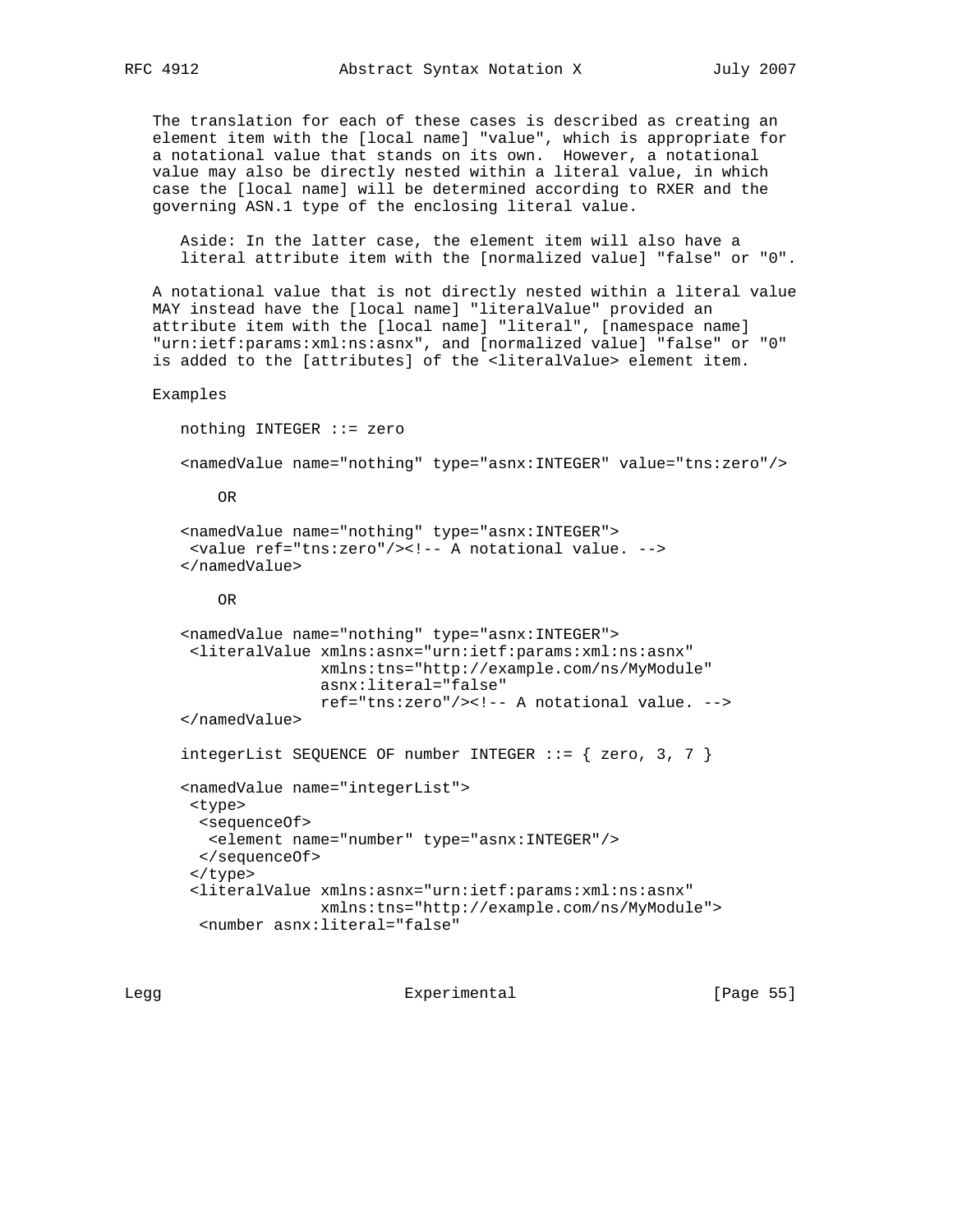The translation for each of these cases is described as creating an element item with the [local name] "value", which is appropriate for a notational value that stands on its own. However, a notational value may also be directly nested within a literal value, in which case the [local name] will be determined according to RXER and the governing ASN.1 type of the enclosing literal value.

Aside: In the latter case, the element item will also have a literal attribute item with the [normalized value] "false" or "0".

A notational value that is not directly nested within a literal value MAY instead have the [local name] "literalValue" provided an attribute item with the [local name] "literal", [namespace name] "urn:ietf:params:xml:ns:asnx", and [normalized value] "false" or "0" is added to the [attributes] of the <literalValue> element item.

Examples

```
nothing INTEGER ::= zero

<namedValue name="nothing" type="asnx:INTEGER" value="tns:zero"/>

    OR

<namedValue name="nothing" type="asnx:INTEGER">
 <value ref="tns:zero"/><!-- A notational value. -->
</namedValue>

    OR

<namedValue name="nothing" type="asnx:INTEGER">
 <literalValue xmlns:asnx="urn:ietf:params:xml:ns:asnx"
               xmlns:tns="http://example.com/ns/MyModule"
               asnx:literal="false"
               ref="tns:zero"/><!-- A notational value. -->
</namedValue>

integerList SEQUENCE OF number INTEGER ::= { zero, 3, 7 }

<namedValue name="integerList">
 <type>
  <sequenceOf>
   <element name="number" type="asnx:INTEGER"/>
  </sequenceOf>
 </type>
 <literalValue xmlns:asnx="urn:ietf:params:xml:ns:asnx"
               xmlns:tns="http://example.com/ns/MyModule">
  <number asnx:literal="false"
```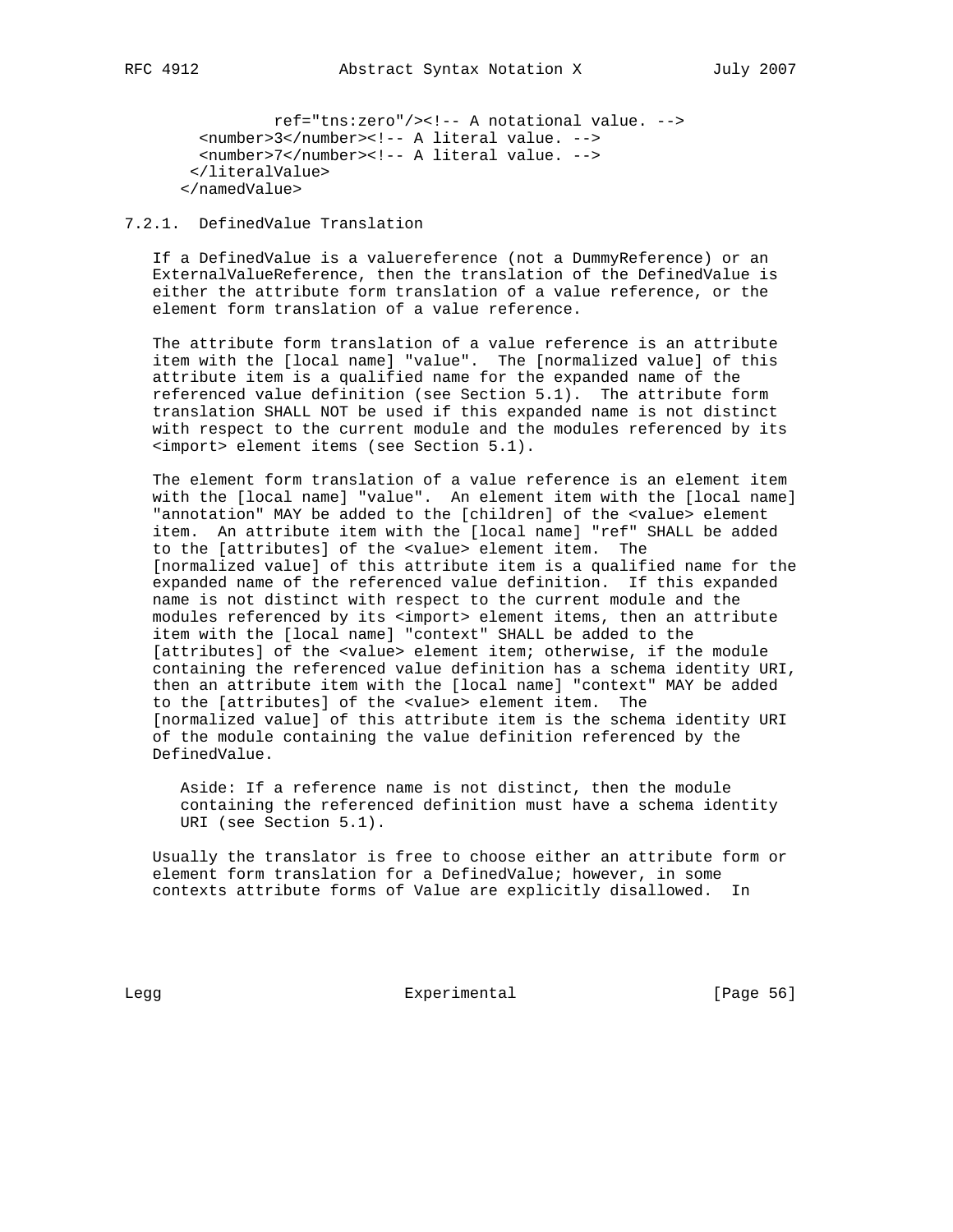```
             ref="tns:zero"/><!-- A notational value. -->
    <number>3</number><!-- A literal value. -->
    <number>7</number><!-- A literal value. -->
   </literalValue>
  </namedValue>
```

### 7.2.1. DefinedValue Translation

If a DefinedValue is a valuereference (not a DummyReference) or an ExternalValueReference, then the translation of the DefinedValue is either the attribute form translation of a value reference, or the element form translation of a value reference.

The attribute form translation of a value reference is an attribute item with the [local name] "value". The [normalized value] of this attribute item is a qualified name for the expanded name of the referenced value definition (see Section 5.1). The attribute form translation SHALL NOT be used if this expanded name is not distinct with respect to the current module and the modules referenced by its <import> element items (see Section 5.1).

The element form translation of a value reference is an element item with the [local name] "value". An element item with the [local name] "annotation" MAY be added to the [children] of the <value> element item. An attribute item with the [local name] "ref" SHALL be added to the [attributes] of the <value> element item. The [normalized value] of this attribute item is a qualified name for the expanded name of the referenced value definition. If this expanded name is not distinct with respect to the current module and the modules referenced by its <import> element items, then an attribute item with the [local name] "context" SHALL be added to the [attributes] of the <value> element item; otherwise, if the module containing the referenced value definition has a schema identity URI, then an attribute item with the [local name] "context" MAY be added to the [attributes] of the <value> element item. The [normalized value] of this attribute item is the schema identity URI of the module containing the value definition referenced by the DefinedValue.

> Aside: If a reference name is not distinct, then the module containing the referenced definition must have a schema identity URI (see Section 5.1).

Usually the translator is free to choose either an attribute form or element form translation for a DefinedValue; however, in some contexts attribute forms of Value are explicitly disallowed. In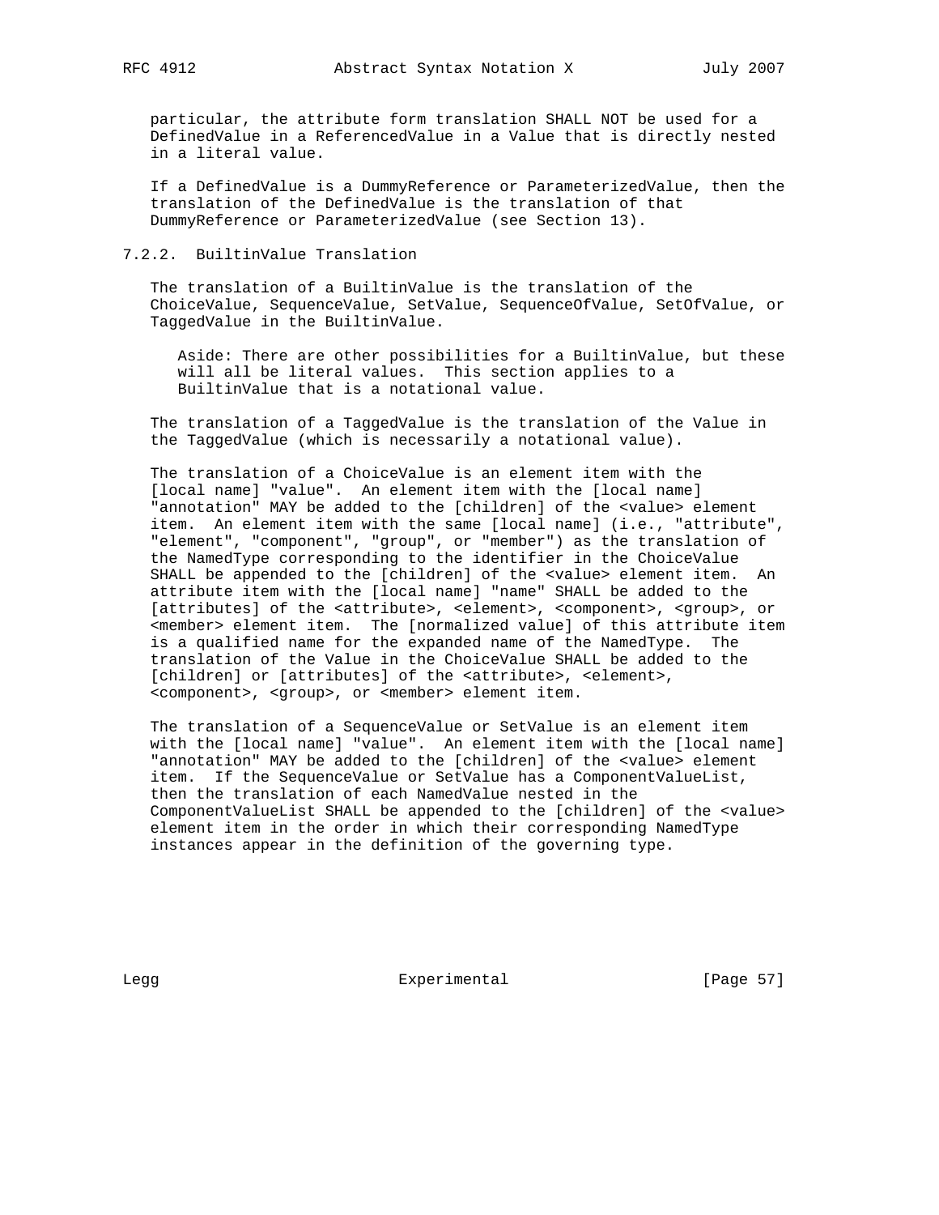particular, the attribute form translation SHALL NOT be used for a DefinedValue in a ReferencedValue in a Value that is directly nested in a literal value.

If a DefinedValue is a DummyReference or ParameterizedValue, then the translation of the DefinedValue is the translation of that DummyReference or ParameterizedValue (see Section 13).

### 7.2.2. BuiltinValue Translation

The translation of a BuiltinValue is the translation of the ChoiceValue, SequenceValue, SetValue, SequenceOfValue, SetOfValue, or TaggedValue in the BuiltinValue.

> Aside: There are other possibilities for a BuiltinValue, but these will all be literal values. This section applies to a BuiltinValue that is a notational value.

The translation of a TaggedValue is the translation of the Value in the TaggedValue (which is necessarily a notational value).

The translation of a ChoiceValue is an element item with the [local name] "value". An element item with the [local name] "annotation" MAY be added to the [children] of the <value> element item. An element item with the same [local name] (i.e., "attribute", "element", "component", "group", or "member") as the translation of the NamedType corresponding to the identifier in the ChoiceValue SHALL be appended to the [children] of the <value> element item. An attribute item with the [local name] "name" SHALL be added to the [attributes] of the <attribute>, <element>, <component>, <group>, or <member> element item. The [normalized value] of this attribute item is a qualified name for the expanded name of the NamedType. The translation of the Value in the ChoiceValue SHALL be added to the [children] or [attributes] of the <attribute>, <element>, <component>, <group>, or <member> element item.

The translation of a SequenceValue or SetValue is an element item with the [local name] "value". An element item with the [local name] "annotation" MAY be added to the [children] of the <value> element item. If the SequenceValue or SetValue has a ComponentValueList, then the translation of each NamedValue nested in the ComponentValueList SHALL be appended to the [children] of the <value> element item in the order in which their corresponding NamedType instances appear in the definition of the governing type.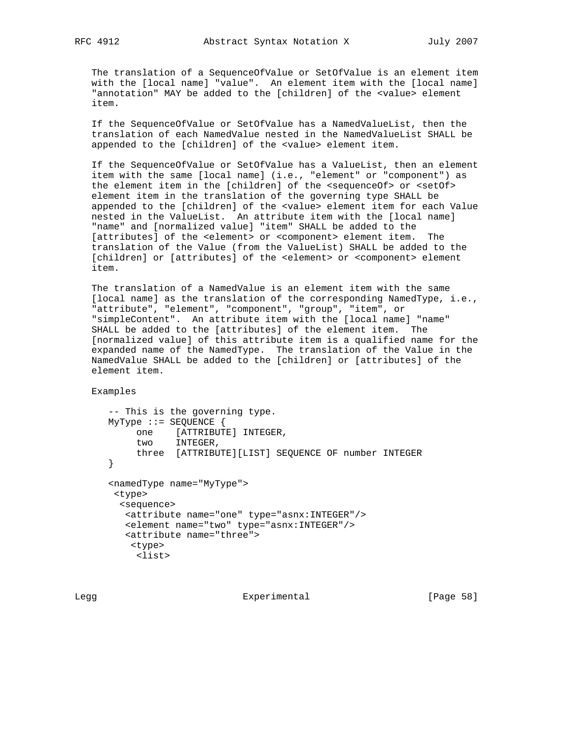The translation of a SequenceOfValue or SetOfValue is an element item with the [local name] "value". An element item with the [local name] "annotation" MAY be added to the [children] of the <value> element item.

If the SequenceOfValue or SetOfValue has a NamedValueList, then the translation of each NamedValue nested in the NamedValueList SHALL be appended to the [children] of the <value> element item.

If the SequenceOfValue or SetOfValue has a ValueList, then an element item with the same [local name] (i.e., "element" or "component") as the element item in the [children] of the <sequenceOf> or <setOf> element item in the translation of the governing type SHALL be appended to the [children] of the <value> element item for each Value nested in the ValueList. An attribute item with the [local name] "name" and [normalized value] "item" SHALL be added to the [attributes] of the <element> or <component> element item. The translation of the Value (from the ValueList) SHALL be added to the [children] or [attributes] of the <element> or <component> element item.

The translation of a NamedValue is an element item with the same [local name] as the translation of the corresponding NamedType, i.e., "attribute", "element", "component", "group", "item", or "simpleContent". An attribute item with the [local name] "name" SHALL be added to the [attributes] of the element item. The [normalized value] of this attribute item is a qualified name for the expanded name of the NamedType. The translation of the Value in the NamedValue SHALL be added to the [children] or [attributes] of the element item.

Examples

```
   -- This is the governing type.
   MyType ::= SEQUENCE {
        one    [ATTRIBUTE] INTEGER,
        two    INTEGER,
        three  [ATTRIBUTE][LIST] SEQUENCE OF number INTEGER
   }

   <namedType name="MyType">
    <type>
     <sequence>
      <attribute name="one" type="asnx:INTEGER"/>
      <element name="two" type="asnx:INTEGER"/>
      <attribute name="three">
       <type>
        <list>
```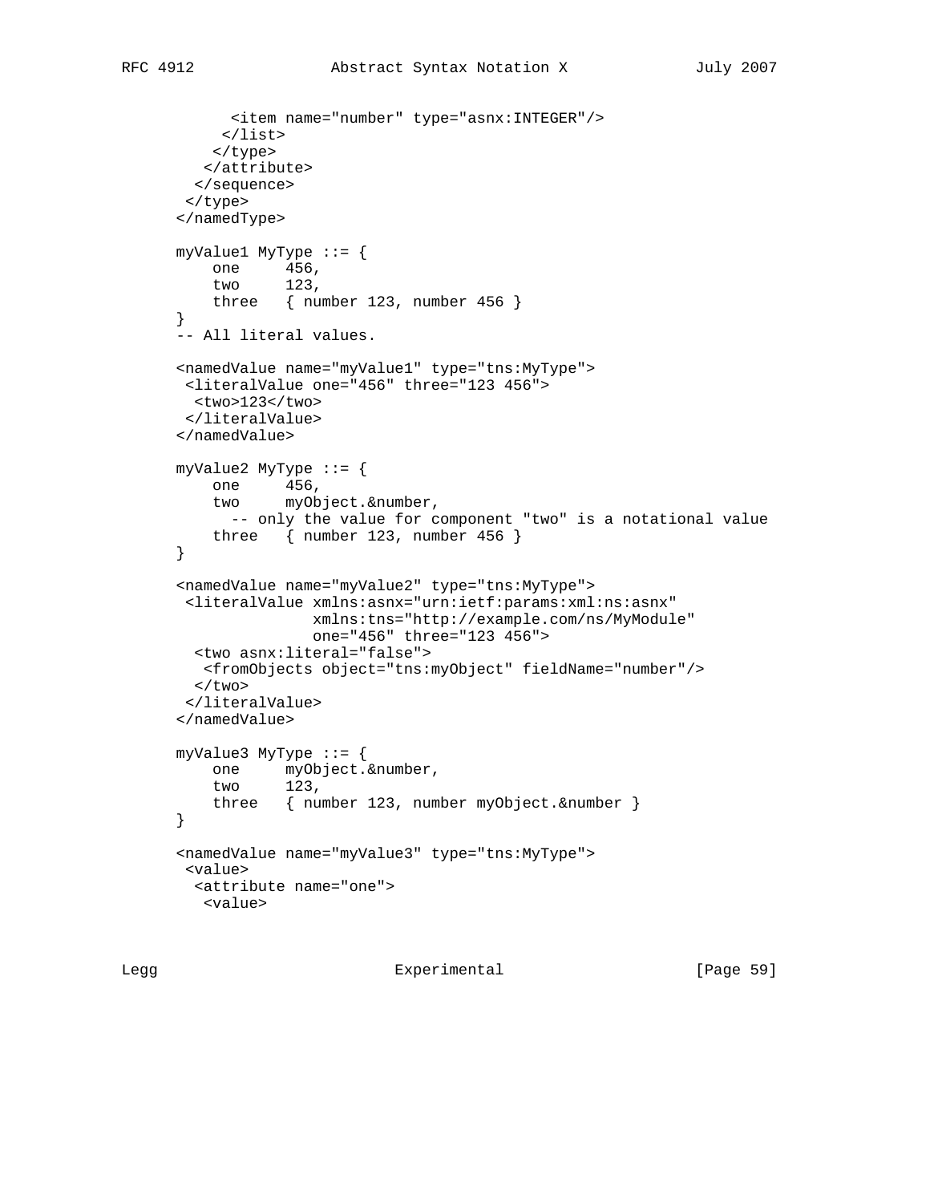```
         <item name="number" type="asnx:INTEGER"/>
        </list>
       </type>
      </attribute>
     </sequence>
    </type>
   </namedType>

   myValue1 MyType ::= {
       one     456,
       two     123,
       three   { number 123, number 456 }
   }
   -- All literal values.

   <namedValue name="myValue1" type="tns:MyType">
    <literalValue one="456" three="123 456">
     <two>123</two>
    </literalValue>
   </namedValue>

   myValue2 MyType ::= {
       one     456,
       two     myObject.&number,
         -- only the value for component "two" is a notational value
       three   { number 123, number 456 }
   }

   <namedValue name="myValue2" type="tns:MyType">
    <literalValue xmlns:asnx="urn:ietf:params:xml:ns:asnx"
                  xmlns:tns="http://example.com/ns/MyModule"
                  one="456" three="123 456">
     <two asnx:literal="false">
      <fromObjects object="tns:myObject" fieldName="number"/>
     </two>
    </literalValue>
   </namedValue>

   myValue3 MyType ::= {
       one     myObject.&number,
       two     123,
       three   { number 123, number myObject.&number }
   }

   <namedValue name="myValue3" type="tns:MyType">
    <value>
     <attribute name="one">
      <value>
```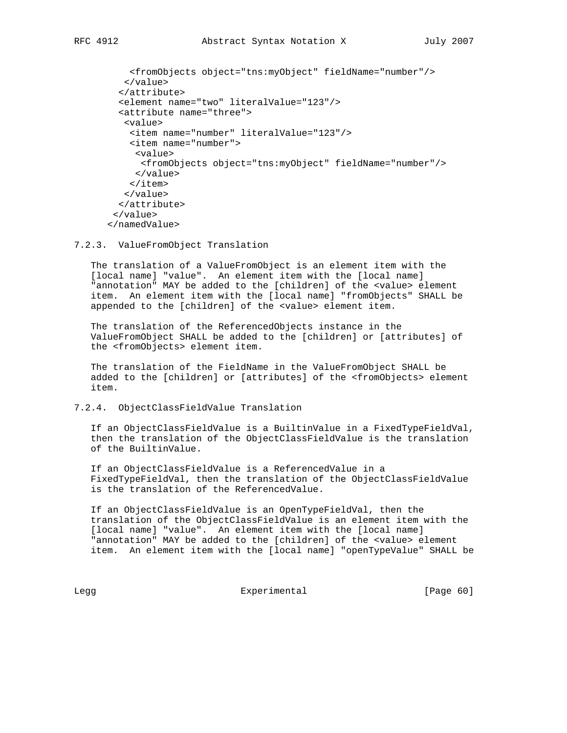```
        <fromObjects object="tns:myObject" fieldName="number"/>
       </value>
      </attribute>
      <element name="two" literalValue="123"/>
      <attribute name="three">
       <value>
        <item name="number" literalValue="123"/>
        <item name="number">
         <value>
          <fromObjects object="tns:myObject" fieldName="number"/>
         </value>
        </item>
       </value>
      </attribute>
     </value>
    </namedValue>
```

### 7.2.3. ValueFromObject Translation

The translation of a ValueFromObject is an element item with the [local name] "value". An element item with the [local name] "annotation" MAY be added to the [children] of the <value> element item. An element item with the [local name] "fromObjects" SHALL be appended to the [children] of the <value> element item.

The translation of the ReferencedObjects instance in the ValueFromObject SHALL be added to the [children] or [attributes] of the <fromObjects> element item.

The translation of the FieldName in the ValueFromObject SHALL be added to the [children] or [attributes] of the <fromObjects> element item.

### 7.2.4. ObjectClassFieldValue Translation

If an ObjectClassFieldValue is a BuiltinValue in a FixedTypeFieldVal, then the translation of the ObjectClassFieldValue is the translation of the BuiltinValue.

If an ObjectClassFieldValue is a ReferencedValue in a FixedTypeFieldVal, then the translation of the ObjectClassFieldValue is the translation of the ReferencedValue.

If an ObjectClassFieldValue is an OpenTypeFieldVal, then the translation of the ObjectClassFieldValue is an element item with the [local name] "value". An element item with the [local name] "annotation" MAY be added to the [children] of the <value> element item. An element item with the [local name] "openTypeValue" SHALL be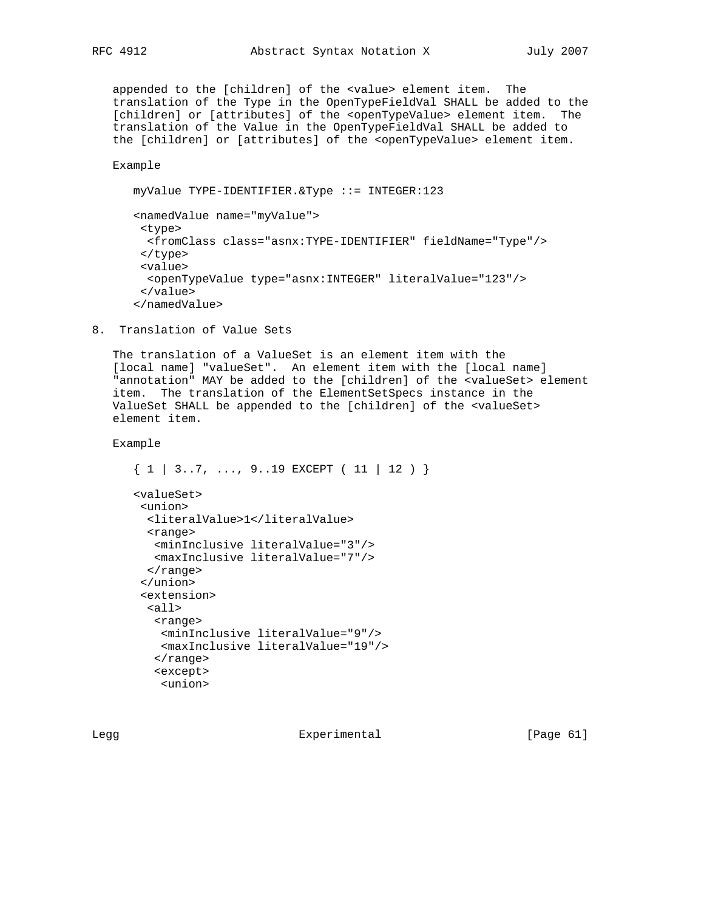appended to the [children] of the <value> element item. The translation of the Type in the OpenTypeFieldVal SHALL be added to the [children] or [attributes] of the <openTypeValue> element item. The translation of the Value in the OpenTypeFieldVal SHALL be added to the [children] or [attributes] of the <openTypeValue> element item.

Example

```
myValue TYPE-IDENTIFIER.&Type ::= INTEGER:123

<namedValue name="myValue">
 <type>
  <fromClass class="asnx:TYPE-IDENTIFIER" fieldName="Type"/>
 </type>
 <value>
  <openTypeValue type="asnx:INTEGER" literalValue="123"/>
 </value>
</namedValue>
```

## 8. Translation of Value Sets

The translation of a ValueSet is an element item with the [local name] "valueSet". An element item with the [local name] "annotation" MAY be added to the [children] of the <valueSet> element item. The translation of the ElementSetSpecs instance in the ValueSet SHALL be appended to the [children] of the <valueSet> element item.

Example

```
{ 1 | 3..7, ..., 9..19 EXCEPT ( 11 | 12 ) }

<valueSet>
 <union>
  <literalValue>1</literalValue>
  <range>
   <minInclusive literalValue="3"/>
   <maxInclusive literalValue="7"/>
  </range>
 </union>
 <extension>
  <all>
   <range>
    <minInclusive literalValue="9"/>
    <maxInclusive literalValue="19"/>
   </range>
   <except>
    <union>
```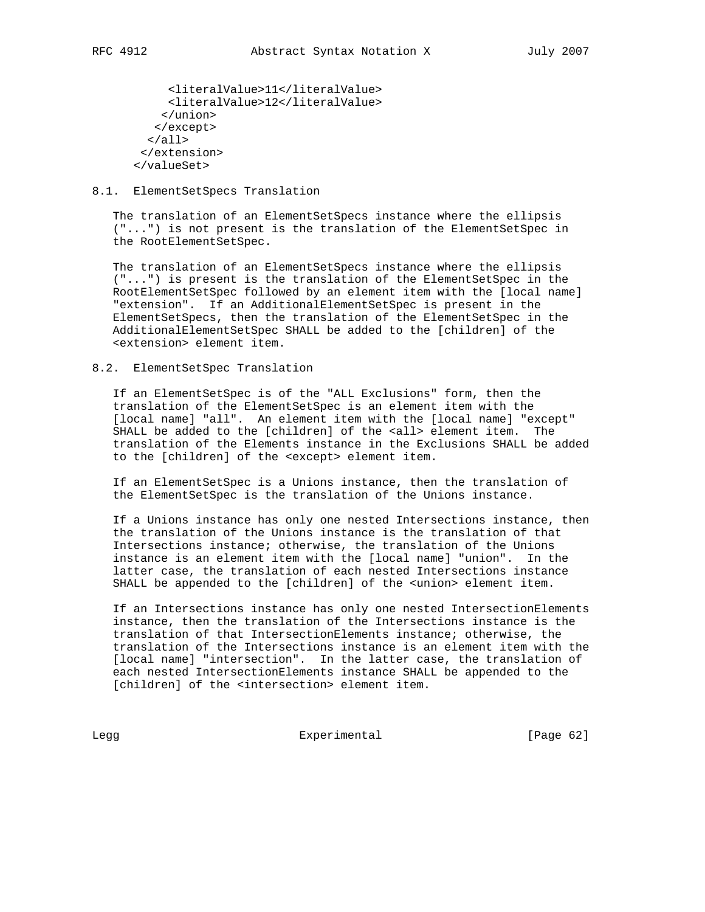```
       <literalValue>11</literalValue>
       <literalValue>12</literalValue>
      </union>
     </except>
    </all>
   </extension>
  </valueSet>
```

### 8.1. ElementSetSpecs Translation

The translation of an ElementSetSpecs instance where the ellipsis ("...") is not present is the translation of the ElementSetSpec in the RootElementSetSpec.

The translation of an ElementSetSpecs instance where the ellipsis ("...") is present is the translation of the ElementSetSpec in the RootElementSetSpec followed by an element item with the [local name] "extension". If an AdditionalElementSetSpec is present in the ElementSetSpecs, then the translation of the ElementSetSpec in the AdditionalElementSetSpec SHALL be added to the [children] of the <extension> element item.

### 8.2. ElementSetSpec Translation

If an ElementSetSpec is of the "ALL Exclusions" form, then the translation of the ElementSetSpec is an element item with the [local name] "all". An element item with the [local name] "except" SHALL be added to the [children] of the <all> element item. The translation of the Elements instance in the Exclusions SHALL be added to the [children] of the <except> element item.

If an ElementSetSpec is a Unions instance, then the translation of the ElementSetSpec is the translation of the Unions instance.

If a Unions instance has only one nested Intersections instance, then the translation of the Unions instance is the translation of that Intersections instance; otherwise, the translation of the Unions instance is an element item with the [local name] "union". In the latter case, the translation of each nested Intersections instance SHALL be appended to the [children] of the <union> element item.

If an Intersections instance has only one nested IntersectionElements instance, then the translation of the Intersections instance is the translation of that IntersectionElements instance; otherwise, the translation of the Intersections instance is an element item with the [local name] "intersection". In the latter case, the translation of each nested IntersectionElements instance SHALL be appended to the [children] of the <intersection> element item.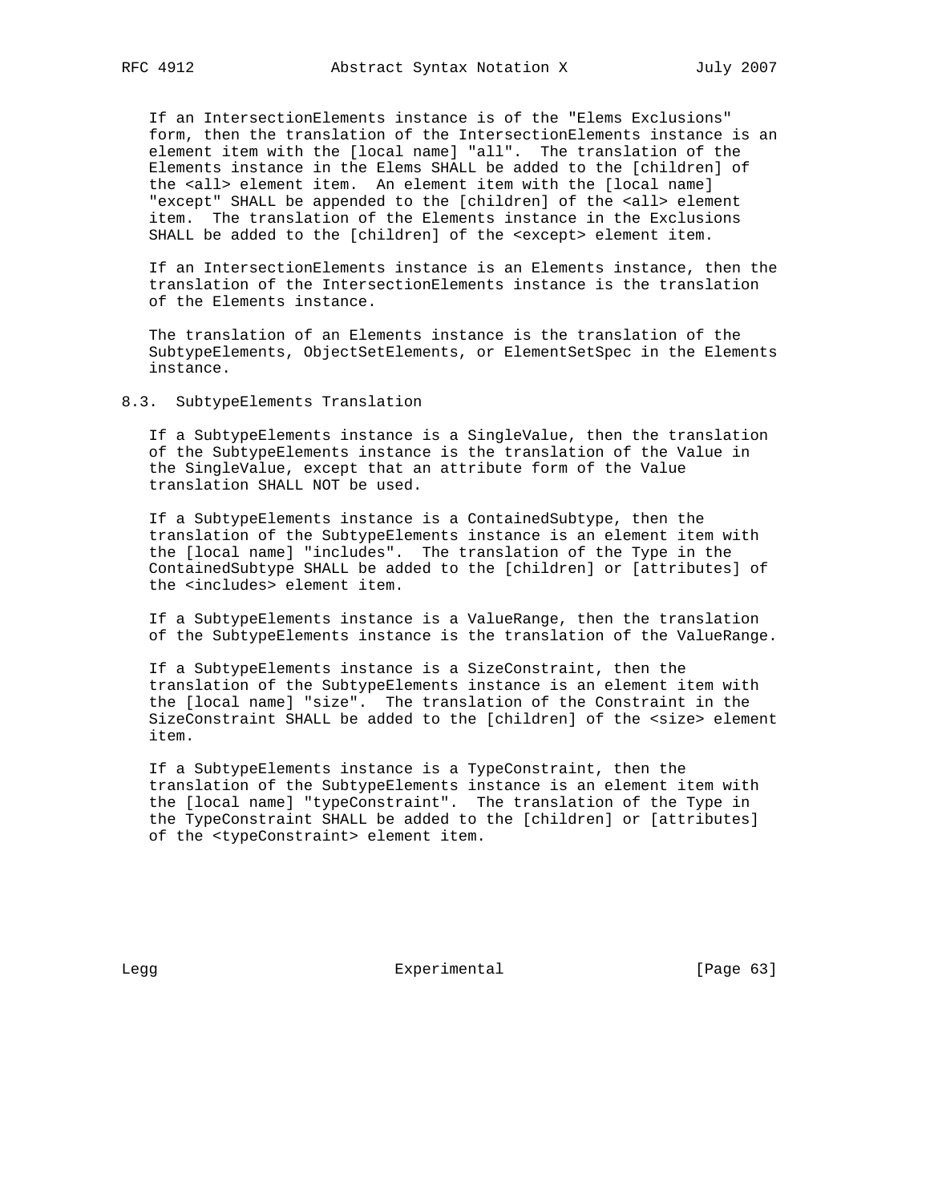If an IntersectionElements instance is of the "Elems Exclusions" form, then the translation of the IntersectionElements instance is an element item with the [local name] "all". The translation of the Elements instance in the Elems SHALL be added to the [children] of the <all> element item. An element item with the [local name] "except" SHALL be appended to the [children] of the <all> element item. The translation of the Elements instance in the Exclusions SHALL be added to the [children] of the <except> element item.

If an IntersectionElements instance is an Elements instance, then the translation of the IntersectionElements instance is the translation of the Elements instance.

The translation of an Elements instance is the translation of the SubtypeElements, ObjectSetElements, or ElementSetSpec in the Elements instance.

### 8.3. SubtypeElements Translation

If a SubtypeElements instance is a SingleValue, then the translation of the SubtypeElements instance is the translation of the Value in the SingleValue, except that an attribute form of the Value translation SHALL NOT be used.

If a SubtypeElements instance is a ContainedSubtype, then the translation of the SubtypeElements instance is an element item with the [local name] "includes". The translation of the Type in the ContainedSubtype SHALL be added to the [children] or [attributes] of the <includes> element item.

If a SubtypeElements instance is a ValueRange, then the translation of the SubtypeElements instance is the translation of the ValueRange.

If a SubtypeElements instance is a SizeConstraint, then the translation of the SubtypeElements instance is an element item with the [local name] "size". The translation of the Constraint in the SizeConstraint SHALL be added to the [children] of the <size> element item.

If a SubtypeElements instance is a TypeConstraint, then the translation of the SubtypeElements instance is an element item with the [local name] "typeConstraint". The translation of the Type in the TypeConstraint SHALL be added to the [children] or [attributes] of the <typeConstraint> element item.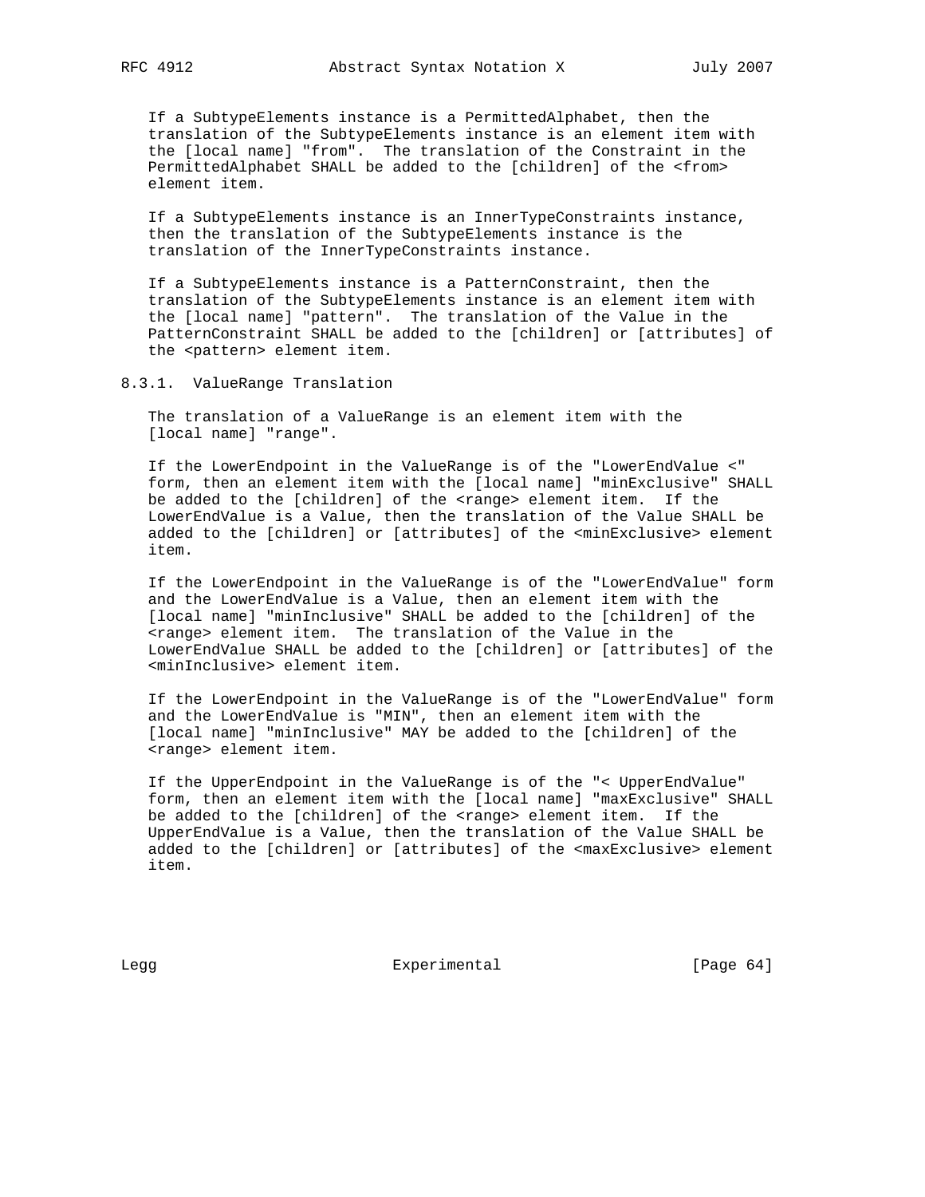If a SubtypeElements instance is a PermittedAlphabet, then the translation of the SubtypeElements instance is an element item with the [local name] "from". The translation of the Constraint in the PermittedAlphabet SHALL be added to the [children] of the <from> element item.

If a SubtypeElements instance is an InnerTypeConstraints instance, then the translation of the SubtypeElements instance is the translation of the InnerTypeConstraints instance.

If a SubtypeElements instance is a PatternConstraint, then the translation of the SubtypeElements instance is an element item with the [local name] "pattern". The translation of the Value in the PatternConstraint SHALL be added to the [children] or [attributes] of the <pattern> element item.

### 8.3.1. ValueRange Translation

The translation of a ValueRange is an element item with the [local name] "range".

If the LowerEndpoint in the ValueRange is of the "LowerEndValue <" form, then an element item with the [local name] "minExclusive" SHALL be added to the [children] of the <range> element item. If the LowerEndValue is a Value, then the translation of the Value SHALL be added to the [children] or [attributes] of the <minExclusive> element item.

If the LowerEndpoint in the ValueRange is of the "LowerEndValue" form and the LowerEndValue is a Value, then an element item with the [local name] "minInclusive" SHALL be added to the [children] of the <range> element item. The translation of the Value in the LowerEndValue SHALL be added to the [children] or [attributes] of the <minInclusive> element item.

If the LowerEndpoint in the ValueRange is of the "LowerEndValue" form and the LowerEndValue is "MIN", then an element item with the [local name] "minInclusive" MAY be added to the [children] of the <range> element item.

If the UpperEndpoint in the ValueRange is of the "< UpperEndValue" form, then an element item with the [local name] "maxExclusive" SHALL be added to the [children] of the <range> element item. If the UpperEndValue is a Value, then the translation of the Value SHALL be added to the [children] or [attributes] of the <maxExclusive> element item.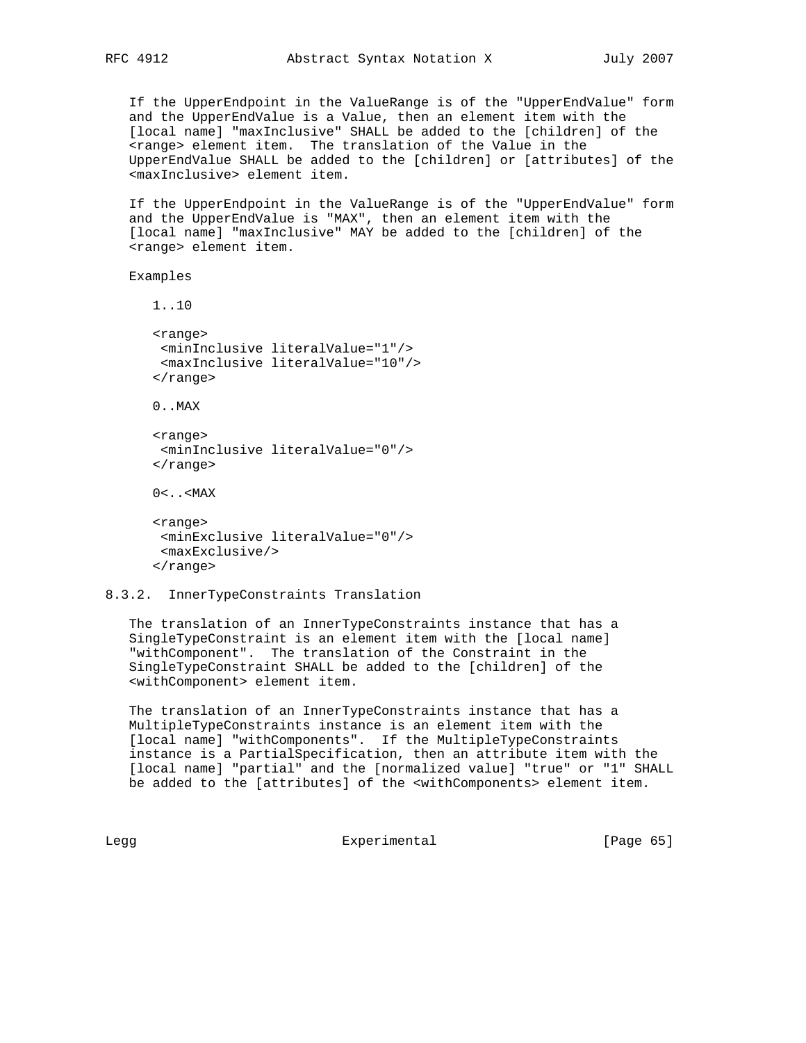If the UpperEndpoint in the ValueRange is of the "UpperEndValue" form and the UpperEndValue is a Value, then an element item with the [local name] "maxInclusive" SHALL be added to the [children] of the <range> element item. The translation of the Value in the UpperEndValue SHALL be added to the [children] or [attributes] of the <maxInclusive> element item.

If the UpperEndpoint in the ValueRange is of the "UpperEndValue" form and the UpperEndValue is "MAX", then an element item with the [local name] "maxInclusive" MAY be added to the [children] of the <range> element item.

Examples

```
1..10

<range>
 <minInclusive literalValue="1"/>
 <maxInclusive literalValue="10"/>
</range>

0..MAX

<range>
 <minInclusive literalValue="0"/>
</range>

0<..<MAX

<range>
 <minExclusive literalValue="0"/>
 <maxExclusive/>
</range>
```

### 8.3.2. InnerTypeConstraints Translation

The translation of an InnerTypeConstraints instance that has a SingleTypeConstraint is an element item with the [local name] "withComponent". The translation of the Constraint in the SingleTypeConstraint SHALL be added to the [children] of the <withComponent> element item.

The translation of an InnerTypeConstraints instance that has a MultipleTypeConstraints instance is an element item with the [local name] "withComponents". If the MultipleTypeConstraints instance is a PartialSpecification, then an attribute item with the [local name] "partial" and the [normalized value] "true" or "1" SHALL be added to the [attributes] of the <withComponents> element item.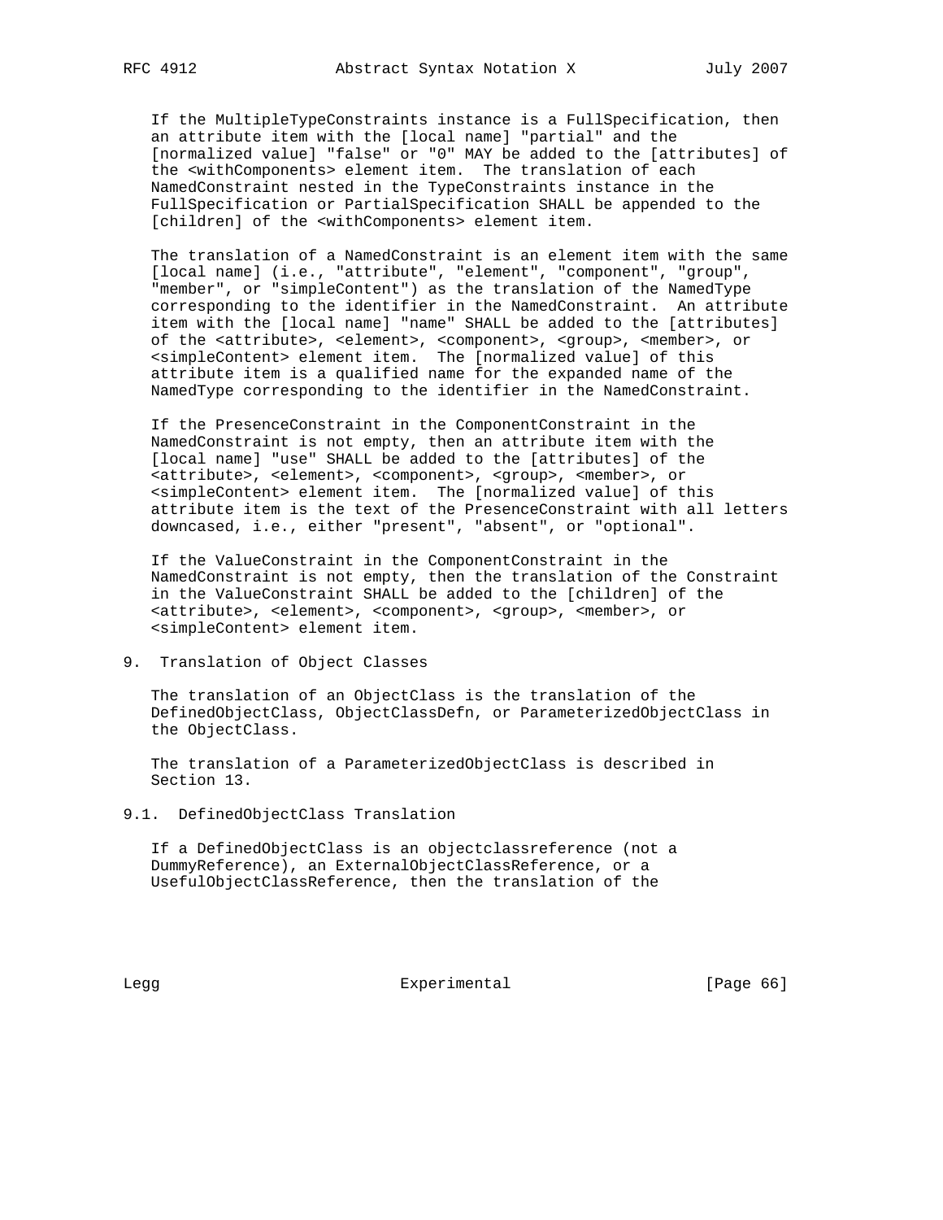If the MultipleTypeConstraints instance is a FullSpecification, then an attribute item with the [local name] "partial" and the [normalized value] "false" or "0" MAY be added to the [attributes] of the <withComponents> element item. The translation of each NamedConstraint nested in the TypeConstraints instance in the FullSpecification or PartialSpecification SHALL be appended to the [children] of the <withComponents> element item.

The translation of a NamedConstraint is an element item with the same [local name] (i.e., "attribute", "element", "component", "group", "member", or "simpleContent") as the translation of the NamedType corresponding to the identifier in the NamedConstraint. An attribute item with the [local name] "name" SHALL be added to the [attributes] of the <attribute>, <element>, <component>, <group>, <member>, or <simpleContent> element item. The [normalized value] of this attribute item is a qualified name for the expanded name of the NamedType corresponding to the identifier in the NamedConstraint.

If the PresenceConstraint in the ComponentConstraint in the NamedConstraint is not empty, then an attribute item with the [local name] "use" SHALL be added to the [attributes] of the <attribute>, <element>, <component>, <group>, <member>, or <simpleContent> element item. The [normalized value] of this attribute item is the text of the PresenceConstraint with all letters downcased, i.e., either "present", "absent", or "optional".

If the ValueConstraint in the ComponentConstraint in the NamedConstraint is not empty, then the translation of the Constraint in the ValueConstraint SHALL be added to the [children] of the <attribute>, <element>, <component>, <group>, <member>, or <simpleContent> element item.

## 9. Translation of Object Classes

The translation of an ObjectClass is the translation of the DefinedObjectClass, ObjectClassDefn, or ParameterizedObjectClass in the ObjectClass.

The translation of a ParameterizedObjectClass is described in Section 13.

### 9.1. DefinedObjectClass Translation

If a DefinedObjectClass is an objectclassreference (not a DummyReference), an ExternalObjectClassReference, or a UsefulObjectClassReference, then the translation of the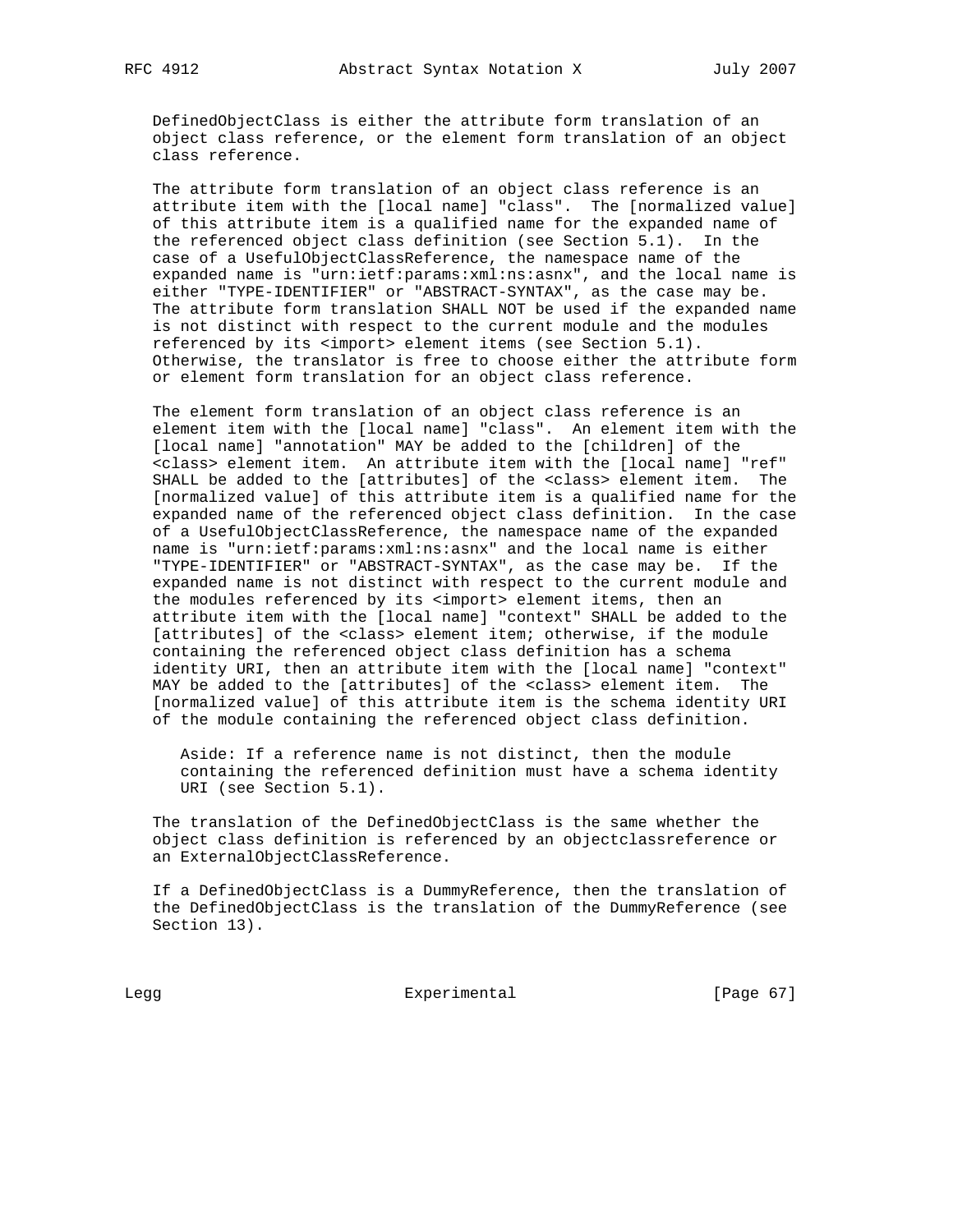DefinedObjectClass is either the attribute form translation of an object class reference, or the element form translation of an object class reference.

The attribute form translation of an object class reference is an attribute item with the [local name] "class". The [normalized value] of this attribute item is a qualified name for the expanded name of the referenced object class definition (see Section 5.1). In the case of a UsefulObjectClassReference, the namespace name of the expanded name is "urn:ietf:params:xml:ns:asnx", and the local name is either "TYPE-IDENTIFIER" or "ABSTRACT-SYNTAX", as the case may be. The attribute form translation SHALL NOT be used if the expanded name is not distinct with respect to the current module and the modules referenced by its <import> element items (see Section 5.1). Otherwise, the translator is free to choose either the attribute form or element form translation for an object class reference.

The element form translation of an object class reference is an element item with the [local name] "class". An element item with the [local name] "annotation" MAY be added to the [children] of the <class> element item. An attribute item with the [local name] "ref" SHALL be added to the [attributes] of the <class> element item. The [normalized value] of this attribute item is a qualified name for the expanded name of the referenced object class definition. In the case of a UsefulObjectClassReference, the namespace name of the expanded name is "urn:ietf:params:xml:ns:asnx" and the local name is either "TYPE-IDENTIFIER" or "ABSTRACT-SYNTAX", as the case may be. If the expanded name is not distinct with respect to the current module and the modules referenced by its <import> element items, then an attribute item with the [local name] "context" SHALL be added to the [attributes] of the <class> element item; otherwise, if the module containing the referenced object class definition has a schema identity URI, then an attribute item with the [local name] "context" MAY be added to the [attributes] of the <class> element item. The [normalized value] of this attribute item is the schema identity URI of the module containing the referenced object class definition.

> Aside: If a reference name is not distinct, then the module containing the referenced definition must have a schema identity URI (see Section 5.1).

The translation of the DefinedObjectClass is the same whether the object class definition is referenced by an objectclassreference or an ExternalObjectClassReference.

If a DefinedObjectClass is a DummyReference, then the translation of the DefinedObjectClass is the translation of the DummyReference (see Section 13).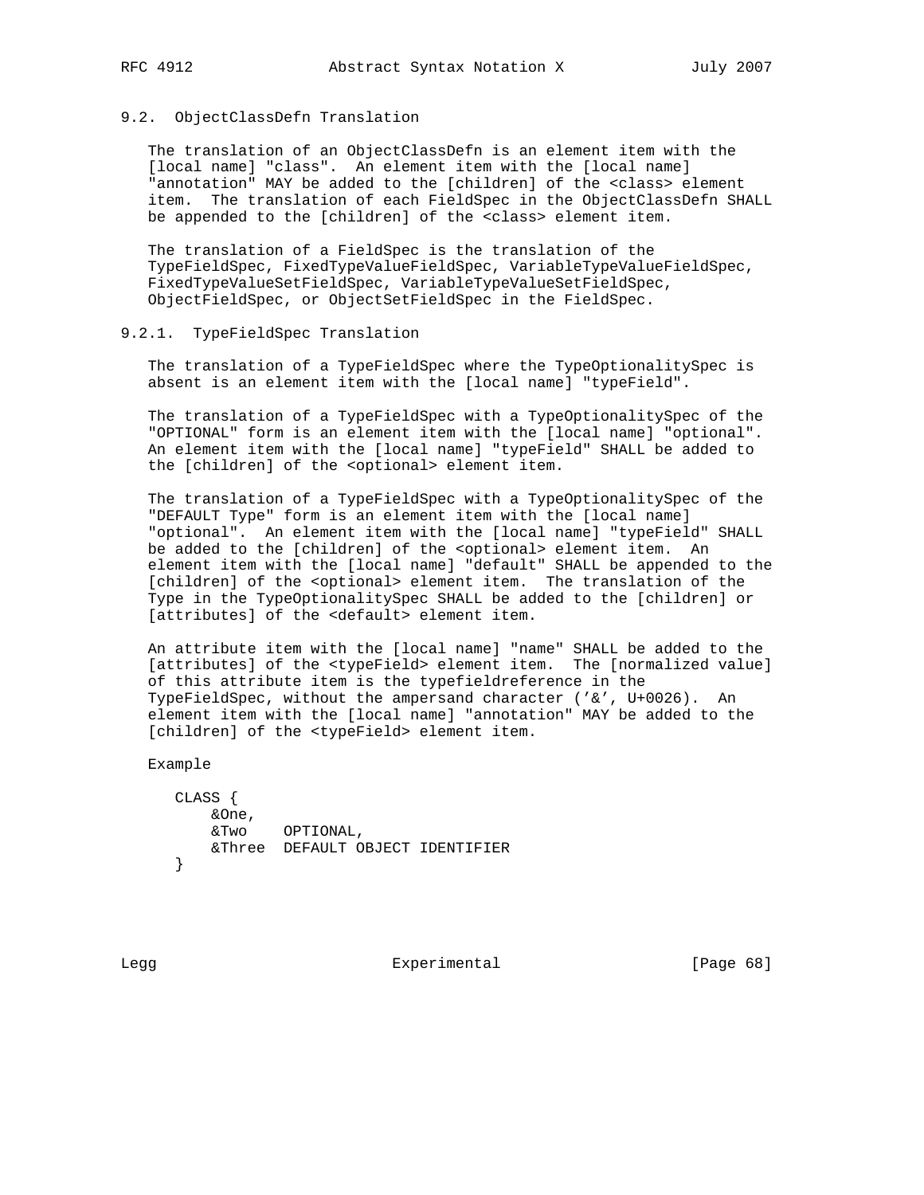### 9.2. ObjectClassDefn Translation

The translation of an ObjectClassDefn is an element item with the [local name] "class". An element item with the [local name] "annotation" MAY be added to the [children] of the <class> element item. The translation of each FieldSpec in the ObjectClassDefn SHALL be appended to the [children] of the <class> element item.

The translation of a FieldSpec is the translation of the TypeFieldSpec, FixedTypeValueFieldSpec, VariableTypeValueFieldSpec, FixedTypeValueSetFieldSpec, VariableTypeValueSetFieldSpec, ObjectFieldSpec, or ObjectSetFieldSpec in the FieldSpec.

#### 9.2.1. TypeFieldSpec Translation

The translation of a TypeFieldSpec where the TypeOptionalitySpec is absent is an element item with the [local name] "typeField".

The translation of a TypeFieldSpec with a TypeOptionalitySpec of the "OPTIONAL" form is an element item with the [local name] "optional". An element item with the [local name] "typeField" SHALL be added to the [children] of the <optional> element item.

The translation of a TypeFieldSpec with a TypeOptionalitySpec of the "DEFAULT Type" form is an element item with the [local name] "optional". An element item with the [local name] "typeField" SHALL be added to the [children] of the <optional> element item. An element item with the [local name] "default" SHALL be appended to the [children] of the <optional> element item. The translation of the Type in the TypeOptionalitySpec SHALL be added to the [children] or [attributes] of the <default> element item.

An attribute item with the [local name] "name" SHALL be added to the [attributes] of the <typeField> element item. The [normalized value] of this attribute item is the typefieldreference in the TypeFieldSpec, without the ampersand character ('&', U+0026). An element item with the [local name] "annotation" MAY be added to the [children] of the <typeField> element item.

Example

```
CLASS {
    &One,
    &Two    OPTIONAL,
    &Three  DEFAULT OBJECT IDENTIFIER
}
```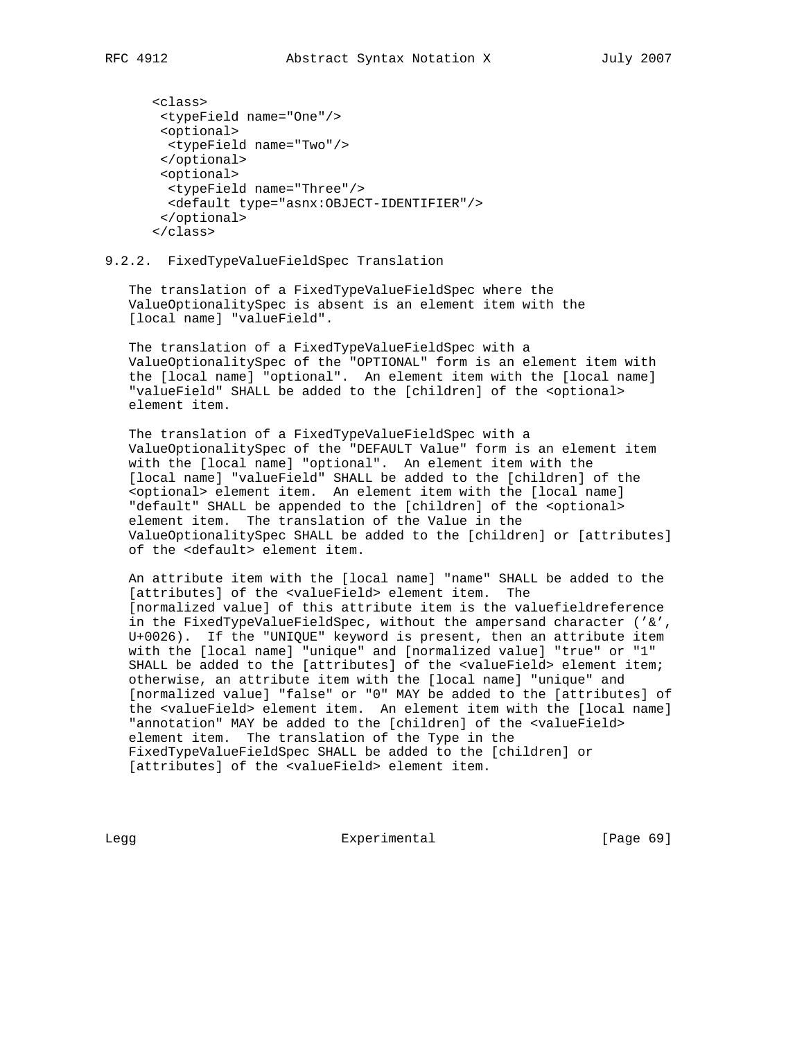```
<class>
 <typeField name="One"/>
 <optional>
  <typeField name="Two"/>
 </optional>
 <optional>
  <typeField name="Three"/>
  <default type="asnx:OBJECT-IDENTIFIER"/>
 </optional>
</class>
```

### 9.2.2. FixedTypeValueFieldSpec Translation

The translation of a FixedTypeValueFieldSpec where the ValueOptionalitySpec is absent is an element item with the [local name] "valueField".

The translation of a FixedTypeValueFieldSpec with a ValueOptionalitySpec of the "OPTIONAL" form is an element item with the [local name] "optional". An element item with the [local name] "valueField" SHALL be added to the [children] of the <optional> element item.

The translation of a FixedTypeValueFieldSpec with a ValueOptionalitySpec of the "DEFAULT Value" form is an element item with the [local name] "optional". An element item with the [local name] "valueField" SHALL be added to the [children] of the <optional> element item. An element item with the [local name] "default" SHALL be appended to the [children] of the <optional> element item. The translation of the Value in the ValueOptionalitySpec SHALL be added to the [children] or [attributes] of the <default> element item.

An attribute item with the [local name] "name" SHALL be added to the [attributes] of the <valueField> element item. The [normalized value] of this attribute item is the valuefieldreference in the FixedTypeValueFieldSpec, without the ampersand character ('&', U+0026). If the "UNIQUE" keyword is present, then an attribute item with the [local name] "unique" and [normalized value] "true" or "1" SHALL be added to the [attributes] of the <valueField> element item; otherwise, an attribute item with the [local name] "unique" and [normalized value] "false" or "0" MAY be added to the [attributes] of the <valueField> element item. An element item with the [local name] "annotation" MAY be added to the [children] of the <valueField> element item. The translation of the Type in the FixedTypeValueFieldSpec SHALL be added to the [children] or [attributes] of the <valueField> element item.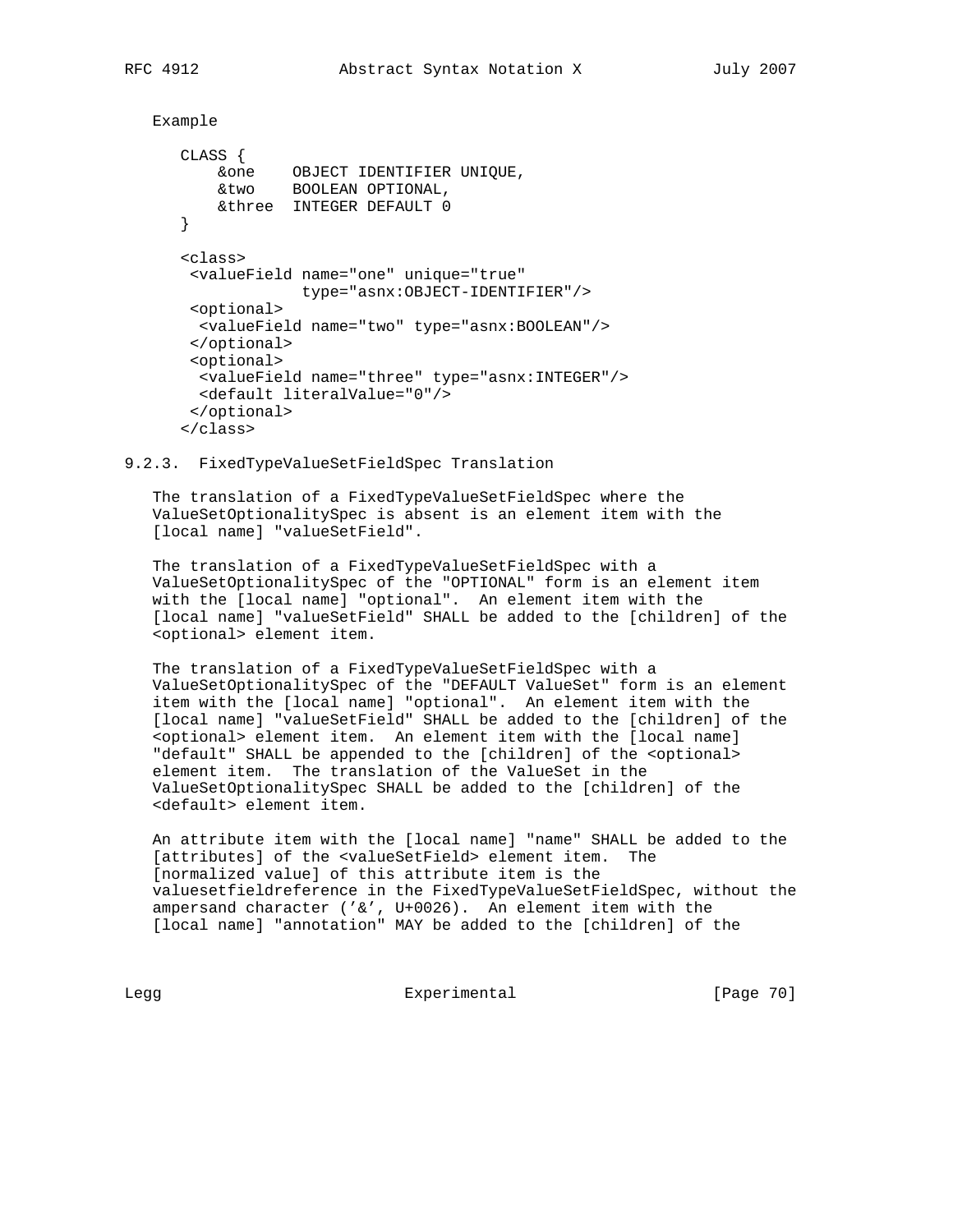Example

```
CLASS {
    &one    OBJECT IDENTIFIER UNIQUE,
    &two    BOOLEAN OPTIONAL,
    &three  INTEGER DEFAULT 0
}

<class>
 <valueField name="one" unique="true"
             type="asnx:OBJECT-IDENTIFIER"/>
 <optional>
  <valueField name="two" type="asnx:BOOLEAN"/>
 </optional>
 <optional>
  <valueField name="three" type="asnx:INTEGER"/>
  <default literalValue="0"/>
 </optional>
</class>
```

### 9.2.3. FixedTypeValueSetFieldSpec Translation

The translation of a FixedTypeValueSetFieldSpec where the ValueSetOptionalitySpec is absent is an element item with the [local name] "valueSetField".

The translation of a FixedTypeValueSetFieldSpec with a ValueSetOptionalitySpec of the "OPTIONAL" form is an element item with the [local name] "optional". An element item with the [local name] "valueSetField" SHALL be added to the [children] of the <optional> element item.

The translation of a FixedTypeValueSetFieldSpec with a ValueSetOptionalitySpec of the "DEFAULT ValueSet" form is an element item with the [local name] "optional". An element item with the [local name] "valueSetField" SHALL be added to the [children] of the <optional> element item. An element item with the [local name] "default" SHALL be appended to the [children] of the <optional> element item. The translation of the ValueSet in the ValueSetOptionalitySpec SHALL be added to the [children] of the <default> element item.

An attribute item with the [local name] "name" SHALL be added to the [attributes] of the <valueSetField> element item. The [normalized value] of this attribute item is the valuesetfieldreference in the FixedTypeValueSetFieldSpec, without the ampersand character ('&', U+0026). An element item with the [local name] "annotation" MAY be added to the [children] of the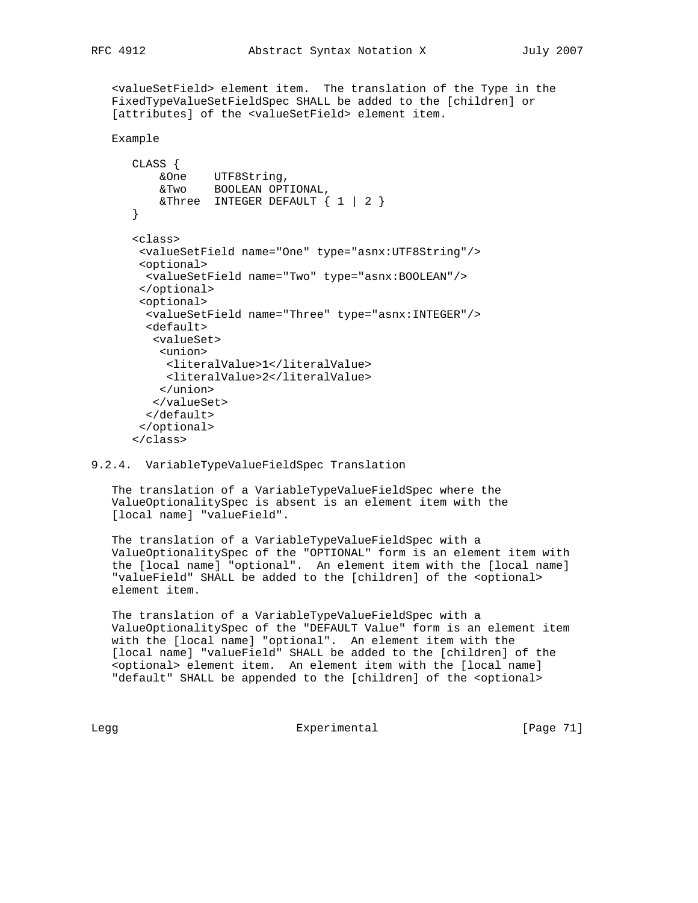<valueSetField> element item. The translation of the Type in the FixedTypeValueSetFieldSpec SHALL be added to the [children] or [attributes] of the <valueSetField> element item.

Example

```
CLASS {
    &One    UTF8String,
    &Two    BOOLEAN OPTIONAL,
    &Three  INTEGER DEFAULT { 1 | 2 }
}

<class>
 <valueSetField name="One" type="asnx:UTF8String"/>
 <optional>
  <valueSetField name="Two" type="asnx:BOOLEAN"/>
 </optional>
 <optional>
  <valueSetField name="Three" type="asnx:INTEGER"/>
  <default>
   <valueSet>
    <union>
     <literalValue>1</literalValue>
     <literalValue>2</literalValue>
    </union>
   </valueSet>
  </default>
 </optional>
</class>
```

### 9.2.4. VariableTypeValueFieldSpec Translation

The translation of a VariableTypeValueFieldSpec where the ValueOptionalitySpec is absent is an element item with the [local name] "valueField".

The translation of a VariableTypeValueFieldSpec with a ValueOptionalitySpec of the "OPTIONAL" form is an element item with the [local name] "optional". An element item with the [local name] "valueField" SHALL be added to the [children] of the <optional> element item.

The translation of a VariableTypeValueFieldSpec with a ValueOptionalitySpec of the "DEFAULT Value" form is an element item with the [local name] "optional". An element item with the [local name] "valueField" SHALL be added to the [children] of the <optional> element item. An element item with the [local name] "default" SHALL be appended to the [children] of the <optional>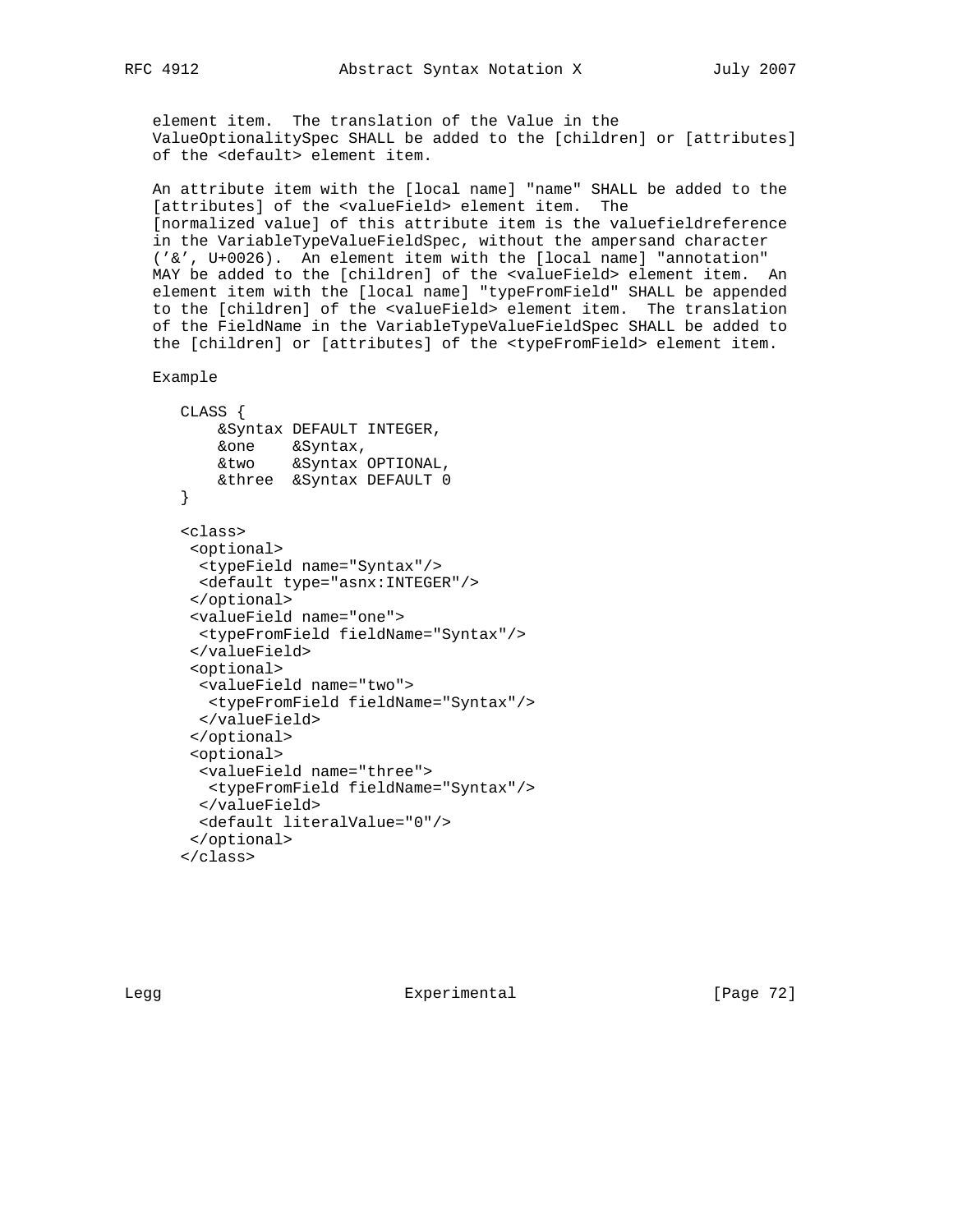element item. The translation of the Value in the ValueOptionalitySpec SHALL be added to the [children] or [attributes] of the <default> element item.

An attribute item with the [local name] "name" SHALL be added to the [attributes] of the <valueField> element item. The [normalized value] of this attribute item is the valuefieldreference in the VariableTypeValueFieldSpec, without the ampersand character ('&', U+0026). An element item with the [local name] "annotation" MAY be added to the [children] of the <valueField> element item. An element item with the [local name] "typeFromField" SHALL be appended to the [children] of the <valueField> element item. The translation of the FieldName in the VariableTypeValueFieldSpec SHALL be added to the [children] or [attributes] of the <typeFromField> element item.

Example

```
CLASS {
    &Syntax DEFAULT INTEGER,
    &one    &Syntax,
    &two    &Syntax OPTIONAL,
    &three  &Syntax DEFAULT 0
}

<class>
 <optional>
  <typeField name="Syntax"/>
  <default type="asnx:INTEGER"/>
 </optional>
 <valueField name="one">
  <typeFromField fieldName="Syntax"/>
 </valueField>
 <optional>
  <valueField name="two">
   <typeFromField fieldName="Syntax"/>
  </valueField>
 </optional>
 <optional>
  <valueField name="three">
   <typeFromField fieldName="Syntax"/>
  </valueField>
  <default literalValue="0"/>
 </optional>
</class>
```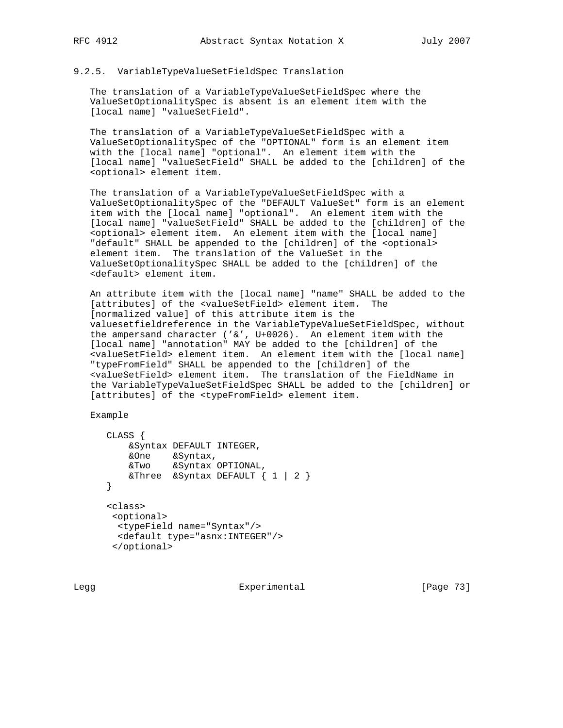### 9.2.5. VariableTypeValueSetFieldSpec Translation

The translation of a VariableTypeValueSetFieldSpec where the ValueSetOptionalitySpec is absent is an element item with the [local name] "valueSetField".

The translation of a VariableTypeValueSetFieldSpec with a ValueSetOptionalitySpec of the "OPTIONAL" form is an element item with the [local name] "optional". An element item with the [local name] "valueSetField" SHALL be added to the [children] of the <optional> element item.

The translation of a VariableTypeValueSetFieldSpec with a ValueSetOptionalitySpec of the "DEFAULT ValueSet" form is an element item with the [local name] "optional". An element item with the [local name] "valueSetField" SHALL be added to the [children] of the <optional> element item. An element item with the [local name] "default" SHALL be appended to the [children] of the <optional> element item. The translation of the ValueSet in the ValueSetOptionalitySpec SHALL be added to the [children] of the <default> element item.

An attribute item with the [local name] "name" SHALL be added to the [attributes] of the <valueSetField> element item. The [normalized value] of this attribute item is the valuesetfieldreference in the VariableTypeValueSetFieldSpec, without the ampersand character ('&', U+0026). An element item with the [local name] "annotation" MAY be added to the [children] of the <valueSetField> element item. An element item with the [local name] "typeFromField" SHALL be appended to the [children] of the <valueSetField> element item. The translation of the FieldName in the VariableTypeValueSetFieldSpec SHALL be added to the [children] or [attributes] of the <typeFromField> element item.

Example

```
CLASS {
    &Syntax DEFAULT INTEGER,
    &One    &Syntax,
    &Two    &Syntax OPTIONAL,
    &Three  &Syntax DEFAULT { 1 | 2 }
}

<class>
 <optional>
  <typeField name="Syntax"/>
  <default type="asnx:INTEGER"/>
 </optional>
```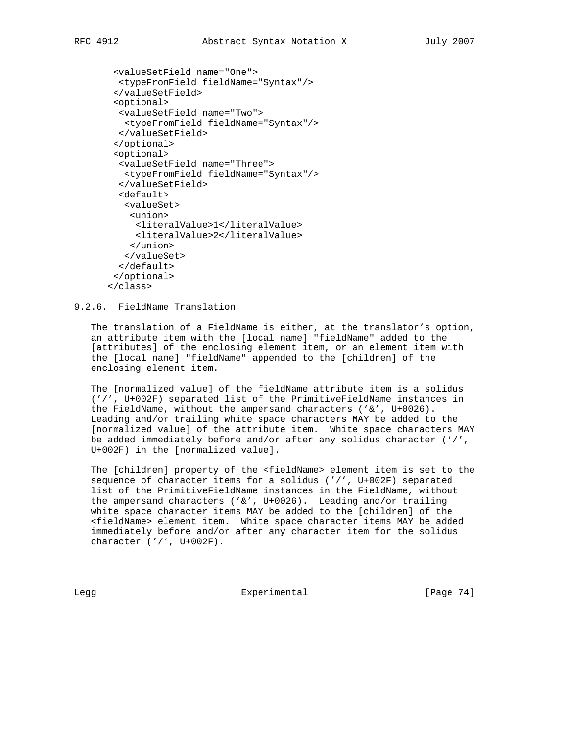```
  <valueSetField name="One">
   <typeFromField fieldName="Syntax"/>
  </valueSetField>
  <optional>
   <valueSetField name="Two">
    <typeFromField fieldName="Syntax"/>
   </valueSetField>
  </optional>
  <optional>
   <valueSetField name="Three">
    <typeFromField fieldName="Syntax"/>
   </valueSetField>
   <default>
    <valueSet>
     <union>
      <literalValue>1</literalValue>
      <literalValue>2</literalValue>
     </union>
    </valueSet>
   </default>
  </optional>
 </class>
```

### 9.2.6. FieldName Translation

The translation of a FieldName is either, at the translator's option, an attribute item with the [local name] "fieldName" added to the [attributes] of the enclosing element item, or an element item with the [local name] "fieldName" appended to the [children] of the enclosing element item.

The [normalized value] of the fieldName attribute item is a solidus ('/', U+002F) separated list of the PrimitiveFieldName instances in the FieldName, without the ampersand characters ('&', U+0026). Leading and/or trailing white space characters MAY be added to the [normalized value] of the attribute item. White space characters MAY be added immediately before and/or after any solidus character ('/', U+002F) in the [normalized value].

The [children] property of the <fieldName> element item is set to the sequence of character items for a solidus ('/', U+002F) separated list of the PrimitiveFieldName instances in the FieldName, without the ampersand characters ('&', U+0026). Leading and/or trailing white space character items MAY be added to the [children] of the <fieldName> element item. White space character items MAY be added immediately before and/or after any character item for the solidus character ('/', U+002F).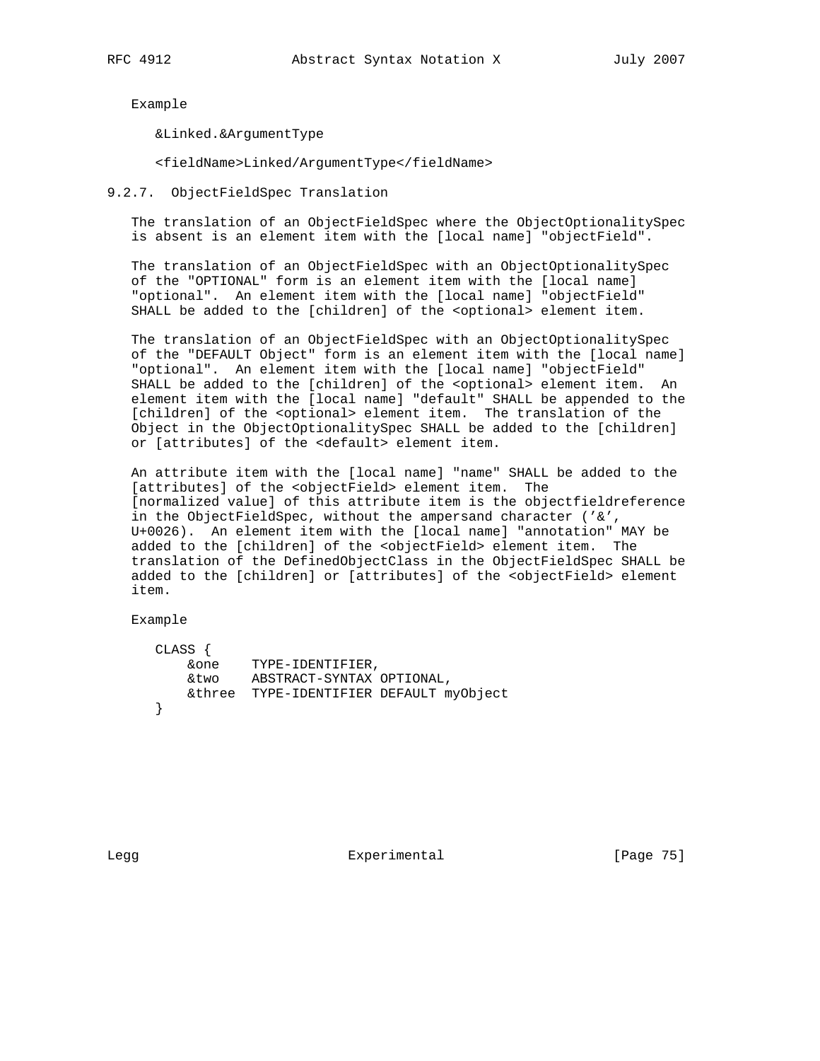Example

```
&Linked.&ArgumentType

<fieldName>Linked/ArgumentType</fieldName>
```

### 9.2.7. ObjectFieldSpec Translation

The translation of an ObjectFieldSpec where the ObjectOptionalitySpec is absent is an element item with the [local name] "objectField".

The translation of an ObjectFieldSpec with an ObjectOptionalitySpec of the "OPTIONAL" form is an element item with the [local name] "optional". An element item with the [local name] "objectField" SHALL be added to the [children] of the <optional> element item.

The translation of an ObjectFieldSpec with an ObjectOptionalitySpec of the "DEFAULT Object" form is an element item with the [local name] "optional". An element item with the [local name] "objectField" SHALL be added to the [children] of the <optional> element item. An element item with the [local name] "default" SHALL be appended to the [children] of the <optional> element item. The translation of the Object in the ObjectOptionalitySpec SHALL be added to the [children] or [attributes] of the <default> element item.

An attribute item with the [local name] "name" SHALL be added to the [attributes] of the <objectField> element item. The [normalized value] of this attribute item is the objectfieldreference in the ObjectFieldSpec, without the ampersand character ('&', U+0026). An element item with the [local name] "annotation" MAY be added to the [children] of the <objectField> element item. The translation of the DefinedObjectClass in the ObjectFieldSpec SHALL be added to the [children] or [attributes] of the <objectField> element item.

Example

```
CLASS {
    &one    TYPE-IDENTIFIER,
    &two    ABSTRACT-SYNTAX OPTIONAL,
    &three  TYPE-IDENTIFIER DEFAULT myObject
}
```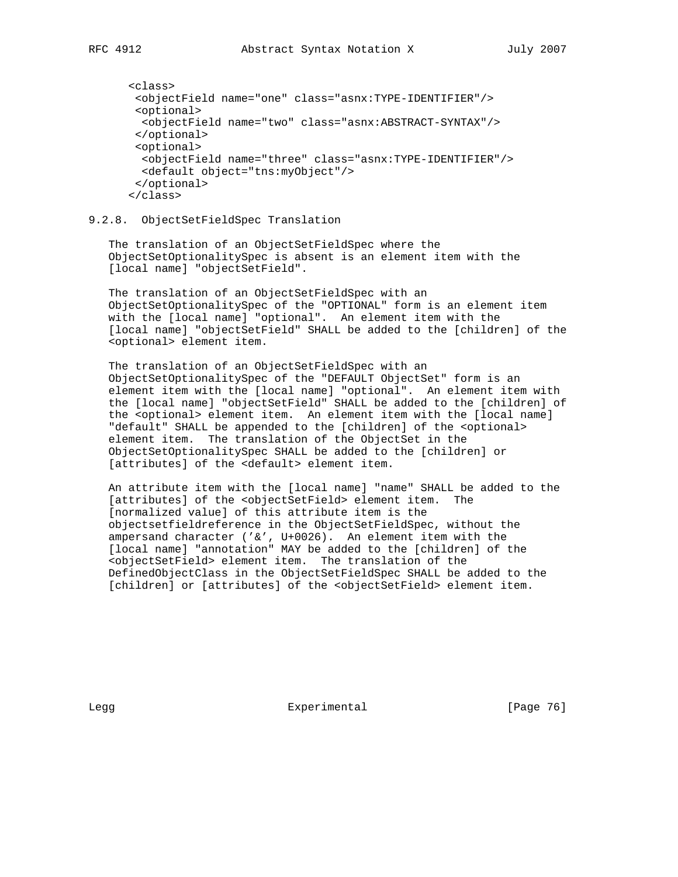```
<class>
 <objectField name="one" class="asnx:TYPE-IDENTIFIER"/>
 <optional>
  <objectField name="two" class="asnx:ABSTRACT-SYNTAX"/>
 </optional>
 <optional>
  <objectField name="three" class="asnx:TYPE-IDENTIFIER"/>
  <default object="tns:myObject"/>
 </optional>
</class>
```

### 9.2.8. ObjectSetFieldSpec Translation

The translation of an ObjectSetFieldSpec where the ObjectSetOptionalitySpec is absent is an element item with the [local name] "objectSetField".

The translation of an ObjectSetFieldSpec with an ObjectSetOptionalitySpec of the "OPTIONAL" form is an element item with the [local name] "optional". An element item with the [local name] "objectSetField" SHALL be added to the [children] of the <optional> element item.

The translation of an ObjectSetFieldSpec with an ObjectSetOptionalitySpec of the "DEFAULT ObjectSet" form is an element item with the [local name] "optional". An element item with the [local name] "objectSetField" SHALL be added to the [children] of the <optional> element item. An element item with the [local name] "default" SHALL be appended to the [children] of the <optional> element item. The translation of the ObjectSet in the ObjectSetOptionalitySpec SHALL be added to the [children] or [attributes] of the <default> element item.

An attribute item with the [local name] "name" SHALL be added to the [attributes] of the <objectSetField> element item. The [normalized value] of this attribute item is the objectsetfieldreference in the ObjectSetFieldSpec, without the ampersand character ('&', U+0026). An element item with the [local name] "annotation" MAY be added to the [children] of the <objectSetField> element item. The translation of the DefinedObjectClass in the ObjectSetFieldSpec SHALL be added to the [children] or [attributes] of the <objectSetField> element item.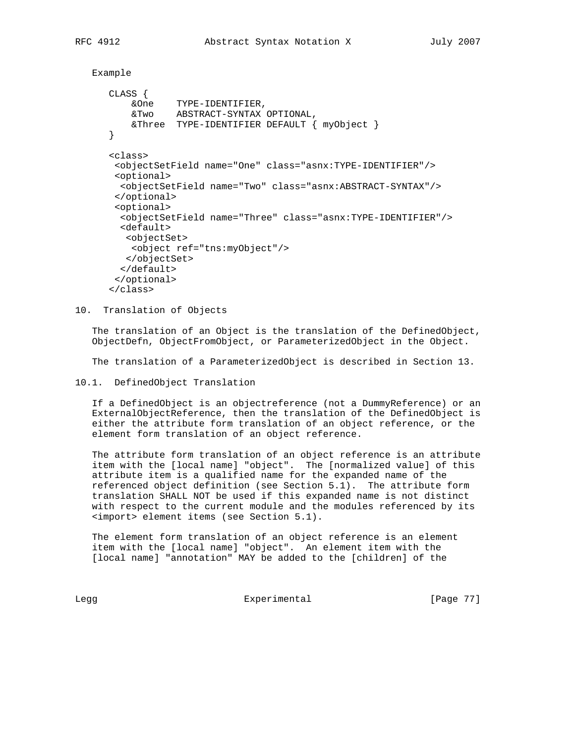Example

```
CLASS {
    &One    TYPE-IDENTIFIER,
    &Two    ABSTRACT-SYNTAX OPTIONAL,
    &Three  TYPE-IDENTIFIER DEFAULT { myObject }
}

<class>
 <objectSetField name="One" class="asnx:TYPE-IDENTIFIER"/>
 <optional>
  <objectSetField name="Two" class="asnx:ABSTRACT-SYNTAX"/>
 </optional>
 <optional>
  <objectSetField name="Three" class="asnx:TYPE-IDENTIFIER"/>
  <default>
   <objectSet>
    <object ref="tns:myObject"/>
   </objectSet>
  </default>
 </optional>
</class>
```

## 10. Translation of Objects

The translation of an Object is the translation of the DefinedObject, ObjectDefn, ObjectFromObject, or ParameterizedObject in the Object.

The translation of a ParameterizedObject is described in Section 13.

### 10.1. DefinedObject Translation

If a DefinedObject is an objectreference (not a DummyReference) or an ExternalObjectReference, then the translation of the DefinedObject is either the attribute form translation of an object reference, or the element form translation of an object reference.

The attribute form translation of an object reference is an attribute item with the [local name] "object". The [normalized value] of this attribute item is a qualified name for the expanded name of the referenced object definition (see Section 5.1). The attribute form translation SHALL NOT be used if this expanded name is not distinct with respect to the current module and the modules referenced by its <import> element items (see Section 5.1).

The element form translation of an object reference is an element item with the [local name] "object". An element item with the [local name] "annotation" MAY be added to the [children] of the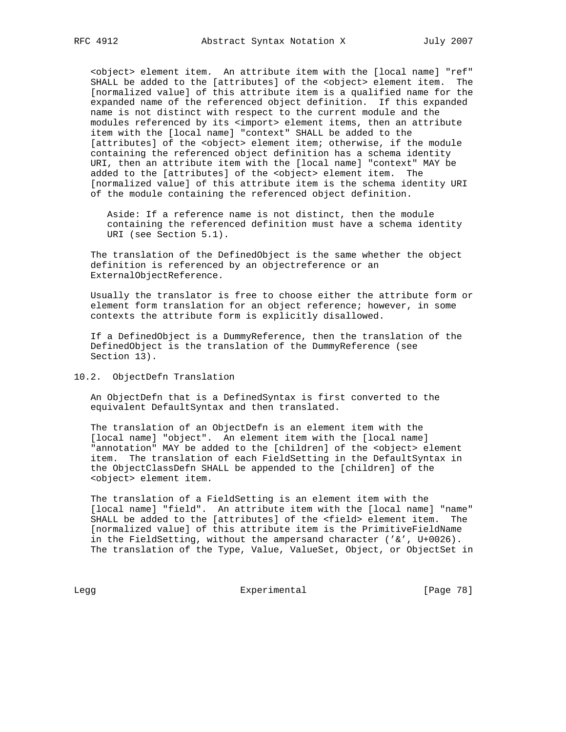<object> element item. An attribute item with the [local name] "ref" SHALL be added to the [attributes] of the <object> element item. The [normalized value] of this attribute item is a qualified name for the expanded name of the referenced object definition. If this expanded name is not distinct with respect to the current module and the modules referenced by its <import> element items, then an attribute item with the [local name] "context" SHALL be added to the [attributes] of the <object> element item; otherwise, if the module containing the referenced object definition has a schema identity URI, then an attribute item with the [local name] "context" MAY be added to the [attributes] of the <object> element item. The [normalized value] of this attribute item is the schema identity URI of the module containing the referenced object definition.

> Aside: If a reference name is not distinct, then the module containing the referenced definition must have a schema identity URI (see Section 5.1).

The translation of the DefinedObject is the same whether the object definition is referenced by an objectreference or an ExternalObjectReference.

Usually the translator is free to choose either the attribute form or element form translation for an object reference; however, in some contexts the attribute form is explicitly disallowed.

If a DefinedObject is a DummyReference, then the translation of the DefinedObject is the translation of the DummyReference (see Section 13).

## 10.2. ObjectDefn Translation

An ObjectDefn that is a DefinedSyntax is first converted to the equivalent DefaultSyntax and then translated.

The translation of an ObjectDefn is an element item with the [local name] "object". An element item with the [local name] "annotation" MAY be added to the [children] of the <object> element item. The translation of each FieldSetting in the DefaultSyntax in the ObjectClassDefn SHALL be appended to the [children] of the <object> element item.

The translation of a FieldSetting is an element item with the [local name] "field". An attribute item with the [local name] "name" SHALL be added to the [attributes] of the <field> element item. The [normalized value] of this attribute item is the PrimitiveFieldName in the FieldSetting, without the ampersand character ('&', U+0026). The translation of the Type, Value, ValueSet, Object, or ObjectSet in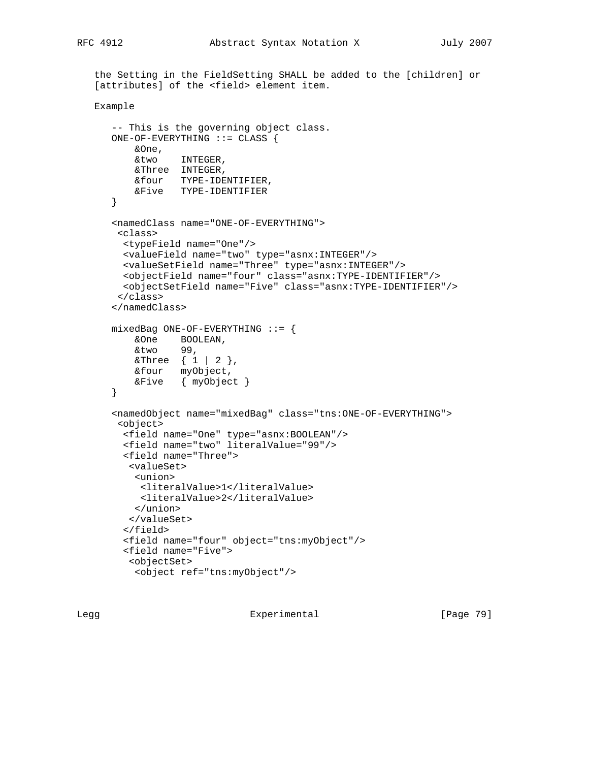the Setting in the FieldSetting SHALL be added to the [children] or [attributes] of the <field> element item.

Example

```
-- This is the governing object class.
ONE-OF-EVERYTHING ::= CLASS {
    &One,
    &two    INTEGER,
    &Three  INTEGER,
    &four   TYPE-IDENTIFIER,
    &Five   TYPE-IDENTIFIER
}

<namedClass name="ONE-OF-EVERYTHING">
 <class>
  <typeField name="One"/>
  <valueField name="two" type="asnx:INTEGER"/>
  <valueSetField name="Three" type="asnx:INTEGER"/>
  <objectField name="four" class="asnx:TYPE-IDENTIFIER"/>
  <objectSetField name="Five" class="asnx:TYPE-IDENTIFIER"/>
 </class>
</namedClass>

mixedBag ONE-OF-EVERYTHING ::= {
    &One    BOOLEAN,
    &two    99,
    &Three  { 1 | 2 },
    &four   myObject,
    &Five   { myObject }
}

<namedObject name="mixedBag" class="tns:ONE-OF-EVERYTHING">
 <object>
  <field name="One" type="asnx:BOOLEAN"/>
  <field name="two" literalValue="99"/>
  <field name="Three">
   <valueSet>
    <union>
     <literalValue>1</literalValue>
     <literalValue>2</literalValue>
    </union>
   </valueSet>
  </field>
  <field name="four" object="tns:myObject"/>
  <field name="Five">
   <objectSet>
    <object ref="tns:myObject"/>
```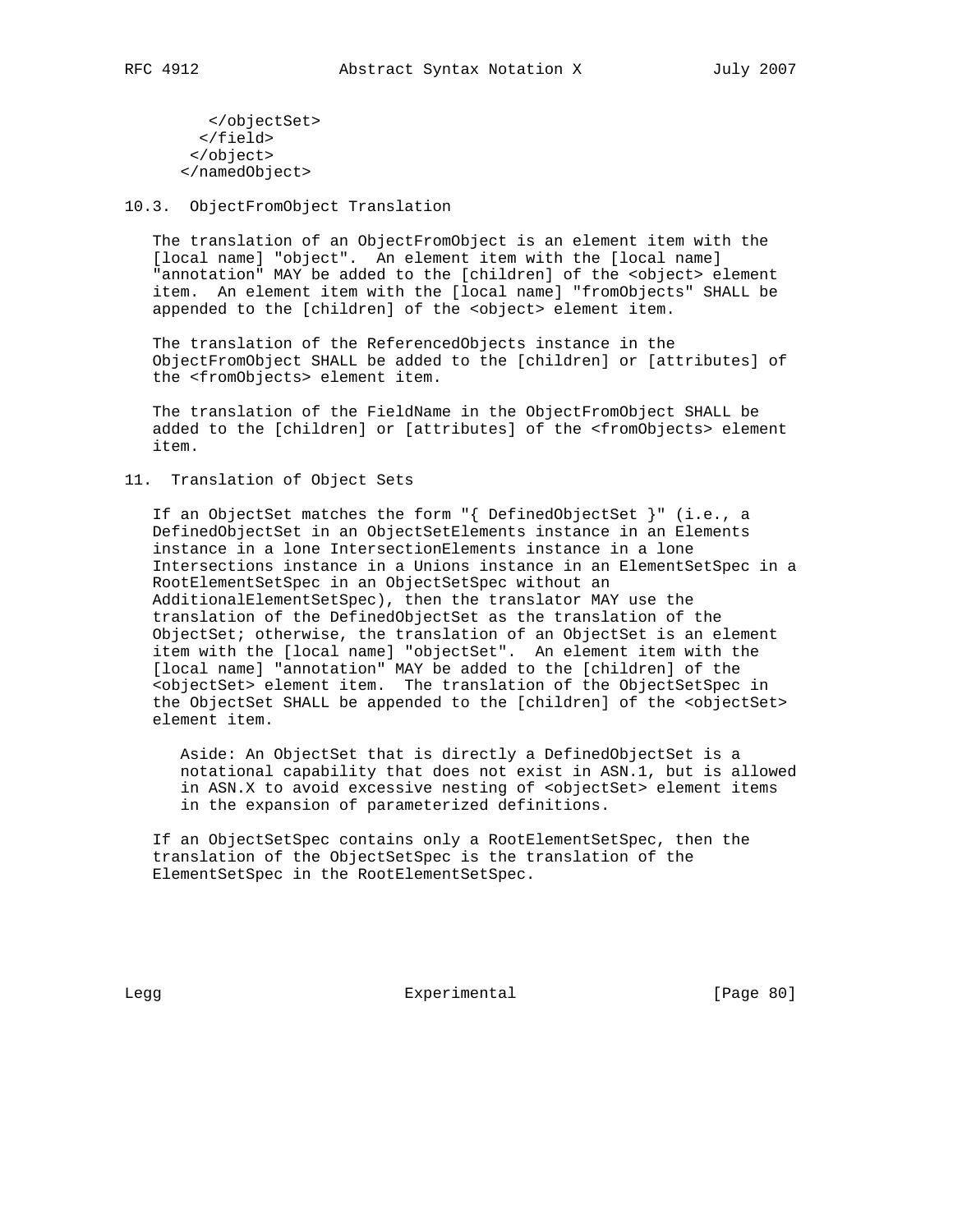```
        </objectSet>
       </field>
      </object>
     </namedObject>
```

## 10.3. ObjectFromObject Translation

The translation of an ObjectFromObject is an element item with the [local name] "object". An element item with the [local name] "annotation" MAY be added to the [children] of the <object> element item. An element item with the [local name] "fromObjects" SHALL be appended to the [children] of the <object> element item.

The translation of the ReferencedObjects instance in the ObjectFromObject SHALL be added to the [children] or [attributes] of the <fromObjects> element item.

The translation of the FieldName in the ObjectFromObject SHALL be added to the [children] or [attributes] of the <fromObjects> element item.

# 11. Translation of Object Sets

If an ObjectSet matches the form "{ DefinedObjectSet }" (i.e., a DefinedObjectSet in an ObjectSetElements instance in an Elements instance in a lone IntersectionElements instance in a lone Intersections instance in a Unions instance in an ElementSetSpec in a RootElementSetSpec in an ObjectSetSpec without an AdditionalElementSetSpec), then the translator MAY use the translation of the DefinedObjectSet as the translation of the ObjectSet; otherwise, the translation of an ObjectSet is an element item with the [local name] "objectSet". An element item with the [local name] "annotation" MAY be added to the [children] of the <objectSet> element item. The translation of the ObjectSetSpec in the ObjectSet SHALL be appended to the [children] of the <objectSet> element item.

> Aside: An ObjectSet that is directly a DefinedObjectSet is a notational capability that does not exist in ASN.1, but is allowed in ASN.X to avoid excessive nesting of <objectSet> element items in the expansion of parameterized definitions.

If an ObjectSetSpec contains only a RootElementSetSpec, then the translation of the ObjectSetSpec is the translation of the ElementSetSpec in the RootElementSetSpec.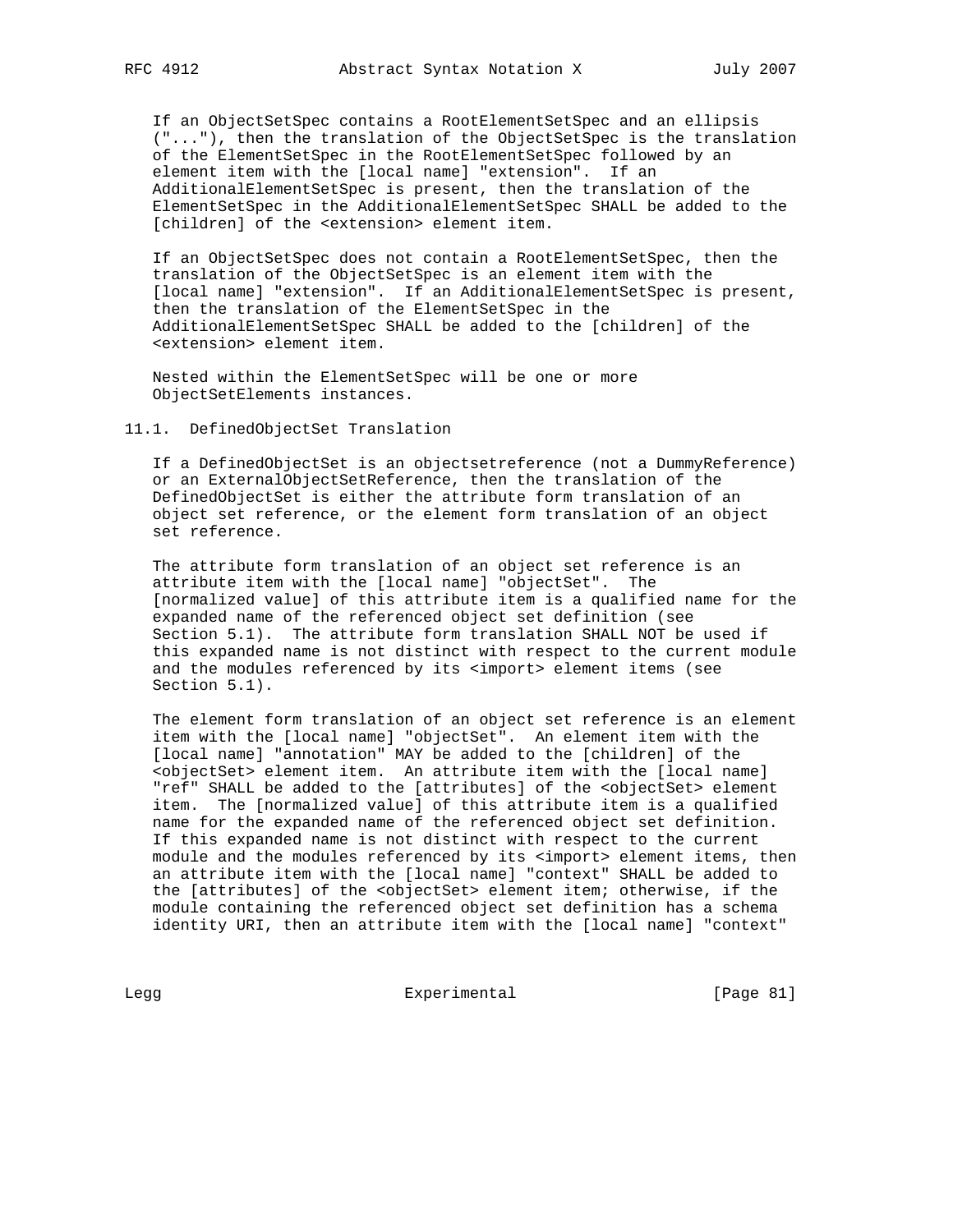If an ObjectSetSpec contains a RootElementSetSpec and an ellipsis ("..."), then the translation of the ObjectSetSpec is the translation of the ElementSetSpec in the RootElementSetSpec followed by an element item with the [local name] "extension". If an AdditionalElementSetSpec is present, then the translation of the ElementSetSpec in the AdditionalElementSetSpec SHALL be added to the [children] of the <extension> element item.

If an ObjectSetSpec does not contain a RootElementSetSpec, then the translation of the ObjectSetSpec is an element item with the [local name] "extension". If an AdditionalElementSetSpec is present, then the translation of the ElementSetSpec in the AdditionalElementSetSpec SHALL be added to the [children] of the <extension> element item.

Nested within the ElementSetSpec will be one or more ObjectSetElements instances.

## 11.1. DefinedObjectSet Translation

If a DefinedObjectSet is an objectsetreference (not a DummyReference) or an ExternalObjectSetReference, then the translation of the DefinedObjectSet is either the attribute form translation of an object set reference, or the element form translation of an object set reference.

The attribute form translation of an object set reference is an attribute item with the [local name] "objectSet". The [normalized value] of this attribute item is a qualified name for the expanded name of the referenced object set definition (see Section 5.1). The attribute form translation SHALL NOT be used if this expanded name is not distinct with respect to the current module and the modules referenced by its <import> element items (see Section 5.1).

The element form translation of an object set reference is an element item with the [local name] "objectSet". An element item with the [local name] "annotation" MAY be added to the [children] of the <objectSet> element item. An attribute item with the [local name] "ref" SHALL be added to the [attributes] of the <objectSet> element item. The [normalized value] of this attribute item is a qualified name for the expanded name of the referenced object set definition. If this expanded name is not distinct with respect to the current module and the modules referenced by its <import> element items, then an attribute item with the [local name] "context" SHALL be added to the [attributes] of the <objectSet> element item; otherwise, if the module containing the referenced object set definition has a schema identity URI, then an attribute item with the [local name] "context"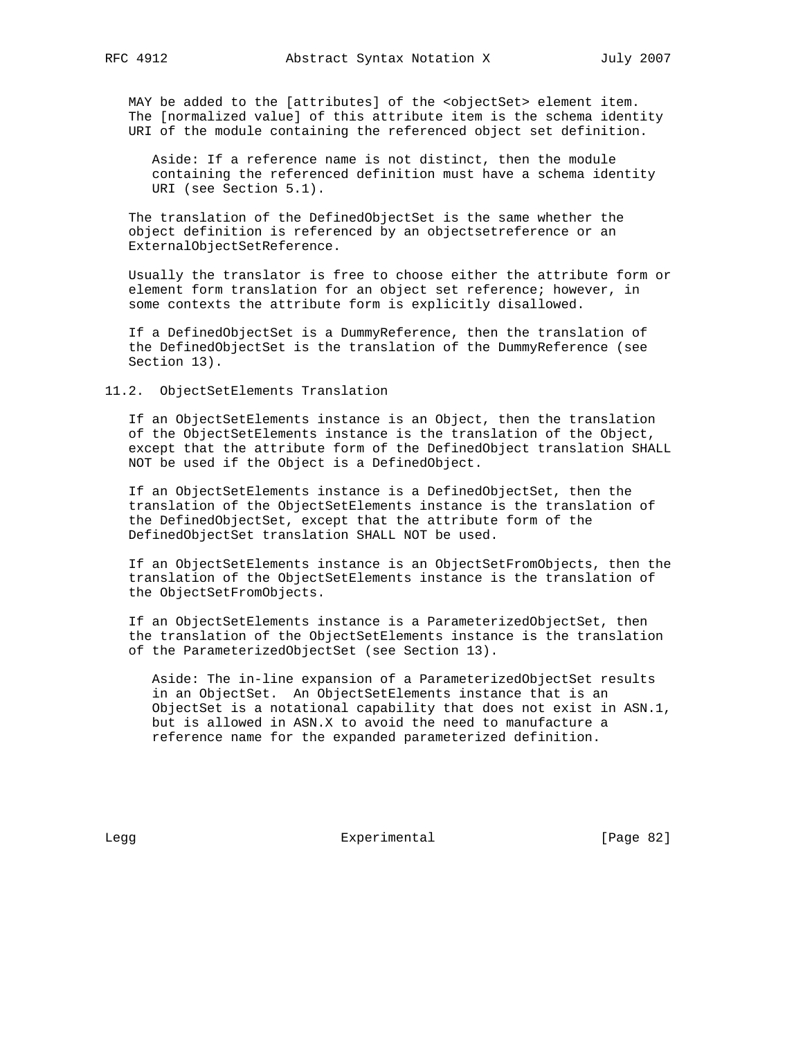MAY be added to the [attributes] of the <objectSet> element item. The [normalized value] of this attribute item is the schema identity URI of the module containing the referenced object set definition.

> Aside: If a reference name is not distinct, then the module containing the referenced definition must have a schema identity URI (see Section 5.1).

The translation of the DefinedObjectSet is the same whether the object definition is referenced by an objectsetreference or an ExternalObjectSetReference.

Usually the translator is free to choose either the attribute form or element form translation for an object set reference; however, in some contexts the attribute form is explicitly disallowed.

If a DefinedObjectSet is a DummyReference, then the translation of the DefinedObjectSet is the translation of the DummyReference (see Section 13).

## 11.2. ObjectSetElements Translation

If an ObjectSetElements instance is an Object, then the translation of the ObjectSetElements instance is the translation of the Object, except that the attribute form of the DefinedObject translation SHALL NOT be used if the Object is a DefinedObject.

If an ObjectSetElements instance is a DefinedObjectSet, then the translation of the ObjectSetElements instance is the translation of the DefinedObjectSet, except that the attribute form of the DefinedObjectSet translation SHALL NOT be used.

If an ObjectSetElements instance is an ObjectSetFromObjects, then the translation of the ObjectSetElements instance is the translation of the ObjectSetFromObjects.

If an ObjectSetElements instance is a ParameterizedObjectSet, then the translation of the ObjectSetElements instance is the translation of the ParameterizedObjectSet (see Section 13).

> Aside: The in-line expansion of a ParameterizedObjectSet results in an ObjectSet. An ObjectSetElements instance that is an ObjectSet is a notational capability that does not exist in ASN.1, but is allowed in ASN.X to avoid the need to manufacture a reference name for the expanded parameterized definition.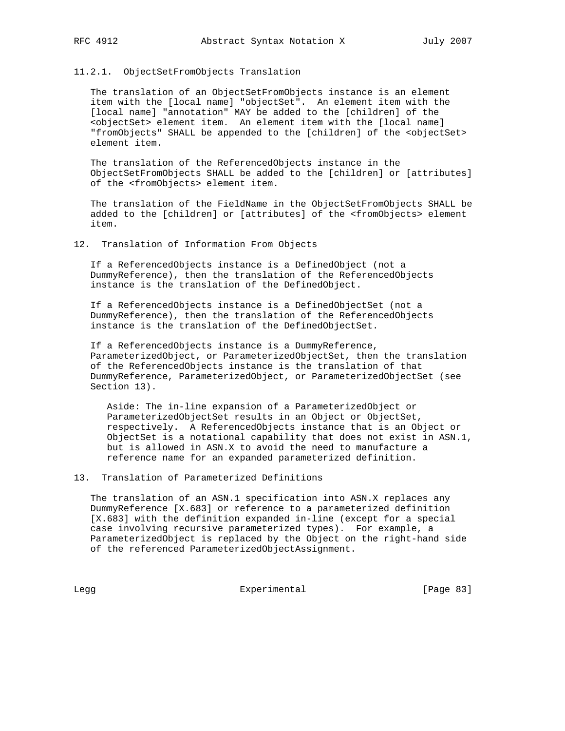### 11.2.1. ObjectSetFromObjects Translation

The translation of an ObjectSetFromObjects instance is an element item with the [local name] "objectSet". An element item with the [local name] "annotation" MAY be added to the [children] of the <objectSet> element item. An element item with the [local name] "fromObjects" SHALL be appended to the [children] of the <objectSet> element item.

The translation of the ReferencedObjects instance in the ObjectSetFromObjects SHALL be added to the [children] or [attributes] of the <fromObjects> element item.

The translation of the FieldName in the ObjectSetFromObjects SHALL be added to the [children] or [attributes] of the <fromObjects> element item.

## 12. Translation of Information From Objects

If a ReferencedObjects instance is a DefinedObject (not a DummyReference), then the translation of the ReferencedObjects instance is the translation of the DefinedObject.

If a ReferencedObjects instance is a DefinedObjectSet (not a DummyReference), then the translation of the ReferencedObjects instance is the translation of the DefinedObjectSet.

If a ReferencedObjects instance is a DummyReference, ParameterizedObject, or ParameterizedObjectSet, then the translation of the ReferencedObjects instance is the translation of that DummyReference, ParameterizedObject, or ParameterizedObjectSet (see Section 13).

> Aside: The in-line expansion of a ParameterizedObject or ParameterizedObjectSet results in an Object or ObjectSet, respectively. A ReferencedObjects instance that is an Object or ObjectSet is a notational capability that does not exist in ASN.1, but is allowed in ASN.X to avoid the need to manufacture a reference name for an expanded parameterized definition.

## 13. Translation of Parameterized Definitions

The translation of an ASN.1 specification into ASN.X replaces any DummyReference [X.683] or reference to a parameterized definition [X.683] with the definition expanded in-line (except for a special case involving recursive parameterized types). For example, a ParameterizedObject is replaced by the Object on the right-hand side of the referenced ParameterizedObjectAssignment.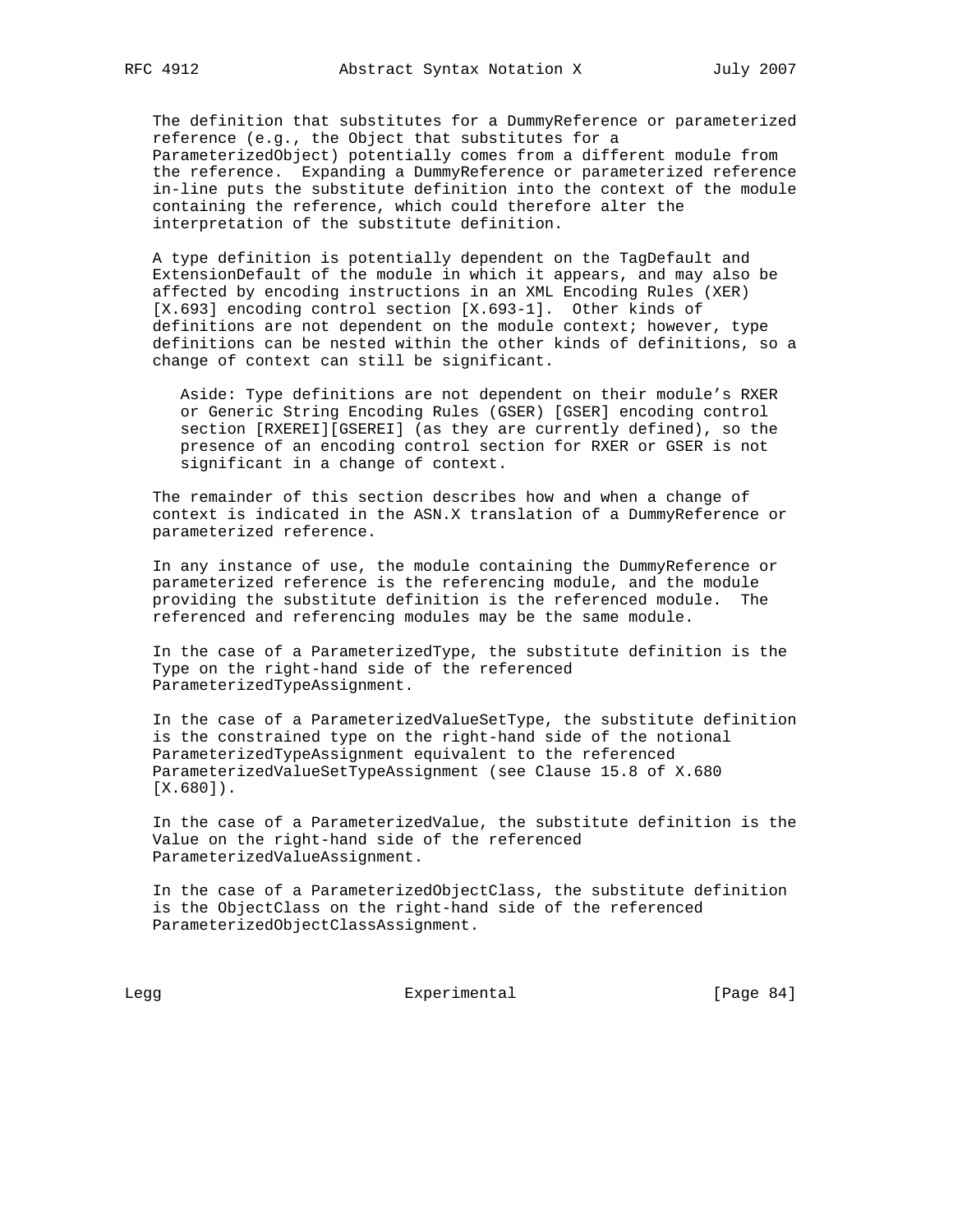The definition that substitutes for a DummyReference or parameterized reference (e.g., the Object that substitutes for a ParameterizedObject) potentially comes from a different module from the reference. Expanding a DummyReference or parameterized reference in-line puts the substitute definition into the context of the module containing the reference, which could therefore alter the interpretation of the substitute definition.

A type definition is potentially dependent on the TagDefault and ExtensionDefault of the module in which it appears, and may also be affected by encoding instructions in an XML Encoding Rules (XER) [X.693] encoding control section [X.693-1]. Other kinds of definitions are not dependent on the module context; however, type definitions can be nested within the other kinds of definitions, so a change of context can still be significant.

> Aside: Type definitions are not dependent on their module's RXER or Generic String Encoding Rules (GSER) [GSER] encoding control section [RXEREI][GSEREI] (as they are currently defined), so the presence of an encoding control section for RXER or GSER is not significant in a change of context.

The remainder of this section describes how and when a change of context is indicated in the ASN.X translation of a DummyReference or parameterized reference.

In any instance of use, the module containing the DummyReference or parameterized reference is the referencing module, and the module providing the substitute definition is the referenced module. The referenced and referencing modules may be the same module.

In the case of a ParameterizedType, the substitute definition is the Type on the right-hand side of the referenced ParameterizedTypeAssignment.

In the case of a ParameterizedValueSetType, the substitute definition is the constrained type on the right-hand side of the notional ParameterizedTypeAssignment equivalent to the referenced ParameterizedValueSetTypeAssignment (see Clause 15.8 of X.680 [X.680]).

In the case of a ParameterizedValue, the substitute definition is the Value on the right-hand side of the referenced ParameterizedValueAssignment.

In the case of a ParameterizedObjectClass, the substitute definition is the ObjectClass on the right-hand side of the referenced ParameterizedObjectClassAssignment.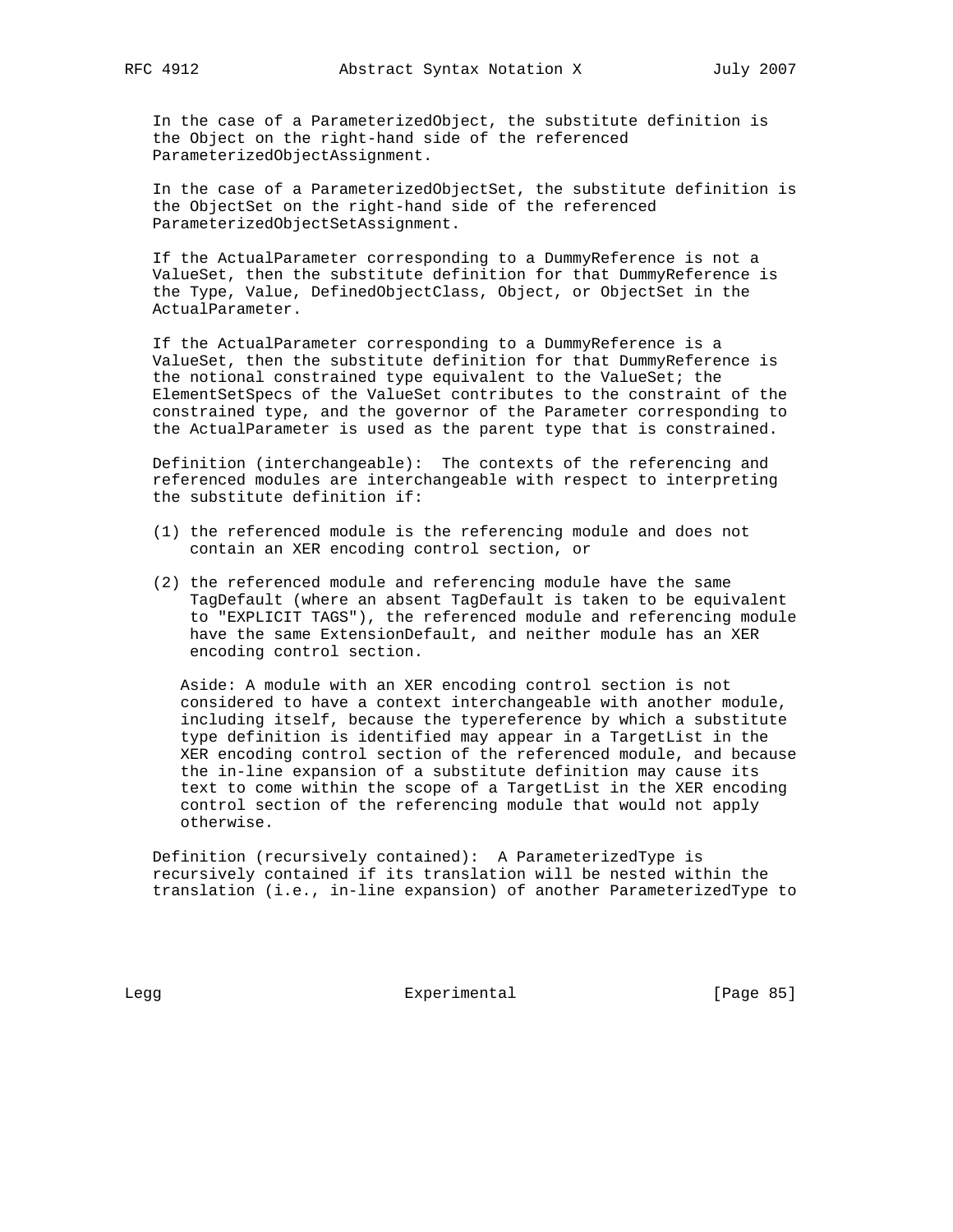In the case of a ParameterizedObject, the substitute definition is the Object on the right-hand side of the referenced ParameterizedObjectAssignment.

In the case of a ParameterizedObjectSet, the substitute definition is the ObjectSet on the right-hand side of the referenced ParameterizedObjectSetAssignment.

If the ActualParameter corresponding to a DummyReference is not a ValueSet, then the substitute definition for that DummyReference is the Type, Value, DefinedObjectClass, Object, or ObjectSet in the ActualParameter.

If the ActualParameter corresponding to a DummyReference is a ValueSet, then the substitute definition for that DummyReference is the notional constrained type equivalent to the ValueSet; the ElementSetSpecs of the ValueSet contributes to the constraint of the constrained type, and the governor of the Parameter corresponding to the ActualParameter is used as the parent type that is constrained.

Definition (interchangeable): The contexts of the referencing and referenced modules are interchangeable with respect to interpreting the substitute definition if:

(1) the referenced module is the referencing module and does not contain an XER encoding control section, or

(2) the referenced module and referencing module have the same TagDefault (where an absent TagDefault is taken to be equivalent to "EXPLICIT TAGS"), the referenced module and referencing module have the same ExtensionDefault, and neither module has an XER encoding control section.

Aside: A module with an XER encoding control section is not considered to have a context interchangeable with another module, including itself, because the typereference by which a substitute type definition is identified may appear in a TargetList in the XER encoding control section of the referenced module, and because the in-line expansion of a substitute definition may cause its text to come within the scope of a TargetList in the XER encoding control section of the referencing module that would not apply otherwise.

Definition (recursively contained): A ParameterizedType is recursively contained if its translation will be nested within the translation (i.e., in-line expansion) of another ParameterizedType to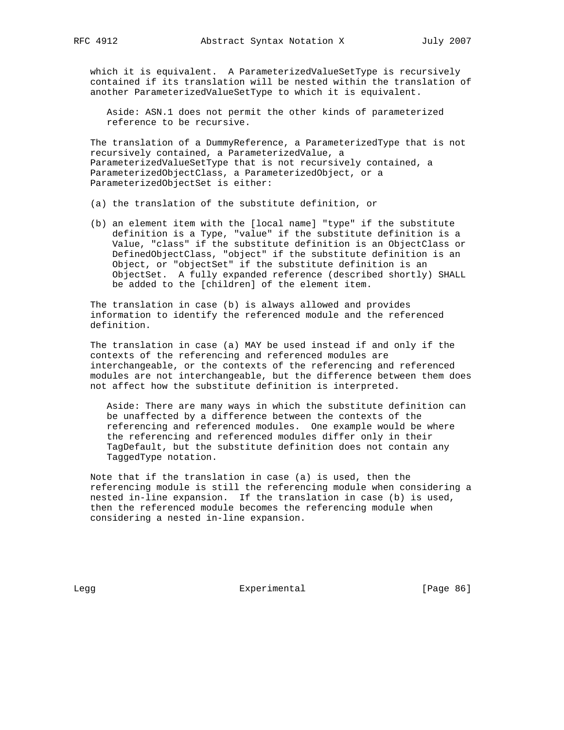which it is equivalent. A ParameterizedValueSetType is recursively contained if its translation will be nested within the translation of another ParameterizedValueSetType to which it is equivalent.

> Aside: ASN.1 does not permit the other kinds of parameterized reference to be recursive.

The translation of a DummyReference, a ParameterizedType that is not recursively contained, a ParameterizedValue, a ParameterizedValueSetType that is not recursively contained, a ParameterizedObjectClass, a ParameterizedObject, or a ParameterizedObjectSet is either:

(a) the translation of the substitute definition, or

(b) an element item with the [local name] "type" if the substitute definition is a Type, "value" if the substitute definition is a Value, "class" if the substitute definition is an ObjectClass or DefinedObjectClass, "object" if the substitute definition is an Object, or "objectSet" if the substitute definition is an ObjectSet. A fully expanded reference (described shortly) SHALL be added to the [children] of the element item.

The translation in case (b) is always allowed and provides information to identify the referenced module and the referenced definition.

The translation in case (a) MAY be used instead if and only if the contexts of the referencing and referenced modules are interchangeable, or the contexts of the referencing and referenced modules are not interchangeable, but the difference between them does not affect how the substitute definition is interpreted.

> Aside: There are many ways in which the substitute definition can be unaffected by a difference between the contexts of the referencing and referenced modules. One example would be where the referencing and referenced modules differ only in their TagDefault, but the substitute definition does not contain any TaggedType notation.

Note that if the translation in case (a) is used, then the referencing module is still the referencing module when considering a nested in-line expansion. If the translation in case (b) is used, then the referenced module becomes the referencing module when considering a nested in-line expansion.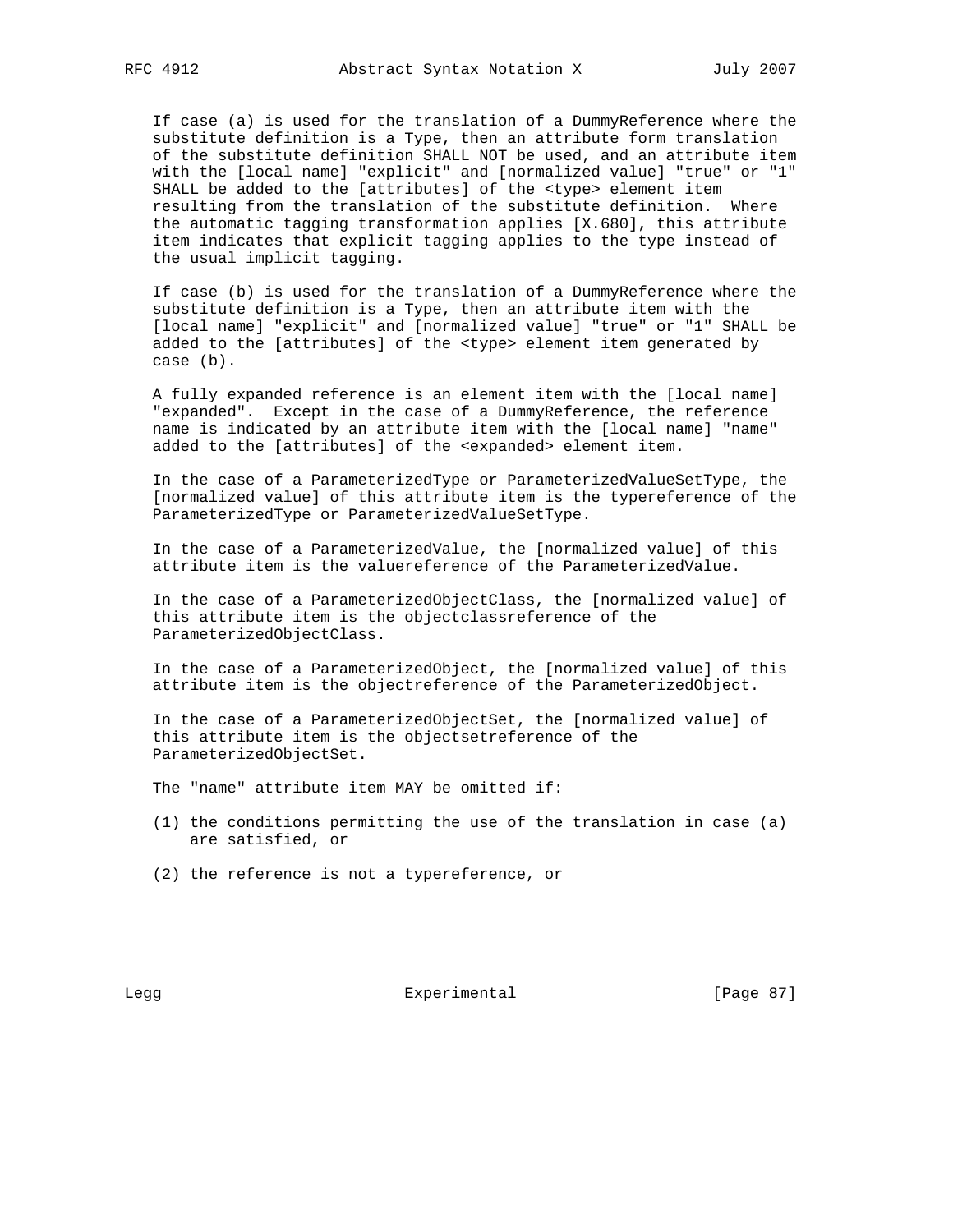If case (a) is used for the translation of a DummyReference where the substitute definition is a Type, then an attribute form translation of the substitute definition SHALL NOT be used, and an attribute item with the [local name] "explicit" and [normalized value] "true" or "1" SHALL be added to the [attributes] of the <type> element item resulting from the translation of the substitute definition. Where the automatic tagging transformation applies [X.680], this attribute item indicates that explicit tagging applies to the type instead of the usual implicit tagging.

If case (b) is used for the translation of a DummyReference where the substitute definition is a Type, then an attribute item with the [local name] "explicit" and [normalized value] "true" or "1" SHALL be added to the [attributes] of the <type> element item generated by case (b).

A fully expanded reference is an element item with the [local name] "expanded". Except in the case of a DummyReference, the reference name is indicated by an attribute item with the [local name] "name" added to the [attributes] of the <expanded> element item.

In the case of a ParameterizedType or ParameterizedValueSetType, the [normalized value] of this attribute item is the typereference of the ParameterizedType or ParameterizedValueSetType.

In the case of a ParameterizedValue, the [normalized value] of this attribute item is the valuereference of the ParameterizedValue.

In the case of a ParameterizedObjectClass, the [normalized value] of this attribute item is the objectclassreference of the ParameterizedObjectClass.

In the case of a ParameterizedObject, the [normalized value] of this attribute item is the objectreference of the ParameterizedObject.

In the case of a ParameterizedObjectSet, the [normalized value] of this attribute item is the objectsetreference of the ParameterizedObjectSet.

The "name" attribute item MAY be omitted if:

(1) the conditions permitting the use of the translation in case (a) are satisfied, or

(2) the reference is not a typereference, or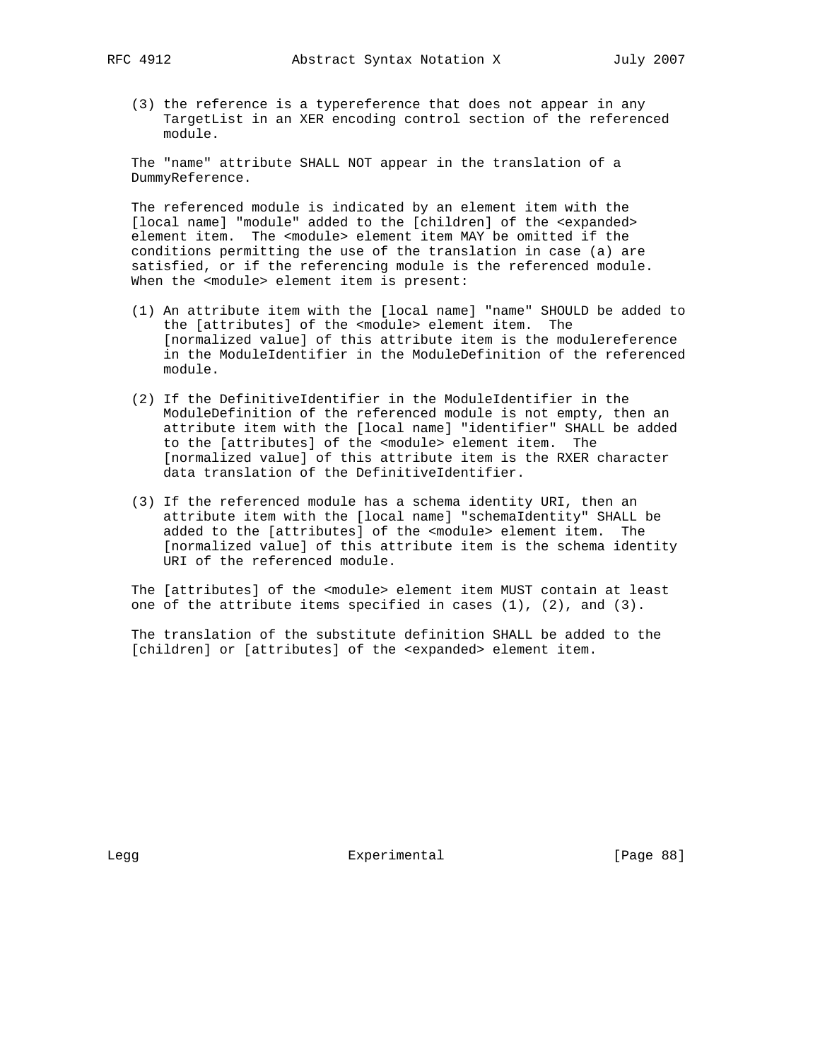(3) the reference is a typereference that does not appear in any TargetList in an XER encoding control section of the referenced module.

The "name" attribute SHALL NOT appear in the translation of a DummyReference.

The referenced module is indicated by an element item with the [local name] "module" added to the [children] of the <expanded> element item. The <module> element item MAY be omitted if the conditions permitting the use of the translation in case (a) are satisfied, or if the referencing module is the referenced module. When the <module> element item is present:

(1) An attribute item with the [local name] "name" SHOULD be added to the [attributes] of the <module> element item. The [normalized value] of this attribute item is the modulereference in the ModuleIdentifier in the ModuleDefinition of the referenced module.

(2) If the DefinitiveIdentifier in the ModuleIdentifier in the ModuleDefinition of the referenced module is not empty, then an attribute item with the [local name] "identifier" SHALL be added to the [attributes] of the <module> element item. The [normalized value] of this attribute item is the RXER character data translation of the DefinitiveIdentifier.

(3) If the referenced module has a schema identity URI, then an attribute item with the [local name] "schemaIdentity" SHALL be added to the [attributes] of the <module> element item. The [normalized value] of this attribute item is the schema identity URI of the referenced module.

The [attributes] of the <module> element item MUST contain at least one of the attribute items specified in cases (1), (2), and (3).

The translation of the substitute definition SHALL be added to the [children] or [attributes] of the <expanded> element item.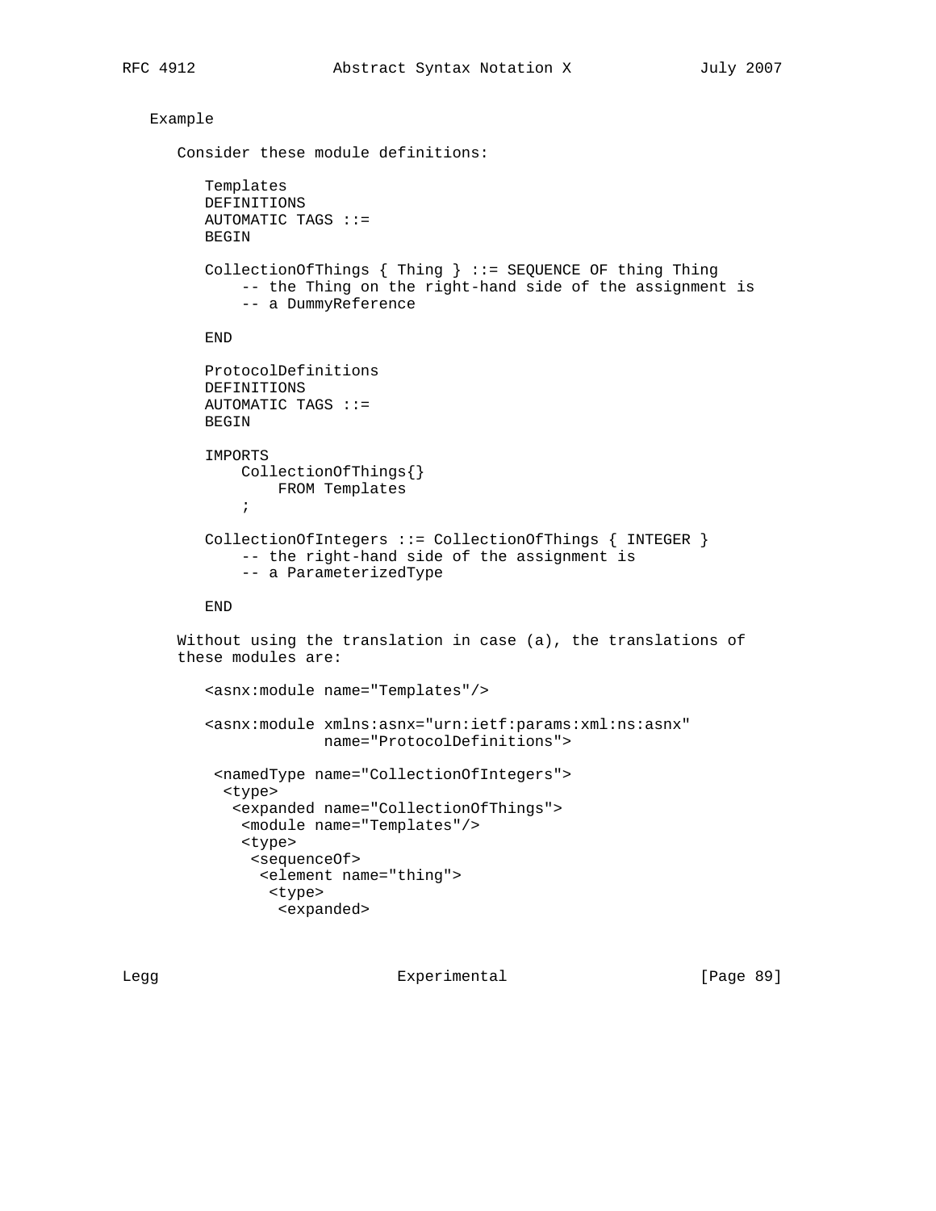Example

Consider these module definitions:

```
Templates
DEFINITIONS
AUTOMATIC TAGS ::=
BEGIN

CollectionOfThings { Thing } ::= SEQUENCE OF thing Thing
    -- the Thing on the right-hand side of the assignment is
    -- a DummyReference

END

ProtocolDefinitions
DEFINITIONS
AUTOMATIC TAGS ::=
BEGIN

IMPORTS
    CollectionOfThings{}
        FROM Templates
    ;

CollectionOfIntegers ::= CollectionOfThings { INTEGER }
    -- the right-hand side of the assignment is
    -- a ParameterizedType

END
```

Without using the translation in case (a), the translations of these modules are:

```
<asnx:module name="Templates"/>

<asnx:module xmlns:asnx="urn:ietf:params:xml:ns:asnx"
             name="ProtocolDefinitions">

 <namedType name="CollectionOfIntegers">
  <type>
   <expanded name="CollectionOfThings">
    <module name="Templates"/>
    <type>
     <sequenceOf>
      <element name="thing">
       <type>
        <expanded>
```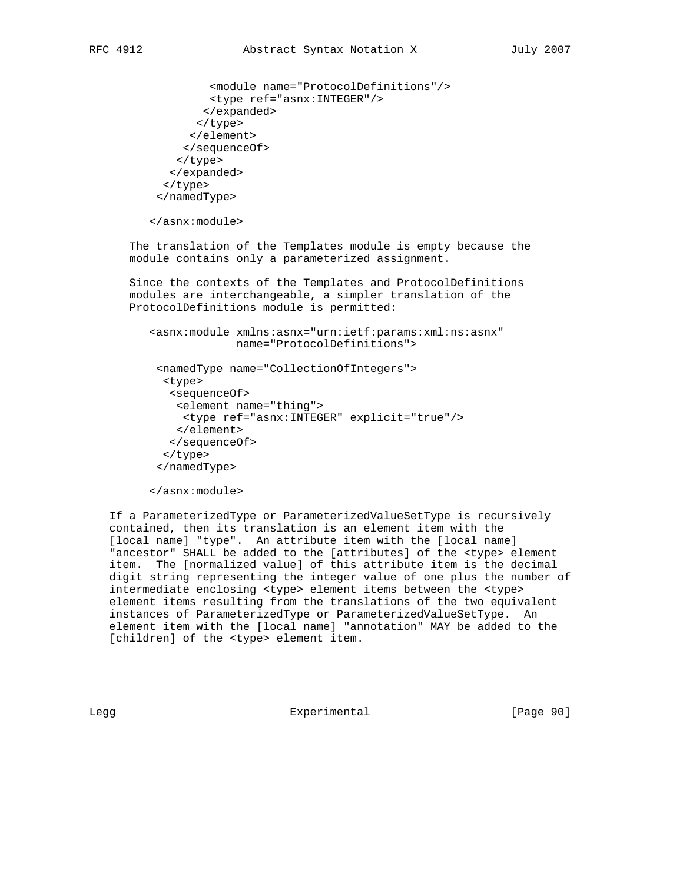```
              <module name="ProtocolDefinitions"/>
              <type ref="asnx:INTEGER"/>
             </expanded>
            </type>
           </element>
          </sequenceOf>
         </type>
        </expanded>
       </type>
      </namedType>

     </asnx:module>
```

The translation of the Templates module is empty because the module contains only a parameterized assignment.

Since the contexts of the Templates and ProtocolDefinitions modules are interchangeable, a simpler translation of the ProtocolDefinitions module is permitted:

```
     <asnx:module xmlns:asnx="urn:ietf:params:xml:ns:asnx"
                  name="ProtocolDefinitions">

      <namedType name="CollectionOfIntegers">
       <type>
        <sequenceOf>
         <element name="thing">
          <type ref="asnx:INTEGER" explicit="true"/>
         </element>
        </sequenceOf>
       </type>
      </namedType>

     </asnx:module>
```

If a ParameterizedType or ParameterizedValueSetType is recursively contained, then its translation is an element item with the [local name] "type". An attribute item with the [local name] "ancestor" SHALL be added to the [attributes] of the <type> element item. The [normalized value] of this attribute item is the decimal digit string representing the integer value of one plus the number of intermediate enclosing <type> element items between the <type> element items resulting from the translations of the two equivalent instances of ParameterizedType or ParameterizedValueSetType. An element item with the [local name] "annotation" MAY be added to the [children] of the <type> element item.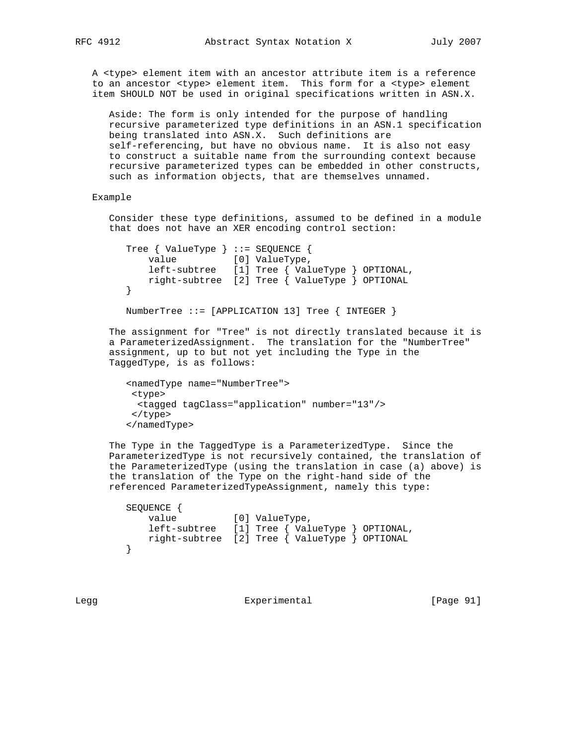A <type> element item with an ancestor attribute item is a reference to an ancestor <type> element item. This form for a <type> element item SHOULD NOT be used in original specifications written in ASN.X.

Aside: The form is only intended for the purpose of handling recursive parameterized type definitions in an ASN.1 specification being translated into ASN.X. Such definitions are self-referencing, but have no obvious name. It is also not easy to construct a suitable name from the surrounding context because recursive parameterized types can be embedded in other constructs, such as information objects, that are themselves unnamed.

Example

Consider these type definitions, assumed to be defined in a module that does not have an XER encoding control section:

```
Tree { ValueType } ::= SEQUENCE {
    value          [0] ValueType,
    left-subtree   [1] Tree { ValueType } OPTIONAL,
    right-subtree  [2] Tree { ValueType } OPTIONAL
}

NumberTree ::= [APPLICATION 13] Tree { INTEGER }
```

The assignment for "Tree" is not directly translated because it is a ParameterizedAssignment. The translation for the "NumberTree" assignment, up to but not yet including the Type in the TaggedType, is as follows:

```
<namedType name="NumberTree">
 <type>
  <tagged tagClass="application" number="13"/>
 </type>
</namedType>
```

The Type in the TaggedType is a ParameterizedType. Since the ParameterizedType is not recursively contained, the translation of the ParameterizedType (using the translation in case (a) above) is the translation of the Type on the right-hand side of the referenced ParameterizedTypeAssignment, namely this type:

```
SEQUENCE {
    value          [0] ValueType,
    left-subtree   [1] Tree { ValueType } OPTIONAL,
    right-subtree  [2] Tree { ValueType } OPTIONAL
}
```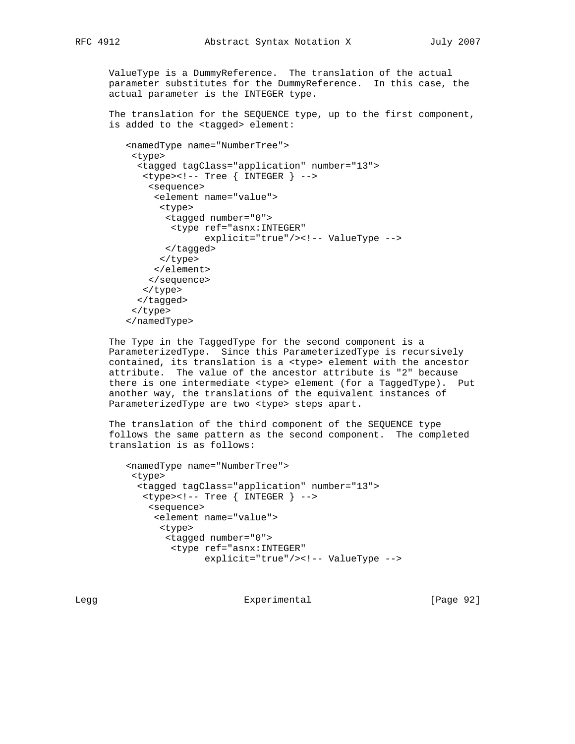ValueType is a DummyReference. The translation of the actual parameter substitutes for the DummyReference. In this case, the actual parameter is the INTEGER type.

The translation for the SEQUENCE type, up to the first component, is added to the <tagged> element:

```
<namedType name="NumberTree">
 <type>
  <tagged tagClass="application" number="13">
   <type><!-- Tree { INTEGER } -->
    <sequence>
     <element name="value">
      <type>
       <tagged number="0">
        <type ref="asnx:INTEGER"
              explicit="true"/><!-- ValueType -->
       </tagged>
      </type>
     </element>
    </sequence>
   </type>
  </tagged>
 </type>
</namedType>
```

The Type in the TaggedType for the second component is a ParameterizedType. Since this ParameterizedType is recursively contained, its translation is a <type> element with the ancestor attribute. The value of the ancestor attribute is "2" because there is one intermediate <type> element (for a TaggedType). Put another way, the translations of the equivalent instances of ParameterizedType are two <type> steps apart.

The translation of the third component of the SEQUENCE type follows the same pattern as the second component. The completed translation is as follows:

```
<namedType name="NumberTree">
 <type>
  <tagged tagClass="application" number="13">
   <type><!-- Tree { INTEGER } -->
    <sequence>
     <element name="value">
      <type>
       <tagged number="0">
        <type ref="asnx:INTEGER"
              explicit="true"/><!-- ValueType -->
```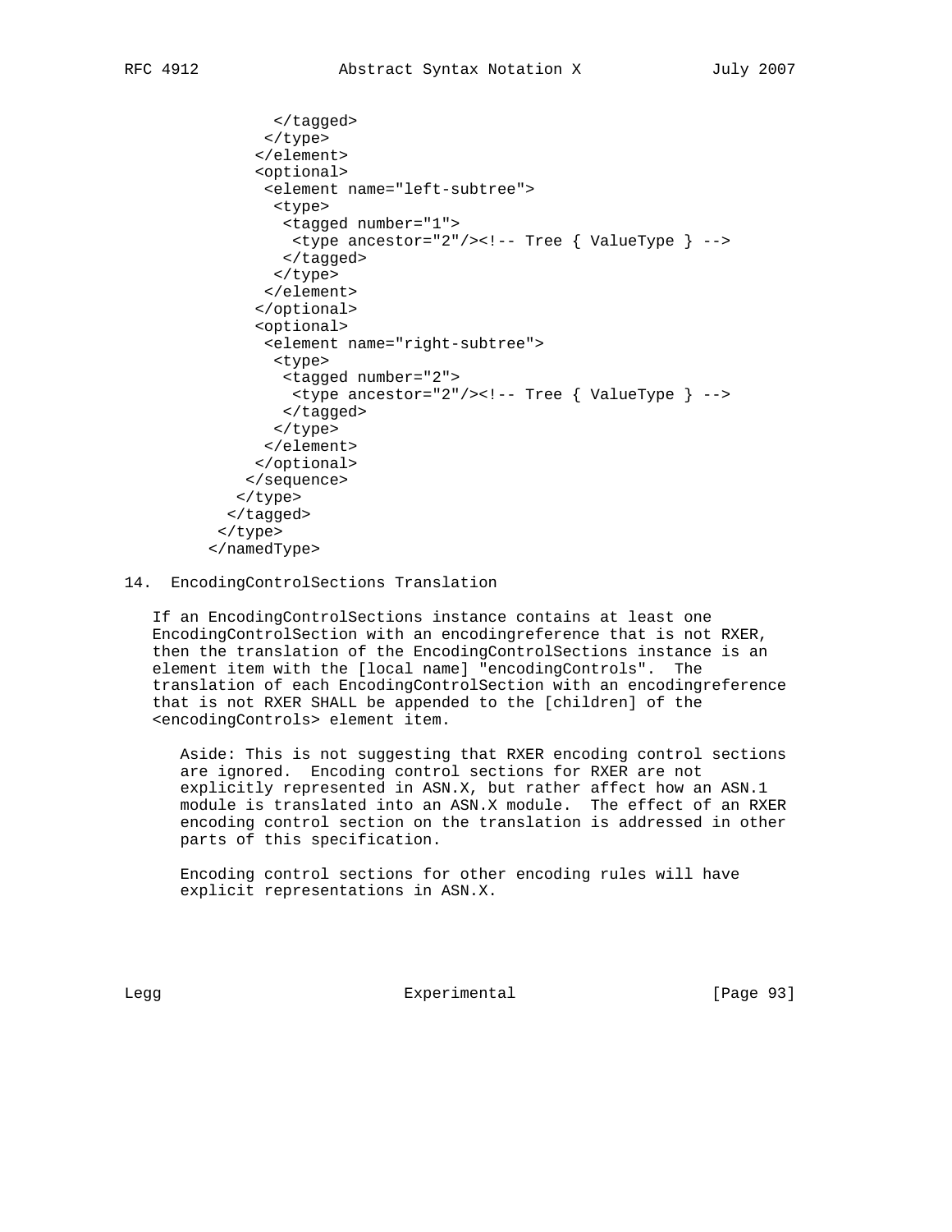```
              </tagged>
             </type>
            </element>
            <optional>
             <element name="left-subtree">
              <type>
               <tagged number="1">
                <type ancestor="2"/><!-- Tree { ValueType } -->
               </tagged>
              </type>
             </element>
            </optional>
            <optional>
             <element name="right-subtree">
              <type>
               <tagged number="2">
                <type ancestor="2"/><!-- Tree { ValueType } -->
               </tagged>
              </type>
             </element>
            </optional>
           </sequence>
          </type>
         </tagged>
        </type>
       </namedType>
```

## 14. EncodingControlSections Translation

If an EncodingControlSections instance contains at least one EncodingControlSection with an encodingreference that is not RXER, then the translation of the EncodingControlSections instance is an element item with the [local name] "encodingControls". The translation of each EncodingControlSection with an encodingreference that is not RXER SHALL be appended to the [children] of the <encodingControls> element item.

Aside: This is not suggesting that RXER encoding control sections are ignored. Encoding control sections for RXER are not explicitly represented in ASN.X, but rather affect how an ASN.1 module is translated into an ASN.X module. The effect of an RXER encoding control section on the translation is addressed in other parts of this specification.

Encoding control sections for other encoding rules will have explicit representations in ASN.X.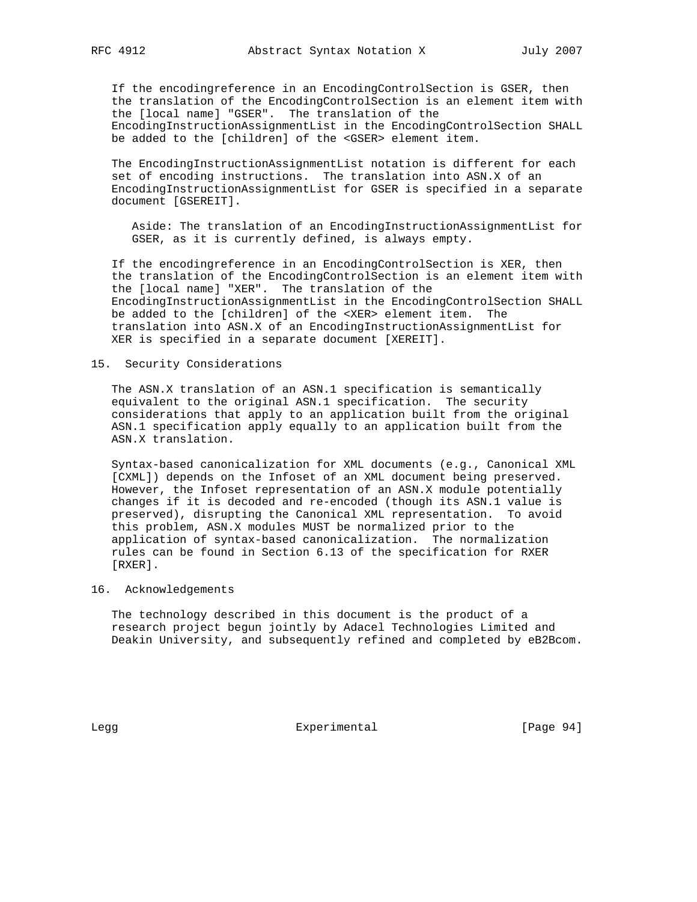If the encodingreference in an EncodingControlSection is GSER, then the translation of the EncodingControlSection is an element item with the [local name] "GSER". The translation of the EncodingInstructionAssignmentList in the EncodingControlSection SHALL be added to the [children] of the <GSER> element item.

The EncodingInstructionAssignmentList notation is different for each set of encoding instructions. The translation into ASN.X of an EncodingInstructionAssignmentList for GSER is specified in a separate document [GSEREIT].

> Aside: The translation of an EncodingInstructionAssignmentList for GSER, as it is currently defined, is always empty.

If the encodingreference in an EncodingControlSection is XER, then the translation of the EncodingControlSection is an element item with the [local name] "XER". The translation of the EncodingInstructionAssignmentList in the EncodingControlSection SHALL be added to the [children] of the <XER> element item. The translation into ASN.X of an EncodingInstructionAssignmentList for XER is specified in a separate document [XEREIT].

## 15. Security Considerations

The ASN.X translation of an ASN.1 specification is semantically equivalent to the original ASN.1 specification. The security considerations that apply to an application built from the original ASN.1 specification apply equally to an application built from the ASN.X translation.

Syntax-based canonicalization for XML documents (e.g., Canonical XML [CXML]) depends on the Infoset of an XML document being preserved. However, the Infoset representation of an ASN.X module potentially changes if it is decoded and re-encoded (though its ASN.1 value is preserved), disrupting the Canonical XML representation. To avoid this problem, ASN.X modules MUST be normalized prior to the application of syntax-based canonicalization. The normalization rules can be found in Section 6.13 of the specification for RXER [RXER].

## 16. Acknowledgements

The technology described in this document is the product of a research project begun jointly by Adacel Technologies Limited and Deakin University, and subsequently refined and completed by eB2Bcom.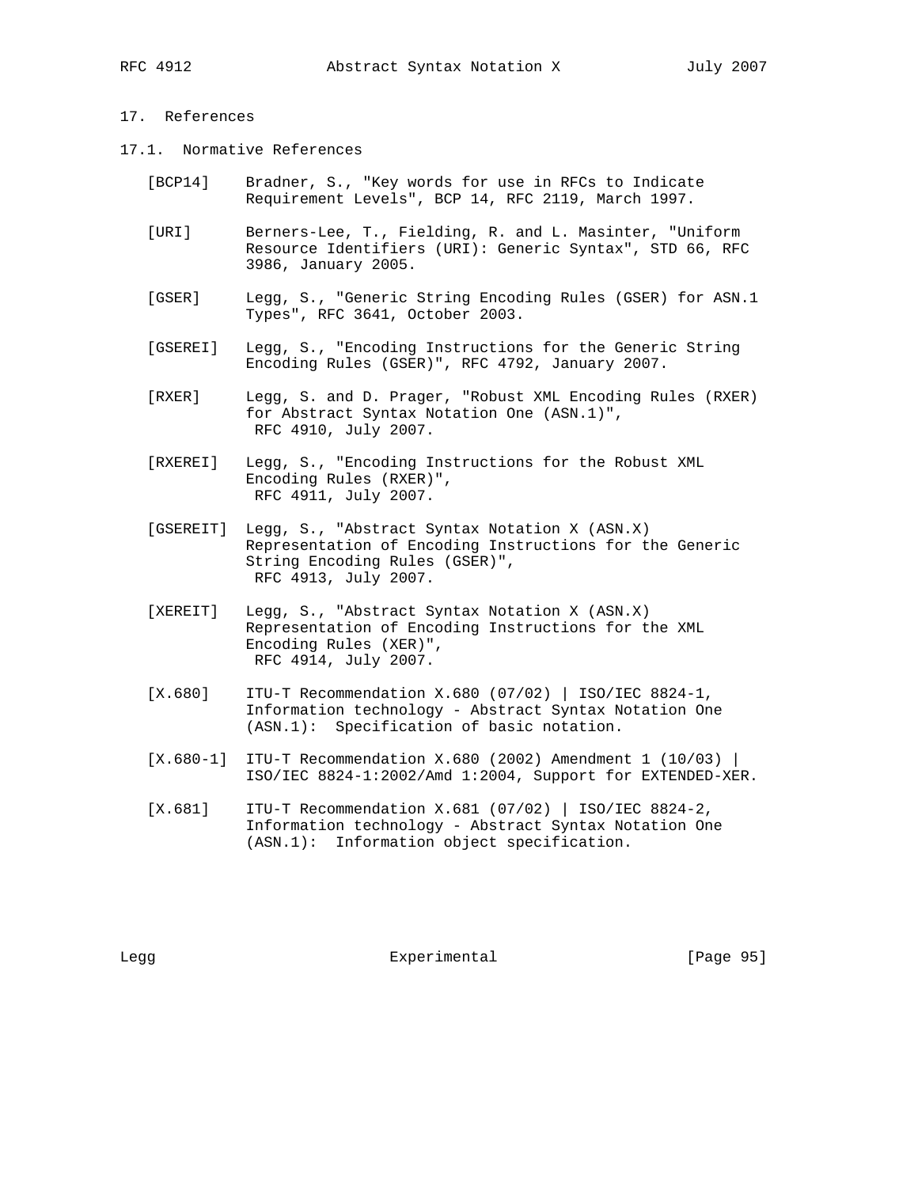## 17. References

### 17.1. Normative References

[BCP14] Bradner, S., "Key words for use in RFCs to Indicate Requirement Levels", BCP 14, RFC 2119, March 1997.

[URI] Berners-Lee, T., Fielding, R. and L. Masinter, "Uniform Resource Identifiers (URI): Generic Syntax", STD 66, RFC 3986, January 2005.

[GSER] Legg, S., "Generic String Encoding Rules (GSER) for ASN.1 Types", RFC 3641, October 2003.

[GSEREI] Legg, S., "Encoding Instructions for the Generic String Encoding Rules (GSER)", RFC 4792, January 2007.

[RXER] Legg, S. and D. Prager, "Robust XML Encoding Rules (RXER) for Abstract Syntax Notation One (ASN.1)", RFC 4910, July 2007.

[RXEREI] Legg, S., "Encoding Instructions for the Robust XML Encoding Rules (RXER)", RFC 4911, July 2007.

[GSEREIT] Legg, S., "Abstract Syntax Notation X (ASN.X) Representation of Encoding Instructions for the Generic String Encoding Rules (GSER)", RFC 4913, July 2007.

[XEREIT] Legg, S., "Abstract Syntax Notation X (ASN.X) Representation of Encoding Instructions for the XML Encoding Rules (XER)", RFC 4914, July 2007.

[X.680] ITU-T Recommendation X.680 (07/02) | ISO/IEC 8824-1, Information technology - Abstract Syntax Notation One (ASN.1): Specification of basic notation.

[X.680-1] ITU-T Recommendation X.680 (2002) Amendment 1 (10/03) | ISO/IEC 8824-1:2002/Amd 1:2004, Support for EXTENDED-XER.

[X.681] ITU-T Recommendation X.681 (07/02) | ISO/IEC 8824-2, Information technology - Abstract Syntax Notation One (ASN.1): Information object specification.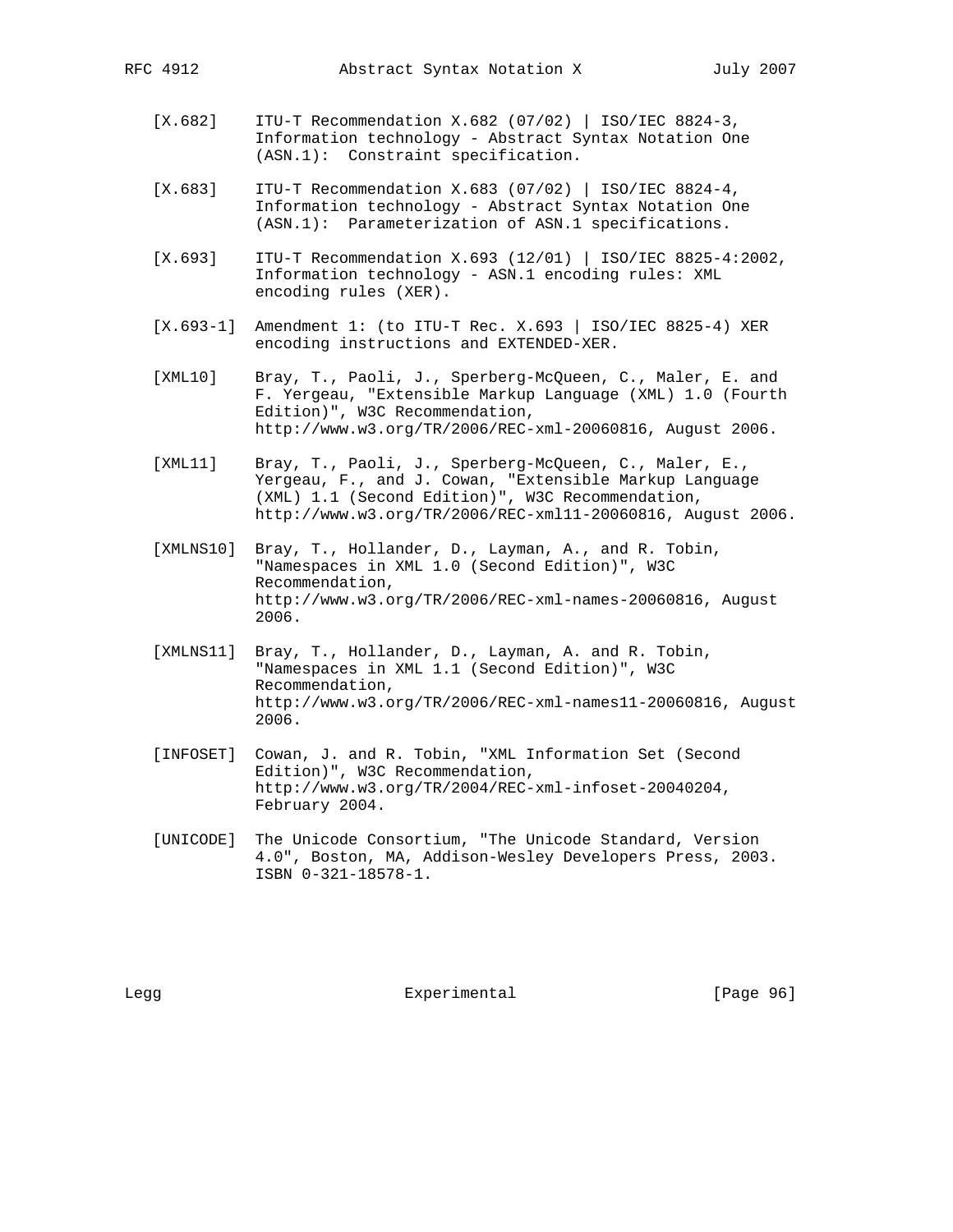[X.682] ITU-T Recommendation X.682 (07/02) | ISO/IEC 8824-3, Information technology - Abstract Syntax Notation One (ASN.1): Constraint specification.

[X.683] ITU-T Recommendation X.683 (07/02) | ISO/IEC 8824-4, Information technology - Abstract Syntax Notation One (ASN.1): Parameterization of ASN.1 specifications.

[X.693] ITU-T Recommendation X.693 (12/01) | ISO/IEC 8825-4:2002, Information technology - ASN.1 encoding rules: XML encoding rules (XER).

[X.693-1] Amendment 1: (to ITU-T Rec. X.693 | ISO/IEC 8825-4) XER encoding instructions and EXTENDED-XER.

[XML10] Bray, T., Paoli, J., Sperberg-McQueen, C., Maler, E. and F. Yergeau, "Extensible Markup Language (XML) 1.0 (Fourth Edition)", W3C Recommendation, http://www.w3.org/TR/2006/REC-xml-20060816, August 2006.

[XML11] Bray, T., Paoli, J., Sperberg-McQueen, C., Maler, E., Yergeau, F., and J. Cowan, "Extensible Markup Language (XML) 1.1 (Second Edition)", W3C Recommendation, http://www.w3.org/TR/2006/REC-xml11-20060816, August 2006.

[XMLNS10] Bray, T., Hollander, D., Layman, A., and R. Tobin, "Namespaces in XML 1.0 (Second Edition)", W3C Recommendation, http://www.w3.org/TR/2006/REC-xml-names-20060816, August 2006.

[XMLNS11] Bray, T., Hollander, D., Layman, A. and R. Tobin, "Namespaces in XML 1.1 (Second Edition)", W3C Recommendation, http://www.w3.org/TR/2006/REC-xml-names11-20060816, August 2006.

[INFOSET] Cowan, J. and R. Tobin, "XML Information Set (Second Edition)", W3C Recommendation, http://www.w3.org/TR/2004/REC-xml-infoset-20040204, February 2004.

[UNICODE] The Unicode Consortium, "The Unicode Standard, Version 4.0", Boston, MA, Addison-Wesley Developers Press, 2003. ISBN 0-321-18578-1.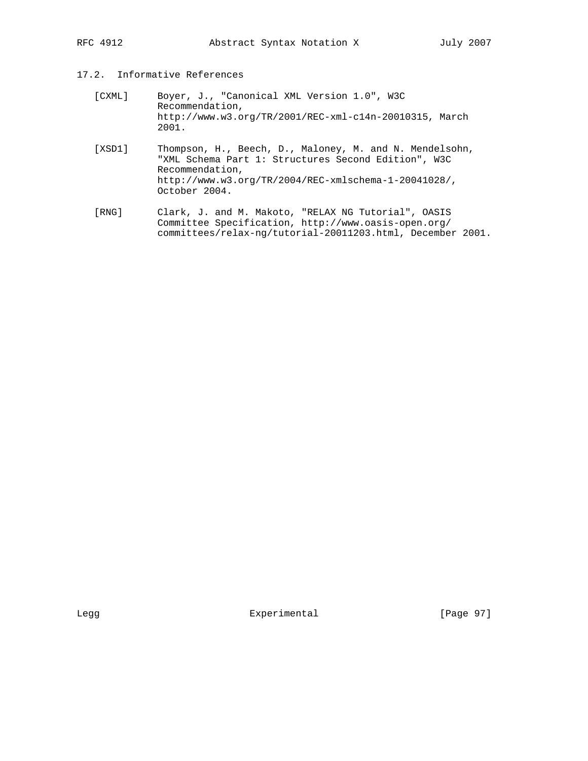## 17.2. Informative References

[CXML] Boyer, J., "Canonical XML Version 1.0", W3C Recommendation, http://www.w3.org/TR/2001/REC-xml-c14n-20010315, March 2001.

[XSD1] Thompson, H., Beech, D., Maloney, M. and N. Mendelsohn, "XML Schema Part 1: Structures Second Edition", W3C Recommendation, http://www.w3.org/TR/2004/REC-xmlschema-1-20041028/, October 2004.

[RNG] Clark, J. and M. Makoto, "RELAX NG Tutorial", OASIS Committee Specification, http://www.oasis-open.org/committees/relax-ng/tutorial-20011203.html, December 2001.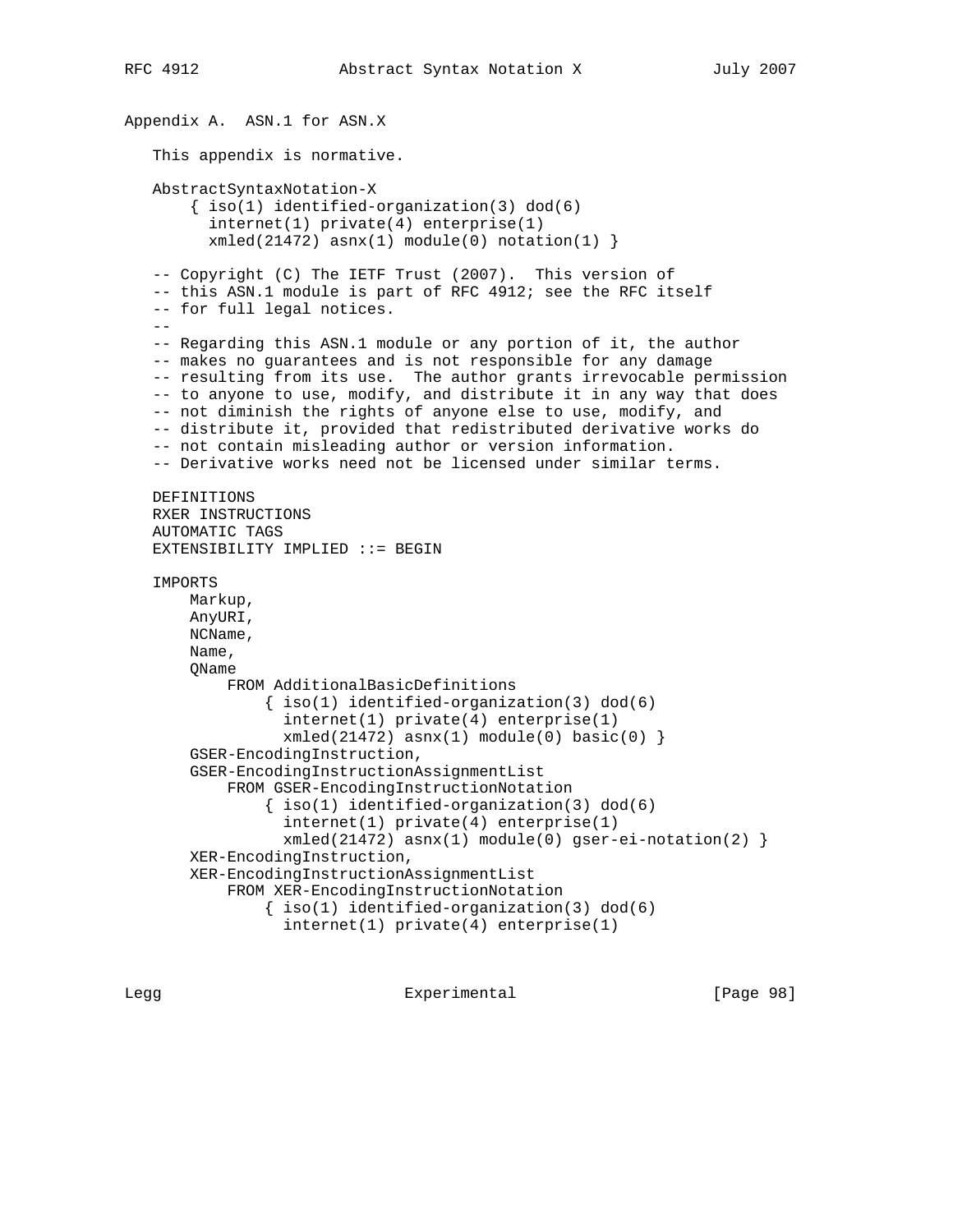## Appendix A. ASN.1 for ASN.X

This appendix is normative.

```
AbstractSyntaxNotation-X
    { iso(1) identified-organization(3) dod(6)
      internet(1) private(4) enterprise(1)
      xmled(21472) asnx(1) module(0) notation(1) }

-- Copyright (C) The IETF Trust (2007).  This version of
-- this ASN.1 module is part of RFC 4912; see the RFC itself
-- for full legal notices.
--
-- Regarding this ASN.1 module or any portion of it, the author
-- makes no guarantees and is not responsible for any damage
-- resulting from its use.  The author grants irrevocable permission
-- to anyone to use, modify, and distribute it in any way that does
-- not diminish the rights of anyone else to use, modify, and
-- distribute it, provided that redistributed derivative works do
-- not contain misleading author or version information.
-- Derivative works need not be licensed under similar terms.

DEFINITIONS
RXER INSTRUCTIONS
AUTOMATIC TAGS
EXTENSIBILITY IMPLIED ::= BEGIN

IMPORTS
    Markup,
    AnyURI,
    NCName,
    Name,
    QName
        FROM AdditionalBasicDefinitions
            { iso(1) identified-organization(3) dod(6)
              internet(1) private(4) enterprise(1)
              xmled(21472) asnx(1) module(0) basic(0) }
    GSER-EncodingInstruction,
    GSER-EncodingInstructionAssignmentList
        FROM GSER-EncodingInstructionNotation
            { iso(1) identified-organization(3) dod(6)
              internet(1) private(4) enterprise(1)
              xmled(21472) asnx(1) module(0) gser-ei-notation(2) }
    XER-EncodingInstruction,
    XER-EncodingInstructionAssignmentList
        FROM XER-EncodingInstructionNotation
            { iso(1) identified-organization(3) dod(6)
              internet(1) private(4) enterprise(1)
```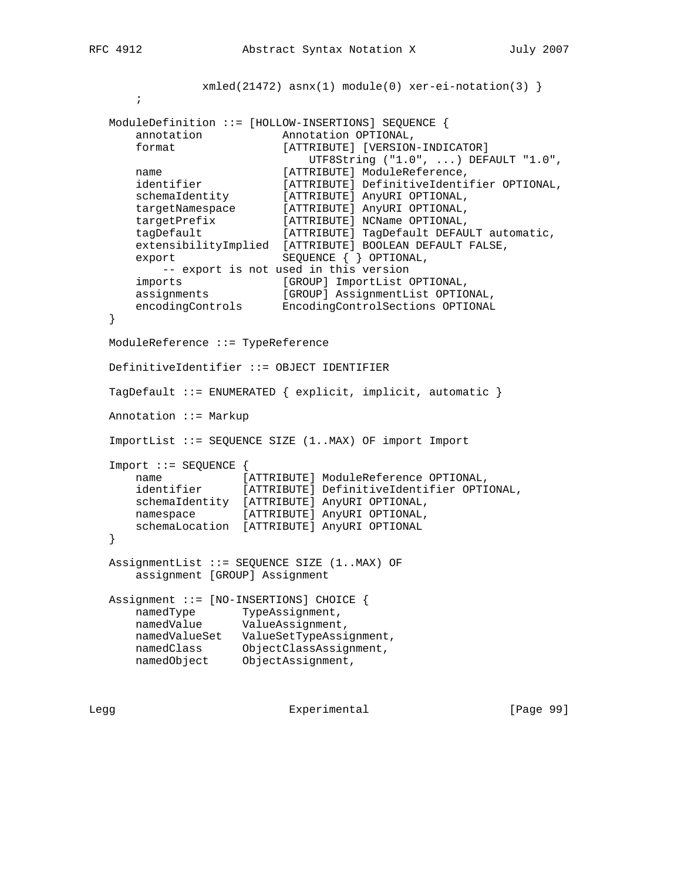```
              xmled(21472) asnx(1) module(0) xer-ei-notation(3) }
       ;

   ModuleDefinition ::= [HOLLOW-INSERTIONS] SEQUENCE {
       annotation            Annotation OPTIONAL,
       format                [ATTRIBUTE] [VERSION-INDICATOR]
                                 UTF8String ("1.0", ...) DEFAULT "1.0",
       name                  [ATTRIBUTE] ModuleReference,
       identifier            [ATTRIBUTE] DefinitiveIdentifier OPTIONAL,
       schemaIdentity        [ATTRIBUTE] AnyURI OPTIONAL,
       targetNamespace       [ATTRIBUTE] AnyURI OPTIONAL,
       targetPrefix          [ATTRIBUTE] NCName OPTIONAL,
       tagDefault            [ATTRIBUTE] TagDefault DEFAULT automatic,
       extensibilityImplied  [ATTRIBUTE] BOOLEAN DEFAULT FALSE,
       export                SEQUENCE { } OPTIONAL,
           -- export is not used in this version
       imports               [GROUP] ImportList OPTIONAL,
       assignments           [GROUP] AssignmentList OPTIONAL,
       encodingControls      EncodingControlSections OPTIONAL
   }

   ModuleReference ::= TypeReference

   DefinitiveIdentifier ::= OBJECT IDENTIFIER

   TagDefault ::= ENUMERATED { explicit, implicit, automatic }

   Annotation ::= Markup

   ImportList ::= SEQUENCE SIZE (1..MAX) OF import Import

   Import ::= SEQUENCE {
       name            [ATTRIBUTE] ModuleReference OPTIONAL,
       identifier      [ATTRIBUTE] DefinitiveIdentifier OPTIONAL,
       schemaIdentity  [ATTRIBUTE] AnyURI OPTIONAL,
       namespace       [ATTRIBUTE] AnyURI OPTIONAL,
       schemaLocation  [ATTRIBUTE] AnyURI OPTIONAL
   }

   AssignmentList ::= SEQUENCE SIZE (1..MAX) OF
       assignment [GROUP] Assignment

   Assignment ::= [NO-INSERTIONS] CHOICE {
       namedType       TypeAssignment,
       namedValue      ValueAssignment,
       namedValueSet   ValueSetTypeAssignment,
       namedClass      ObjectClassAssignment,
       namedObject     ObjectAssignment,
```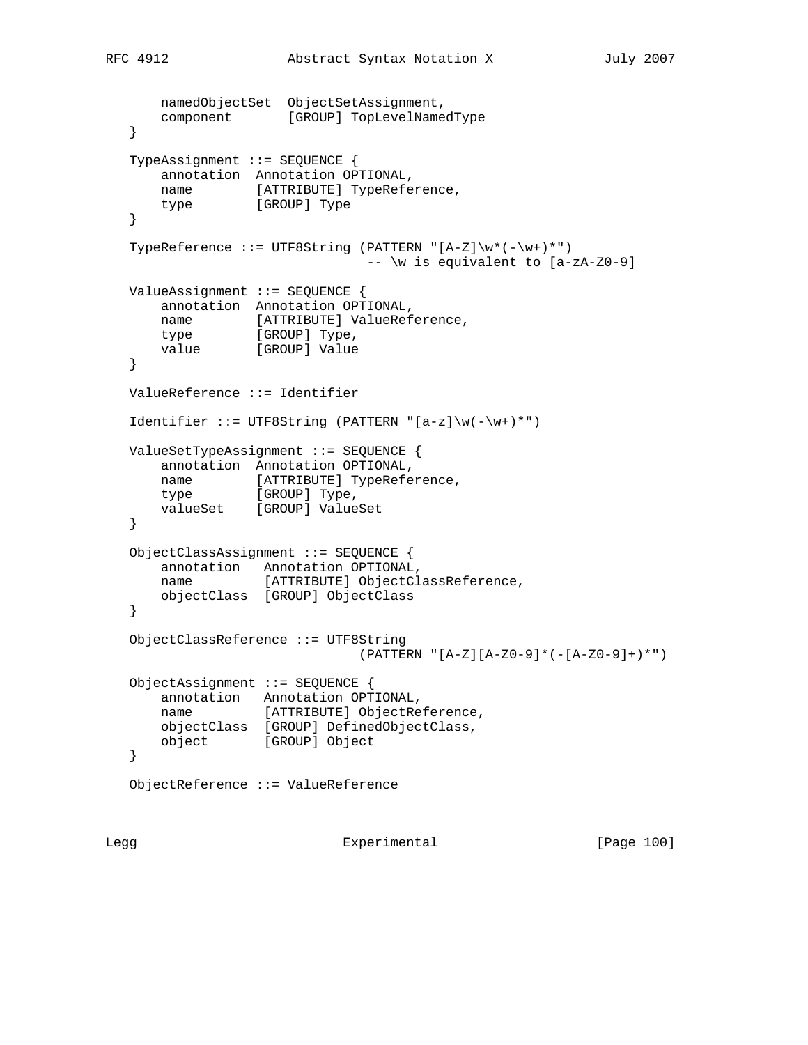```
       namedObjectSet  ObjectSetAssignment,
       component       [GROUP] TopLevelNamedType
   }

   TypeAssignment ::= SEQUENCE {
       annotation  Annotation OPTIONAL,
       name        [ATTRIBUTE] TypeReference,
       type        [GROUP] Type
   }

   TypeReference ::= UTF8String (PATTERN "[A-Z]\w*(-\w+)*")
                                -- \w is equivalent to [a-zA-Z0-9]

   ValueAssignment ::= SEQUENCE {
       annotation  Annotation OPTIONAL,
       name        [ATTRIBUTE] ValueReference,
       type        [GROUP] Type,
       value       [GROUP] Value
   }

   ValueReference ::= Identifier

   Identifier ::= UTF8String (PATTERN "[a-z]\w(-\w+)*")

   ValueSetTypeAssignment ::= SEQUENCE {
       annotation  Annotation OPTIONAL,
       name        [ATTRIBUTE] TypeReference,
       type        [GROUP] Type,
       valueSet    [GROUP] ValueSet
   }

   ObjectClassAssignment ::= SEQUENCE {
       annotation   Annotation OPTIONAL,
       name         [ATTRIBUTE] ObjectClassReference,
       objectClass  [GROUP] ObjectClass
   }

   ObjectClassReference ::= UTF8String
                               (PATTERN "[A-Z][A-Z0-9]*(-[A-Z0-9]+)*")

   ObjectAssignment ::= SEQUENCE {
       annotation   Annotation OPTIONAL,
       name         [ATTRIBUTE] ObjectReference,
       objectClass  [GROUP] DefinedObjectClass,
       object       [GROUP] Object
   }

   ObjectReference ::= ValueReference
```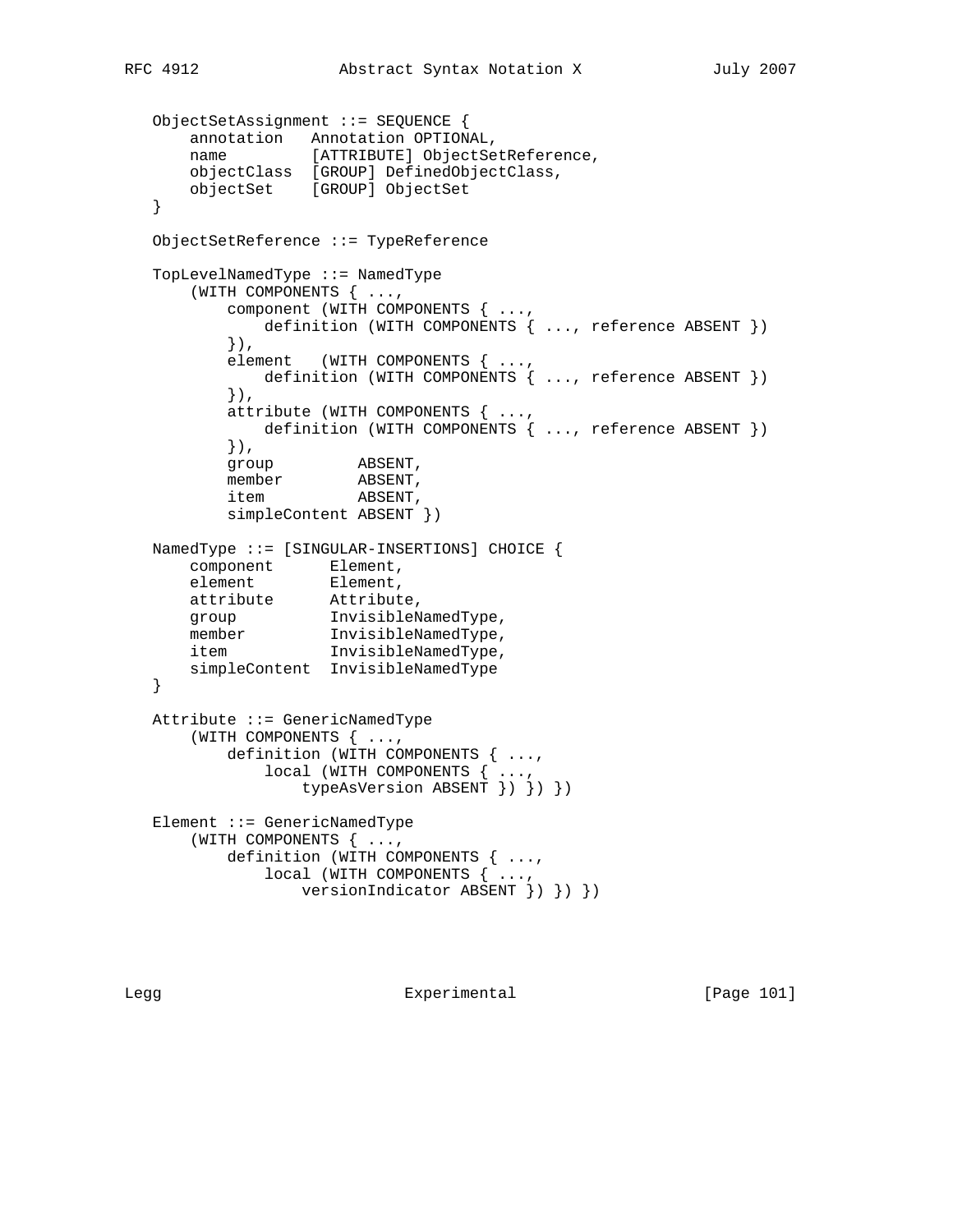```
   ObjectSetAssignment ::= SEQUENCE {
       annotation   Annotation OPTIONAL,
       name         [ATTRIBUTE] ObjectSetReference,
       objectClass  [GROUP] DefinedObjectClass,
       objectSet    [GROUP] ObjectSet
   }

   ObjectSetReference ::= TypeReference

   TopLevelNamedType ::= NamedType
       (WITH COMPONENTS { ...,
           component (WITH COMPONENTS { ...,
               definition (WITH COMPONENTS { ..., reference ABSENT })
           }),
           element   (WITH COMPONENTS { ...,
               definition (WITH COMPONENTS { ..., reference ABSENT })
           }),
           attribute (WITH COMPONENTS { ...,
               definition (WITH COMPONENTS { ..., reference ABSENT })
           }),
           group         ABSENT,
           member        ABSENT,
           item          ABSENT,
           simpleContent ABSENT })

   NamedType ::= [SINGULAR-INSERTIONS] CHOICE {
       component      Element,
       element        Element,
       attribute      Attribute,
       group          InvisibleNamedType,
       member         InvisibleNamedType,
       item           InvisibleNamedType,
       simpleContent  InvisibleNamedType
   }

   Attribute ::= GenericNamedType
       (WITH COMPONENTS { ...,
           definition (WITH COMPONENTS { ...,
               local (WITH COMPONENTS { ...,
                   typeAsVersion ABSENT }) }) })

   Element ::= GenericNamedType
       (WITH COMPONENTS { ...,
           definition (WITH COMPONENTS { ...,
               local (WITH COMPONENTS { ...,
                   versionIndicator ABSENT }) }) })
```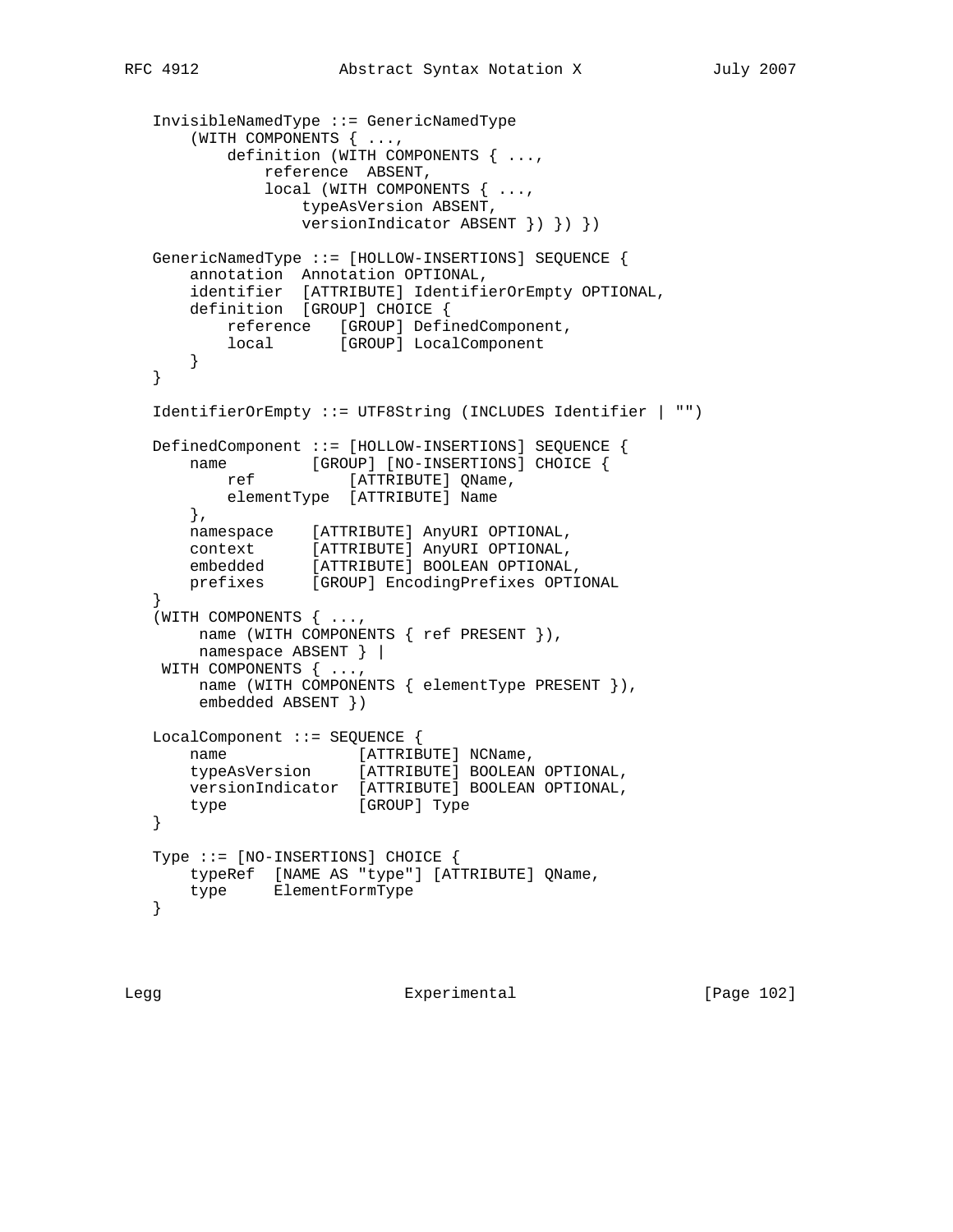```
   InvisibleNamedType ::= GenericNamedType
       (WITH COMPONENTS { ...,
           definition (WITH COMPONENTS { ...,
               reference  ABSENT,
               local (WITH COMPONENTS { ...,
                   typeAsVersion ABSENT,
                   versionIndicator ABSENT }) }) })

   GenericNamedType ::= [HOLLOW-INSERTIONS] SEQUENCE {
       annotation  Annotation OPTIONAL,
       identifier  [ATTRIBUTE] IdentifierOrEmpty OPTIONAL,
       definition  [GROUP] CHOICE {
           reference   [GROUP] DefinedComponent,
           local       [GROUP] LocalComponent
       }
   }

   IdentifierOrEmpty ::= UTF8String (INCLUDES Identifier | "")

   DefinedComponent ::= [HOLLOW-INSERTIONS] SEQUENCE {
       name         [GROUP] [NO-INSERTIONS] CHOICE {
           ref          [ATTRIBUTE] QName,
           elementType  [ATTRIBUTE] Name
       },
       namespace    [ATTRIBUTE] AnyURI OPTIONAL,
       context      [ATTRIBUTE] AnyURI OPTIONAL,
       embedded     [ATTRIBUTE] BOOLEAN OPTIONAL,
       prefixes     [GROUP] EncodingPrefixes OPTIONAL
   }
   (WITH COMPONENTS { ...,
        name (WITH COMPONENTS { ref PRESENT }),
        namespace ABSENT } |
    WITH COMPONENTS { ...,
        name (WITH COMPONENTS { elementType PRESENT }),
        embedded ABSENT })

   LocalComponent ::= SEQUENCE {
       name              [ATTRIBUTE] NCName,
       typeAsVersion     [ATTRIBUTE] BOOLEAN OPTIONAL,
       versionIndicator  [ATTRIBUTE] BOOLEAN OPTIONAL,
       type              [GROUP] Type
   }

   Type ::= [NO-INSERTIONS] CHOICE {
       typeRef  [NAME AS "type"] [ATTRIBUTE] QName,
       type     ElementFormType
   }
```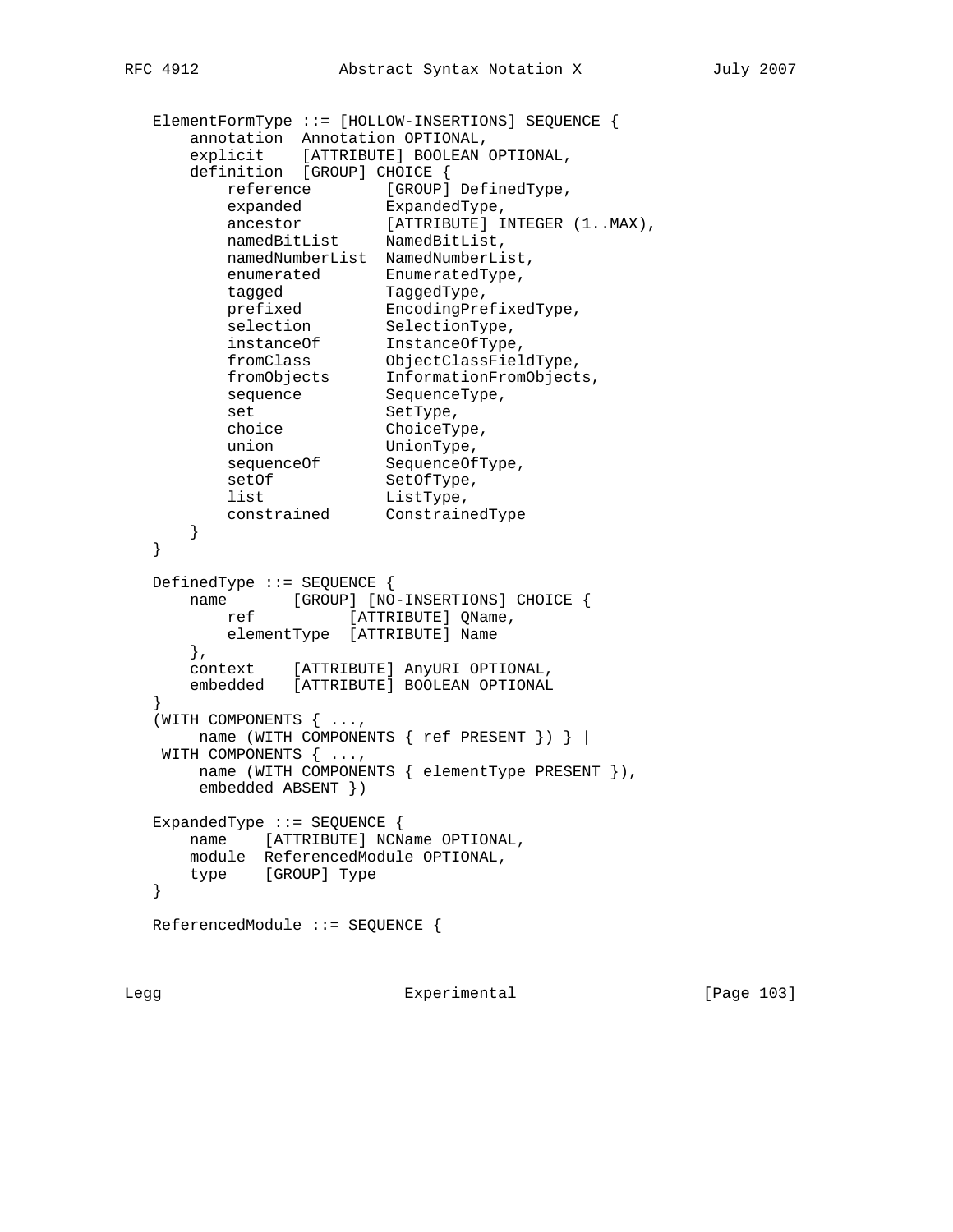```
   ElementFormType ::= [HOLLOW-INSERTIONS] SEQUENCE {
       annotation  Annotation OPTIONAL,
       explicit    [ATTRIBUTE] BOOLEAN OPTIONAL,
       definition  [GROUP] CHOICE {
           reference        [GROUP] DefinedType,
           expanded         ExpandedType,
           ancestor         [ATTRIBUTE] INTEGER (1..MAX),
           namedBitList     NamedBitList,
           namedNumberList  NamedNumberList,
           enumerated       EnumeratedType,
           tagged           TaggedType,
           prefixed         EncodingPrefixedType,
           selection        SelectionType,
           instanceOf       InstanceOfType,
           fromClass        ObjectClassFieldType,
           fromObjects      InformationFromObjects,
           sequence         SequenceType,
           set              SetType,
           choice           ChoiceType,
           union            UnionType,
           sequenceOf       SequenceOfType,
           setOf            SetOfType,
           list             ListType,
           constrained      ConstrainedType
       }
   }

   DefinedType ::= SEQUENCE {
       name       [GROUP] [NO-INSERTIONS] CHOICE {
           ref          [ATTRIBUTE] QName,
           elementType  [ATTRIBUTE] Name
       },
       context    [ATTRIBUTE] AnyURI OPTIONAL,
       embedded   [ATTRIBUTE] BOOLEAN OPTIONAL
   }
   (WITH COMPONENTS { ...,
        name (WITH COMPONENTS { ref PRESENT }) } |
    WITH COMPONENTS { ...,
        name (WITH COMPONENTS { elementType PRESENT }),
        embedded ABSENT })

   ExpandedType ::= SEQUENCE {
       name    [ATTRIBUTE] NCName OPTIONAL,
       module  ReferencedModule OPTIONAL,
       type    [GROUP] Type
   }

   ReferencedModule ::= SEQUENCE {
```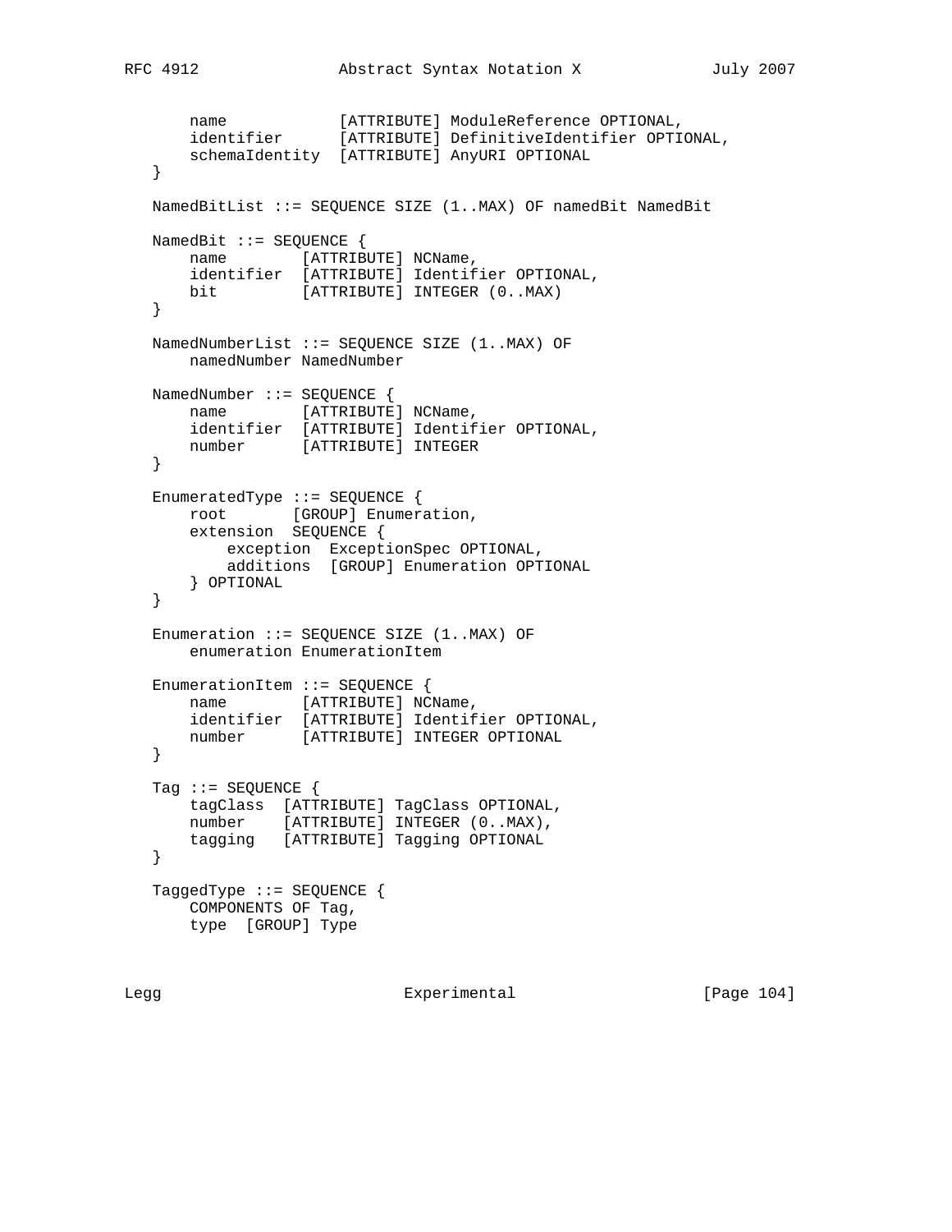```
       name            [ATTRIBUTE] ModuleReference OPTIONAL,
       identifier      [ATTRIBUTE] DefinitiveIdentifier OPTIONAL,
       schemaIdentity  [ATTRIBUTE] AnyURI OPTIONAL
   }

   NamedBitList ::= SEQUENCE SIZE (1..MAX) OF namedBit NamedBit

   NamedBit ::= SEQUENCE {
       name        [ATTRIBUTE] NCName,
       identifier  [ATTRIBUTE] Identifier OPTIONAL,
       bit         [ATTRIBUTE] INTEGER (0..MAX)
   }

   NamedNumberList ::= SEQUENCE SIZE (1..MAX) OF
       namedNumber NamedNumber

   NamedNumber ::= SEQUENCE {
       name        [ATTRIBUTE] NCName,
       identifier  [ATTRIBUTE] Identifier OPTIONAL,
       number      [ATTRIBUTE] INTEGER
   }

   EnumeratedType ::= SEQUENCE {
       root       [GROUP] Enumeration,
       extension  SEQUENCE {
           exception  ExceptionSpec OPTIONAL,
           additions  [GROUP] Enumeration OPTIONAL
       } OPTIONAL
   }

   Enumeration ::= SEQUENCE SIZE (1..MAX) OF
       enumeration EnumerationItem

   EnumerationItem ::= SEQUENCE {
       name        [ATTRIBUTE] NCName,
       identifier  [ATTRIBUTE] Identifier OPTIONAL,
       number      [ATTRIBUTE] INTEGER OPTIONAL
   }

   Tag ::= SEQUENCE {
       tagClass  [ATTRIBUTE] TagClass OPTIONAL,
       number    [ATTRIBUTE] INTEGER (0..MAX),
       tagging   [ATTRIBUTE] Tagging OPTIONAL
   }

   TaggedType ::= SEQUENCE {
       COMPONENTS OF Tag,
       type  [GROUP] Type
```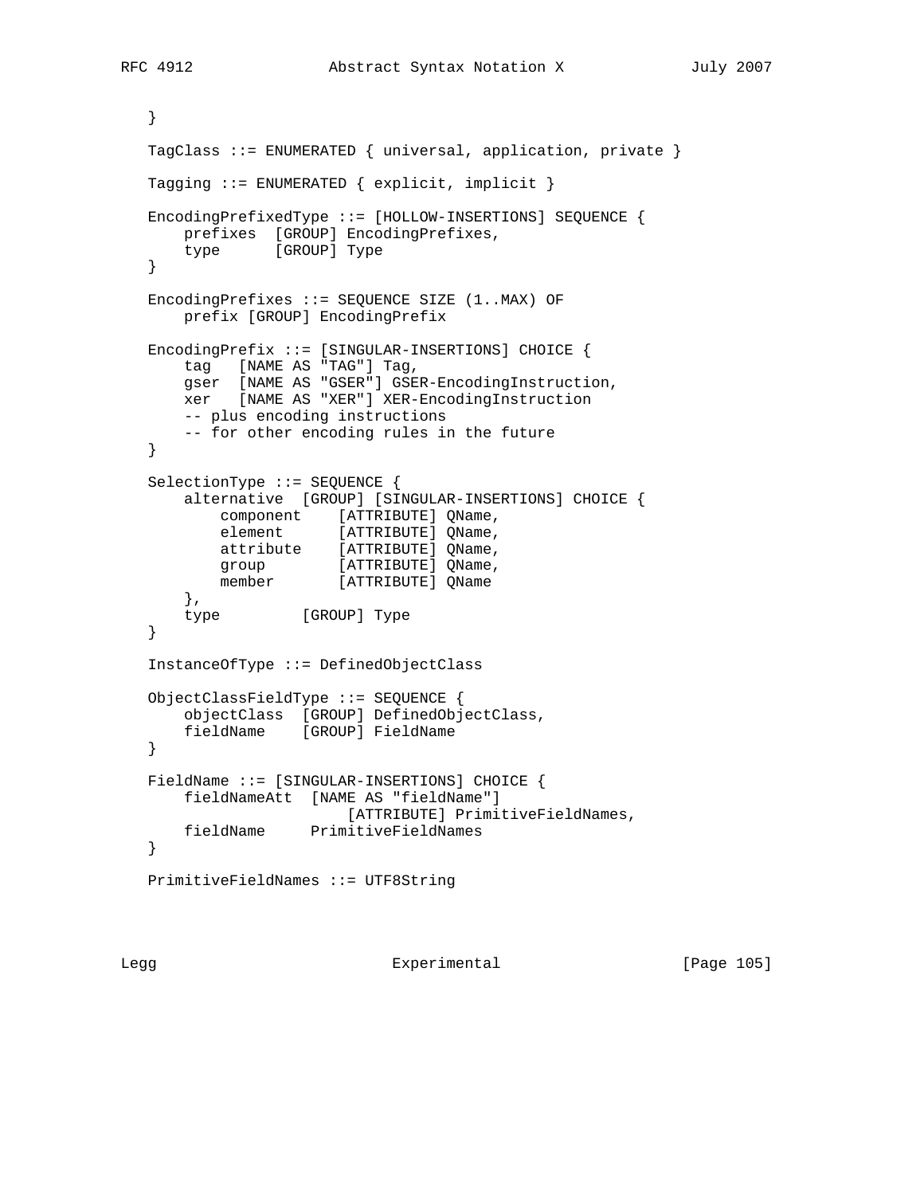```
   }

   TagClass ::= ENUMERATED { universal, application, private }

   Tagging ::= ENUMERATED { explicit, implicit }

   EncodingPrefixedType ::= [HOLLOW-INSERTIONS] SEQUENCE {
       prefixes  [GROUP] EncodingPrefixes,
       type      [GROUP] Type
   }

   EncodingPrefixes ::= SEQUENCE SIZE (1..MAX) OF
       prefix [GROUP] EncodingPrefix

   EncodingPrefix ::= [SINGULAR-INSERTIONS] CHOICE {
       tag   [NAME AS "TAG"] Tag,
       gser  [NAME AS "GSER"] GSER-EncodingInstruction,
       xer   [NAME AS "XER"] XER-EncodingInstruction
       -- plus encoding instructions
       -- for other encoding rules in the future
   }

   SelectionType ::= SEQUENCE {
       alternative  [GROUP] [SINGULAR-INSERTIONS] CHOICE {
           component    [ATTRIBUTE] QName,
           element      [ATTRIBUTE] QName,
           attribute    [ATTRIBUTE] QName,
           group        [ATTRIBUTE] QName,
           member       [ATTRIBUTE] QName
       },
       type         [GROUP] Type
   }

   InstanceOfType ::= DefinedObjectClass

   ObjectClassFieldType ::= SEQUENCE {
       objectClass  [GROUP] DefinedObjectClass,
       fieldName    [GROUP] FieldName
   }

   FieldName ::= [SINGULAR-INSERTIONS] CHOICE {
       fieldNameAtt  [NAME AS "fieldName"]
                         [ATTRIBUTE] PrimitiveFieldNames,
       fieldName     PrimitiveFieldNames
   }

   PrimitiveFieldNames ::= UTF8String
```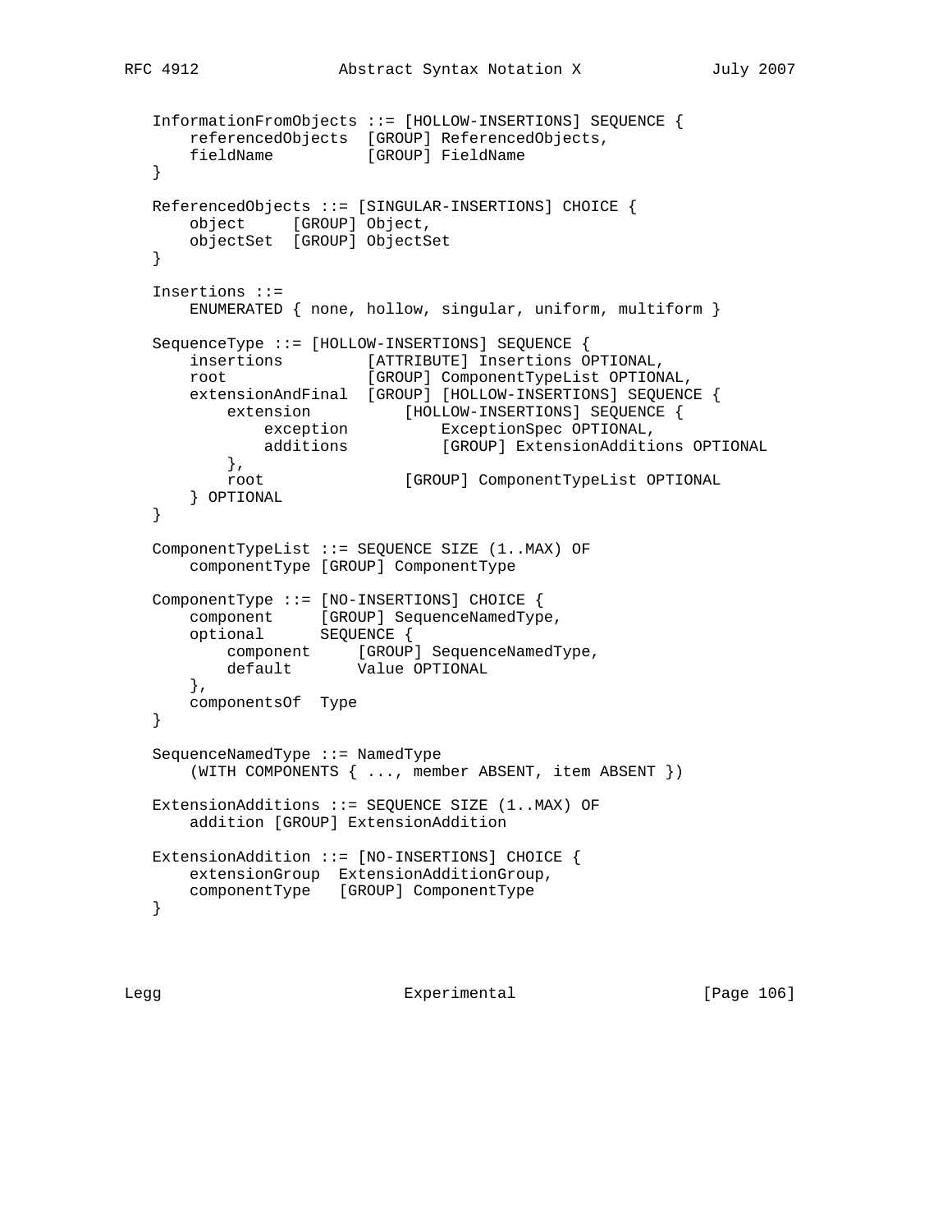```
   InformationFromObjects ::= [HOLLOW-INSERTIONS] SEQUENCE {
       referencedObjects  [GROUP] ReferencedObjects,
       fieldName          [GROUP] FieldName
   }

   ReferencedObjects ::= [SINGULAR-INSERTIONS] CHOICE {
       object     [GROUP] Object,
       objectSet  [GROUP] ObjectSet
   }

   Insertions ::=
       ENUMERATED { none, hollow, singular, uniform, multiform }

   SequenceType ::= [HOLLOW-INSERTIONS] SEQUENCE {
       insertions         [ATTRIBUTE] Insertions OPTIONAL,
       root               [GROUP] ComponentTypeList OPTIONAL,
       extensionAndFinal  [GROUP] [HOLLOW-INSERTIONS] SEQUENCE {
           extension          [HOLLOW-INSERTIONS] SEQUENCE {
               exception          ExceptionSpec OPTIONAL,
               additions          [GROUP] ExtensionAdditions OPTIONAL
           },
           root               [GROUP] ComponentTypeList OPTIONAL
       } OPTIONAL
   }

   ComponentTypeList ::= SEQUENCE SIZE (1..MAX) OF
       componentType [GROUP] ComponentType

   ComponentType ::= [NO-INSERTIONS] CHOICE {
       component     [GROUP] SequenceNamedType,
       optional      SEQUENCE {
           component     [GROUP] SequenceNamedType,
           default       Value OPTIONAL
       },
       componentsOf  Type
   }

   SequenceNamedType ::= NamedType
       (WITH COMPONENTS { ..., member ABSENT, item ABSENT })

   ExtensionAdditions ::= SEQUENCE SIZE (1..MAX) OF
       addition [GROUP] ExtensionAddition

   ExtensionAddition ::= [NO-INSERTIONS] CHOICE {
       extensionGroup  ExtensionAdditionGroup,
       componentType   [GROUP] ComponentType
   }
```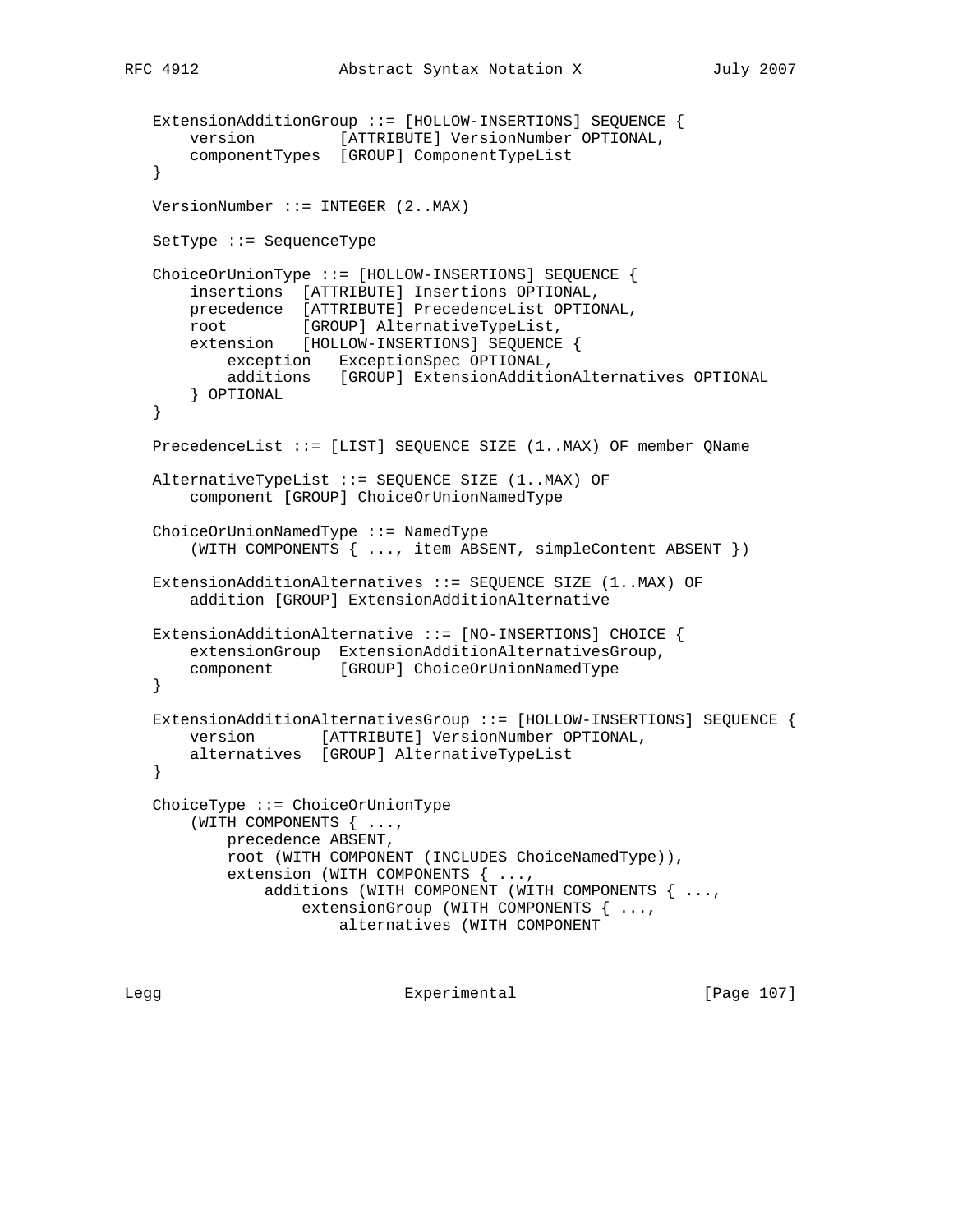```
   ExtensionAdditionGroup ::= [HOLLOW-INSERTIONS] SEQUENCE {
       version         [ATTRIBUTE] VersionNumber OPTIONAL,
       componentTypes  [GROUP] ComponentTypeList
   }

   VersionNumber ::= INTEGER (2..MAX)

   SetType ::= SequenceType

   ChoiceOrUnionType ::= [HOLLOW-INSERTIONS] SEQUENCE {
       insertions  [ATTRIBUTE] Insertions OPTIONAL,
       precedence  [ATTRIBUTE] PrecedenceList OPTIONAL,
       root        [GROUP] AlternativeTypeList,
       extension   [HOLLOW-INSERTIONS] SEQUENCE {
           exception   ExceptionSpec OPTIONAL,
           additions   [GROUP] ExtensionAdditionAlternatives OPTIONAL
       } OPTIONAL
   }

   PrecedenceList ::= [LIST] SEQUENCE SIZE (1..MAX) OF member QName

   AlternativeTypeList ::= SEQUENCE SIZE (1..MAX) OF
       component [GROUP] ChoiceOrUnionNamedType

   ChoiceOrUnionNamedType ::= NamedType
       (WITH COMPONENTS { ..., item ABSENT, simpleContent ABSENT })

   ExtensionAdditionAlternatives ::= SEQUENCE SIZE (1..MAX) OF
       addition [GROUP] ExtensionAdditionAlternative

   ExtensionAdditionAlternative ::= [NO-INSERTIONS] CHOICE {
       extensionGroup  ExtensionAdditionAlternativesGroup,
       component       [GROUP] ChoiceOrUnionNamedType
   }

   ExtensionAdditionAlternativesGroup ::= [HOLLOW-INSERTIONS] SEQUENCE {
       version       [ATTRIBUTE] VersionNumber OPTIONAL,
       alternatives  [GROUP] AlternativeTypeList
   }

   ChoiceType ::= ChoiceOrUnionType
       (WITH COMPONENTS { ...,
           precedence ABSENT,
           root (WITH COMPONENT (INCLUDES ChoiceNamedType)),
           extension (WITH COMPONENTS { ...,
               additions (WITH COMPONENT (WITH COMPONENTS { ...,
                   extensionGroup (WITH COMPONENTS { ...,
                       alternatives (WITH COMPONENT
```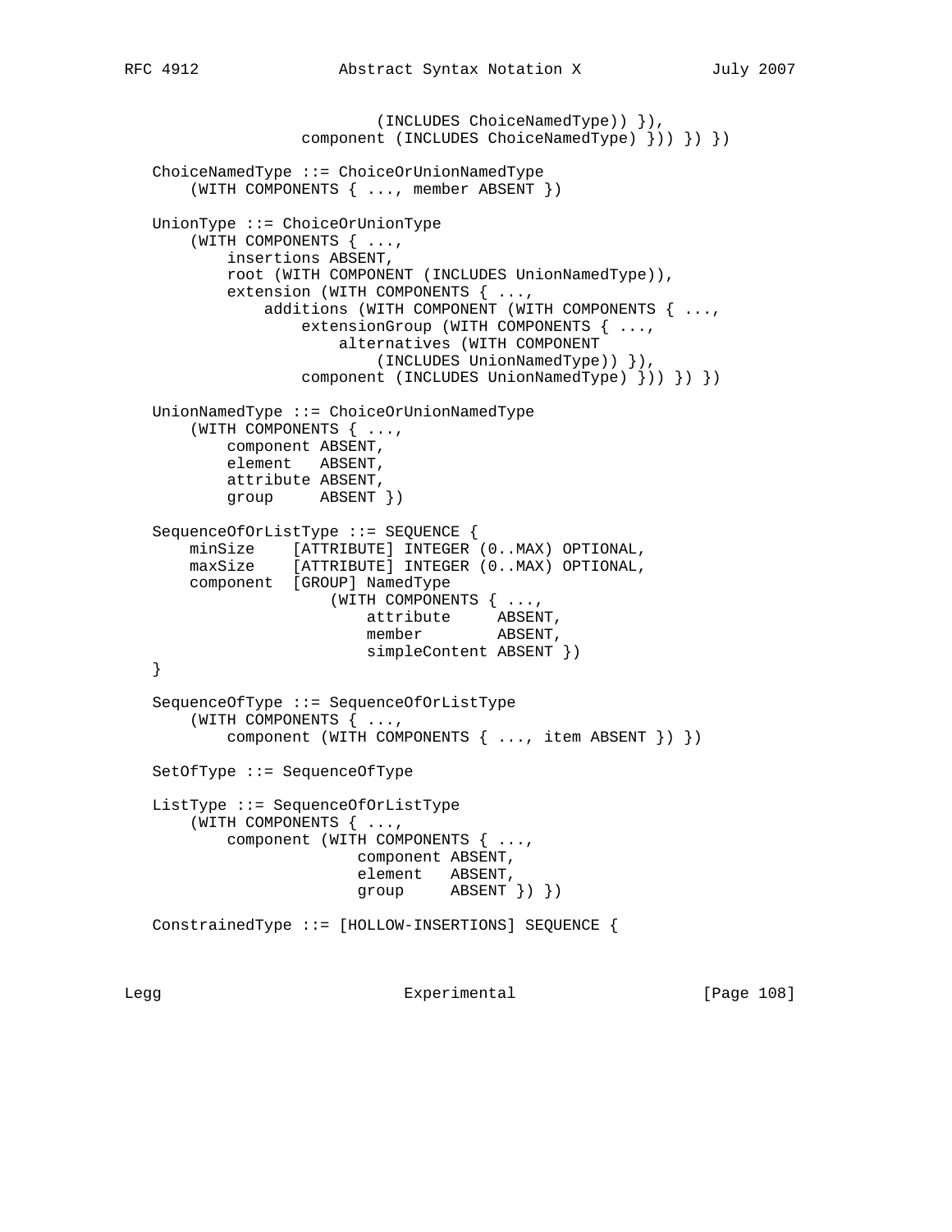```
                          (INCLUDES ChoiceNamedType)) }),
                  component (INCLUDES ChoiceNamedType) })) }) })

   ChoiceNamedType ::= ChoiceOrUnionNamedType
       (WITH COMPONENTS { ..., member ABSENT })

   UnionType ::= ChoiceOrUnionType
       (WITH COMPONENTS { ...,
           insertions ABSENT,
           root (WITH COMPONENT (INCLUDES UnionNamedType)),
           extension (WITH COMPONENTS { ...,
               additions (WITH COMPONENT (WITH COMPONENTS { ...,
                   extensionGroup (WITH COMPONENTS { ...,
                       alternatives (WITH COMPONENT
                           (INCLUDES UnionNamedType)) }),
                   component (INCLUDES UnionNamedType) })) }) })

   UnionNamedType ::= ChoiceOrUnionNamedType
       (WITH COMPONENTS { ...,
           component ABSENT,
           element   ABSENT,
           attribute ABSENT,
           group     ABSENT })

   SequenceOfOrListType ::= SEQUENCE {
       minSize    [ATTRIBUTE] INTEGER (0..MAX) OPTIONAL,
       maxSize    [ATTRIBUTE] INTEGER (0..MAX) OPTIONAL,
       component  [GROUP] NamedType
                      (WITH COMPONENTS { ...,
                          attribute     ABSENT,
                          member        ABSENT,
                          simpleContent ABSENT })
   }

   SequenceOfType ::= SequenceOfOrListType
       (WITH COMPONENTS { ...,
           component (WITH COMPONENTS { ..., item ABSENT }) })

   SetOfType ::= SequenceOfType

   ListType ::= SequenceOfOrListType
       (WITH COMPONENTS { ...,
           component (WITH COMPONENTS { ...,
                         component ABSENT,
                         element   ABSENT,
                         group     ABSENT }) })

   ConstrainedType ::= [HOLLOW-INSERTIONS] SEQUENCE {
```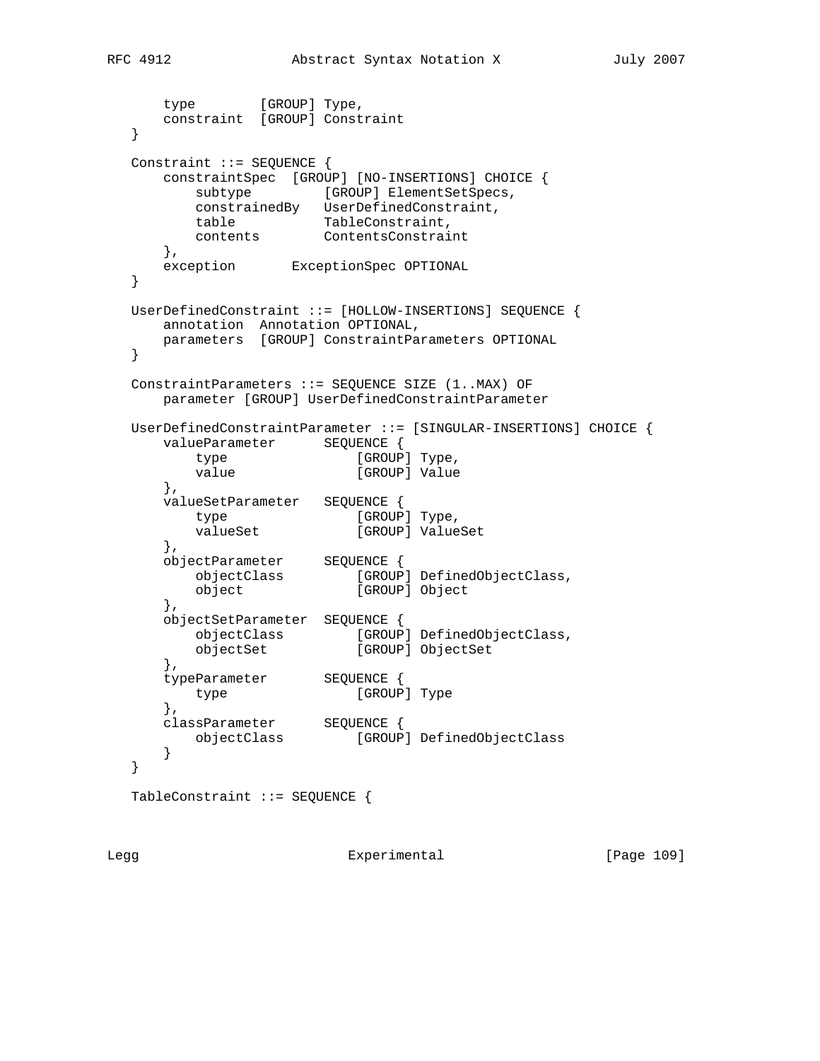```
       type        [GROUP] Type,
       constraint  [GROUP] Constraint
   }

   Constraint ::= SEQUENCE {
       constraintSpec  [GROUP] [NO-INSERTIONS] CHOICE {
           subtype         [GROUP] ElementSetSpecs,
           constrainedBy   UserDefinedConstraint,
           table           TableConstraint,
           contents        ContentsConstraint
       },
       exception       ExceptionSpec OPTIONAL
   }

   UserDefinedConstraint ::= [HOLLOW-INSERTIONS] SEQUENCE {
       annotation  Annotation OPTIONAL,
       parameters  [GROUP] ConstraintParameters OPTIONAL
   }

   ConstraintParameters ::= SEQUENCE SIZE (1..MAX) OF
       parameter [GROUP] UserDefinedConstraintParameter

   UserDefinedConstraintParameter ::= [SINGULAR-INSERTIONS] CHOICE {
       valueParameter      SEQUENCE {
           type                [GROUP] Type,
           value               [GROUP] Value
       },
       valueSetParameter   SEQUENCE {
           type                [GROUP] Type,
           valueSet            [GROUP] ValueSet
       },
       objectParameter     SEQUENCE {
           objectClass         [GROUP] DefinedObjectClass,
           object              [GROUP] Object
       },
       objectSetParameter  SEQUENCE {
           objectClass         [GROUP] DefinedObjectClass,
           objectSet           [GROUP] ObjectSet
       },
       typeParameter       SEQUENCE {
           type                [GROUP] Type
       },
       classParameter      SEQUENCE {
           objectClass         [GROUP] DefinedObjectClass
       }
   }

   TableConstraint ::= SEQUENCE {
```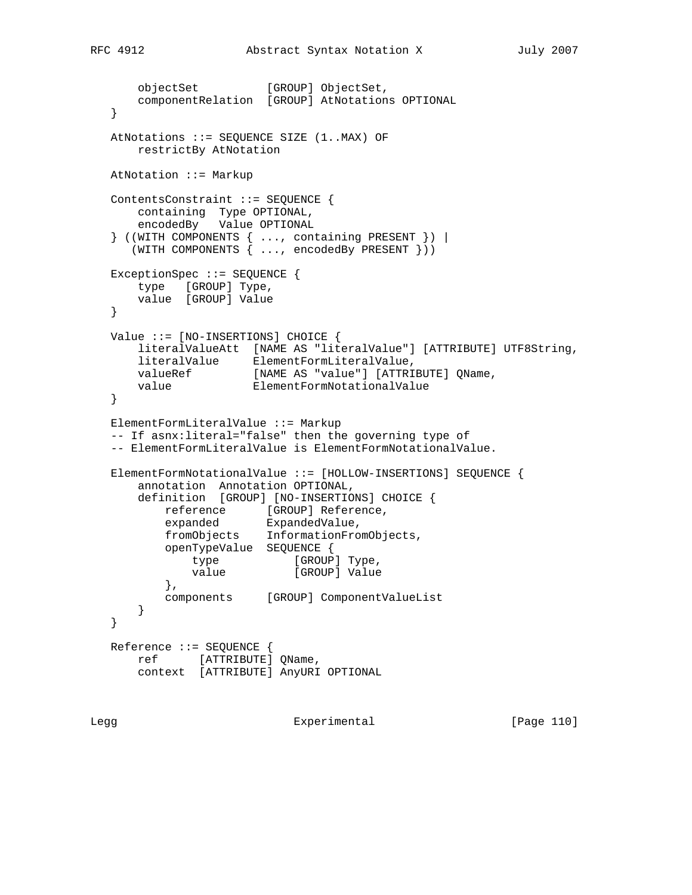```
       objectSet          [GROUP] ObjectSet,
       componentRelation  [GROUP] AtNotations OPTIONAL
   }

   AtNotations ::= SEQUENCE SIZE (1..MAX) OF
       restrictBy AtNotation

   AtNotation ::= Markup

   ContentsConstraint ::= SEQUENCE {
       containing  Type OPTIONAL,
       encodedBy   Value OPTIONAL
   } ((WITH COMPONENTS { ..., containing PRESENT }) |
      (WITH COMPONENTS { ..., encodedBy PRESENT }))

   ExceptionSpec ::= SEQUENCE {
       type   [GROUP] Type,
       value  [GROUP] Value
   }

   Value ::= [NO-INSERTIONS] CHOICE {
       literalValueAtt  [NAME AS "literalValue"] [ATTRIBUTE] UTF8String,
       literalValue     ElementFormLiteralValue,
       valueRef         [NAME AS "value"] [ATTRIBUTE] QName,
       value            ElementFormNotationalValue
   }

   ElementFormLiteralValue ::= Markup
   -- If asnx:literal="false" then the governing type of
   -- ElementFormLiteralValue is ElementFormNotationalValue.

   ElementFormNotationalValue ::= [HOLLOW-INSERTIONS] SEQUENCE {
       annotation  Annotation OPTIONAL,
       definition  [GROUP] [NO-INSERTIONS] CHOICE {
           reference      [GROUP] Reference,
           expanded       ExpandedValue,
           fromObjects    InformationFromObjects,
           openTypeValue  SEQUENCE {
               type           [GROUP] Type,
               value          [GROUP] Value
           },
           components     [GROUP] ComponentValueList
       }
   }

   Reference ::= SEQUENCE {
       ref      [ATTRIBUTE] QName,
       context  [ATTRIBUTE] AnyURI OPTIONAL
```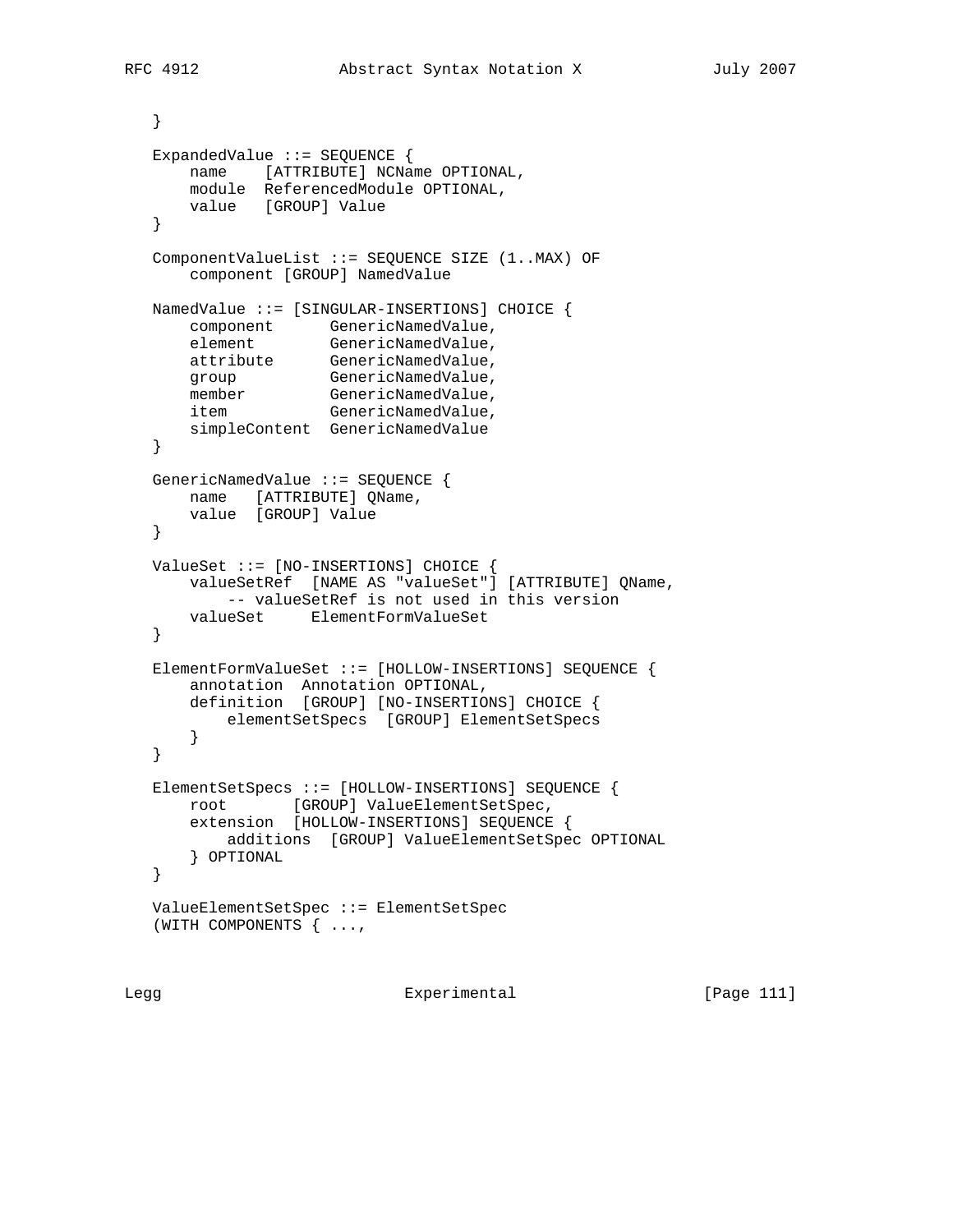```
   }

   ExpandedValue ::= SEQUENCE {
       name    [ATTRIBUTE] NCName OPTIONAL,
       module  ReferencedModule OPTIONAL,
       value   [GROUP] Value
   }

   ComponentValueList ::= SEQUENCE SIZE (1..MAX) OF
       component [GROUP] NamedValue

   NamedValue ::= [SINGULAR-INSERTIONS] CHOICE {
       component      GenericNamedValue,
       element        GenericNamedValue,
       attribute      GenericNamedValue,
       group          GenericNamedValue,
       member         GenericNamedValue,
       item           GenericNamedValue,
       simpleContent  GenericNamedValue
   }

   GenericNamedValue ::= SEQUENCE {
       name   [ATTRIBUTE] QName,
       value  [GROUP] Value
   }

   ValueSet ::= [NO-INSERTIONS] CHOICE {
       valueSetRef  [NAME AS "valueSet"] [ATTRIBUTE] QName,
           -- valueSetRef is not used in this version
       valueSet     ElementFormValueSet
   }

   ElementFormValueSet ::= [HOLLOW-INSERTIONS] SEQUENCE {
       annotation  Annotation OPTIONAL,
       definition  [GROUP] [NO-INSERTIONS] CHOICE {
           elementSetSpecs  [GROUP] ElementSetSpecs
       }
   }

   ElementSetSpecs ::= [HOLLOW-INSERTIONS] SEQUENCE {
       root       [GROUP] ValueElementSetSpec,
       extension  [HOLLOW-INSERTIONS] SEQUENCE {
           additions  [GROUP] ValueElementSetSpec OPTIONAL
       } OPTIONAL
   }

   ValueElementSetSpec ::= ElementSetSpec
   (WITH COMPONENTS { ...,
```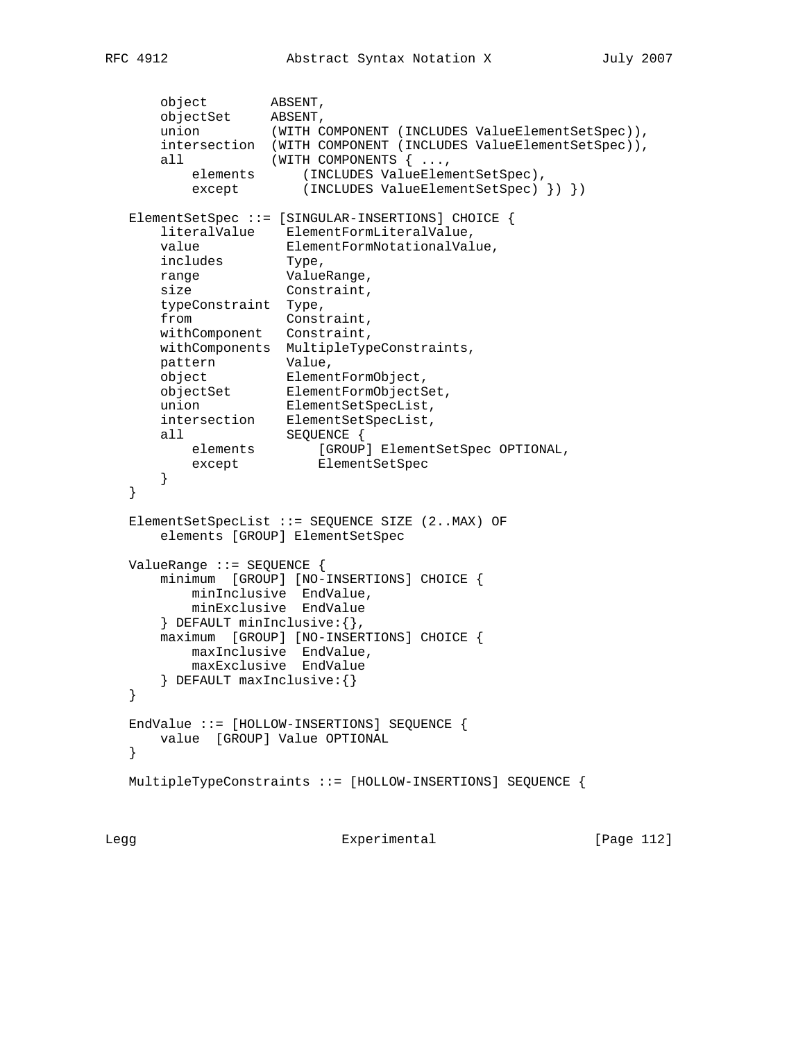```
       object        ABSENT,
       objectSet     ABSENT,
       union         (WITH COMPONENT (INCLUDES ValueElementSetSpec)),
       intersection  (WITH COMPONENT (INCLUDES ValueElementSetSpec)),
       all           (WITH COMPONENTS { ...,
           elements      (INCLUDES ValueElementSetSpec),
           except        (INCLUDES ValueElementSetSpec) }) })

   ElementSetSpec ::= [SINGULAR-INSERTIONS] CHOICE {
       literalValue    ElementFormLiteralValue,
       value           ElementFormNotationalValue,
       includes        Type,
       range           ValueRange,
       size            Constraint,
       typeConstraint  Type,
       from            Constraint,
       withComponent   Constraint,
       withComponents  MultipleTypeConstraints,
       pattern         Value,
       object          ElementFormObject,
       objectSet       ElementFormObjectSet,
       union           ElementSetSpecList,
       intersection    ElementSetSpecList,
       all             SEQUENCE {
           elements        [GROUP] ElementSetSpec OPTIONAL,
           except          ElementSetSpec
       }
   }

   ElementSetSpecList ::= SEQUENCE SIZE (2..MAX) OF
       elements [GROUP] ElementSetSpec

   ValueRange ::= SEQUENCE {
       minimum  [GROUP] [NO-INSERTIONS] CHOICE {
           minInclusive  EndValue,
           minExclusive  EndValue
       } DEFAULT minInclusive:{},
       maximum  [GROUP] [NO-INSERTIONS] CHOICE {
           maxInclusive  EndValue,
           maxExclusive  EndValue
       } DEFAULT maxInclusive:{}
   }

   EndValue ::= [HOLLOW-INSERTIONS] SEQUENCE {
       value  [GROUP] Value OPTIONAL
   }

   MultipleTypeConstraints ::= [HOLLOW-INSERTIONS] SEQUENCE {
```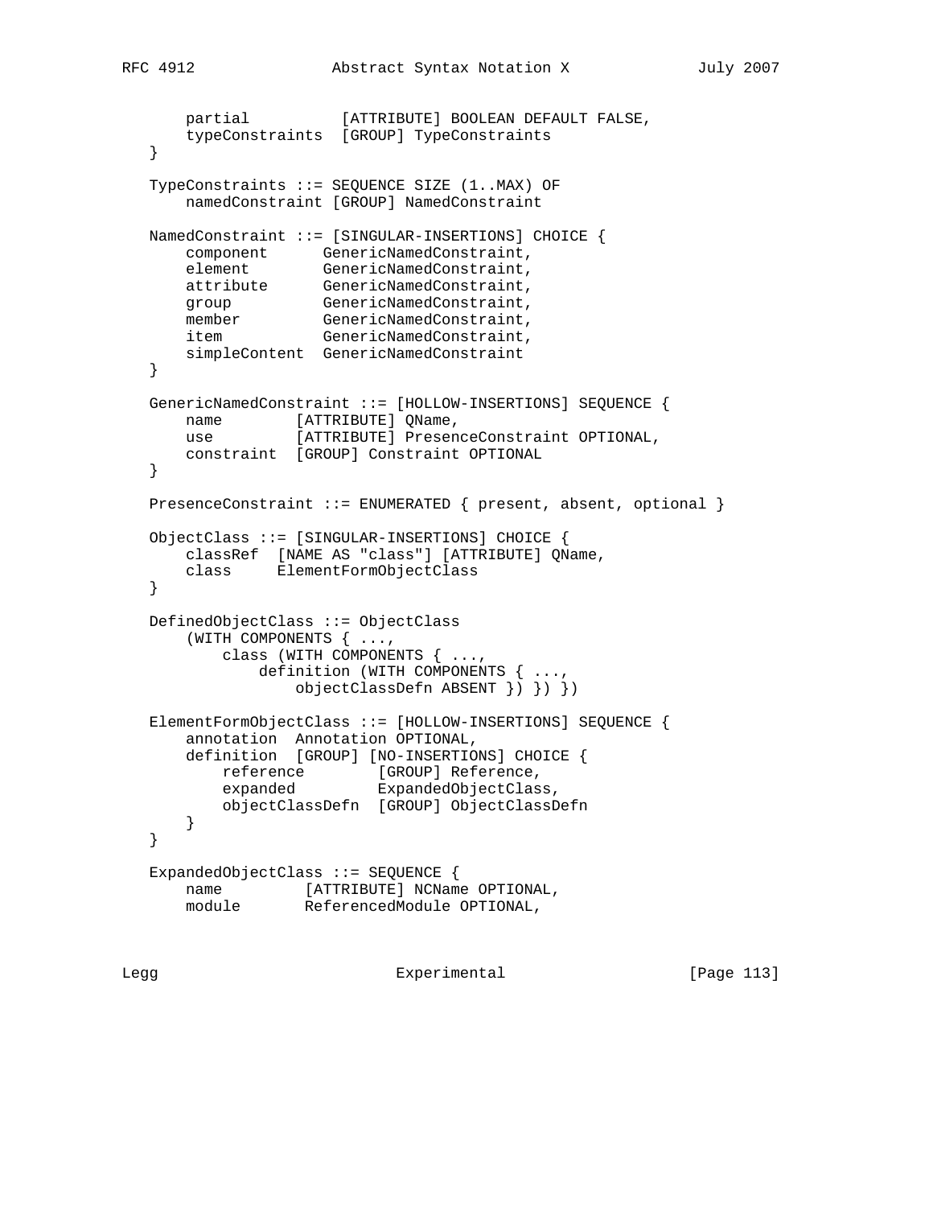```
       partial          [ATTRIBUTE] BOOLEAN DEFAULT FALSE,
       typeConstraints  [GROUP] TypeConstraints
   }

   TypeConstraints ::= SEQUENCE SIZE (1..MAX) OF
       namedConstraint [GROUP] NamedConstraint

   NamedConstraint ::= [SINGULAR-INSERTIONS] CHOICE {
       component      GenericNamedConstraint,
       element        GenericNamedConstraint,
       attribute      GenericNamedConstraint,
       group          GenericNamedConstraint,
       member         GenericNamedConstraint,
       item           GenericNamedConstraint,
       simpleContent  GenericNamedConstraint
   }

   GenericNamedConstraint ::= [HOLLOW-INSERTIONS] SEQUENCE {
       name        [ATTRIBUTE] QName,
       use         [ATTRIBUTE] PresenceConstraint OPTIONAL,
       constraint  [GROUP] Constraint OPTIONAL
   }

   PresenceConstraint ::= ENUMERATED { present, absent, optional }

   ObjectClass ::= [SINGULAR-INSERTIONS] CHOICE {
       classRef  [NAME AS "class"] [ATTRIBUTE] QName,
       class     ElementFormObjectClass
   }

   DefinedObjectClass ::= ObjectClass
       (WITH COMPONENTS { ...,
           class (WITH COMPONENTS { ...,
               definition (WITH COMPONENTS { ...,
                   objectClassDefn ABSENT }) }) })

   ElementFormObjectClass ::= [HOLLOW-INSERTIONS] SEQUENCE {
       annotation  Annotation OPTIONAL,
       definition  [GROUP] [NO-INSERTIONS] CHOICE {
           reference        [GROUP] Reference,
           expanded         ExpandedObjectClass,
           objectClassDefn  [GROUP] ObjectClassDefn
       }
   }

   ExpandedObjectClass ::= SEQUENCE {
       name         [ATTRIBUTE] NCName OPTIONAL,
       module       ReferencedModule OPTIONAL,
```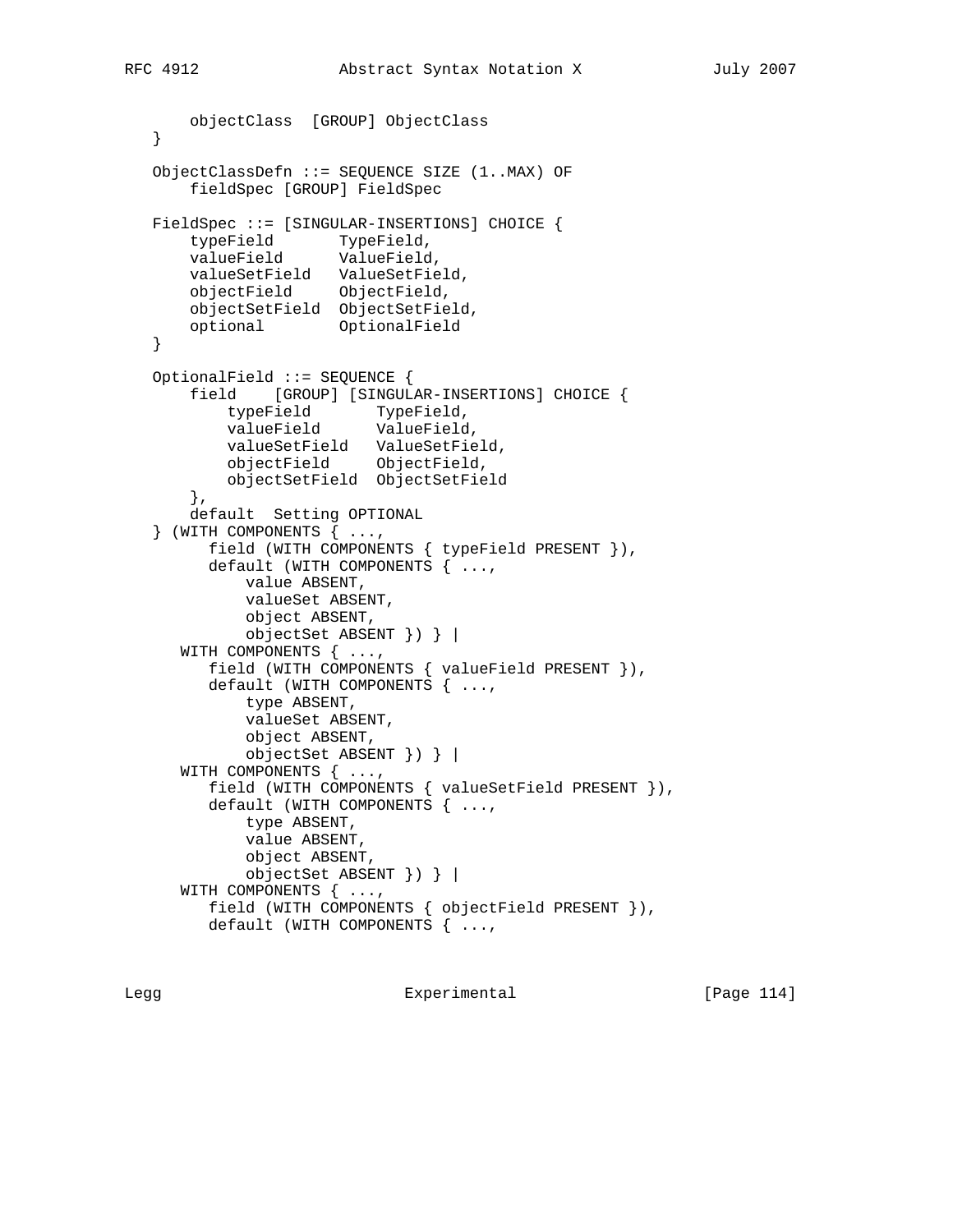```
       objectClass  [GROUP] ObjectClass
   }

   ObjectClassDefn ::= SEQUENCE SIZE (1..MAX) OF
       fieldSpec [GROUP] FieldSpec

   FieldSpec ::= [SINGULAR-INSERTIONS] CHOICE {
       typeField       TypeField,
       valueField      ValueField,
       valueSetField   ValueSetField,
       objectField     ObjectField,
       objectSetField  ObjectSetField,
       optional        OptionalField
   }

   OptionalField ::= SEQUENCE {
       field    [GROUP] [SINGULAR-INSERTIONS] CHOICE {
           typeField       TypeField,
           valueField      ValueField,
           valueSetField   ValueSetField,
           objectField     ObjectField,
           objectSetField  ObjectSetField
       },
       default  Setting OPTIONAL
   } (WITH COMPONENTS { ...,
         field (WITH COMPONENTS { typeField PRESENT }),
         default (WITH COMPONENTS { ...,
             value ABSENT,
             valueSet ABSENT,
             object ABSENT,
             objectSet ABSENT }) } |
      WITH COMPONENTS { ...,
         field (WITH COMPONENTS { valueField PRESENT }),
         default (WITH COMPONENTS { ...,
             type ABSENT,
             valueSet ABSENT,
             object ABSENT,
             objectSet ABSENT }) } |
      WITH COMPONENTS { ...,
         field (WITH COMPONENTS { valueSetField PRESENT }),
         default (WITH COMPONENTS { ...,
             type ABSENT,
             value ABSENT,
             object ABSENT,
             objectSet ABSENT }) } |
      WITH COMPONENTS { ...,
         field (WITH COMPONENTS { objectField PRESENT }),
         default (WITH COMPONENTS { ...,
```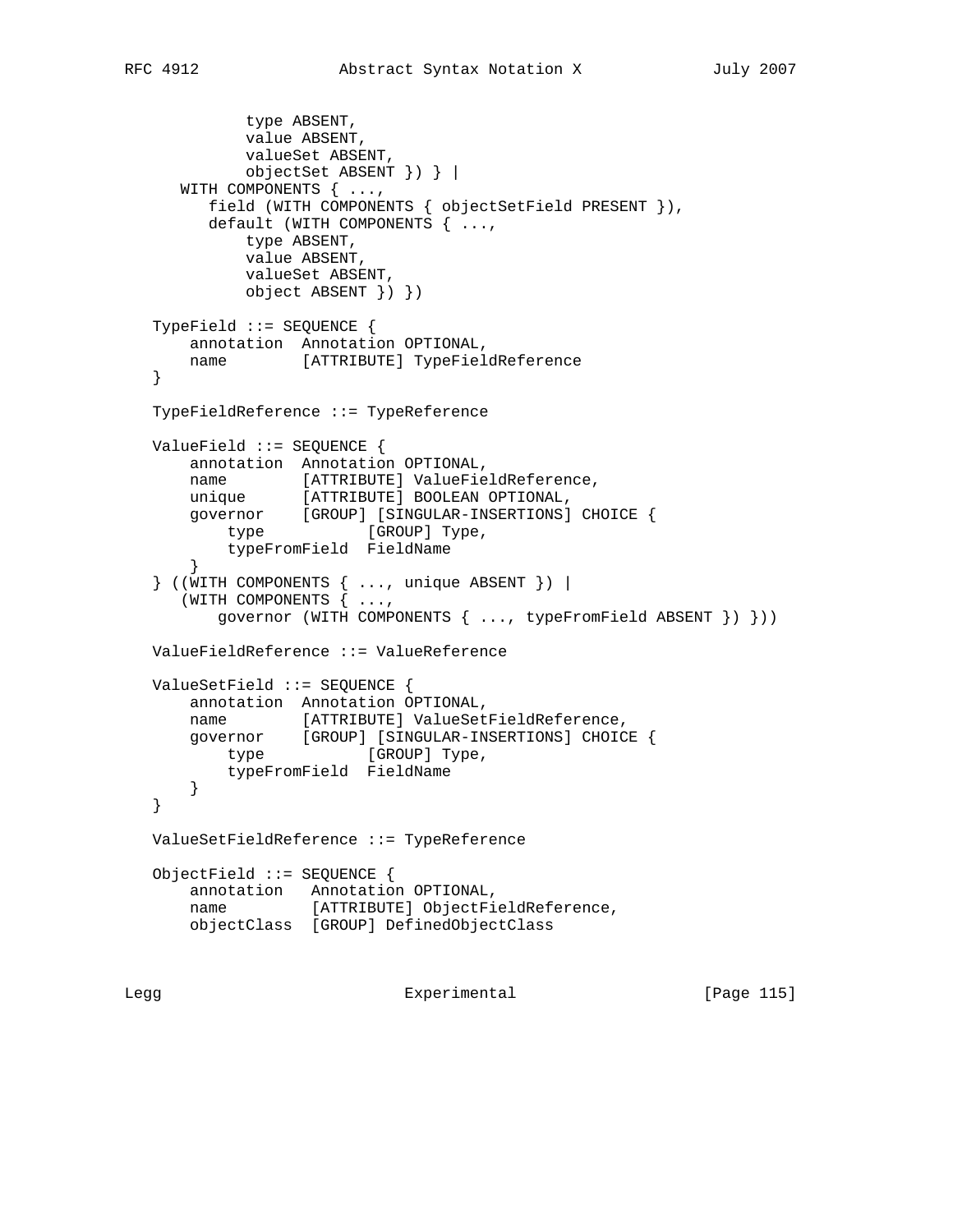```
            type ABSENT,
            value ABSENT,
            valueSet ABSENT,
            objectSet ABSENT }) } |
     WITH COMPONENTS { ...,
         field (WITH COMPONENTS { objectSetField PRESENT }),
         default (WITH COMPONENTS { ...,
             type ABSENT,
             value ABSENT,
             valueSet ABSENT,
             object ABSENT }) })

   TypeField ::= SEQUENCE {
       annotation  Annotation OPTIONAL,
       name        [ATTRIBUTE] TypeFieldReference
   }

   TypeFieldReference ::= TypeReference

   ValueField ::= SEQUENCE {
       annotation  Annotation OPTIONAL,
       name        [ATTRIBUTE] ValueFieldReference,
       unique      [ATTRIBUTE] BOOLEAN OPTIONAL,
       governor    [GROUP] [SINGULAR-INSERTIONS] CHOICE {
           type           [GROUP] Type,
           typeFromField  FieldName
       }
   } ((WITH COMPONENTS { ..., unique ABSENT }) |
      (WITH COMPONENTS { ...,
          governor (WITH COMPONENTS { ..., typeFromField ABSENT }) }))

   ValueFieldReference ::= ValueReference

   ValueSetField ::= SEQUENCE {
       annotation  Annotation OPTIONAL,
       name        [ATTRIBUTE] ValueSetFieldReference,
       governor    [GROUP] [SINGULAR-INSERTIONS] CHOICE {
           type           [GROUP] Type,
           typeFromField  FieldName
       }
   }

   ValueSetFieldReference ::= TypeReference

   ObjectField ::= SEQUENCE {
       annotation   Annotation OPTIONAL,
       name         [ATTRIBUTE] ObjectFieldReference,
       objectClass  [GROUP] DefinedObjectClass
```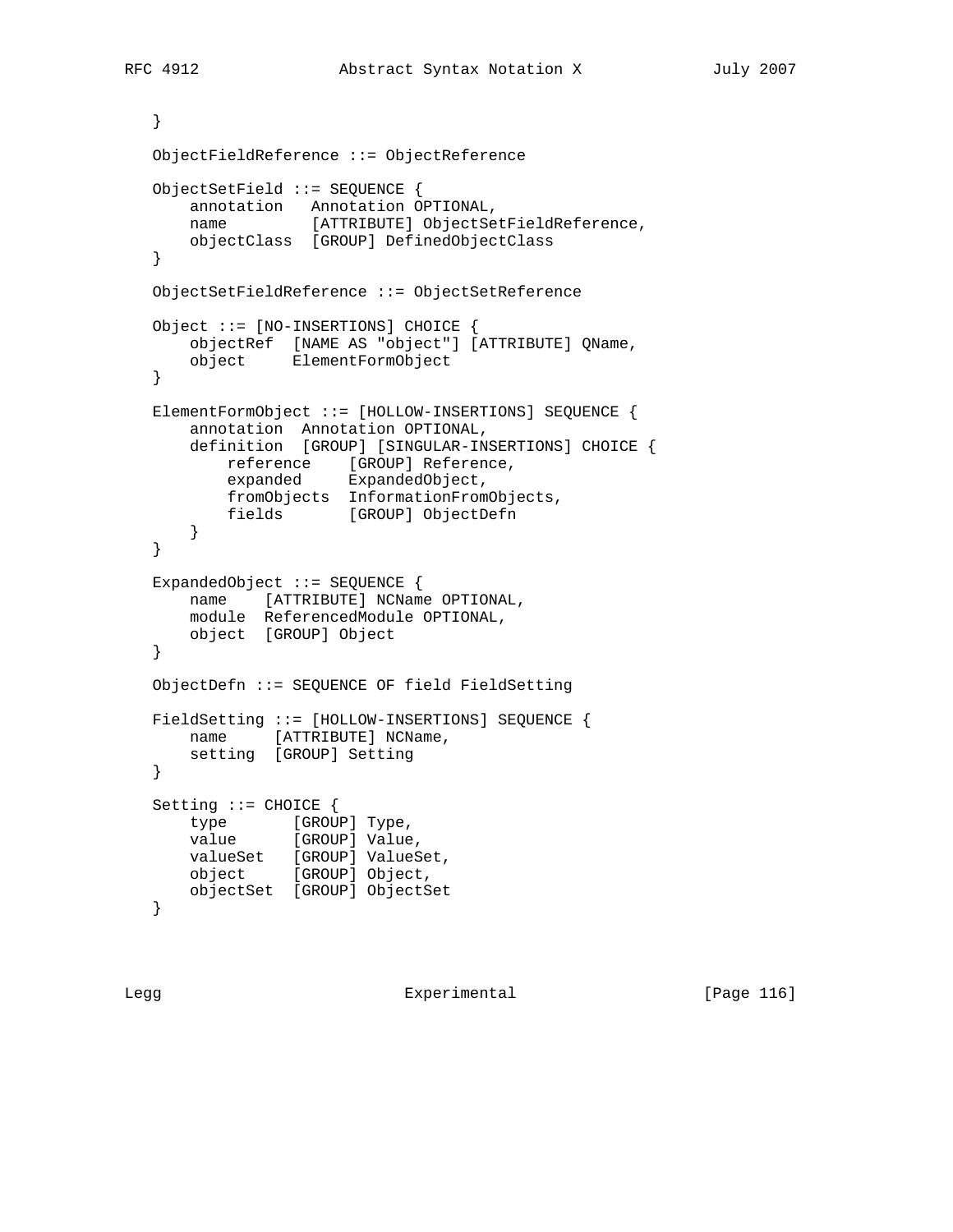```
   }

   ObjectFieldReference ::= ObjectReference

   ObjectSetField ::= SEQUENCE {
       annotation   Annotation OPTIONAL,
       name         [ATTRIBUTE] ObjectSetFieldReference,
       objectClass  [GROUP] DefinedObjectClass
   }

   ObjectSetFieldReference ::= ObjectSetReference

   Object ::= [NO-INSERTIONS] CHOICE {
       objectRef  [NAME AS "object"] [ATTRIBUTE] QName,
       object     ElementFormObject
   }

   ElementFormObject ::= [HOLLOW-INSERTIONS] SEQUENCE {
       annotation  Annotation OPTIONAL,
       definition  [GROUP] [SINGULAR-INSERTIONS] CHOICE {
           reference    [GROUP] Reference,
           expanded     ExpandedObject,
           fromObjects  InformationFromObjects,
           fields       [GROUP] ObjectDefn
       }
   }

   ExpandedObject ::= SEQUENCE {
       name    [ATTRIBUTE] NCName OPTIONAL,
       module  ReferencedModule OPTIONAL,
       object  [GROUP] Object
   }

   ObjectDefn ::= SEQUENCE OF field FieldSetting

   FieldSetting ::= [HOLLOW-INSERTIONS] SEQUENCE {
       name     [ATTRIBUTE] NCName,
       setting  [GROUP] Setting
   }

   Setting ::= CHOICE {
       type       [GROUP] Type,
       value      [GROUP] Value,
       valueSet   [GROUP] ValueSet,
       object     [GROUP] Object,
       objectSet  [GROUP] ObjectSet
   }
```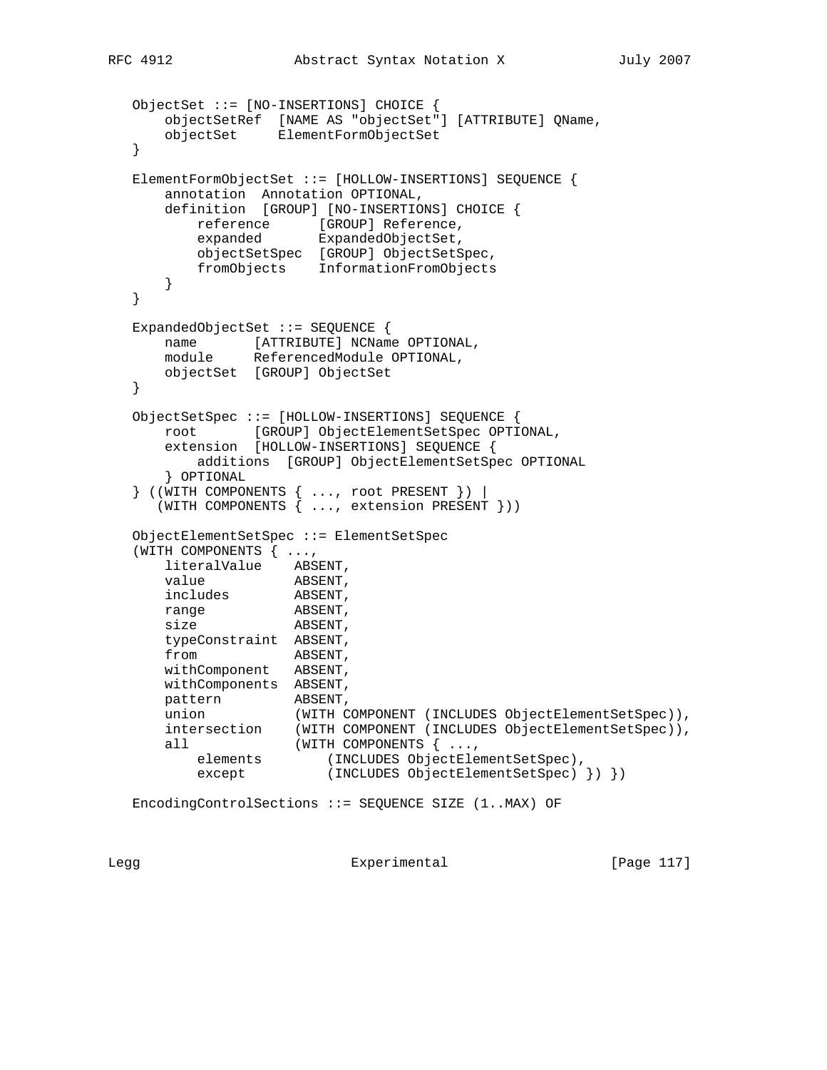```
   ObjectSet ::= [NO-INSERTIONS] CHOICE {
       objectSetRef  [NAME AS "objectSet"] [ATTRIBUTE] QName,
       objectSet     ElementFormObjectSet
   }

   ElementFormObjectSet ::= [HOLLOW-INSERTIONS] SEQUENCE {
       annotation  Annotation OPTIONAL,
       definition  [GROUP] [NO-INSERTIONS] CHOICE {
           reference      [GROUP] Reference,
           expanded       ExpandedObjectSet,
           objectSetSpec  [GROUP] ObjectSetSpec,
           fromObjects    InformationFromObjects
       }
   }

   ExpandedObjectSet ::= SEQUENCE {
       name       [ATTRIBUTE] NCName OPTIONAL,
       module     ReferencedModule OPTIONAL,
       objectSet  [GROUP] ObjectSet
   }

   ObjectSetSpec ::= [HOLLOW-INSERTIONS] SEQUENCE {
       root       [GROUP] ObjectElementSetSpec OPTIONAL,
       extension  [HOLLOW-INSERTIONS] SEQUENCE {
           additions  [GROUP] ObjectElementSetSpec OPTIONAL
       } OPTIONAL
   } ((WITH COMPONENTS { ..., root PRESENT }) |
      (WITH COMPONENTS { ..., extension PRESENT }))

   ObjectElementSetSpec ::= ElementSetSpec
   (WITH COMPONENTS { ...,
       literalValue    ABSENT,
       value           ABSENT,
       includes        ABSENT,
       range           ABSENT,
       size            ABSENT,
       typeConstraint  ABSENT,
       from            ABSENT,
       withComponent   ABSENT,
       withComponents  ABSENT,
       pattern         ABSENT,
       union           (WITH COMPONENT (INCLUDES ObjectElementSetSpec)),
       intersection    (WITH COMPONENT (INCLUDES ObjectElementSetSpec)),
       all             (WITH COMPONENTS { ...,
           elements        (INCLUDES ObjectElementSetSpec),
           except          (INCLUDES ObjectElementSetSpec) }) })

   EncodingControlSections ::= SEQUENCE SIZE (1..MAX) OF
```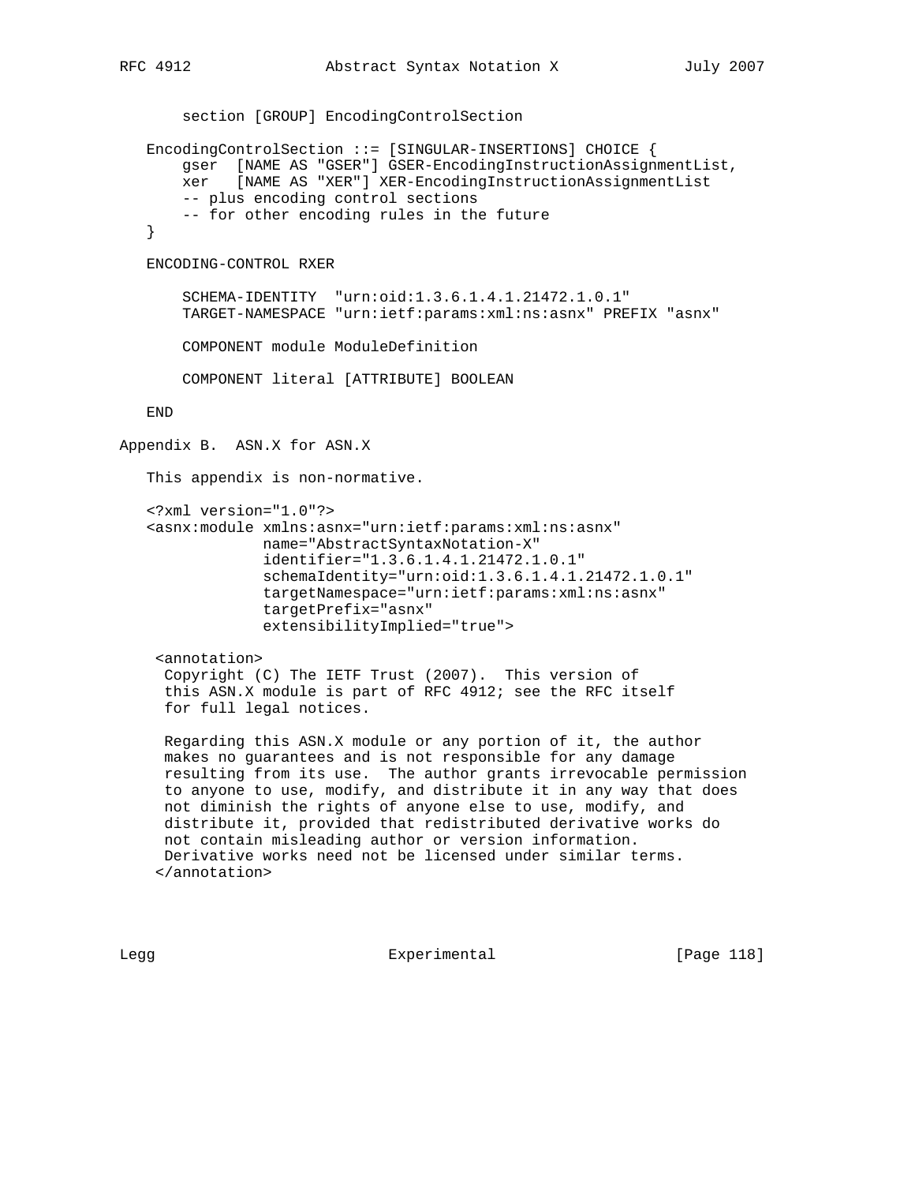```
        section [GROUP] EncodingControlSection

    EncodingControlSection ::= [SINGULAR-INSERTIONS] CHOICE {
        gser  [NAME AS "GSER"] GSER-EncodingInstructionAssignmentList,
        xer   [NAME AS "XER"] XER-EncodingInstructionAssignmentList
        -- plus encoding control sections
        -- for other encoding rules in the future
    }

    ENCODING-CONTROL RXER

        SCHEMA-IDENTITY  "urn:oid:1.3.6.1.4.1.21472.1.0.1"
        TARGET-NAMESPACE "urn:ietf:params:xml:ns:asnx" PREFIX "asnx"

        COMPONENT module ModuleDefinition

        COMPONENT literal [ATTRIBUTE] BOOLEAN

    END
```

## Appendix B.  ASN.X for ASN.X

This appendix is non-normative.

```
    <?xml version="1.0"?>
    <asnx:module xmlns:asnx="urn:ietf:params:xml:ns:asnx"
                 name="AbstractSyntaxNotation-X"
                 identifier="1.3.6.1.4.1.21472.1.0.1"
                 schemaIdentity="urn:oid:1.3.6.1.4.1.21472.1.0.1"
                 targetNamespace="urn:ietf:params:xml:ns:asnx"
                 targetPrefix="asnx"
                 extensibilityImplied="true">

     <annotation>
      Copyright (C) The IETF Trust (2007).  This version of
      this ASN.X module is part of RFC 4912; see the RFC itself
      for full legal notices.

      Regarding this ASN.X module or any portion of it, the author
      makes no guarantees and is not responsible for any damage
      resulting from its use.  The author grants irrevocable permission
      to anyone to use, modify, and distribute it in any way that does
      not diminish the rights of anyone else to use, modify, and
      distribute it, provided that redistributed derivative works do
      not contain misleading author or version information.
      Derivative works need not be licensed under similar terms.
     </annotation>
```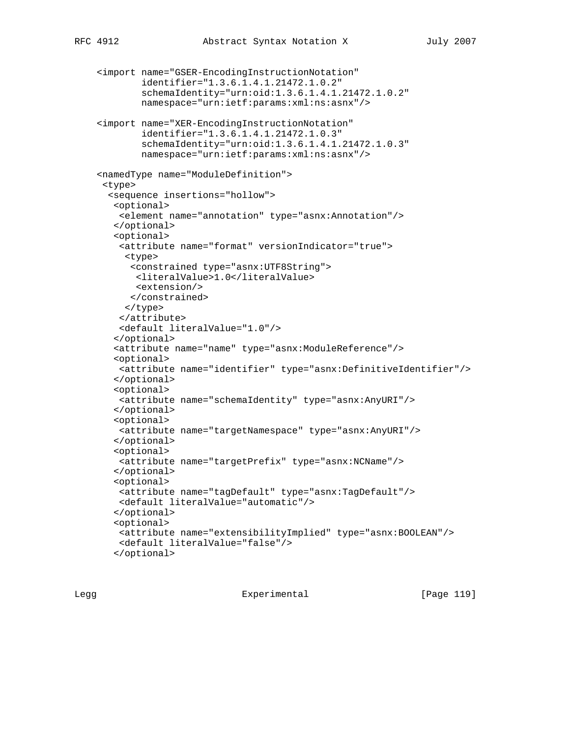```
<import name="GSER-EncodingInstructionNotation"
        identifier="1.3.6.1.4.1.21472.1.0.2"
        schemaIdentity="urn:oid:1.3.6.1.4.1.21472.1.0.2"
        namespace="urn:ietf:params:xml:ns:asnx"/>

<import name="XER-EncodingInstructionNotation"
        identifier="1.3.6.1.4.1.21472.1.0.3"
        schemaIdentity="urn:oid:1.3.6.1.4.1.21472.1.0.3"
        namespace="urn:ietf:params:xml:ns:asnx"/>

<namedType name="ModuleDefinition">
 <type>
  <sequence insertions="hollow">
   <optional>
    <element name="annotation" type="asnx:Annotation"/>
   </optional>
   <optional>
    <attribute name="format" versionIndicator="true">
     <type>
      <constrained type="asnx:UTF8String">
       <literalValue>1.0</literalValue>
       <extension/>
      </constrained>
     </type>
    </attribute>
    <default literalValue="1.0"/>
   </optional>
   <attribute name="name" type="asnx:ModuleReference"/>
   <optional>
    <attribute name="identifier" type="asnx:DefinitiveIdentifier"/>
   </optional>
   <optional>
    <attribute name="schemaIdentity" type="asnx:AnyURI"/>
   </optional>
   <optional>
    <attribute name="targetNamespace" type="asnx:AnyURI"/>
   </optional>
   <optional>
    <attribute name="targetPrefix" type="asnx:NCName"/>
   </optional>
   <optional>
    <attribute name="tagDefault" type="asnx:TagDefault"/>
    <default literalValue="automatic"/>
   </optional>
   <optional>
    <attribute name="extensibilityImplied" type="asnx:BOOLEAN"/>
    <default literalValue="false"/>
   </optional>
```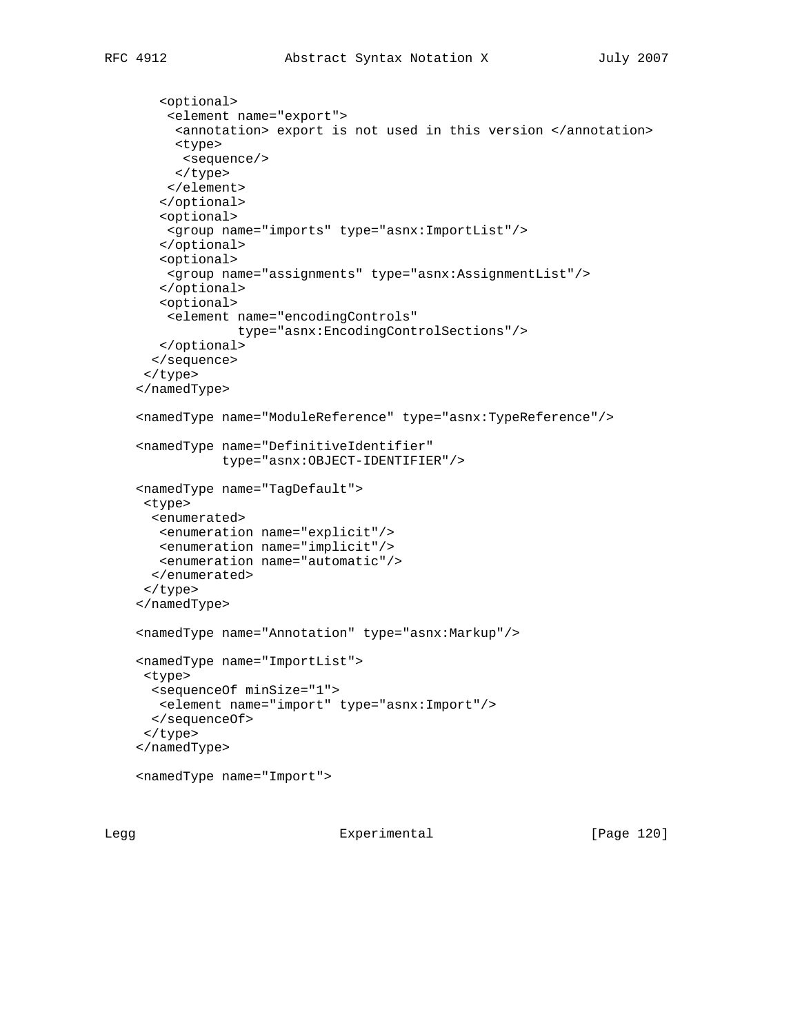```
      <optional>
       <element name="export">
        <annotation> export is not used in this version </annotation>
        <type>
         <sequence/>
        </type>
       </element>
      </optional>
      <optional>
       <group name="imports" type="asnx:ImportList"/>
      </optional>
      <optional>
       <group name="assignments" type="asnx:AssignmentList"/>
      </optional>
      <optional>
       <element name="encodingControls"
                type="asnx:EncodingControlSections"/>
      </optional>
     </sequence>
    </type>
   </namedType>

   <namedType name="ModuleReference" type="asnx:TypeReference"/>

   <namedType name="DefinitiveIdentifier"
              type="asnx:OBJECT-IDENTIFIER"/>

   <namedType name="TagDefault">
    <type>
     <enumerated>
      <enumeration name="explicit"/>
      <enumeration name="implicit"/>
      <enumeration name="automatic"/>
     </enumerated>
    </type>
   </namedType>

   <namedType name="Annotation" type="asnx:Markup"/>

   <namedType name="ImportList">
    <type>
     <sequenceOf minSize="1">
      <element name="import" type="asnx:Import"/>
     </sequenceOf>
    </type>
   </namedType>

   <namedType name="Import">
```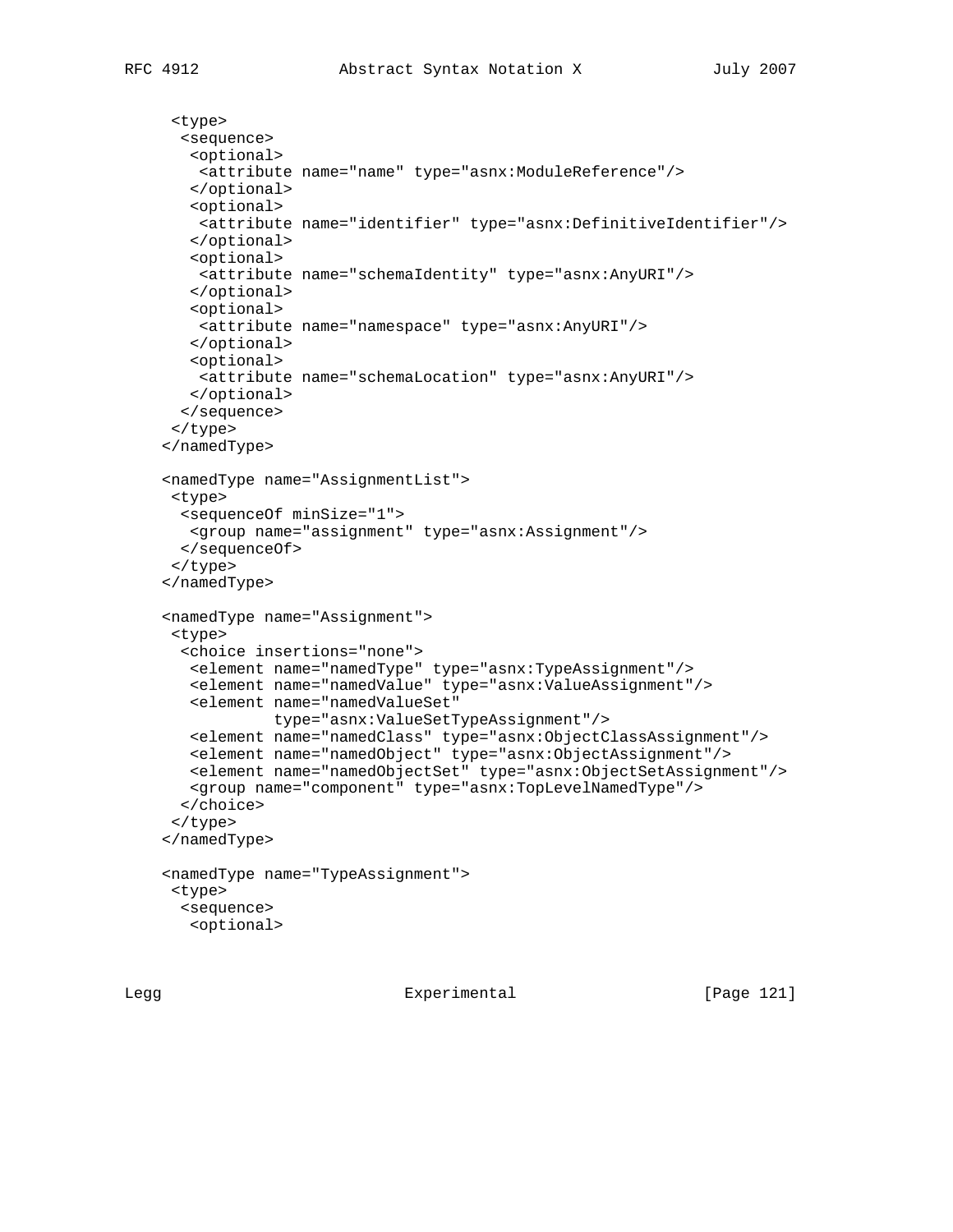```
     <type>
      <sequence>
       <optional>
        <attribute name="name" type="asnx:ModuleReference"/>
       </optional>
       <optional>
        <attribute name="identifier" type="asnx:DefinitiveIdentifier"/>
       </optional>
       <optional>
        <attribute name="schemaIdentity" type="asnx:AnyURI"/>
       </optional>
       <optional>
        <attribute name="namespace" type="asnx:AnyURI"/>
       </optional>
       <optional>
        <attribute name="schemaLocation" type="asnx:AnyURI"/>
       </optional>
      </sequence>
     </type>
    </namedType>

    <namedType name="AssignmentList">
     <type>
      <sequenceOf minSize="1">
       <group name="assignment" type="asnx:Assignment"/>
      </sequenceOf>
     </type>
    </namedType>

    <namedType name="Assignment">
     <type>
      <choice insertions="none">
       <element name="namedType" type="asnx:TypeAssignment"/>
       <element name="namedValue" type="asnx:ValueAssignment"/>
       <element name="namedValueSet"
                type="asnx:ValueSetTypeAssignment"/>
       <element name="namedClass" type="asnx:ObjectClassAssignment"/>
       <element name="namedObject" type="asnx:ObjectAssignment"/>
       <element name="namedObjectSet" type="asnx:ObjectSetAssignment"/>
       <group name="component" type="asnx:TopLevelNamedType"/>
      </choice>
     </type>
    </namedType>

    <namedType name="TypeAssignment">
     <type>
      <sequence>
       <optional>
```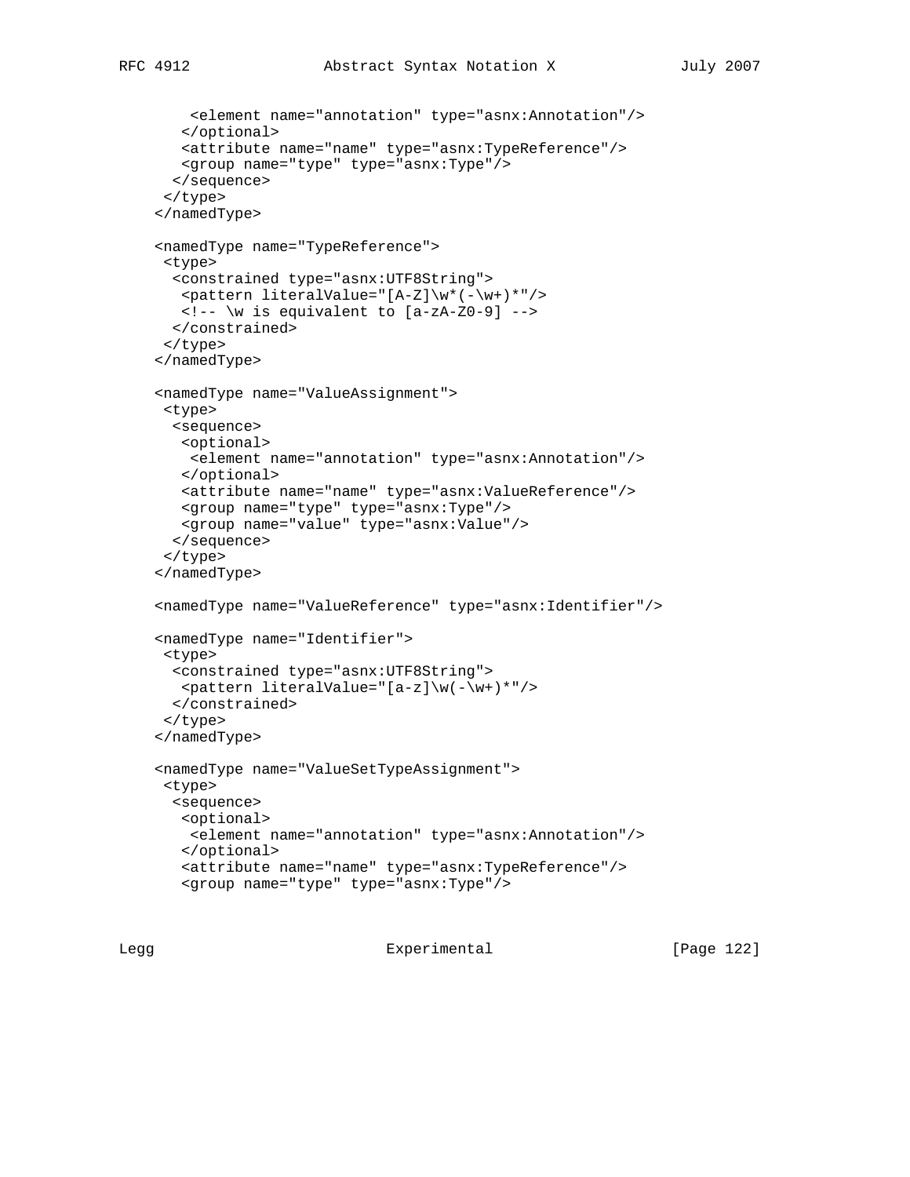```
      <element name="annotation" type="asnx:Annotation"/>
     </optional>
     <attribute name="name" type="asnx:TypeReference"/>
     <group name="type" type="asnx:Type"/>
    </sequence>
   </type>
  </namedType>

  <namedType name="TypeReference">
   <type>
    <constrained type="asnx:UTF8String">
     <pattern literalValue="[A-Z]\w*(-\w+)*"/>
     <!-- \w is equivalent to [a-zA-Z0-9] -->
    </constrained>
   </type>
  </namedType>

  <namedType name="ValueAssignment">
   <type>
    <sequence>
     <optional>
      <element name="annotation" type="asnx:Annotation"/>
     </optional>
     <attribute name="name" type="asnx:ValueReference"/>
     <group name="type" type="asnx:Type"/>
     <group name="value" type="asnx:Value"/>
    </sequence>
   </type>
  </namedType>

  <namedType name="ValueReference" type="asnx:Identifier"/>

  <namedType name="Identifier">
   <type>
    <constrained type="asnx:UTF8String">
     <pattern literalValue="[a-z]\w(-\w+)*"/>
    </constrained>
   </type>
  </namedType>

  <namedType name="ValueSetTypeAssignment">
   <type>
    <sequence>
     <optional>
      <element name="annotation" type="asnx:Annotation"/>
     </optional>
     <attribute name="name" type="asnx:TypeReference"/>
     <group name="type" type="asnx:Type"/>
```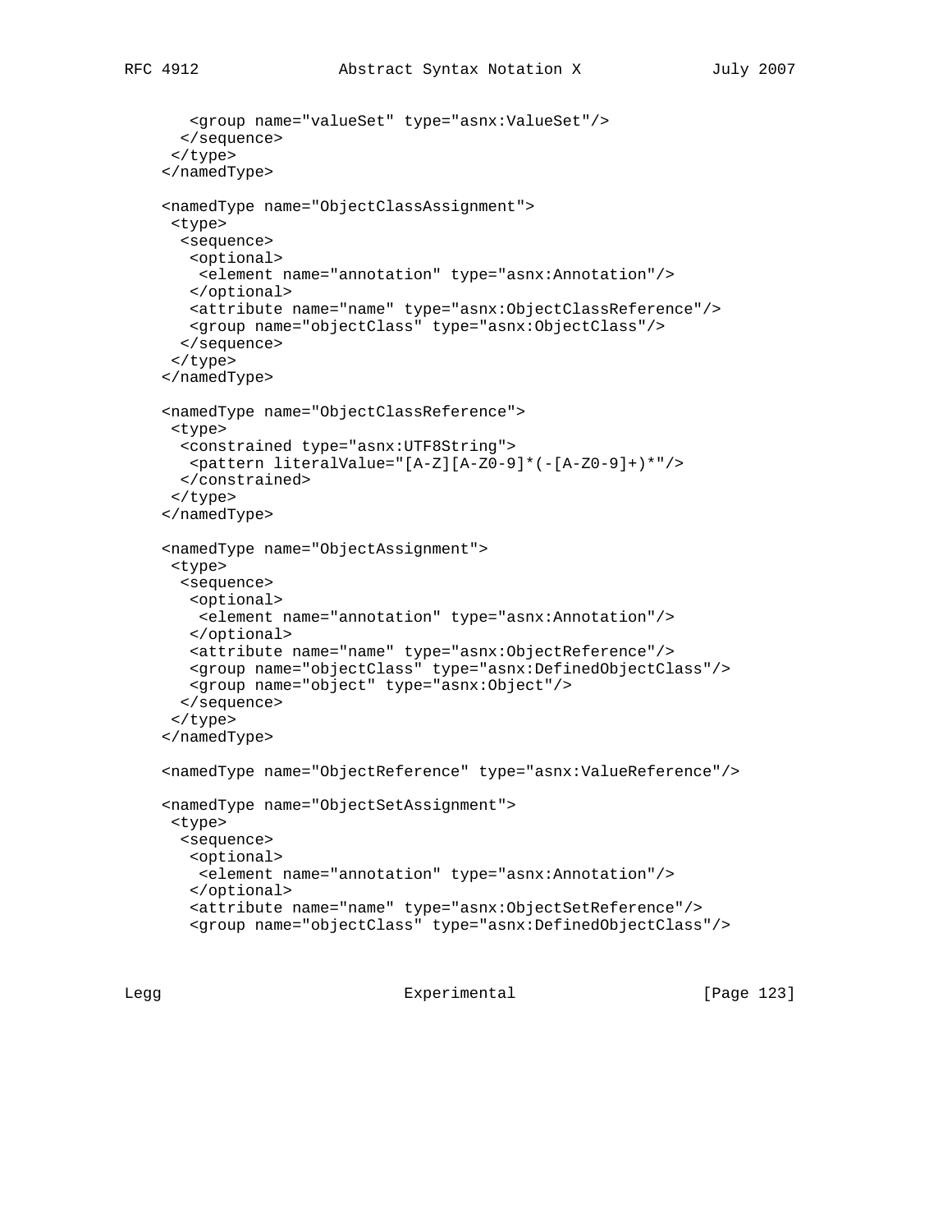```
      <group name="valueSet" type="asnx:ValueSet"/>
     </sequence>
    </type>
   </namedType>

   <namedType name="ObjectClassAssignment">
    <type>
     <sequence>
      <optional>
       <element name="annotation" type="asnx:Annotation"/>
      </optional>
      <attribute name="name" type="asnx:ObjectClassReference"/>
      <group name="objectClass" type="asnx:ObjectClass"/>
     </sequence>
    </type>
   </namedType>

   <namedType name="ObjectClassReference">
    <type>
     <constrained type="asnx:UTF8String">
      <pattern literalValue="[A-Z][A-Z0-9]*(-[A-Z0-9]+)*"/>
     </constrained>
    </type>
   </namedType>

   <namedType name="ObjectAssignment">
    <type>
     <sequence>
      <optional>
       <element name="annotation" type="asnx:Annotation"/>
      </optional>
      <attribute name="name" type="asnx:ObjectReference"/>
      <group name="objectClass" type="asnx:DefinedObjectClass"/>
      <group name="object" type="asnx:Object"/>
     </sequence>
    </type>
   </namedType>

   <namedType name="ObjectReference" type="asnx:ValueReference"/>

   <namedType name="ObjectSetAssignment">
    <type>
     <sequence>
      <optional>
       <element name="annotation" type="asnx:Annotation"/>
      </optional>
      <attribute name="name" type="asnx:ObjectSetReference"/>
      <group name="objectClass" type="asnx:DefinedObjectClass"/>
```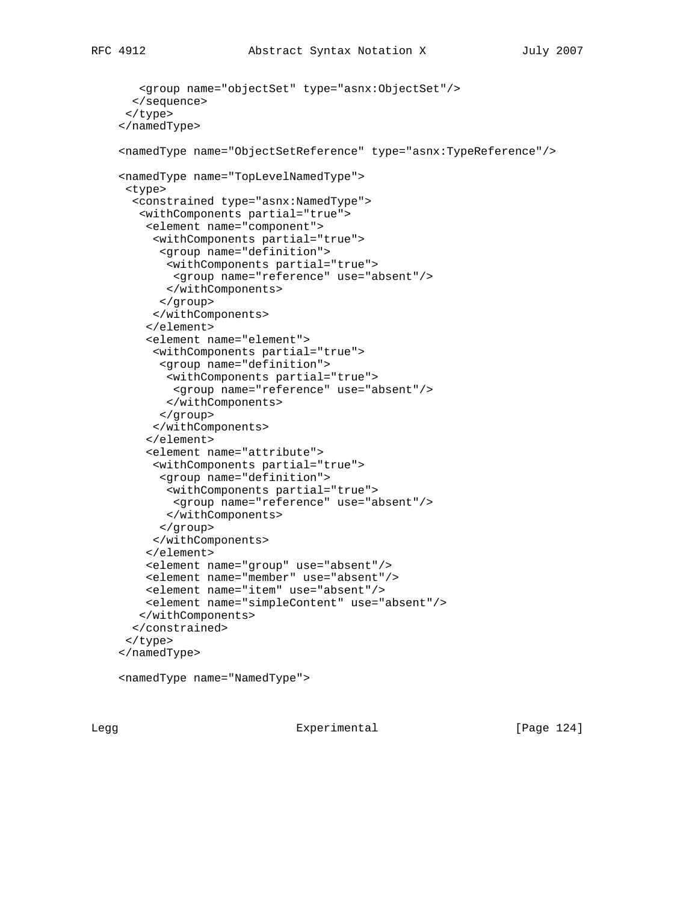```
      <group name="objectSet" type="asnx:ObjectSet"/>
     </sequence>
    </type>
   </namedType>

   <namedType name="ObjectSetReference" type="asnx:TypeReference"/>

   <namedType name="TopLevelNamedType">
    <type>
     <constrained type="asnx:NamedType">
      <withComponents partial="true">
       <element name="component">
        <withComponents partial="true">
         <group name="definition">
          <withComponents partial="true">
           <group name="reference" use="absent"/>
          </withComponents>
         </group>
        </withComponents>
       </element>
       <element name="element">
        <withComponents partial="true">
         <group name="definition">
          <withComponents partial="true">
           <group name="reference" use="absent"/>
          </withComponents>
         </group>
        </withComponents>
       </element>
       <element name="attribute">
        <withComponents partial="true">
         <group name="definition">
          <withComponents partial="true">
           <group name="reference" use="absent"/>
          </withComponents>
         </group>
        </withComponents>
       </element>
       <element name="group" use="absent"/>
       <element name="member" use="absent"/>
       <element name="item" use="absent"/>
       <element name="simpleContent" use="absent"/>
      </withComponents>
     </constrained>
    </type>
   </namedType>

   <namedType name="NamedType">
```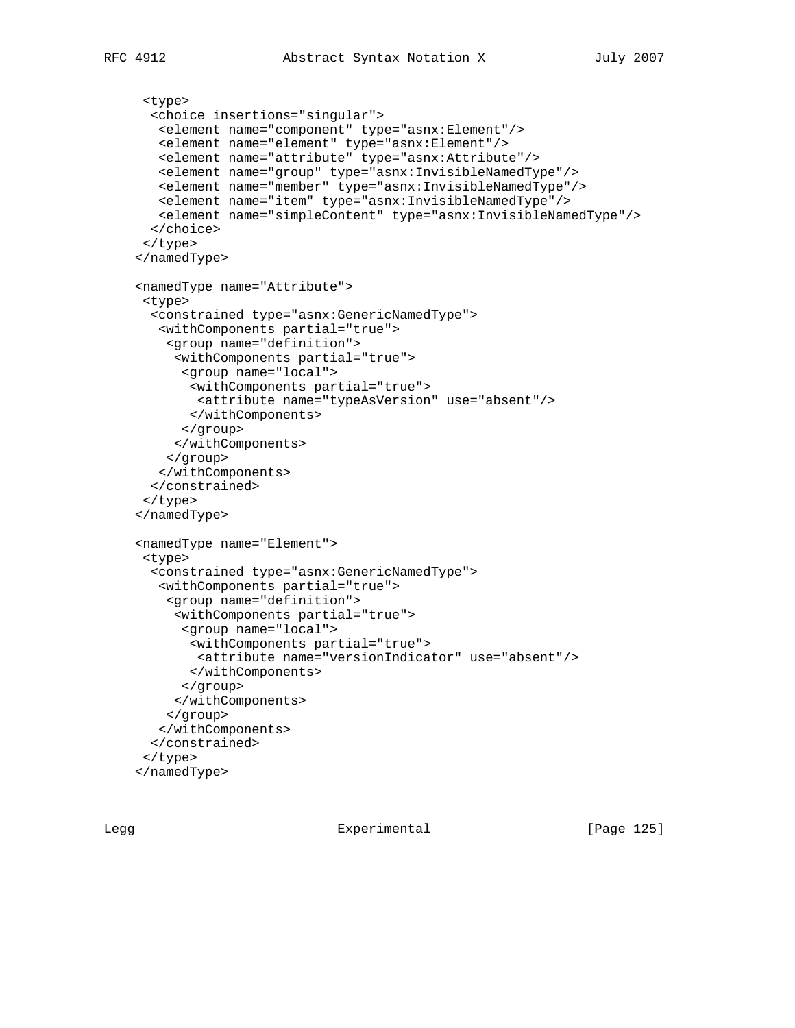```
     <type>
      <choice insertions="singular">
       <element name="component" type="asnx:Element"/>
       <element name="element" type="asnx:Element"/>
       <element name="attribute" type="asnx:Attribute"/>
       <element name="group" type="asnx:InvisibleNamedType"/>
       <element name="member" type="asnx:InvisibleNamedType"/>
       <element name="item" type="asnx:InvisibleNamedType"/>
       <element name="simpleContent" type="asnx:InvisibleNamedType"/>
      </choice>
     </type>
    </namedType>

    <namedType name="Attribute">
     <type>
      <constrained type="asnx:GenericNamedType">
       <withComponents partial="true">
        <group name="definition">
         <withComponents partial="true">
          <group name="local">
           <withComponents partial="true">
            <attribute name="typeAsVersion" use="absent"/>
           </withComponents>
          </group>
         </withComponents>
        </group>
       </withComponents>
      </constrained>
     </type>
    </namedType>

    <namedType name="Element">
     <type>
      <constrained type="asnx:GenericNamedType">
       <withComponents partial="true">
        <group name="definition">
         <withComponents partial="true">
          <group name="local">
           <withComponents partial="true">
            <attribute name="versionIndicator" use="absent"/>
           </withComponents>
          </group>
         </withComponents>
        </group>
       </withComponents>
      </constrained>
     </type>
    </namedType>
```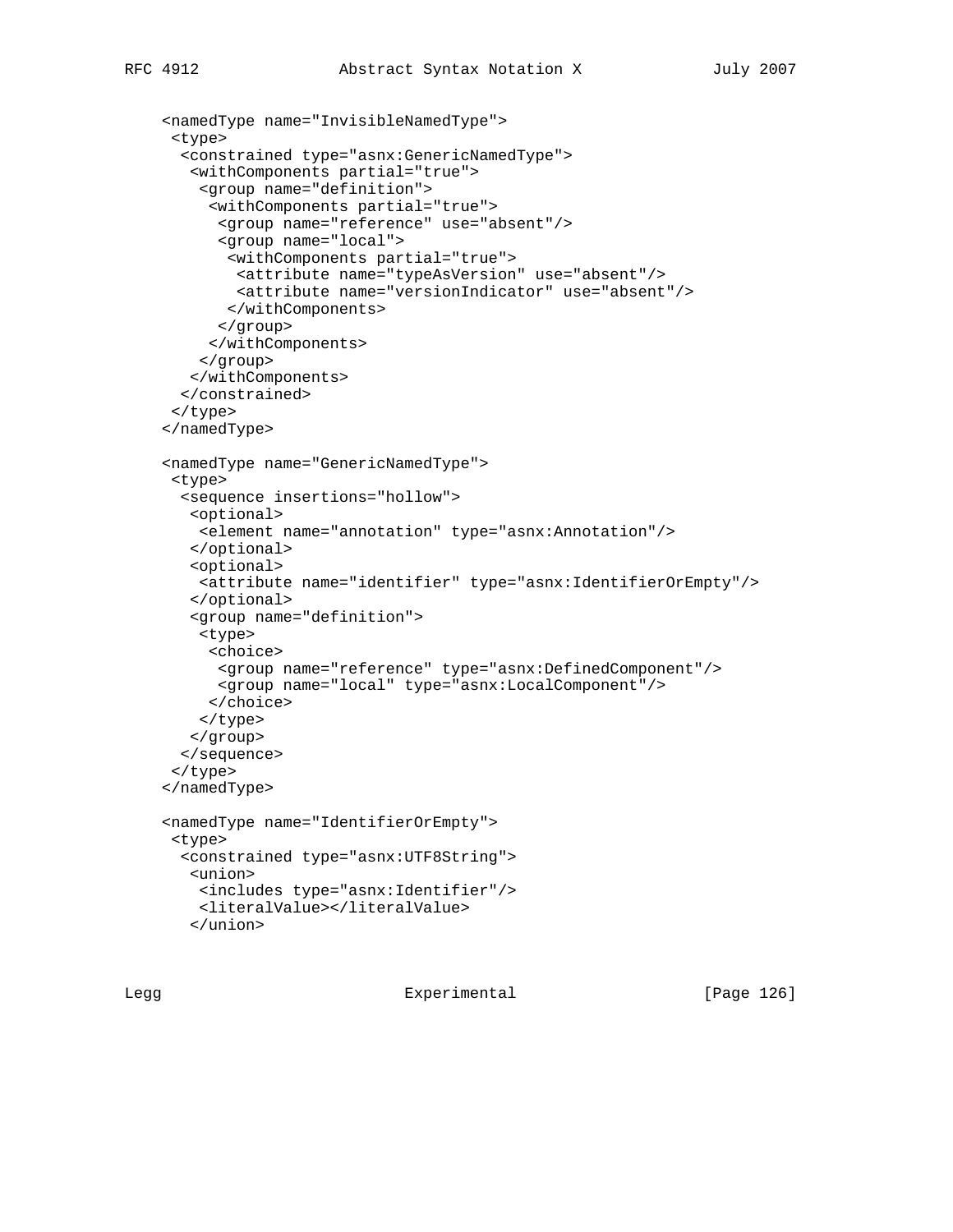```
<namedType name="InvisibleNamedType">
 <type>
  <constrained type="asnx:GenericNamedType">
   <withComponents partial="true">
    <group name="definition">
     <withComponents partial="true">
      <group name="reference" use="absent"/>
      <group name="local">
       <withComponents partial="true">
        <attribute name="typeAsVersion" use="absent"/>
        <attribute name="versionIndicator" use="absent"/>
       </withComponents>
      </group>
     </withComponents>
    </group>
   </withComponents>
  </constrained>
 </type>
</namedType>

<namedType name="GenericNamedType">
 <type>
  <sequence insertions="hollow">
   <optional>
    <element name="annotation" type="asnx:Annotation"/>
   </optional>
   <optional>
    <attribute name="identifier" type="asnx:IdentifierOrEmpty"/>
   </optional>
   <group name="definition">
    <type>
     <choice>
      <group name="reference" type="asnx:DefinedComponent"/>
      <group name="local" type="asnx:LocalComponent"/>
     </choice>
    </type>
   </group>
  </sequence>
 </type>
</namedType>

<namedType name="IdentifierOrEmpty">
 <type>
  <constrained type="asnx:UTF8String">
   <union>
    <includes type="asnx:Identifier"/>
    <literalValue></literalValue>
   </union>
```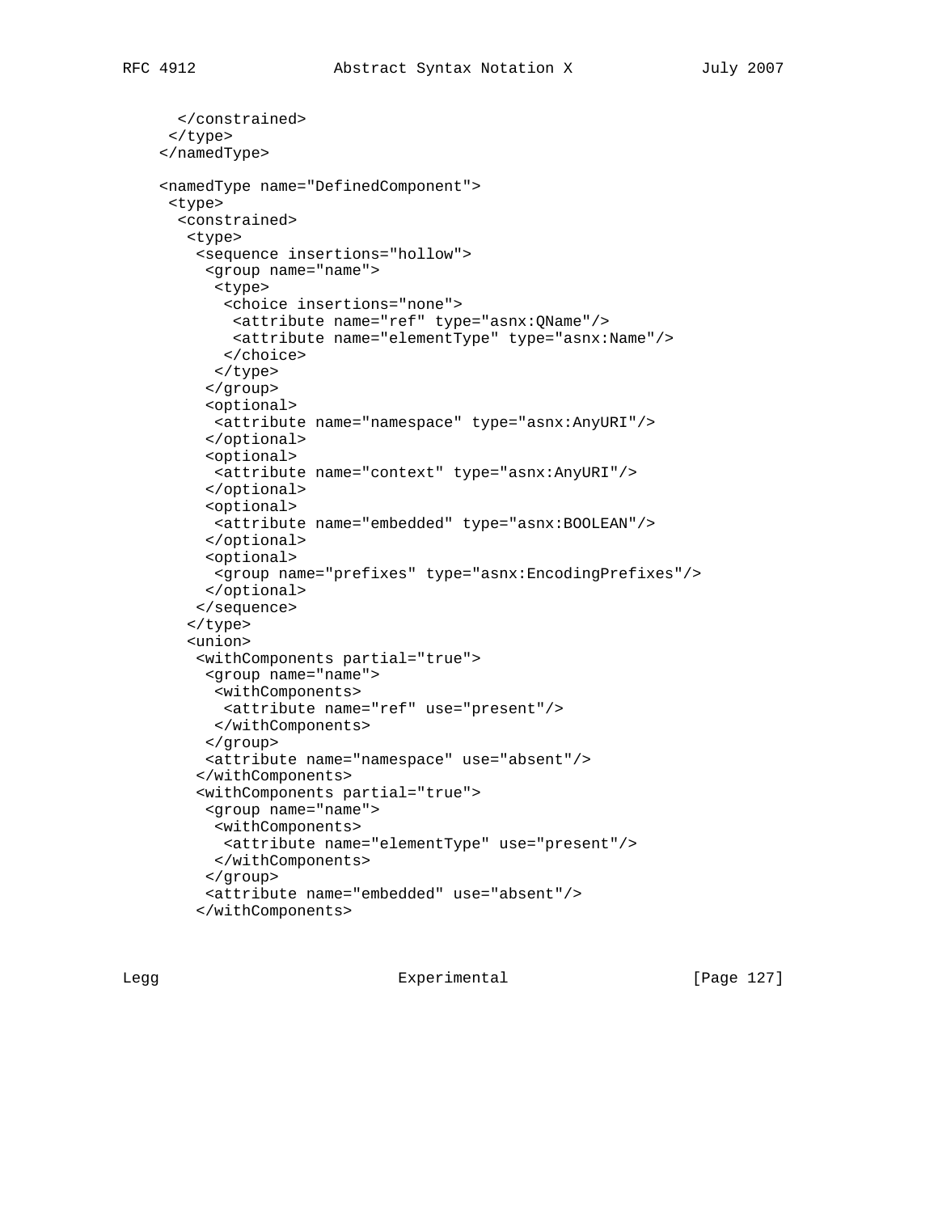```
      </constrained>
     </type>
    </namedType>

    <namedType name="DefinedComponent">
     <type>
      <constrained>
       <type>
        <sequence insertions="hollow">
         <group name="name">
          <type>
           <choice insertions="none">
            <attribute name="ref" type="asnx:QName"/>
            <attribute name="elementType" type="asnx:Name"/>
           </choice>
          </type>
         </group>
         <optional>
          <attribute name="namespace" type="asnx:AnyURI"/>
         </optional>
         <optional>
          <attribute name="context" type="asnx:AnyURI"/>
         </optional>
         <optional>
          <attribute name="embedded" type="asnx:BOOLEAN"/>
         </optional>
         <optional>
          <group name="prefixes" type="asnx:EncodingPrefixes"/>
         </optional>
        </sequence>
       </type>
       <union>
        <withComponents partial="true">
         <group name="name">
          <withComponents>
           <attribute name="ref" use="present"/>
          </withComponents>
         </group>
         <attribute name="namespace" use="absent"/>
        </withComponents>
        <withComponents partial="true">
         <group name="name">
          <withComponents>
           <attribute name="elementType" use="present"/>
          </withComponents>
         </group>
         <attribute name="embedded" use="absent"/>
        </withComponents>
```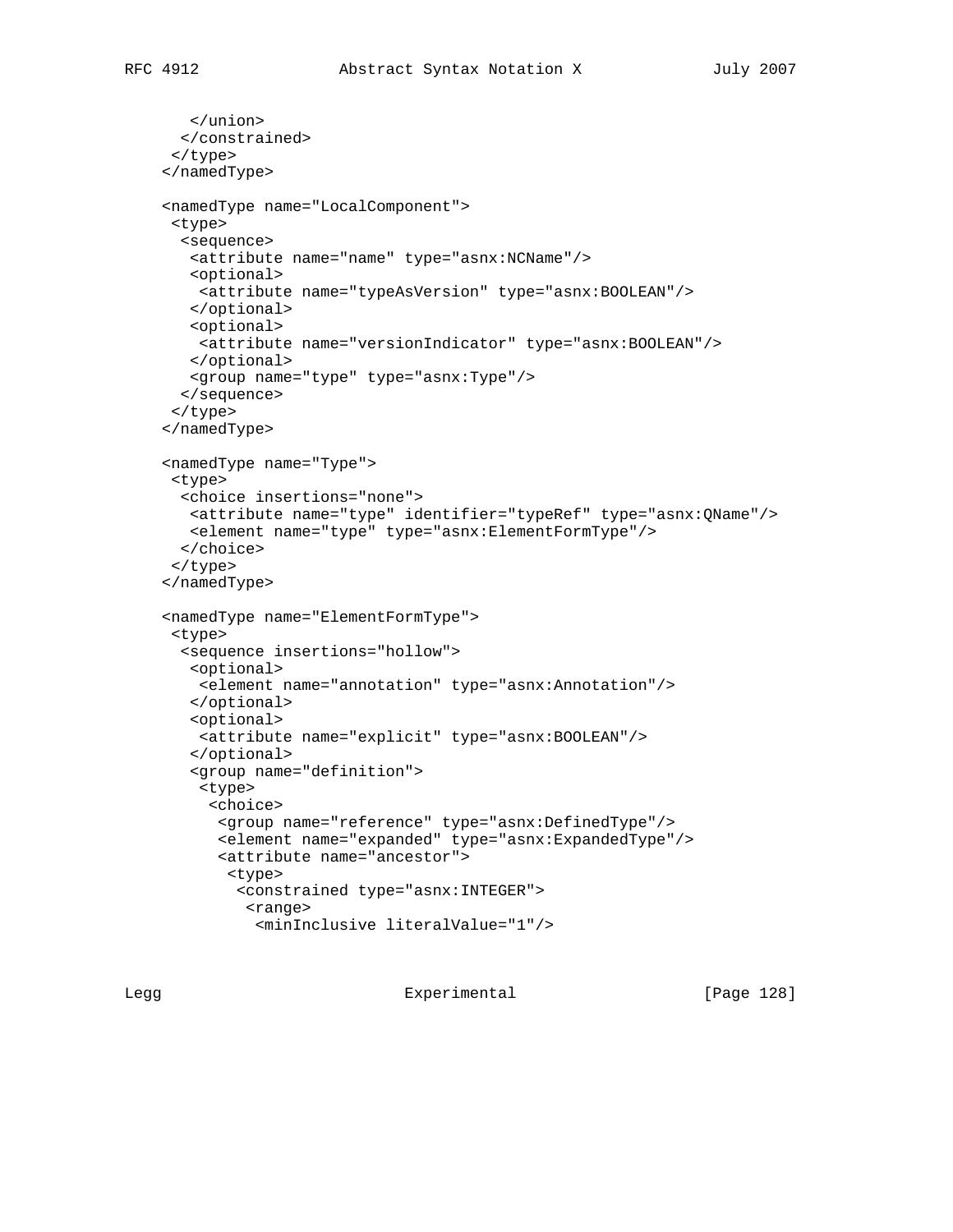```
      </union>
     </constrained>
    </type>
   </namedType>

   <namedType name="LocalComponent">
    <type>
     <sequence>
      <attribute name="name" type="asnx:NCName"/>
      <optional>
       <attribute name="typeAsVersion" type="asnx:BOOLEAN"/>
      </optional>
      <optional>
       <attribute name="versionIndicator" type="asnx:BOOLEAN"/>
      </optional>
      <group name="type" type="asnx:Type"/>
     </sequence>
    </type>
   </namedType>

   <namedType name="Type">
    <type>
     <choice insertions="none">
      <attribute name="type" identifier="typeRef" type="asnx:QName"/>
      <element name="type" type="asnx:ElementFormType"/>
     </choice>
    </type>
   </namedType>

   <namedType name="ElementFormType">
    <type>
     <sequence insertions="hollow">
      <optional>
       <element name="annotation" type="asnx:Annotation"/>
      </optional>
      <optional>
       <attribute name="explicit" type="asnx:BOOLEAN"/>
      </optional>
      <group name="definition">
       <type>
        <choice>
         <group name="reference" type="asnx:DefinedType"/>
         <element name="expanded" type="asnx:ExpandedType"/>
         <attribute name="ancestor">
          <type>
           <constrained type="asnx:INTEGER">
            <range>
             <minInclusive literalValue="1"/>
```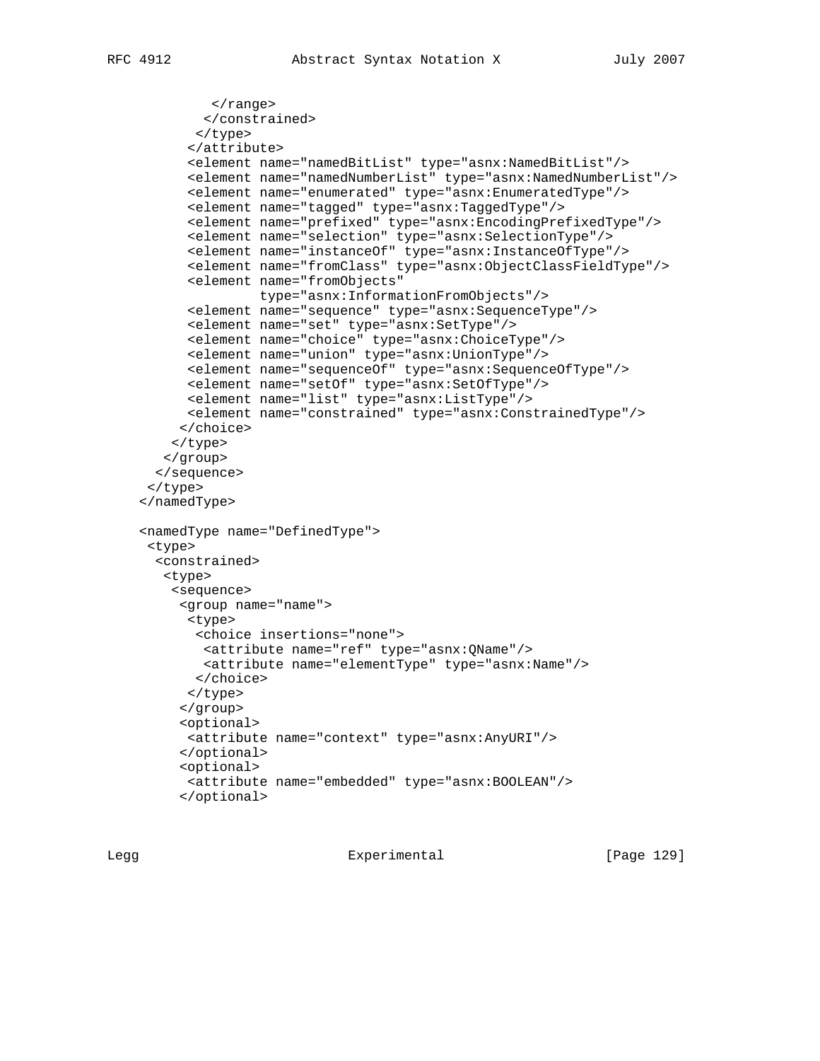```
            </range>
           </constrained>
          </type>
         </attribute>
         <element name="namedBitList" type="asnx:NamedBitList"/>
         <element name="namedNumberList" type="asnx:NamedNumberList"/>
         <element name="enumerated" type="asnx:EnumeratedType"/>
         <element name="tagged" type="asnx:TaggedType"/>
         <element name="prefixed" type="asnx:EncodingPrefixedType"/>
         <element name="selection" type="asnx:SelectionType"/>
         <element name="instanceOf" type="asnx:InstanceOfType"/>
         <element name="fromClass" type="asnx:ObjectClassFieldType"/>
         <element name="fromObjects"
                  type="asnx:InformationFromObjects"/>
         <element name="sequence" type="asnx:SequenceType"/>
         <element name="set" type="asnx:SetType"/>
         <element name="choice" type="asnx:ChoiceType"/>
         <element name="union" type="asnx:UnionType"/>
         <element name="sequenceOf" type="asnx:SequenceOfType"/>
         <element name="setOf" type="asnx:SetOfType"/>
         <element name="list" type="asnx:ListType"/>
         <element name="constrained" type="asnx:ConstrainedType"/>
        </choice>
       </type>
      </group>
     </sequence>
    </type>
   </namedType>

   <namedType name="DefinedType">
    <type>
     <constrained>
      <type>
       <sequence>
        <group name="name">
         <type>
          <choice insertions="none">
           <attribute name="ref" type="asnx:QName"/>
           <attribute name="elementType" type="asnx:Name"/>
          </choice>
         </type>
        </group>
        <optional>
         <attribute name="context" type="asnx:AnyURI"/>
        </optional>
        <optional>
         <attribute name="embedded" type="asnx:BOOLEAN"/>
        </optional>
```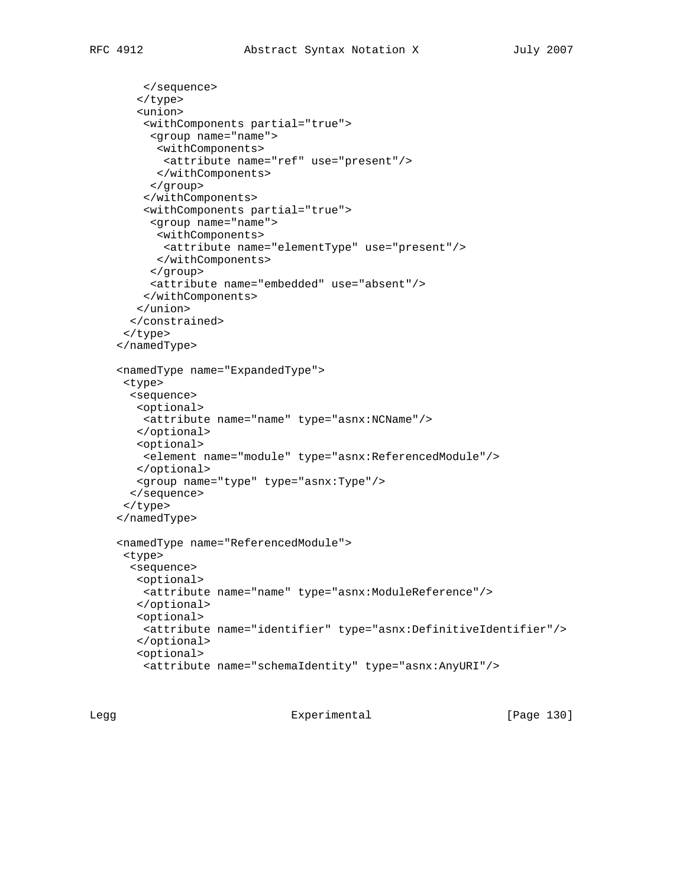```
       </sequence>
      </type>
      <union>
       <withComponents partial="true">
        <group name="name">
         <withComponents>
          <attribute name="ref" use="present"/>
         </withComponents>
        </group>
       </withComponents>
       <withComponents partial="true">
        <group name="name">
         <withComponents>
          <attribute name="elementType" use="present"/>
         </withComponents>
        </group>
        <attribute name="embedded" use="absent"/>
       </withComponents>
      </union>
     </constrained>
    </type>
   </namedType>

   <namedType name="ExpandedType">
    <type>
     <sequence>
      <optional>
       <attribute name="name" type="asnx:NCName"/>
      </optional>
      <optional>
       <element name="module" type="asnx:ReferencedModule"/>
      </optional>
      <group name="type" type="asnx:Type"/>
     </sequence>
    </type>
   </namedType>

   <namedType name="ReferencedModule">
    <type>
     <sequence>
      <optional>
       <attribute name="name" type="asnx:ModuleReference"/>
      </optional>
      <optional>
       <attribute name="identifier" type="asnx:DefinitiveIdentifier"/>
      </optional>
      <optional>
       <attribute name="schemaIdentity" type="asnx:AnyURI"/>
```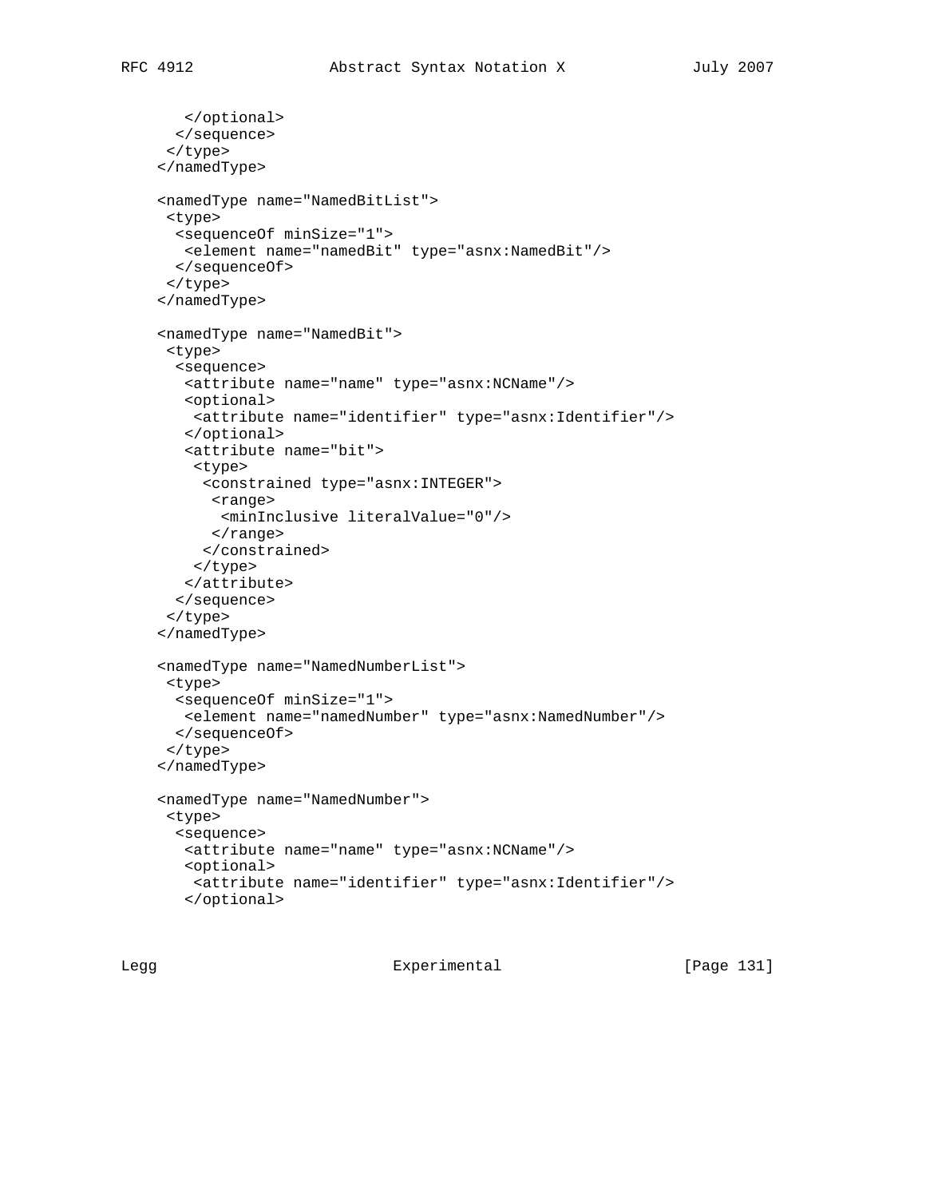```
      </optional>
     </sequence>
    </type>
   </namedType>

   <namedType name="NamedBitList">
    <type>
     <sequenceOf minSize="1">
      <element name="namedBit" type="asnx:NamedBit"/>
     </sequenceOf>
    </type>
   </namedType>

   <namedType name="NamedBit">
    <type>
     <sequence>
      <attribute name="name" type="asnx:NCName"/>
      <optional>
       <attribute name="identifier" type="asnx:Identifier"/>
      </optional>
      <attribute name="bit">
       <type>
        <constrained type="asnx:INTEGER">
         <range>
          <minInclusive literalValue="0"/>
         </range>
        </constrained>
       </type>
      </attribute>
     </sequence>
    </type>
   </namedType>

   <namedType name="NamedNumberList">
    <type>
     <sequenceOf minSize="1">
      <element name="namedNumber" type="asnx:NamedNumber"/>
     </sequenceOf>
    </type>
   </namedType>

   <namedType name="NamedNumber">
    <type>
     <sequence>
      <attribute name="name" type="asnx:NCName"/>
      <optional>
       <attribute name="identifier" type="asnx:Identifier"/>
      </optional>
```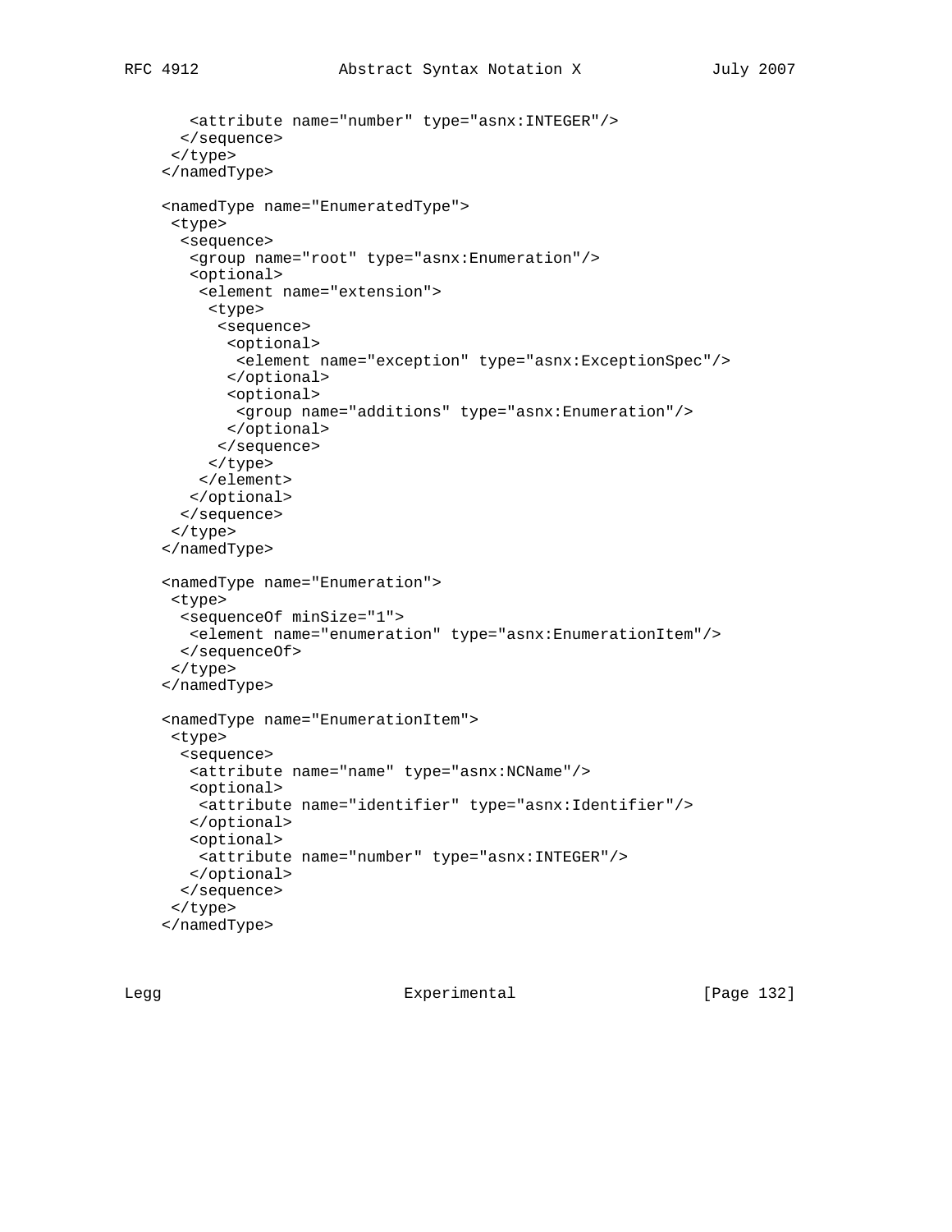```
      <attribute name="number" type="asnx:INTEGER"/>
     </sequence>
    </type>
   </namedType>

   <namedType name="EnumeratedType">
    <type>
     <sequence>
      <group name="root" type="asnx:Enumeration"/>
      <optional>
       <element name="extension">
        <type>
         <sequence>
          <optional>
           <element name="exception" type="asnx:ExceptionSpec"/>
          </optional>
          <optional>
           <group name="additions" type="asnx:Enumeration"/>
          </optional>
         </sequence>
        </type>
       </element>
      </optional>
     </sequence>
    </type>
   </namedType>

   <namedType name="Enumeration">
    <type>
     <sequenceOf minSize="1">
      <element name="enumeration" type="asnx:EnumerationItem"/>
     </sequenceOf>
    </type>
   </namedType>

   <namedType name="EnumerationItem">
    <type>
     <sequence>
      <attribute name="name" type="asnx:NCName"/>
      <optional>
       <attribute name="identifier" type="asnx:Identifier"/>
      </optional>
      <optional>
       <attribute name="number" type="asnx:INTEGER"/>
      </optional>
     </sequence>
    </type>
   </namedType>
```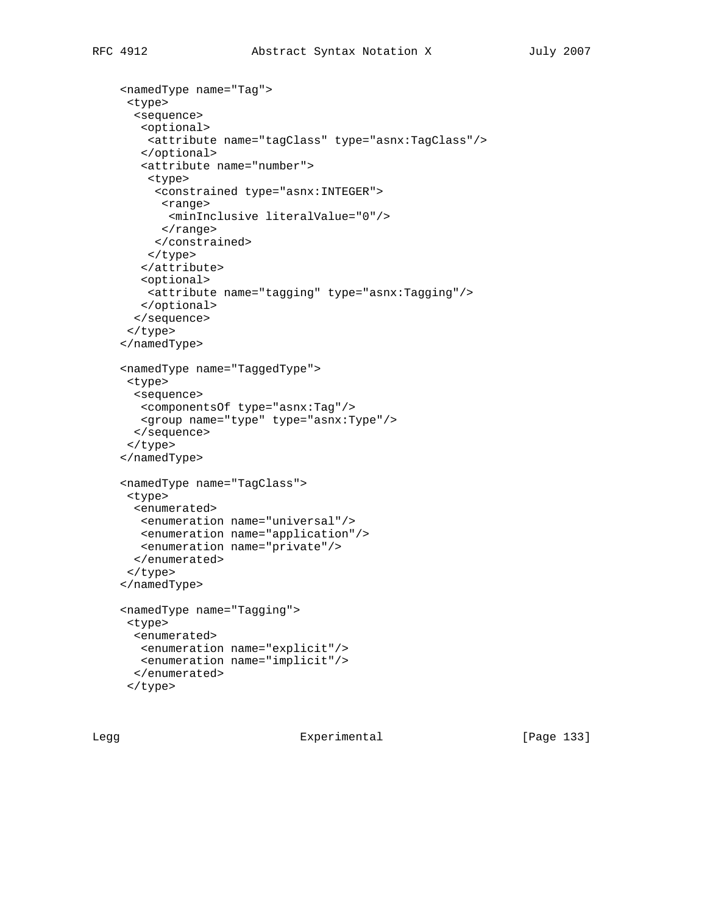```
    <namedType name="Tag">
     <type>
      <sequence>
       <optional>
        <attribute name="tagClass" type="asnx:TagClass"/>
       </optional>
       <attribute name="number">
        <type>
         <constrained type="asnx:INTEGER">
          <range>
           <minInclusive literalValue="0"/>
          </range>
         </constrained>
        </type>
       </attribute>
       <optional>
        <attribute name="tagging" type="asnx:Tagging"/>
       </optional>
      </sequence>
     </type>
    </namedType>

    <namedType name="TaggedType">
     <type>
      <sequence>
       <componentsOf type="asnx:Tag"/>
       <group name="type" type="asnx:Type"/>
      </sequence>
     </type>
    </namedType>

    <namedType name="TagClass">
     <type>
      <enumerated>
       <enumeration name="universal"/>
       <enumeration name="application"/>
       <enumeration name="private"/>
      </enumerated>
     </type>
    </namedType>

    <namedType name="Tagging">
     <type>
      <enumerated>
       <enumeration name="explicit"/>
       <enumeration name="implicit"/>
      </enumerated>
     </type>
```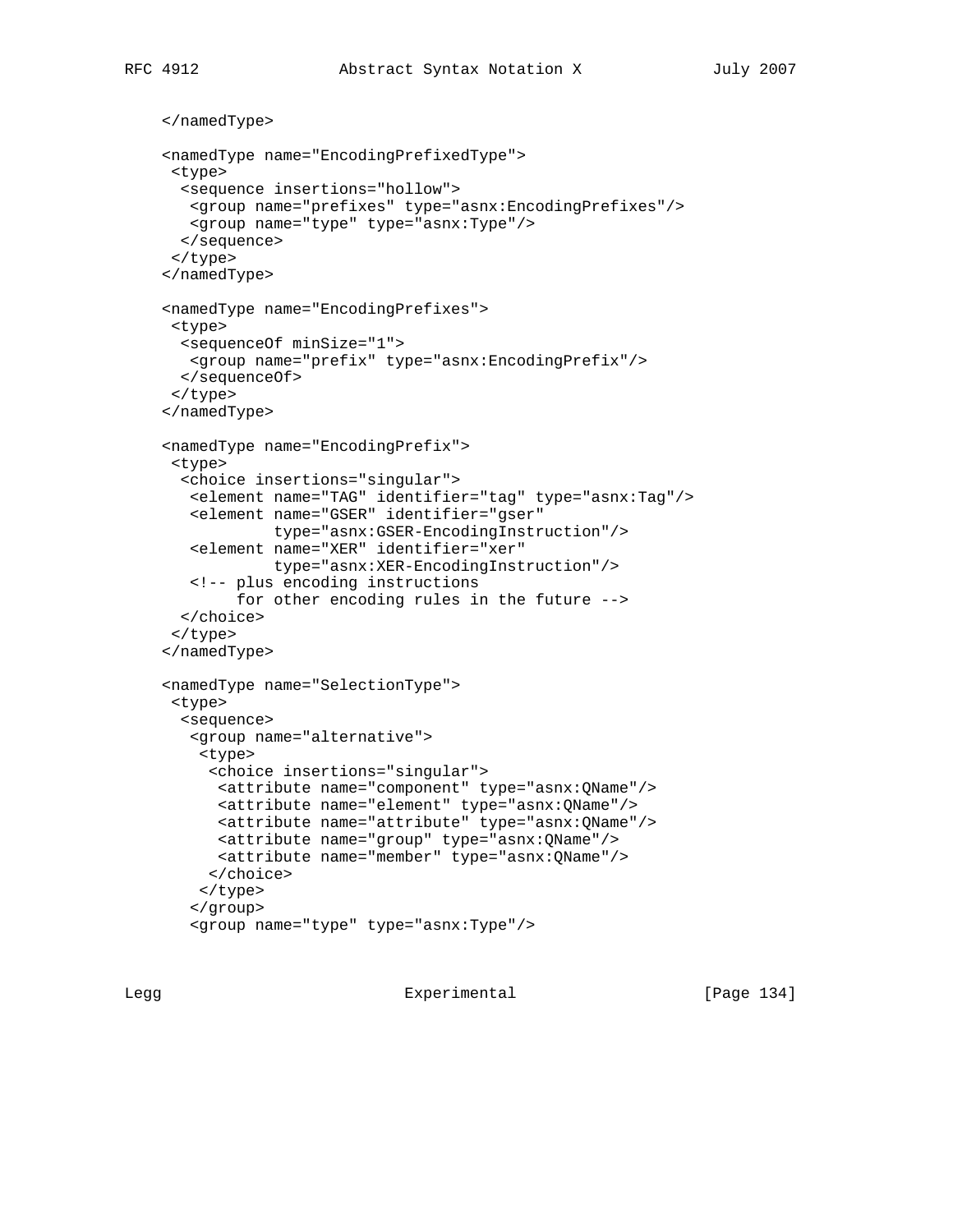```
   </namedType>

   <namedType name="EncodingPrefixedType">
    <type>
     <sequence insertions="hollow">
      <group name="prefixes" type="asnx:EncodingPrefixes"/>
      <group name="type" type="asnx:Type"/>
     </sequence>
    </type>
   </namedType>

   <namedType name="EncodingPrefixes">
    <type>
     <sequenceOf minSize="1">
      <group name="prefix" type="asnx:EncodingPrefix"/>
     </sequenceOf>
    </type>
   </namedType>

   <namedType name="EncodingPrefix">
    <type>
     <choice insertions="singular">
      <element name="TAG" identifier="tag" type="asnx:Tag"/>
      <element name="GSER" identifier="gser"
               type="asnx:GSER-EncodingInstruction"/>
      <element name="XER" identifier="xer"
               type="asnx:XER-EncodingInstruction"/>
      <!-- plus encoding instructions
           for other encoding rules in the future -->
     </choice>
    </type>
   </namedType>

   <namedType name="SelectionType">
    <type>
     <sequence>
      <group name="alternative">
       <type>
        <choice insertions="singular">
         <attribute name="component" type="asnx:QName"/>
         <attribute name="element" type="asnx:QName"/>
         <attribute name="attribute" type="asnx:QName"/>
         <attribute name="group" type="asnx:QName"/>
         <attribute name="member" type="asnx:QName"/>
        </choice>
       </type>
      </group>
      <group name="type" type="asnx:Type"/>
```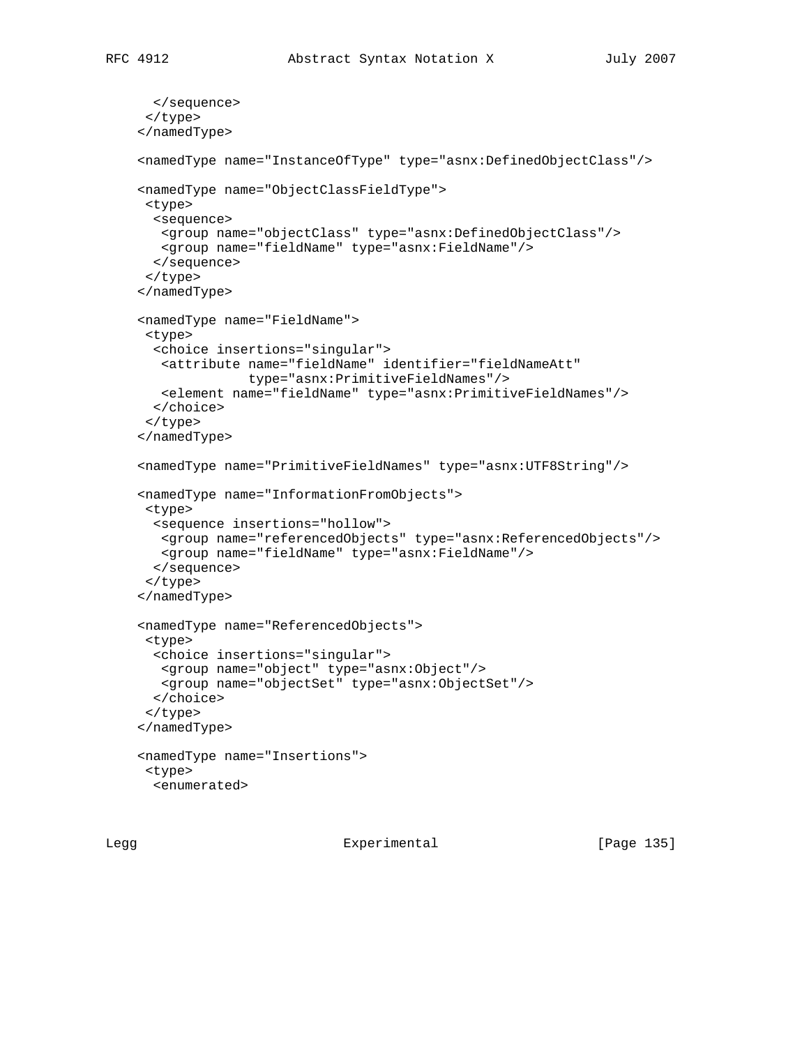```
     </sequence>
    </type>
   </namedType>

   <namedType name="InstanceOfType" type="asnx:DefinedObjectClass"/>

   <namedType name="ObjectClassFieldType">
    <type>
     <sequence>
      <group name="objectClass" type="asnx:DefinedObjectClass"/>
      <group name="fieldName" type="asnx:FieldName"/>
     </sequence>
    </type>
   </namedType>

   <namedType name="FieldName">
    <type>
     <choice insertions="singular">
      <attribute name="fieldName" identifier="fieldNameAtt"
                 type="asnx:PrimitiveFieldNames"/>
      <element name="fieldName" type="asnx:PrimitiveFieldNames"/>
     </choice>
    </type>
   </namedType>

   <namedType name="PrimitiveFieldNames" type="asnx:UTF8String"/>

   <namedType name="InformationFromObjects">
    <type>
     <sequence insertions="hollow">
      <group name="referencedObjects" type="asnx:ReferencedObjects"/>
      <group name="fieldName" type="asnx:FieldName"/>
     </sequence>
    </type>
   </namedType>

   <namedType name="ReferencedObjects">
    <type>
     <choice insertions="singular">
      <group name="object" type="asnx:Object"/>
      <group name="objectSet" type="asnx:ObjectSet"/>
     </choice>
    </type>
   </namedType>

   <namedType name="Insertions">
    <type>
     <enumerated>
```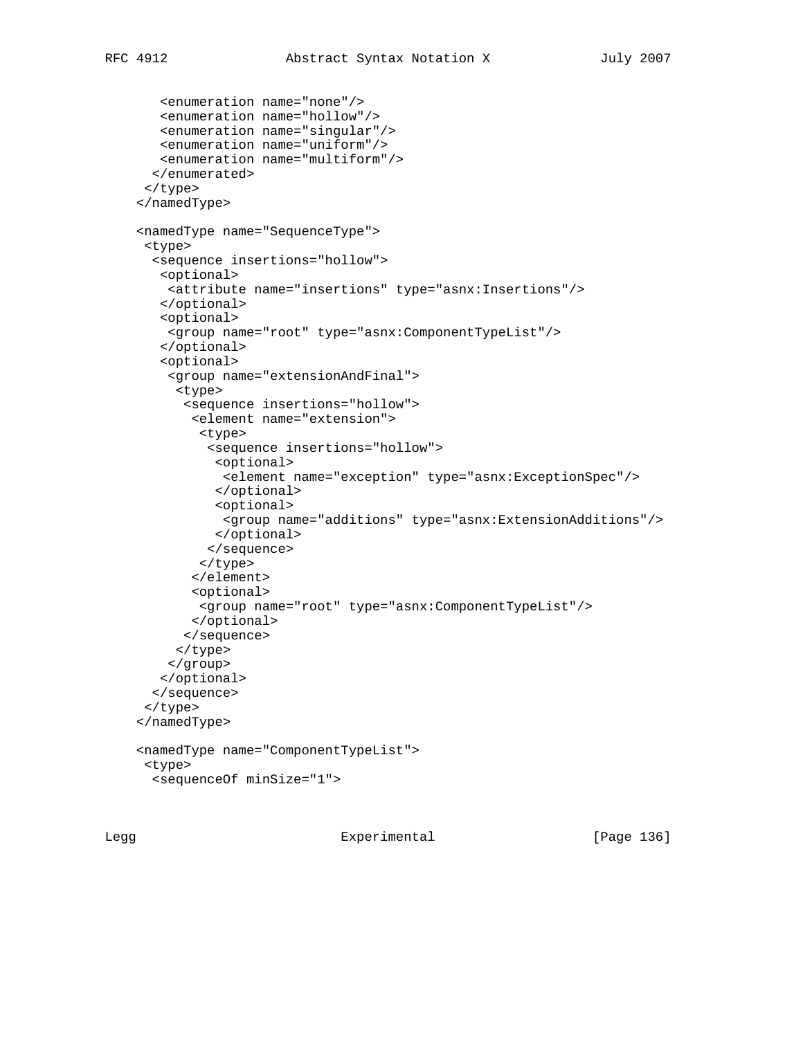```
      <enumeration name="none"/>
      <enumeration name="hollow"/>
      <enumeration name="singular"/>
      <enumeration name="uniform"/>
      <enumeration name="multiform"/>
     </enumerated>
    </type>
   </namedType>

   <namedType name="SequenceType">
    <type>
     <sequence insertions="hollow">
      <optional>
       <attribute name="insertions" type="asnx:Insertions"/>
      </optional>
      <optional>
       <group name="root" type="asnx:ComponentTypeList"/>
      </optional>
      <optional>
       <group name="extensionAndFinal">
        <type>
         <sequence insertions="hollow">
          <element name="extension">
           <type>
            <sequence insertions="hollow">
             <optional>
              <element name="exception" type="asnx:ExceptionSpec"/>
             </optional>
             <optional>
              <group name="additions" type="asnx:ExtensionAdditions"/>
             </optional>
            </sequence>
           </type>
          </element>
          <optional>
           <group name="root" type="asnx:ComponentTypeList"/>
          </optional>
         </sequence>
        </type>
       </group>
      </optional>
     </sequence>
    </type>
   </namedType>

   <namedType name="ComponentTypeList">
    <type>
     <sequenceOf minSize="1">
```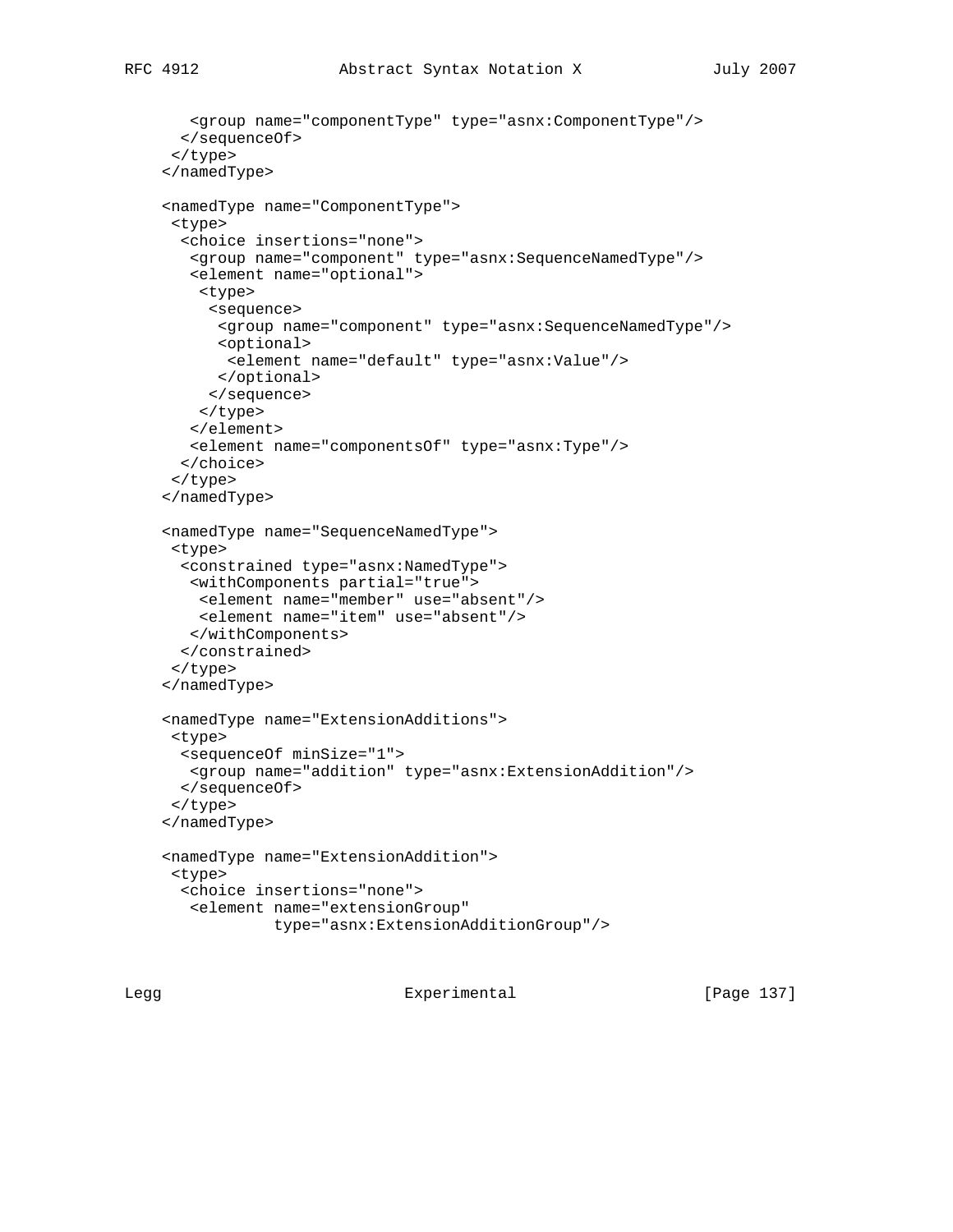```
      <group name="componentType" type="asnx:ComponentType"/>
     </sequenceOf>
    </type>
   </namedType>

   <namedType name="ComponentType">
    <type>
     <choice insertions="none">
      <group name="component" type="asnx:SequenceNamedType"/>
      <element name="optional">
       <type>
        <sequence>
         <group name="component" type="asnx:SequenceNamedType"/>
         <optional>
          <element name="default" type="asnx:Value"/>
         </optional>
        </sequence>
       </type>
      </element>
      <element name="componentsOf" type="asnx:Type"/>
     </choice>
    </type>
   </namedType>

   <namedType name="SequenceNamedType">
    <type>
     <constrained type="asnx:NamedType">
      <withComponents partial="true">
       <element name="member" use="absent"/>
       <element name="item" use="absent"/>
      </withComponents>
     </constrained>
    </type>
   </namedType>

   <namedType name="ExtensionAdditions">
    <type>
     <sequenceOf minSize="1">
      <group name="addition" type="asnx:ExtensionAddition"/>
     </sequenceOf>
    </type>
   </namedType>

   <namedType name="ExtensionAddition">
    <type>
     <choice insertions="none">
      <element name="extensionGroup"
               type="asnx:ExtensionAdditionGroup"/>
```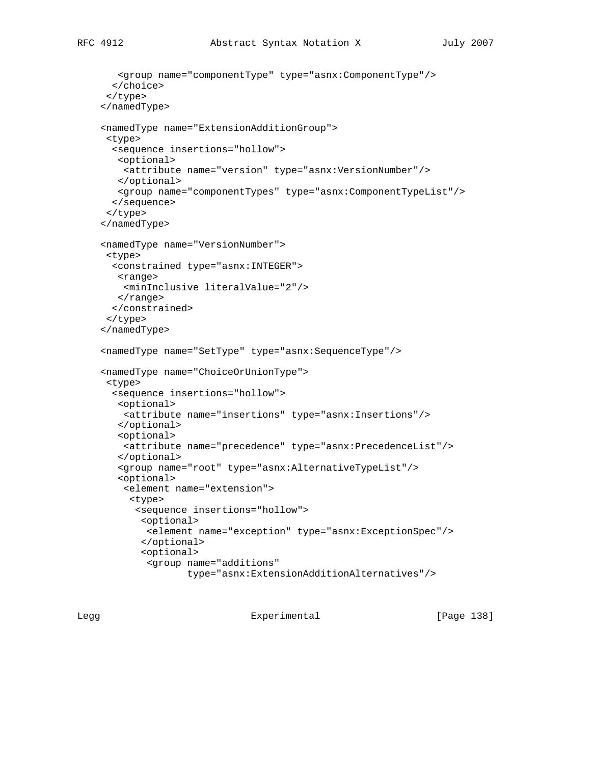```
      <group name="componentType" type="asnx:ComponentType"/>
     </choice>
    </type>
   </namedType>

   <namedType name="ExtensionAdditionGroup">
    <type>
     <sequence insertions="hollow">
      <optional>
       <attribute name="version" type="asnx:VersionNumber"/>
      </optional>
      <group name="componentTypes" type="asnx:ComponentTypeList"/>
     </sequence>
    </type>
   </namedType>

   <namedType name="VersionNumber">
    <type>
     <constrained type="asnx:INTEGER">
      <range>
       <minInclusive literalValue="2"/>
      </range>
     </constrained>
    </type>
   </namedType>

   <namedType name="SetType" type="asnx:SequenceType"/>

   <namedType name="ChoiceOrUnionType">
    <type>
     <sequence insertions="hollow">
      <optional>
       <attribute name="insertions" type="asnx:Insertions"/>
      </optional>
      <optional>
       <attribute name="precedence" type="asnx:PrecedenceList"/>
      </optional>
      <group name="root" type="asnx:AlternativeTypeList"/>
      <optional>
       <element name="extension">
        <type>
         <sequence insertions="hollow">
          <optional>
           <element name="exception" type="asnx:ExceptionSpec"/>
          </optional>
          <optional>
           <group name="additions"
                  type="asnx:ExtensionAdditionAlternatives"/>
```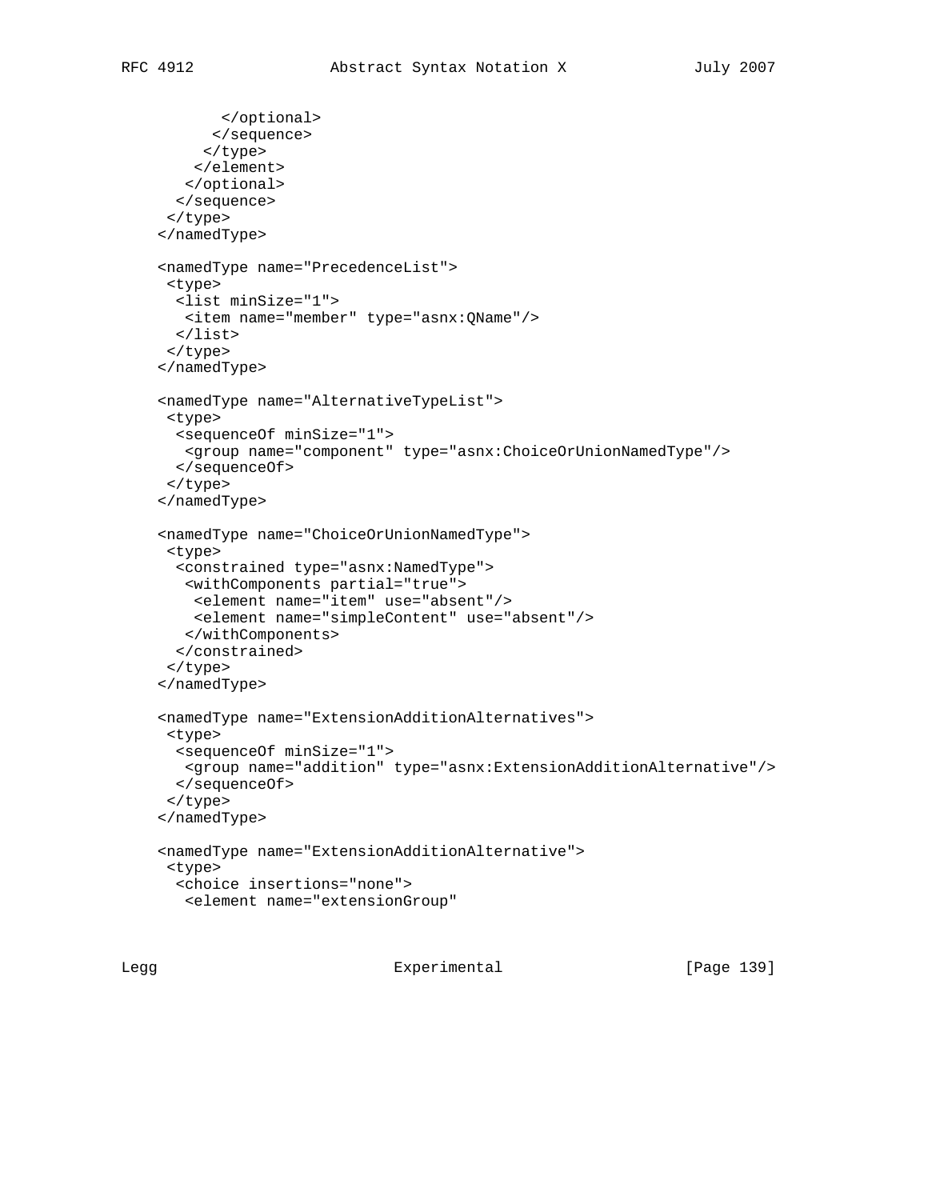```
          </optional>
         </sequence>
        </type>
       </element>
      </optional>
     </sequence>
    </type>
   </namedType>

   <namedType name="PrecedenceList">
    <type>
     <list minSize="1">
      <item name="member" type="asnx:QName"/>
     </list>
    </type>
   </namedType>

   <namedType name="AlternativeTypeList">
    <type>
     <sequenceOf minSize="1">
      <group name="component" type="asnx:ChoiceOrUnionNamedType"/>
     </sequenceOf>
    </type>
   </namedType>

   <namedType name="ChoiceOrUnionNamedType">
    <type>
     <constrained type="asnx:NamedType">
      <withComponents partial="true">
       <element name="item" use="absent"/>
       <element name="simpleContent" use="absent"/>
      </withComponents>
     </constrained>
    </type>
   </namedType>

   <namedType name="ExtensionAdditionAlternatives">
    <type>
     <sequenceOf minSize="1">
      <group name="addition" type="asnx:ExtensionAdditionAlternative"/>
     </sequenceOf>
    </type>
   </namedType>

   <namedType name="ExtensionAdditionAlternative">
    <type>
     <choice insertions="none">
      <element name="extensionGroup"
```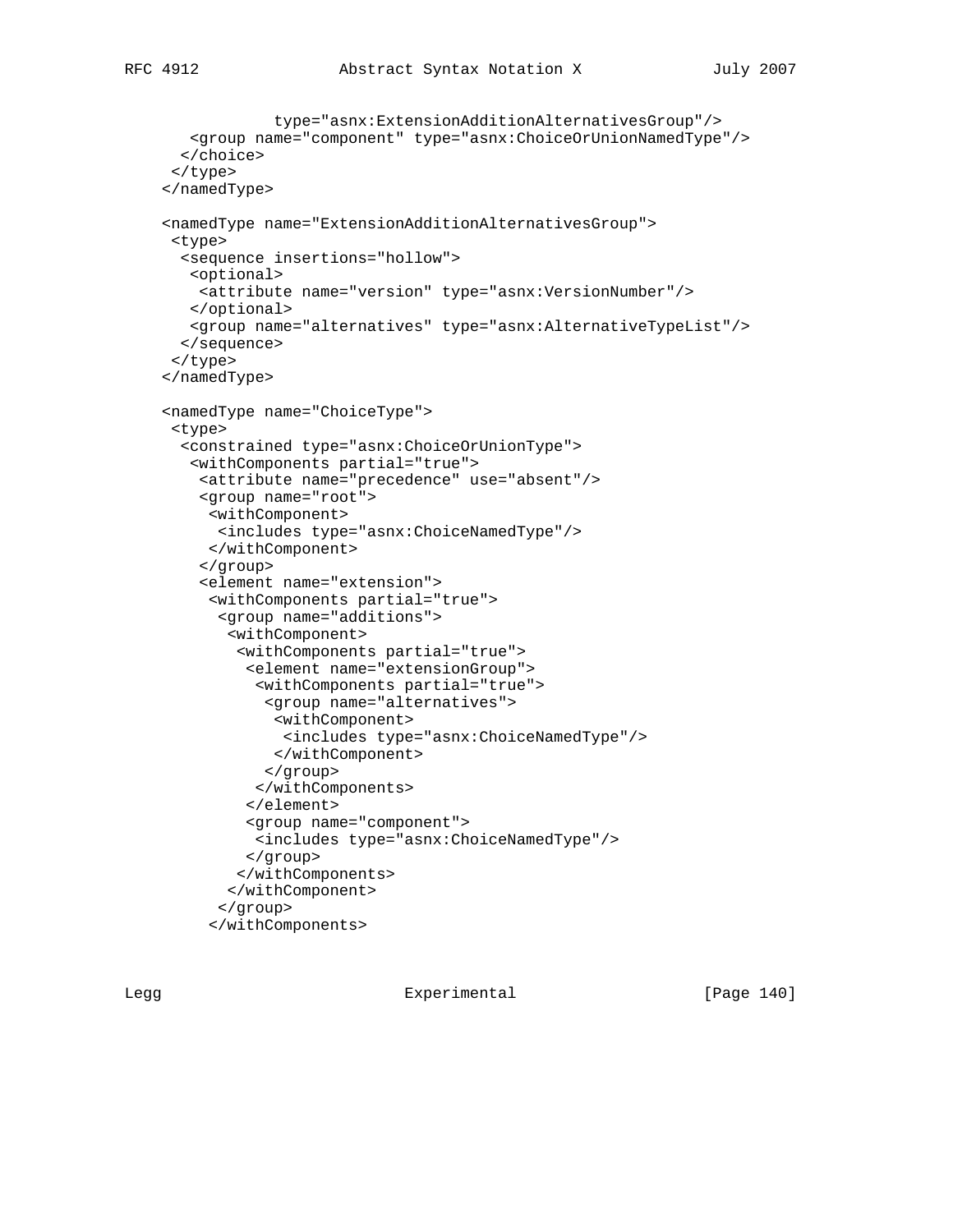```
               type="asnx:ExtensionAdditionAlternativesGroup"/>
      <group name="component" type="asnx:ChoiceOrUnionNamedType"/>
     </choice>
    </type>
   </namedType>

   <namedType name="ExtensionAdditionAlternativesGroup">
    <type>
     <sequence insertions="hollow">
      <optional>
       <attribute name="version" type="asnx:VersionNumber"/>
      </optional>
      <group name="alternatives" type="asnx:AlternativeTypeList"/>
     </sequence>
    </type>
   </namedType>

   <namedType name="ChoiceType">
    <type>
     <constrained type="asnx:ChoiceOrUnionType">
      <withComponents partial="true">
       <attribute name="precedence" use="absent"/>
       <group name="root">
        <withComponent>
         <includes type="asnx:ChoiceNamedType"/>
        </withComponent>
       </group>
       <element name="extension">
        <withComponents partial="true">
         <group name="additions">
          <withComponent>
           <withComponents partial="true">
            <element name="extensionGroup">
             <withComponents partial="true">
              <group name="alternatives">
               <withComponent>
                <includes type="asnx:ChoiceNamedType"/>
               </withComponent>
              </group>
             </withComponents>
            </element>
            <group name="component">
             <includes type="asnx:ChoiceNamedType"/>
            </group>
           </withComponents>
          </withComponent>
         </group>
        </withComponents>
```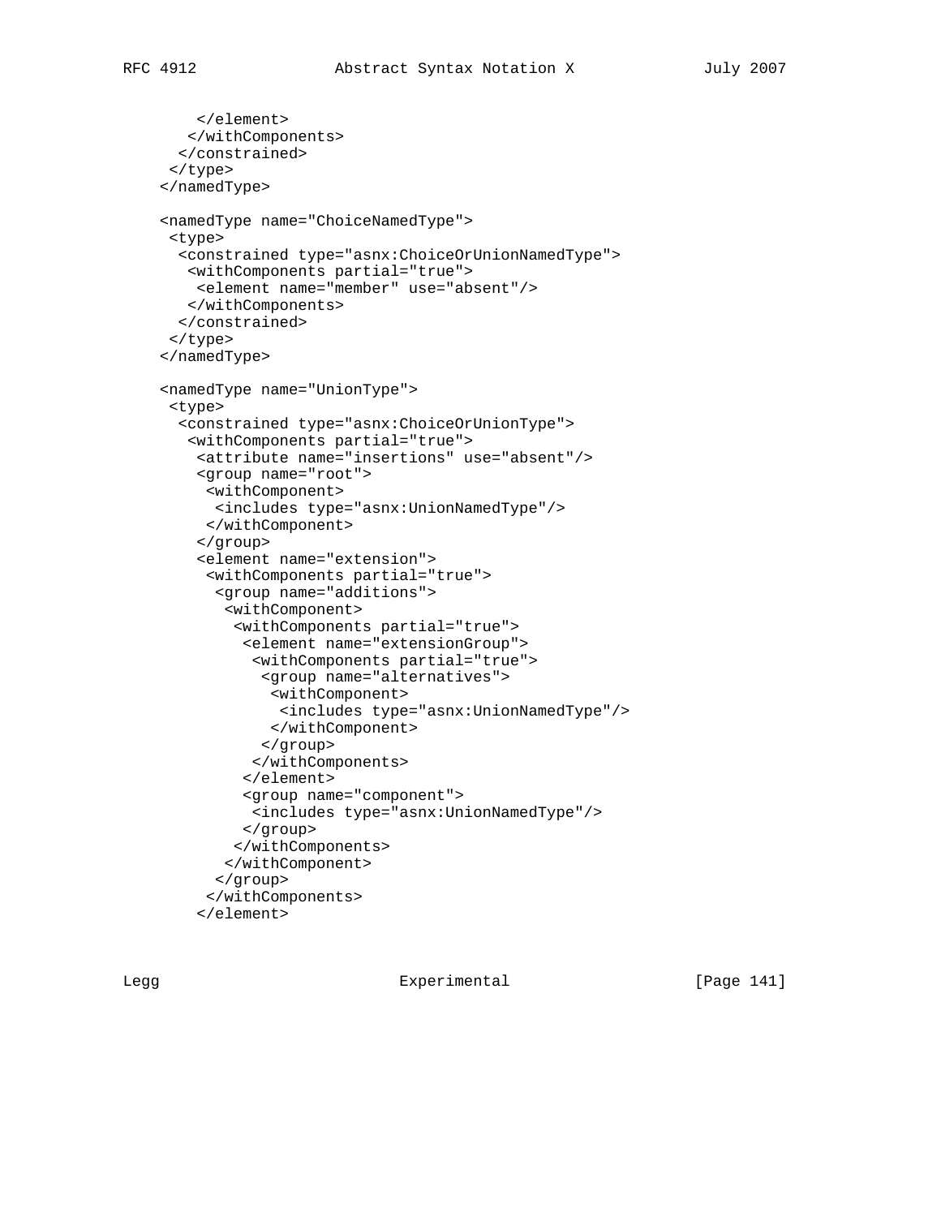```
       </element>
      </withComponents>
     </constrained>
    </type>
   </namedType>

   <namedType name="ChoiceNamedType">
    <type>
     <constrained type="asnx:ChoiceOrUnionNamedType">
      <withComponents partial="true">
       <element name="member" use="absent"/>
      </withComponents>
     </constrained>
    </type>
   </namedType>

   <namedType name="UnionType">
    <type>
     <constrained type="asnx:ChoiceOrUnionType">
      <withComponents partial="true">
       <attribute name="insertions" use="absent"/>
       <group name="root">
        <withComponent>
         <includes type="asnx:UnionNamedType"/>
        </withComponent>
       </group>
       <element name="extension">
        <withComponents partial="true">
         <group name="additions">
          <withComponent>
           <withComponents partial="true">
            <element name="extensionGroup">
             <withComponents partial="true">
              <group name="alternatives">
               <withComponent>
                <includes type="asnx:UnionNamedType"/>
               </withComponent>
              </group>
             </withComponents>
            </element>
            <group name="component">
             <includes type="asnx:UnionNamedType"/>
            </group>
           </withComponents>
          </withComponent>
         </group>
        </withComponents>
       </element>
```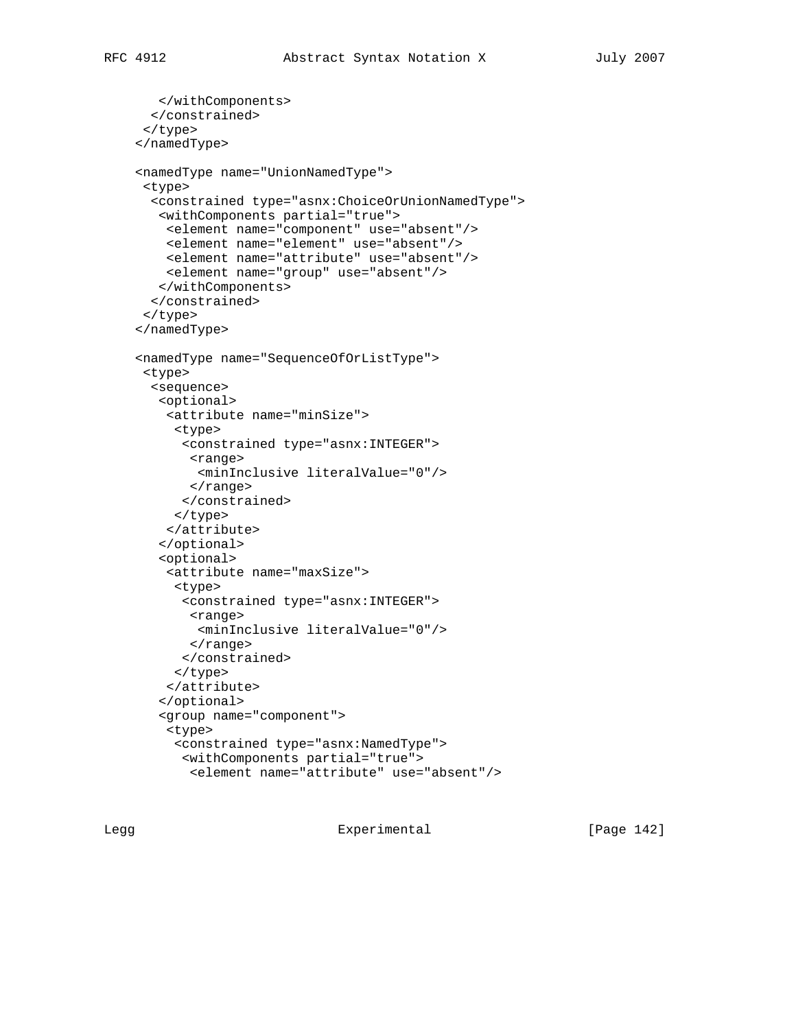```
      </withComponents>
     </constrained>
    </type>
   </namedType>

   <namedType name="UnionNamedType">
    <type>
     <constrained type="asnx:ChoiceOrUnionNamedType">
      <withComponents partial="true">
       <element name="component" use="absent"/>
       <element name="element" use="absent"/>
       <element name="attribute" use="absent"/>
       <element name="group" use="absent"/>
      </withComponents>
     </constrained>
    </type>
   </namedType>

   <namedType name="SequenceOfOrListType">
    <type>
     <sequence>
      <optional>
       <attribute name="minSize">
        <type>
         <constrained type="asnx:INTEGER">
          <range>
           <minInclusive literalValue="0"/>
          </range>
         </constrained>
        </type>
       </attribute>
      </optional>
      <optional>
       <attribute name="maxSize">
        <type>
         <constrained type="asnx:INTEGER">
          <range>
           <minInclusive literalValue="0"/>
          </range>
         </constrained>
        </type>
       </attribute>
      </optional>
      <group name="component">
       <type>
        <constrained type="asnx:NamedType">
         <withComponents partial="true">
          <element name="attribute" use="absent"/>
```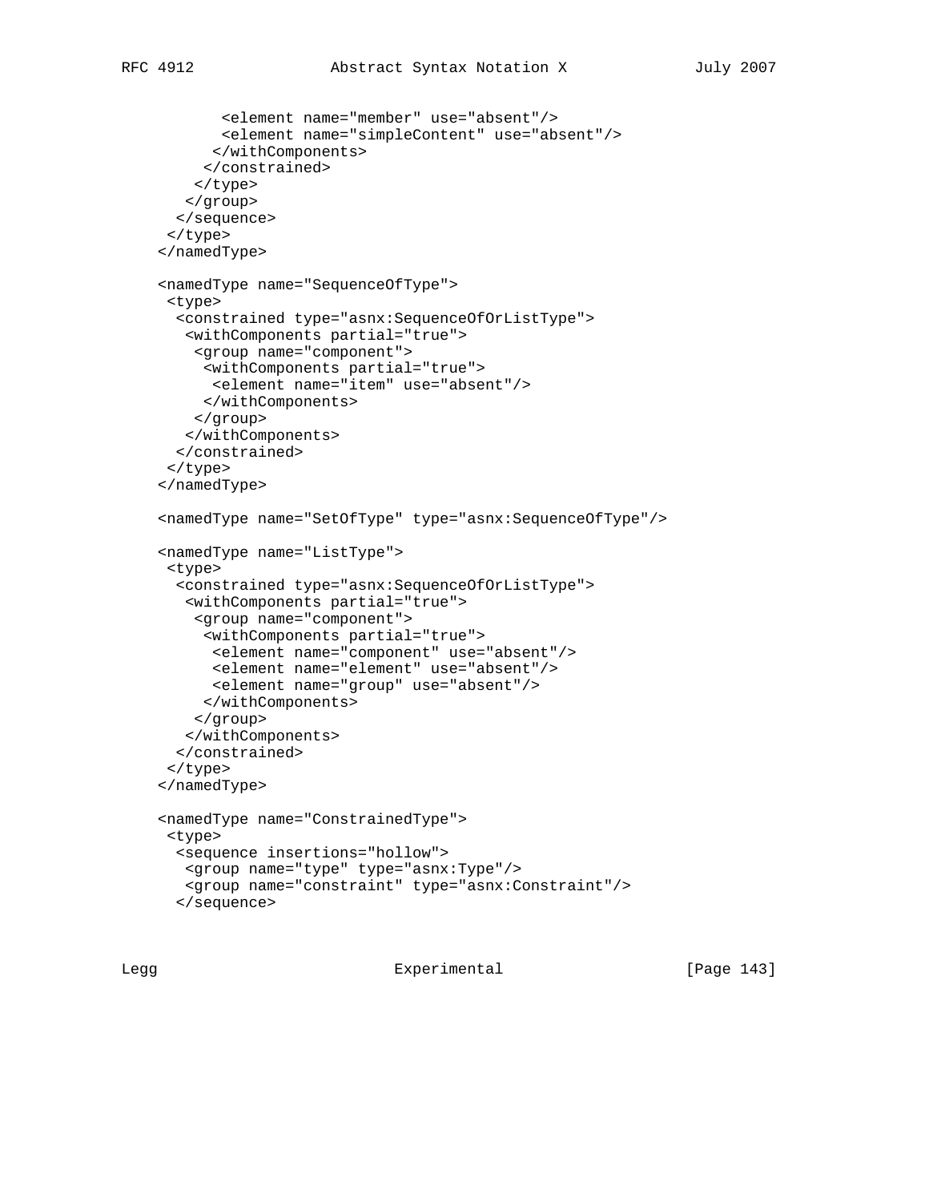```
          <element name="member" use="absent"/>
          <element name="simpleContent" use="absent"/>
         </withComponents>
        </constrained>
       </type>
      </group>
     </sequence>
    </type>
   </namedType>

   <namedType name="SequenceOfType">
    <type>
     <constrained type="asnx:SequenceOfOrListType">
      <withComponents partial="true">
       <group name="component">
        <withComponents partial="true">
         <element name="item" use="absent"/>
        </withComponents>
       </group>
      </withComponents>
     </constrained>
    </type>
   </namedType>

   <namedType name="SetOfType" type="asnx:SequenceOfType"/>

   <namedType name="ListType">
    <type>
     <constrained type="asnx:SequenceOfOrListType">
      <withComponents partial="true">
       <group name="component">
        <withComponents partial="true">
         <element name="component" use="absent"/>
         <element name="element" use="absent"/>
         <element name="group" use="absent"/>
        </withComponents>
       </group>
      </withComponents>
     </constrained>
    </type>
   </namedType>

   <namedType name="ConstrainedType">
    <type>
     <sequence insertions="hollow">
      <group name="type" type="asnx:Type"/>
      <group name="constraint" type="asnx:Constraint"/>
     </sequence>
```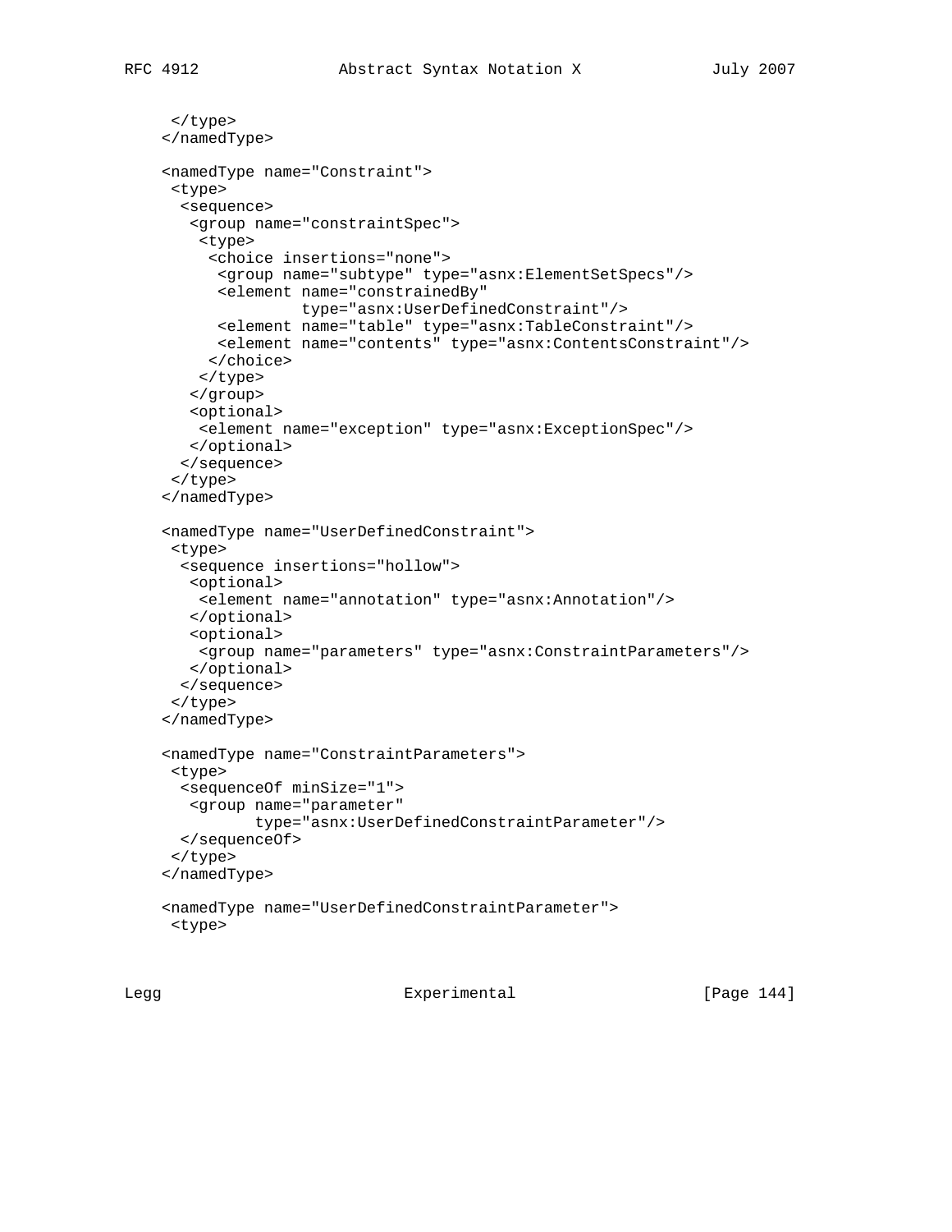```
     </type>
    </namedType>

    <namedType name="Constraint">
     <type>
      <sequence>
       <group name="constraintSpec">
        <type>
         <choice insertions="none">
          <group name="subtype" type="asnx:ElementSetSpecs"/>
          <element name="constrainedBy"
                   type="asnx:UserDefinedConstraint"/>
          <element name="table" type="asnx:TableConstraint"/>
          <element name="contents" type="asnx:ContentsConstraint"/>
         </choice>
        </type>
       </group>
       <optional>
        <element name="exception" type="asnx:ExceptionSpec"/>
       </optional>
      </sequence>
     </type>
    </namedType>

    <namedType name="UserDefinedConstraint">
     <type>
      <sequence insertions="hollow">
       <optional>
        <element name="annotation" type="asnx:Annotation"/>
       </optional>
       <optional>
        <group name="parameters" type="asnx:ConstraintParameters"/>
       </optional>
      </sequence>
     </type>
    </namedType>

    <namedType name="ConstraintParameters">
     <type>
      <sequenceOf minSize="1">
       <group name="parameter"
              type="asnx:UserDefinedConstraintParameter"/>
      </sequenceOf>
     </type>
    </namedType>

    <namedType name="UserDefinedConstraintParameter">
     <type>
```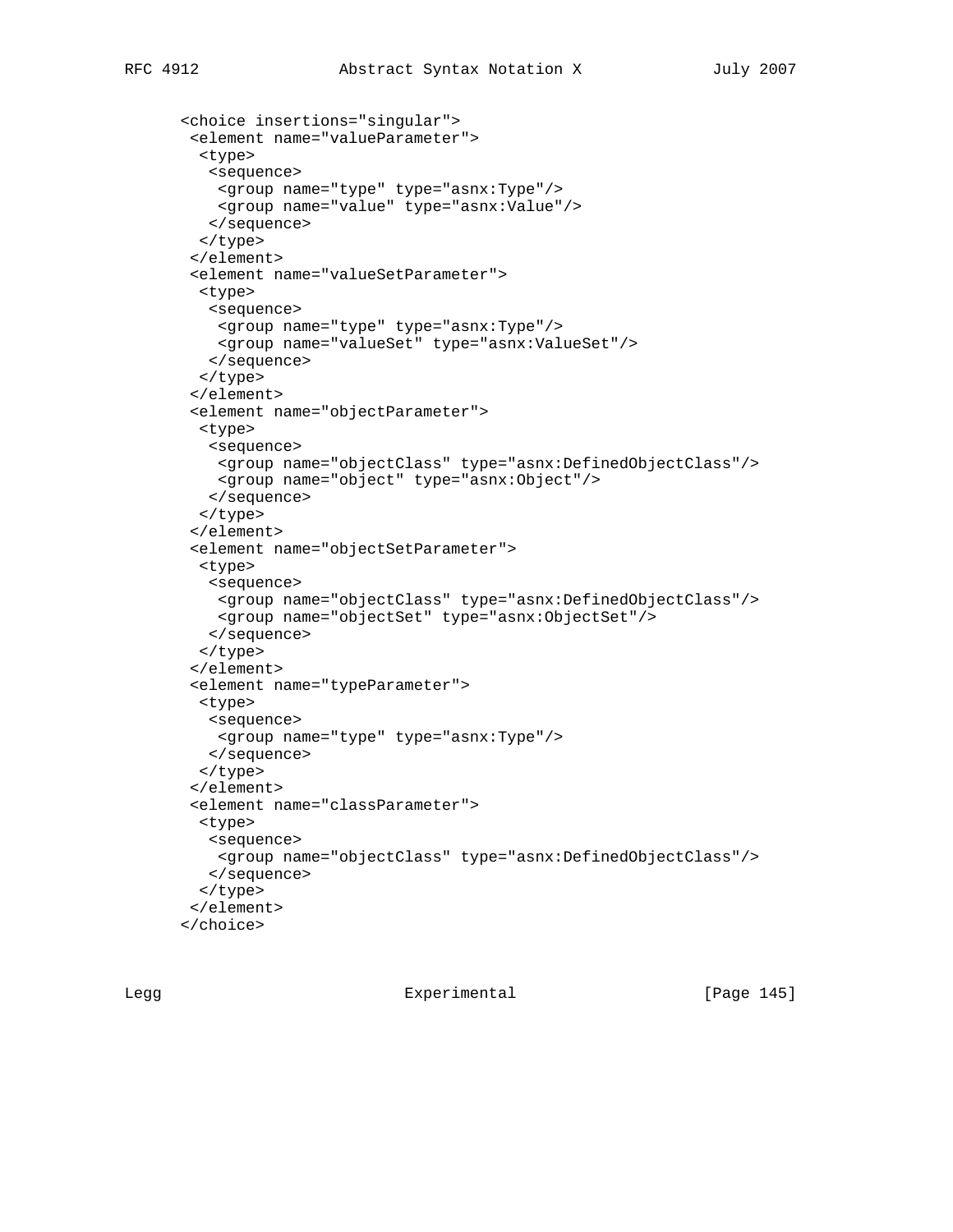```
      <choice insertions="singular">
       <element name="valueParameter">
        <type>
         <sequence>
          <group name="type" type="asnx:Type"/>
          <group name="value" type="asnx:Value"/>
         </sequence>
        </type>
       </element>
       <element name="valueSetParameter">
        <type>
         <sequence>
          <group name="type" type="asnx:Type"/>
          <group name="valueSet" type="asnx:ValueSet"/>
         </sequence>
        </type>
       </element>
       <element name="objectParameter">
        <type>
         <sequence>
          <group name="objectClass" type="asnx:DefinedObjectClass"/>
          <group name="object" type="asnx:Object"/>
         </sequence>
        </type>
       </element>
       <element name="objectSetParameter">
        <type>
         <sequence>
          <group name="objectClass" type="asnx:DefinedObjectClass"/>
          <group name="objectSet" type="asnx:ObjectSet"/>
         </sequence>
        </type>
       </element>
       <element name="typeParameter">
        <type>
         <sequence>
          <group name="type" type="asnx:Type"/>
         </sequence>
        </type>
       </element>
       <element name="classParameter">
        <type>
         <sequence>
          <group name="objectClass" type="asnx:DefinedObjectClass"/>
         </sequence>
        </type>
       </element>
      </choice>
```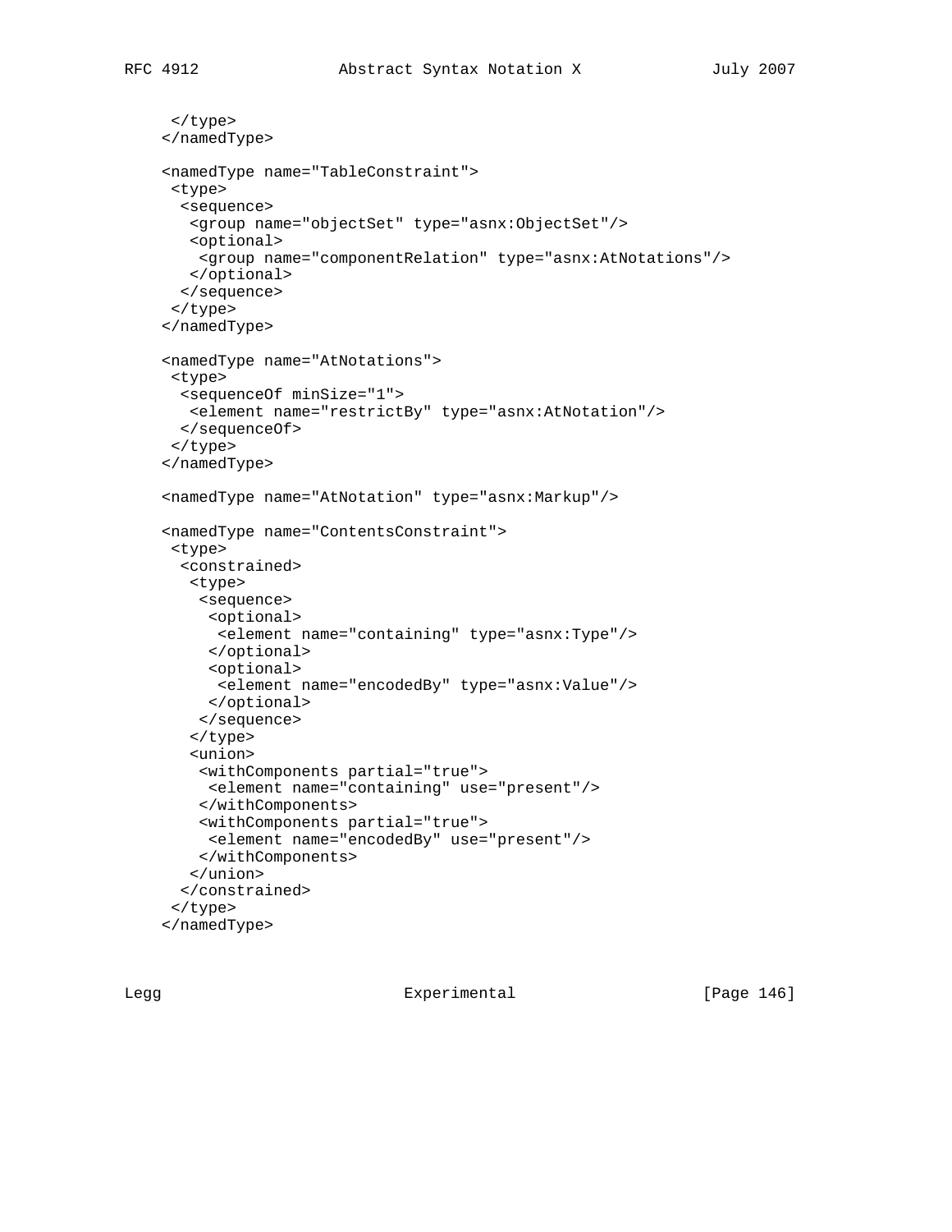```
     </type>
    </namedType>

    <namedType name="TableConstraint">
     <type>
      <sequence>
       <group name="objectSet" type="asnx:ObjectSet"/>
       <optional>
        <group name="componentRelation" type="asnx:AtNotations"/>
       </optional>
      </sequence>
     </type>
    </namedType>

    <namedType name="AtNotations">
     <type>
      <sequenceOf minSize="1">
       <element name="restrictBy" type="asnx:AtNotation"/>
      </sequenceOf>
     </type>
    </namedType>

    <namedType name="AtNotation" type="asnx:Markup"/>

    <namedType name="ContentsConstraint">
     <type>
      <constrained>
       <type>
        <sequence>
         <optional>
          <element name="containing" type="asnx:Type"/>
         </optional>
         <optional>
          <element name="encodedBy" type="asnx:Value"/>
         </optional>
        </sequence>
       </type>
       <union>
        <withComponents partial="true">
         <element name="containing" use="present"/>
        </withComponents>
        <withComponents partial="true">
         <element name="encodedBy" use="present"/>
        </withComponents>
       </union>
      </constrained>
     </type>
    </namedType>
```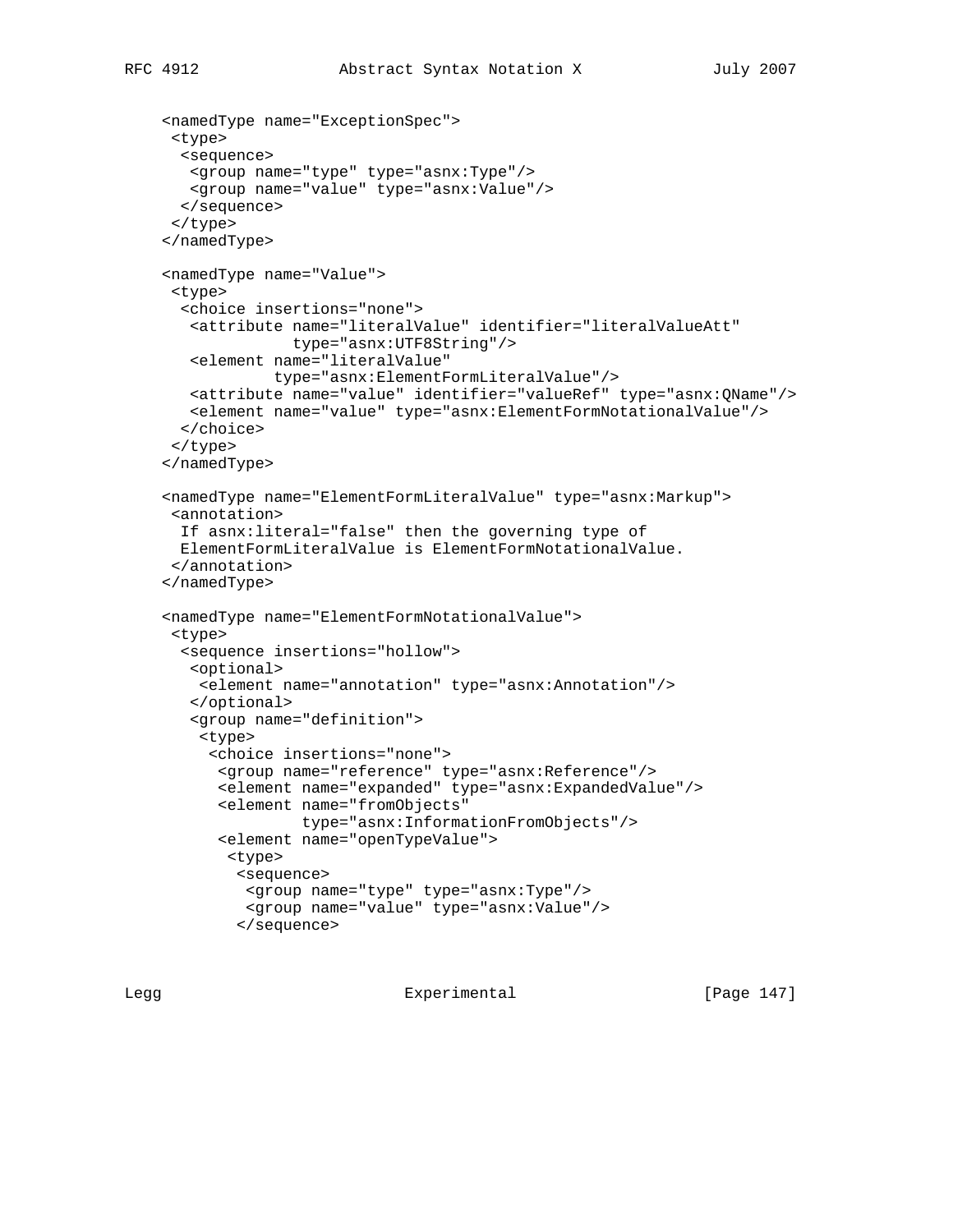```
   <namedType name="ExceptionSpec">
    <type>
     <sequence>
      <group name="type" type="asnx:Type"/>
      <group name="value" type="asnx:Value"/>
     </sequence>
    </type>
   </namedType>

   <namedType name="Value">
    <type>
     <choice insertions="none">
      <attribute name="literalValue" identifier="literalValueAtt"
                 type="asnx:UTF8String"/>
      <element name="literalValue"
               type="asnx:ElementFormLiteralValue"/>
      <attribute name="value" identifier="valueRef" type="asnx:QName"/>
      <element name="value" type="asnx:ElementFormNotationalValue"/>
     </choice>
    </type>
   </namedType>

   <namedType name="ElementFormLiteralValue" type="asnx:Markup">
    <annotation>
     If asnx:literal="false" then the governing type of
     ElementFormLiteralValue is ElementFormNotationalValue.
    </annotation>
   </namedType>

   <namedType name="ElementFormNotationalValue">
    <type>
     <sequence insertions="hollow">
      <optional>
       <element name="annotation" type="asnx:Annotation"/>
      </optional>
      <group name="definition">
       <type>
        <choice insertions="none">
         <group name="reference" type="asnx:Reference"/>
         <element name="expanded" type="asnx:ExpandedValue"/>
         <element name="fromObjects"
                  type="asnx:InformationFromObjects"/>
         <element name="openTypeValue">
          <type>
           <sequence>
            <group name="type" type="asnx:Type"/>
            <group name="value" type="asnx:Value"/>
           </sequence>
```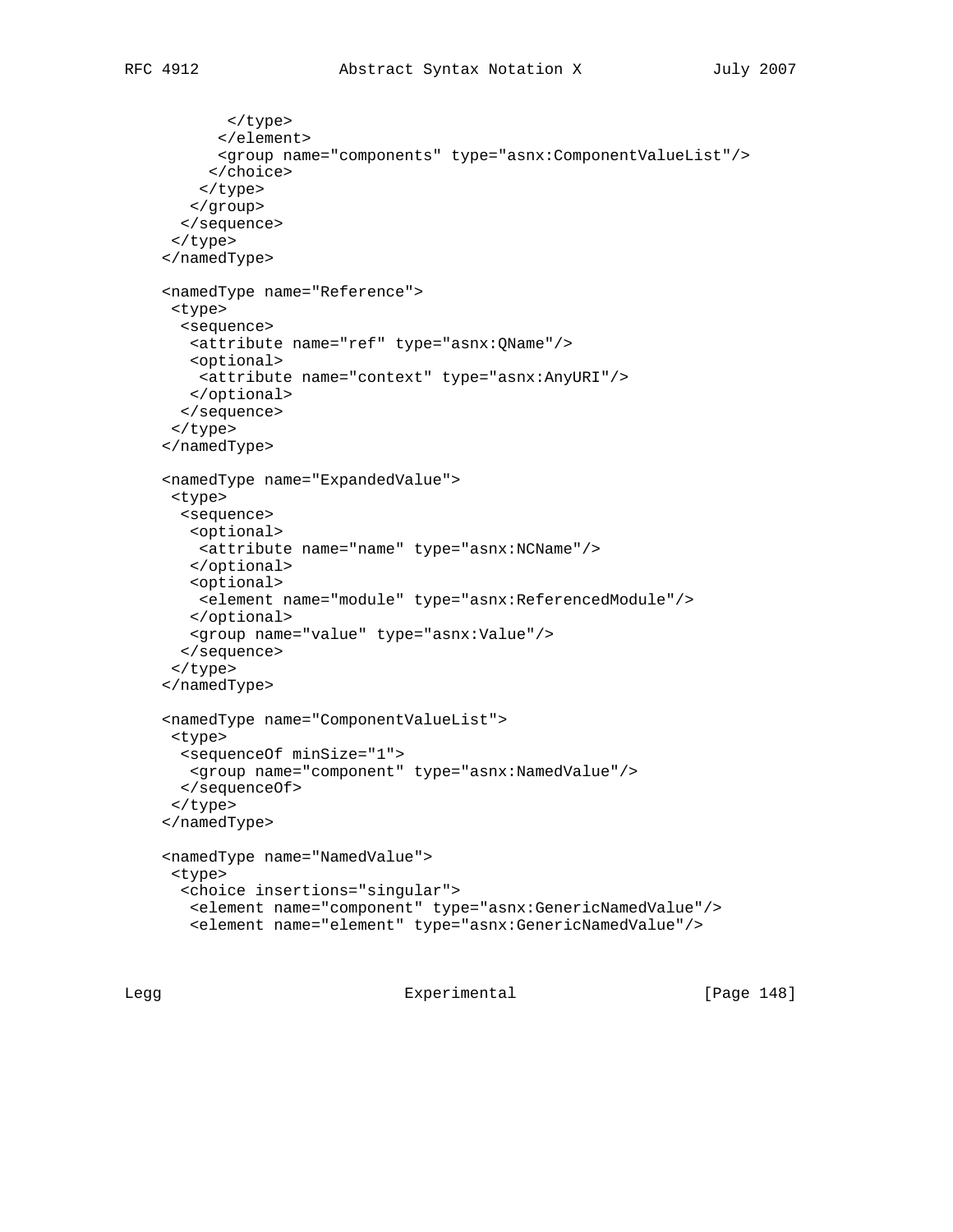```
          </type>
         </element>
         <group name="components" type="asnx:ComponentValueList"/>
        </choice>
       </type>
      </group>
     </sequence>
    </type>
   </namedType>

   <namedType name="Reference">
    <type>
     <sequence>
      <attribute name="ref" type="asnx:QName"/>
      <optional>
       <attribute name="context" type="asnx:AnyURI"/>
      </optional>
     </sequence>
    </type>
   </namedType>

   <namedType name="ExpandedValue">
    <type>
     <sequence>
      <optional>
       <attribute name="name" type="asnx:NCName"/>
      </optional>
      <optional>
       <element name="module" type="asnx:ReferencedModule"/>
      </optional>
      <group name="value" type="asnx:Value"/>
     </sequence>
    </type>
   </namedType>

   <namedType name="ComponentValueList">
    <type>
     <sequenceOf minSize="1">
      <group name="component" type="asnx:NamedValue"/>
     </sequenceOf>
    </type>
   </namedType>

   <namedType name="NamedValue">
    <type>
     <choice insertions="singular">
      <element name="component" type="asnx:GenericNamedValue"/>
      <element name="element" type="asnx:GenericNamedValue"/>
```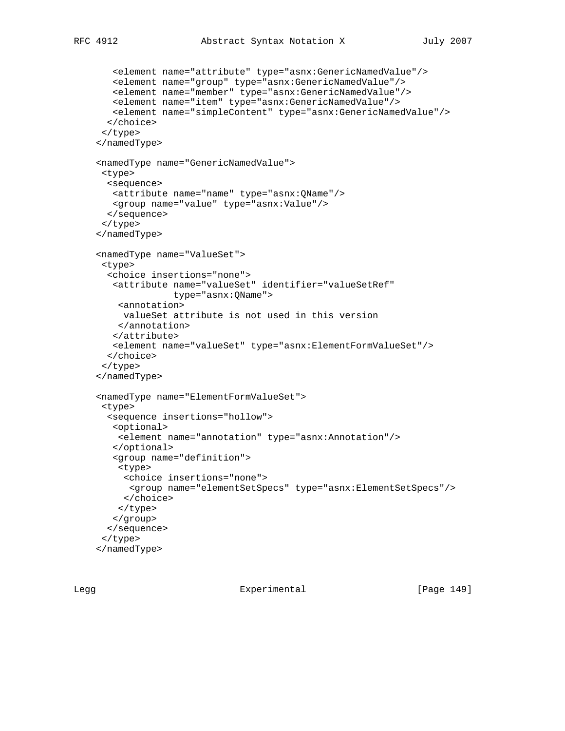```
      <element name="attribute" type="asnx:GenericNamedValue"/>
      <element name="group" type="asnx:GenericNamedValue"/>
      <element name="member" type="asnx:GenericNamedValue"/>
      <element name="item" type="asnx:GenericNamedValue"/>
      <element name="simpleContent" type="asnx:GenericNamedValue"/>
     </choice>
    </type>
   </namedType>

   <namedType name="GenericNamedValue">
    <type>
     <sequence>
      <attribute name="name" type="asnx:QName"/>
      <group name="value" type="asnx:Value"/>
     </sequence>
    </type>
   </namedType>

   <namedType name="ValueSet">
    <type>
     <choice insertions="none">
      <attribute name="valueSet" identifier="valueSetRef"
                 type="asnx:QName">
       <annotation>
        valueSet attribute is not used in this version
       </annotation>
      </attribute>
      <element name="valueSet" type="asnx:ElementFormValueSet"/>
     </choice>
    </type>
   </namedType>

   <namedType name="ElementFormValueSet">
    <type>
     <sequence insertions="hollow">
      <optional>
       <element name="annotation" type="asnx:Annotation"/>
      </optional>
      <group name="definition">
       <type>
        <choice insertions="none">
         <group name="elementSetSpecs" type="asnx:ElementSetSpecs"/>
        </choice>
       </type>
      </group>
     </sequence>
    </type>
   </namedType>
```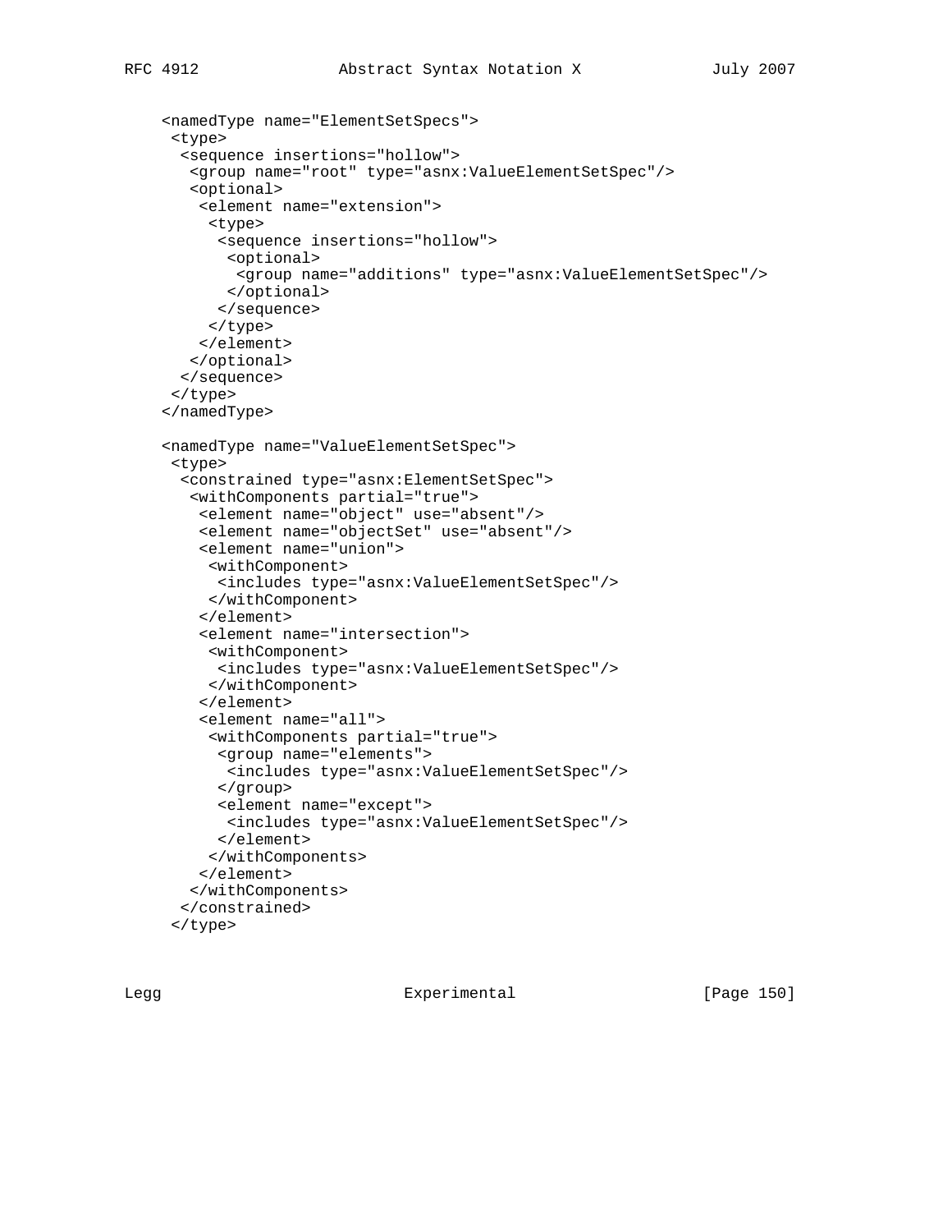```
   <namedType name="ElementSetSpecs">
    <type>
     <sequence insertions="hollow">
      <group name="root" type="asnx:ValueElementSetSpec"/>
      <optional>
       <element name="extension">
        <type>
         <sequence insertions="hollow">
          <optional>
           <group name="additions" type="asnx:ValueElementSetSpec"/>
          </optional>
         </sequence>
        </type>
       </element>
      </optional>
     </sequence>
    </type>
   </namedType>

   <namedType name="ValueElementSetSpec">
    <type>
     <constrained type="asnx:ElementSetSpec">
      <withComponents partial="true">
       <element name="object" use="absent"/>
       <element name="objectSet" use="absent"/>
       <element name="union">
        <withComponent>
         <includes type="asnx:ValueElementSetSpec"/>
        </withComponent>
       </element>
       <element name="intersection">
        <withComponent>
         <includes type="asnx:ValueElementSetSpec"/>
        </withComponent>
       </element>
       <element name="all">
        <withComponents partial="true">
         <group name="elements">
          <includes type="asnx:ValueElementSetSpec"/>
         </group>
         <element name="except">
          <includes type="asnx:ValueElementSetSpec"/>
         </element>
        </withComponents>
       </element>
      </withComponents>
     </constrained>
    </type>
```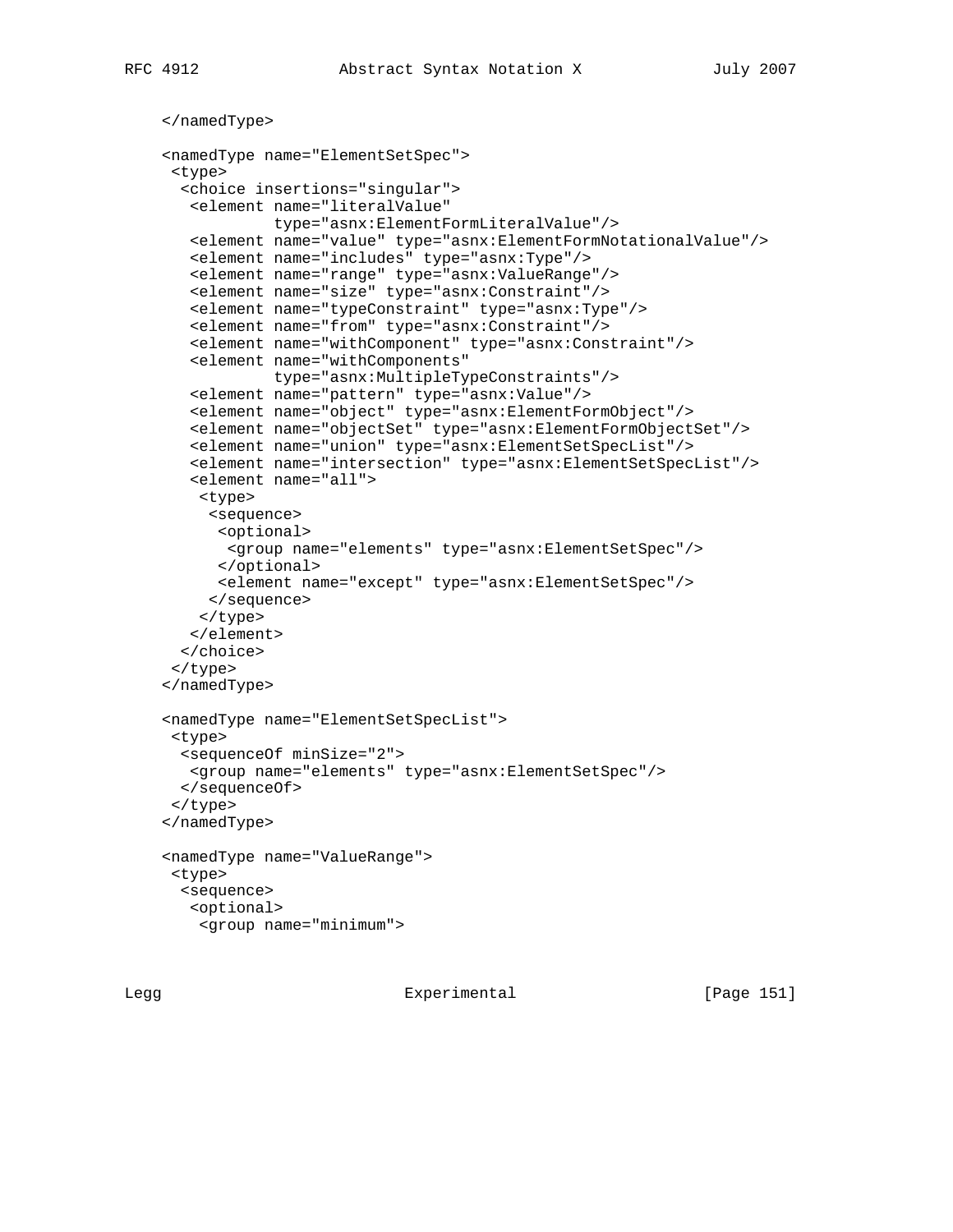```
   </namedType>

   <namedType name="ElementSetSpec">
    <type>
     <choice insertions="singular">
      <element name="literalValue"
               type="asnx:ElementFormLiteralValue"/>
      <element name="value" type="asnx:ElementFormNotationalValue"/>
      <element name="includes" type="asnx:Type"/>
      <element name="range" type="asnx:ValueRange"/>
      <element name="size" type="asnx:Constraint"/>
      <element name="typeConstraint" type="asnx:Type"/>
      <element name="from" type="asnx:Constraint"/>
      <element name="withComponent" type="asnx:Constraint"/>
      <element name="withComponents"
               type="asnx:MultipleTypeConstraints"/>
      <element name="pattern" type="asnx:Value"/>
      <element name="object" type="asnx:ElementFormObject"/>
      <element name="objectSet" type="asnx:ElementFormObjectSet"/>
      <element name="union" type="asnx:ElementSetSpecList"/>
      <element name="intersection" type="asnx:ElementSetSpecList"/>
      <element name="all">
       <type>
        <sequence>
         <optional>
          <group name="elements" type="asnx:ElementSetSpec"/>
         </optional>
         <element name="except" type="asnx:ElementSetSpec"/>
        </sequence>
       </type>
      </element>
     </choice>
    </type>
   </namedType>

   <namedType name="ElementSetSpecList">
    <type>
     <sequenceOf minSize="2">
      <group name="elements" type="asnx:ElementSetSpec"/>
     </sequenceOf>
    </type>
   </namedType>

   <namedType name="ValueRange">
    <type>
     <sequence>
      <optional>
       <group name="minimum">
```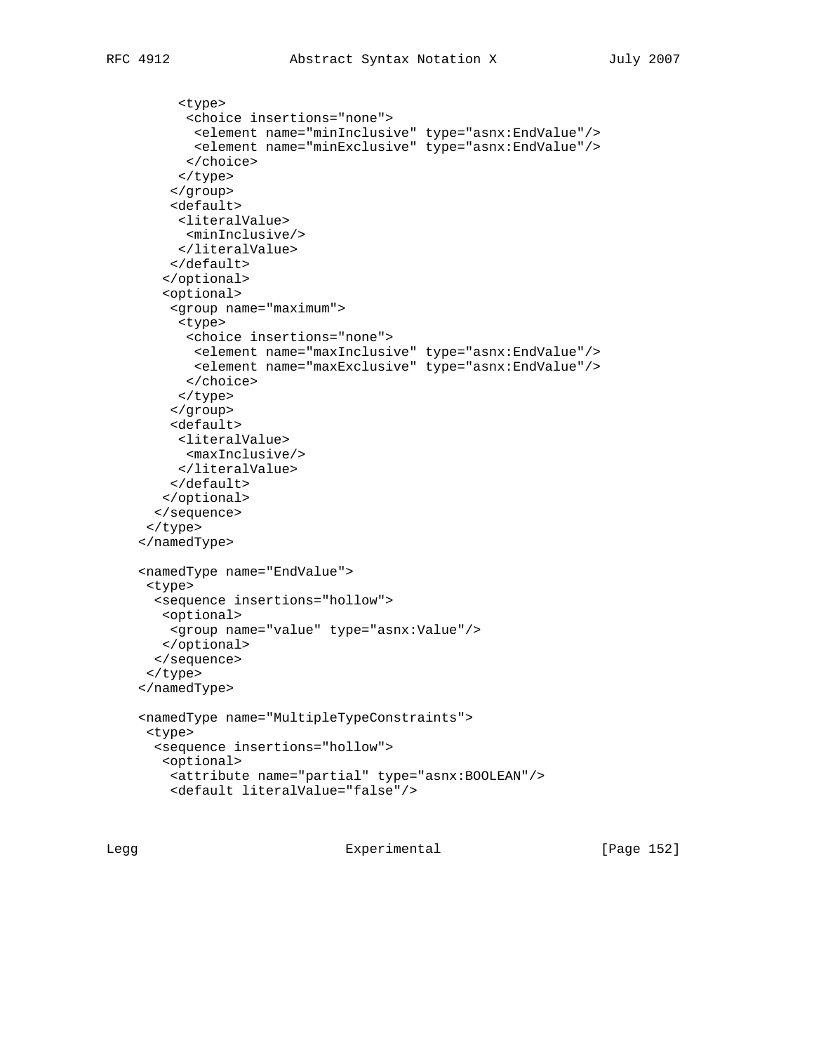```
        <type>
         <choice insertions="none">
          <element name="minInclusive" type="asnx:EndValue"/>
          <element name="minExclusive" type="asnx:EndValue"/>
         </choice>
        </type>
       </group>
       <default>
        <literalValue>
         <minInclusive/>
        </literalValue>
       </default>
      </optional>
      <optional>
       <group name="maximum">
        <type>
         <choice insertions="none">
          <element name="maxInclusive" type="asnx:EndValue"/>
          <element name="maxExclusive" type="asnx:EndValue"/>
         </choice>
        </type>
       </group>
       <default>
        <literalValue>
         <maxInclusive/>
        </literalValue>
       </default>
      </optional>
     </sequence>
    </type>
   </namedType>

   <namedType name="EndValue">
    <type>
     <sequence insertions="hollow">
      <optional>
       <group name="value" type="asnx:Value"/>
      </optional>
     </sequence>
    </type>
   </namedType>

   <namedType name="MultipleTypeConstraints">
    <type>
     <sequence insertions="hollow">
      <optional>
       <attribute name="partial" type="asnx:BOOLEAN"/>
       <default literalValue="false"/>
```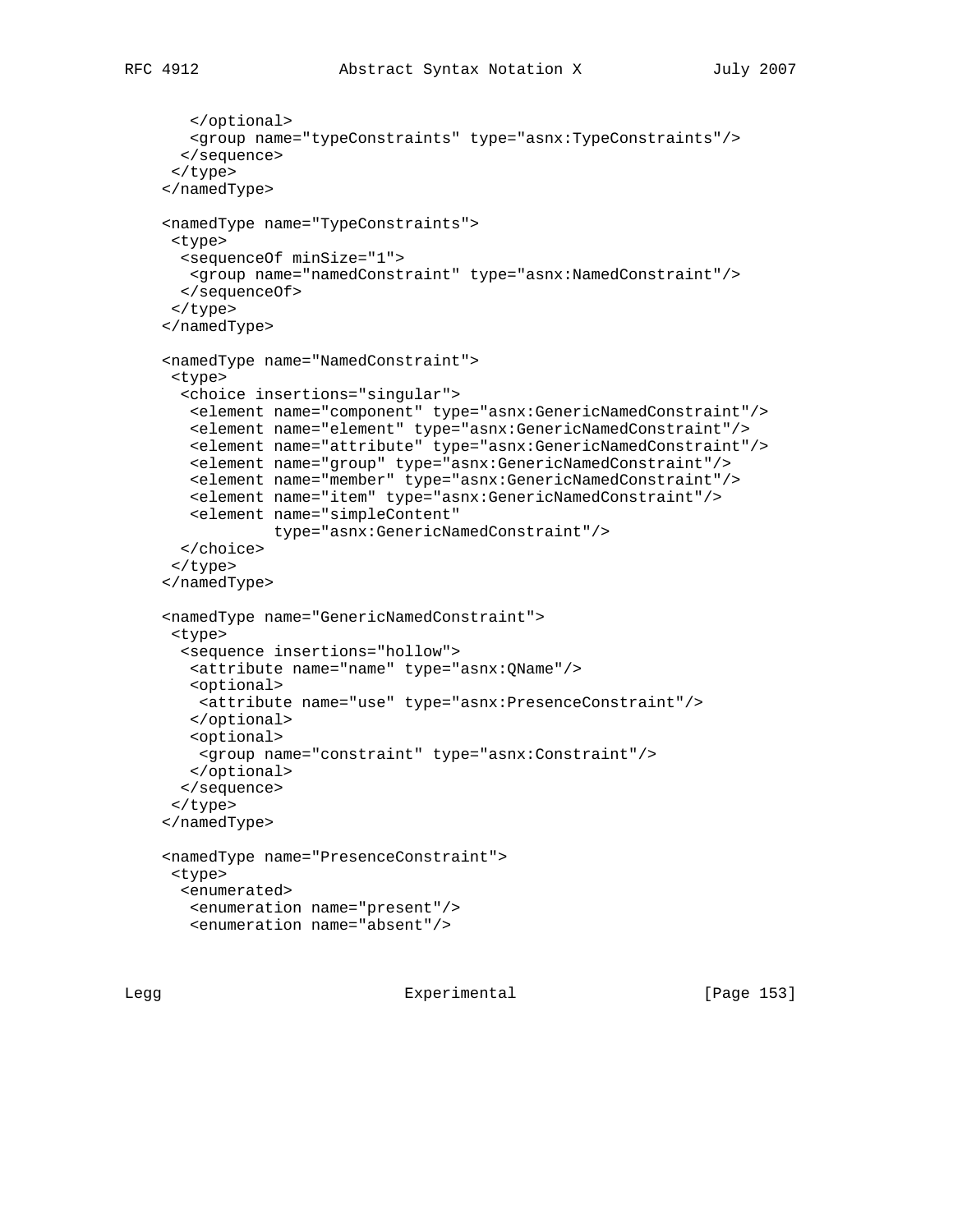```
      </optional>
      <group name="typeConstraints" type="asnx:TypeConstraints"/>
     </sequence>
    </type>
   </namedType>

   <namedType name="TypeConstraints">
    <type>
     <sequenceOf minSize="1">
      <group name="namedConstraint" type="asnx:NamedConstraint"/>
     </sequenceOf>
    </type>
   </namedType>

   <namedType name="NamedConstraint">
    <type>
     <choice insertions="singular">
      <element name="component" type="asnx:GenericNamedConstraint"/>
      <element name="element" type="asnx:GenericNamedConstraint"/>
      <element name="attribute" type="asnx:GenericNamedConstraint"/>
      <element name="group" type="asnx:GenericNamedConstraint"/>
      <element name="member" type="asnx:GenericNamedConstraint"/>
      <element name="item" type="asnx:GenericNamedConstraint"/>
      <element name="simpleContent"
               type="asnx:GenericNamedConstraint"/>
     </choice>
    </type>
   </namedType>

   <namedType name="GenericNamedConstraint">
    <type>
     <sequence insertions="hollow">
      <attribute name="name" type="asnx:QName"/>
      <optional>
       <attribute name="use" type="asnx:PresenceConstraint"/>
      </optional>
      <optional>
       <group name="constraint" type="asnx:Constraint"/>
      </optional>
     </sequence>
    </type>
   </namedType>

   <namedType name="PresenceConstraint">
    <type>
     <enumerated>
      <enumeration name="present"/>
      <enumeration name="absent"/>
```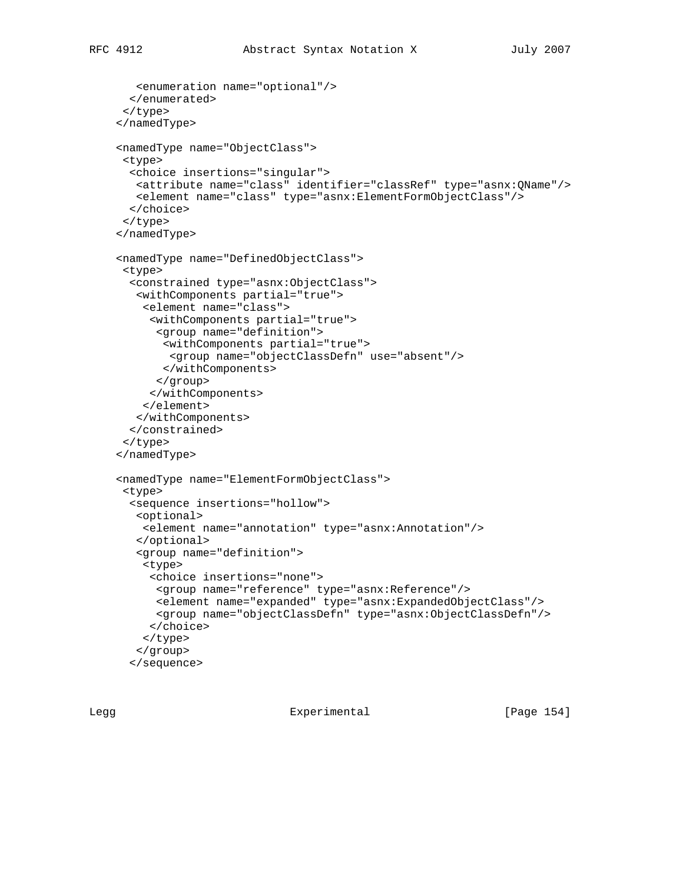```
      <enumeration name="optional"/>
     </enumerated>
    </type>
   </namedType>

   <namedType name="ObjectClass">
    <type>
     <choice insertions="singular">
      <attribute name="class" identifier="classRef" type="asnx:QName"/>
      <element name="class" type="asnx:ElementFormObjectClass"/>
     </choice>
    </type>
   </namedType>

   <namedType name="DefinedObjectClass">
    <type>
     <constrained type="asnx:ObjectClass">
      <withComponents partial="true">
       <element name="class">
        <withComponents partial="true">
         <group name="definition">
          <withComponents partial="true">
           <group name="objectClassDefn" use="absent"/>
          </withComponents>
         </group>
        </withComponents>
       </element>
      </withComponents>
     </constrained>
    </type>
   </namedType>

   <namedType name="ElementFormObjectClass">
    <type>
     <sequence insertions="hollow">
      <optional>
       <element name="annotation" type="asnx:Annotation"/>
      </optional>
      <group name="definition">
       <type>
        <choice insertions="none">
         <group name="reference" type="asnx:Reference"/>
         <element name="expanded" type="asnx:ExpandedObjectClass"/>
         <group name="objectClassDefn" type="asnx:ObjectClassDefn"/>
        </choice>
       </type>
      </group>
     </sequence>
```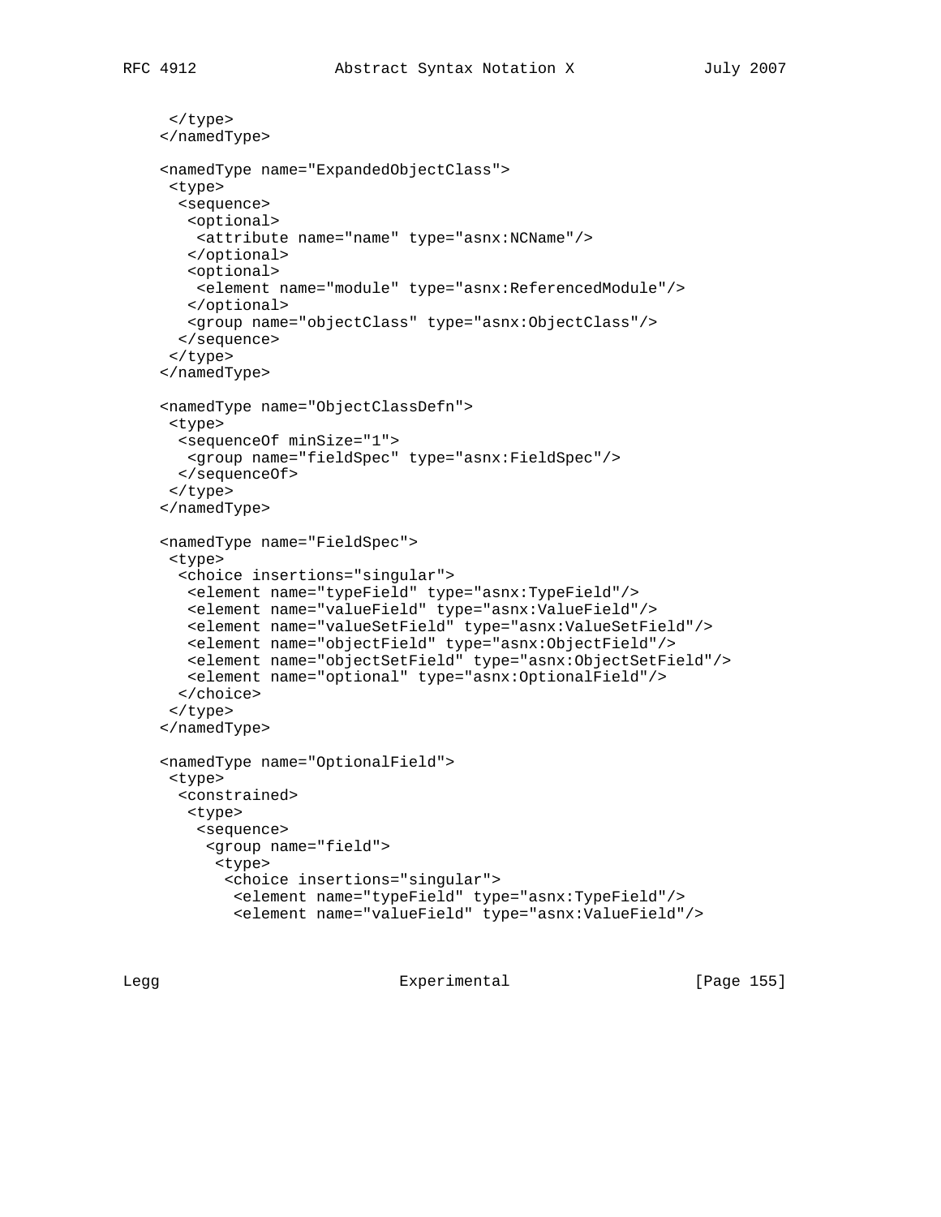```
     </type>
    </namedType>

    <namedType name="ExpandedObjectClass">
     <type>
      <sequence>
       <optional>
        <attribute name="name" type="asnx:NCName"/>
       </optional>
       <optional>
        <element name="module" type="asnx:ReferencedModule"/>
       </optional>
       <group name="objectClass" type="asnx:ObjectClass"/>
      </sequence>
     </type>
    </namedType>

    <namedType name="ObjectClassDefn">
     <type>
      <sequenceOf minSize="1">
       <group name="fieldSpec" type="asnx:FieldSpec"/>
      </sequenceOf>
     </type>
    </namedType>

    <namedType name="FieldSpec">
     <type>
      <choice insertions="singular">
       <element name="typeField" type="asnx:TypeField"/>
       <element name="valueField" type="asnx:ValueField"/>
       <element name="valueSetField" type="asnx:ValueSetField"/>
       <element name="objectField" type="asnx:ObjectField"/>
       <element name="objectSetField" type="asnx:ObjectSetField"/>
       <element name="optional" type="asnx:OptionalField"/>
      </choice>
     </type>
    </namedType>

    <namedType name="OptionalField">
     <type>
      <constrained>
       <type>
        <sequence>
         <group name="field">
          <type>
           <choice insertions="singular">
            <element name="typeField" type="asnx:TypeField"/>
            <element name="valueField" type="asnx:ValueField"/>
```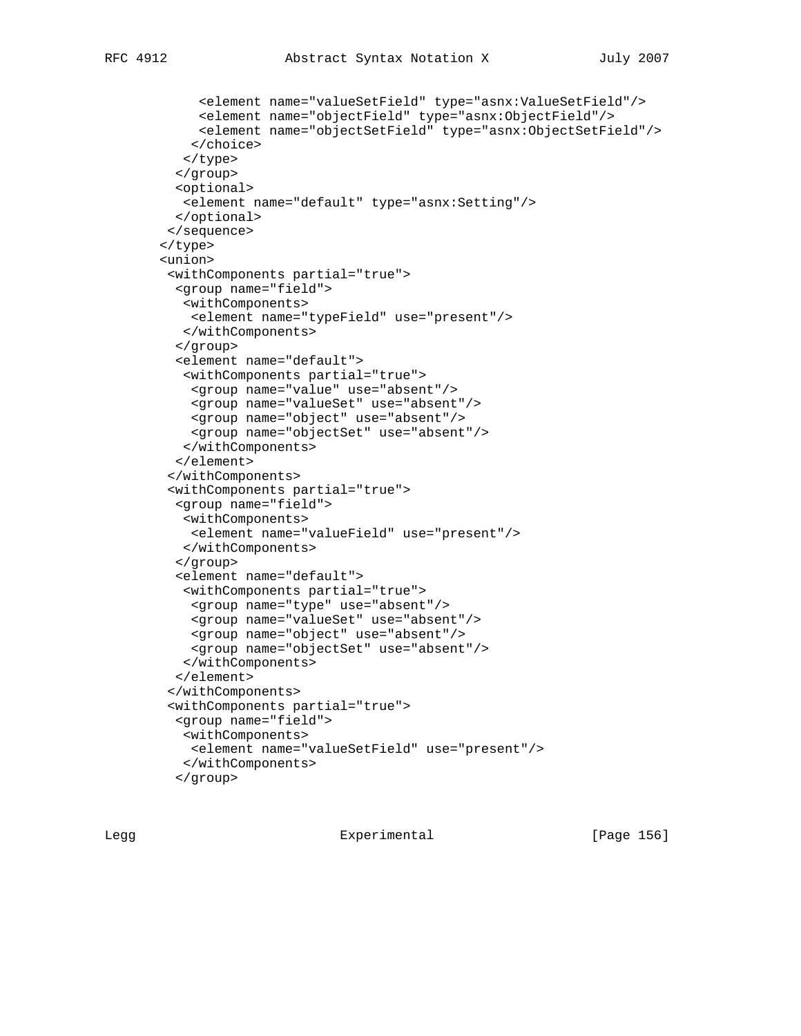```
            <element name="valueSetField" type="asnx:ValueSetField"/>
            <element name="objectField" type="asnx:ObjectField"/>
            <element name="objectSetField" type="asnx:ObjectSetField"/>
           </choice>
          </type>
         </group>
         <optional>
          <element name="default" type="asnx:Setting"/>
         </optional>
        </sequence>
       </type>
       <union>
        <withComponents partial="true">
         <group name="field">
          <withComponents>
           <element name="typeField" use="present"/>
          </withComponents>
         </group>
         <element name="default">
          <withComponents partial="true">
           <group name="value" use="absent"/>
           <group name="valueSet" use="absent"/>
           <group name="object" use="absent"/>
           <group name="objectSet" use="absent"/>
          </withComponents>
         </element>
        </withComponents>
        <withComponents partial="true">
         <group name="field">
          <withComponents>
           <element name="valueField" use="present"/>
          </withComponents>
         </group>
         <element name="default">
          <withComponents partial="true">
           <group name="type" use="absent"/>
           <group name="valueSet" use="absent"/>
           <group name="object" use="absent"/>
           <group name="objectSet" use="absent"/>
          </withComponents>
         </element>
        </withComponents>
        <withComponents partial="true">
         <group name="field">
          <withComponents>
           <element name="valueSetField" use="present"/>
          </withComponents>
         </group>
```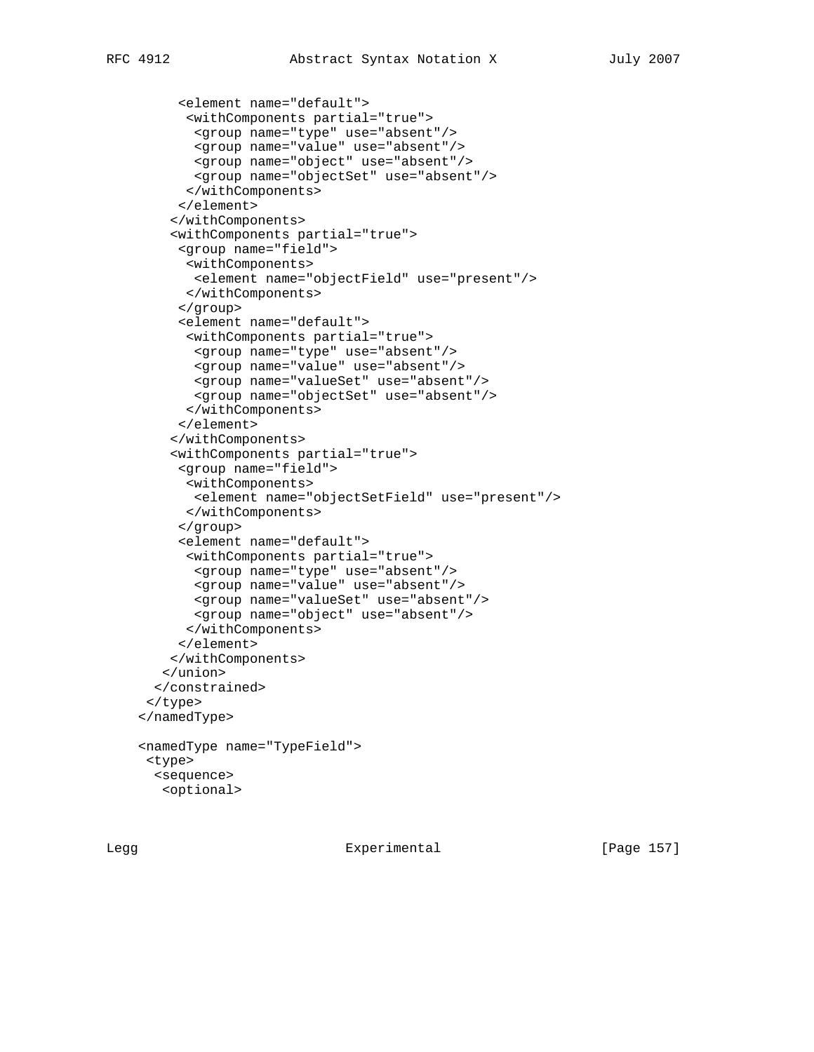```
         <element name="default">
          <withComponents partial="true">
           <group name="type" use="absent"/>
           <group name="value" use="absent"/>
           <group name="object" use="absent"/>
           <group name="objectSet" use="absent"/>
          </withComponents>
         </element>
        </withComponents>
        <withComponents partial="true">
         <group name="field">
          <withComponents>
           <element name="objectField" use="present"/>
          </withComponents>
         </group>
         <element name="default">
          <withComponents partial="true">
           <group name="type" use="absent"/>
           <group name="value" use="absent"/>
           <group name="valueSet" use="absent"/>
           <group name="objectSet" use="absent"/>
          </withComponents>
         </element>
        </withComponents>
        <withComponents partial="true">
         <group name="field">
          <withComponents>
           <element name="objectSetField" use="present"/>
          </withComponents>
         </group>
         <element name="default">
          <withComponents partial="true">
           <group name="type" use="absent"/>
           <group name="value" use="absent"/>
           <group name="valueSet" use="absent"/>
           <group name="object" use="absent"/>
          </withComponents>
         </element>
        </withComponents>
       </union>
      </constrained>
     </type>
    </namedType>

    <namedType name="TypeField">
     <type>
      <sequence>
       <optional>
```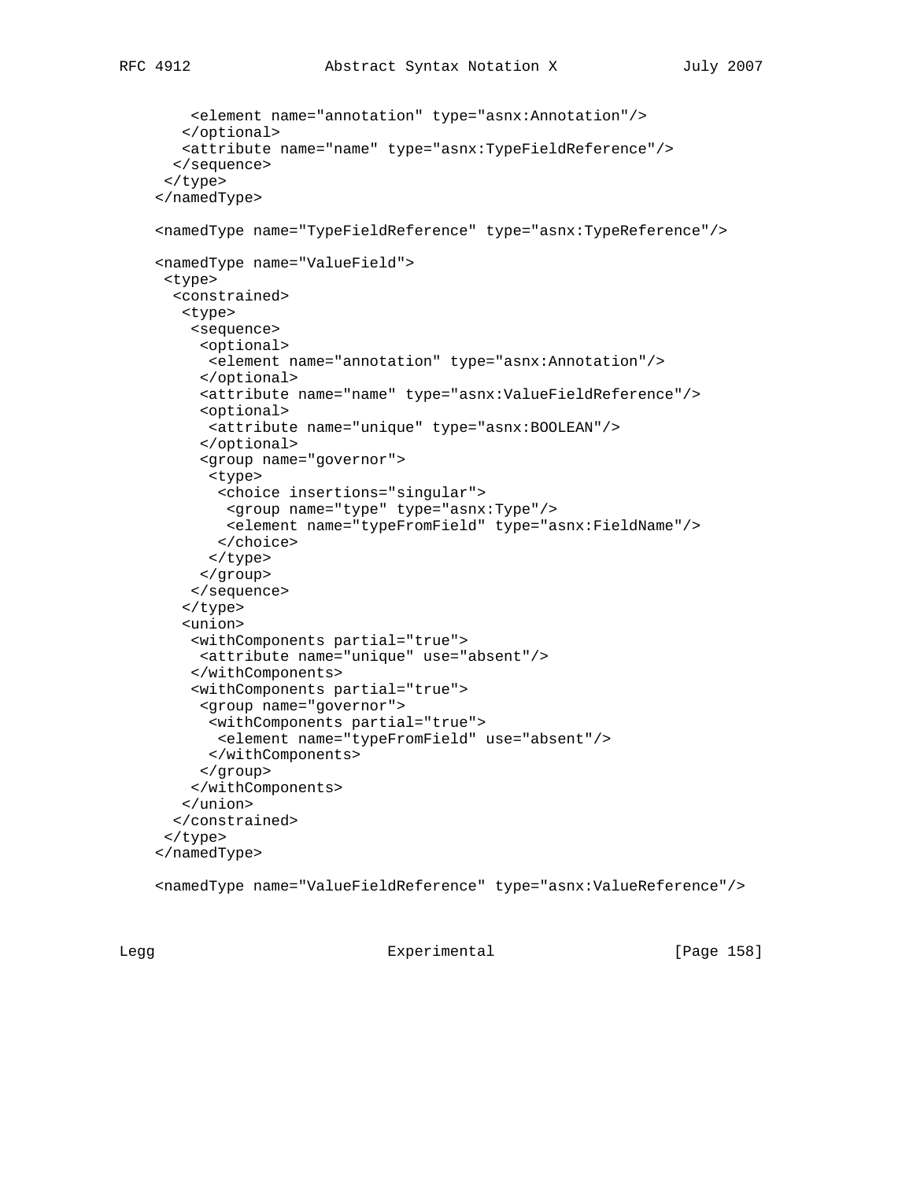```
        <element name="annotation" type="asnx:Annotation"/>
       </optional>
       <attribute name="name" type="asnx:TypeFieldReference"/>
      </sequence>
     </type>
    </namedType>

    <namedType name="TypeFieldReference" type="asnx:TypeReference"/>

    <namedType name="ValueField">
     <type>
      <constrained>
       <type>
        <sequence>
         <optional>
          <element name="annotation" type="asnx:Annotation"/>
         </optional>
         <attribute name="name" type="asnx:ValueFieldReference"/>
         <optional>
          <attribute name="unique" type="asnx:BOOLEAN"/>
         </optional>
         <group name="governor">
          <type>
           <choice insertions="singular">
            <group name="type" type="asnx:Type"/>
            <element name="typeFromField" type="asnx:FieldName"/>
           </choice>
          </type>
         </group>
        </sequence>
       </type>
       <union>
        <withComponents partial="true">
         <attribute name="unique" use="absent"/>
        </withComponents>
        <withComponents partial="true">
         <group name="governor">
          <withComponents partial="true">
           <element name="typeFromField" use="absent"/>
          </withComponents>
         </group>
        </withComponents>
       </union>
      </constrained>
     </type>
    </namedType>

    <namedType name="ValueFieldReference" type="asnx:ValueReference"/>
```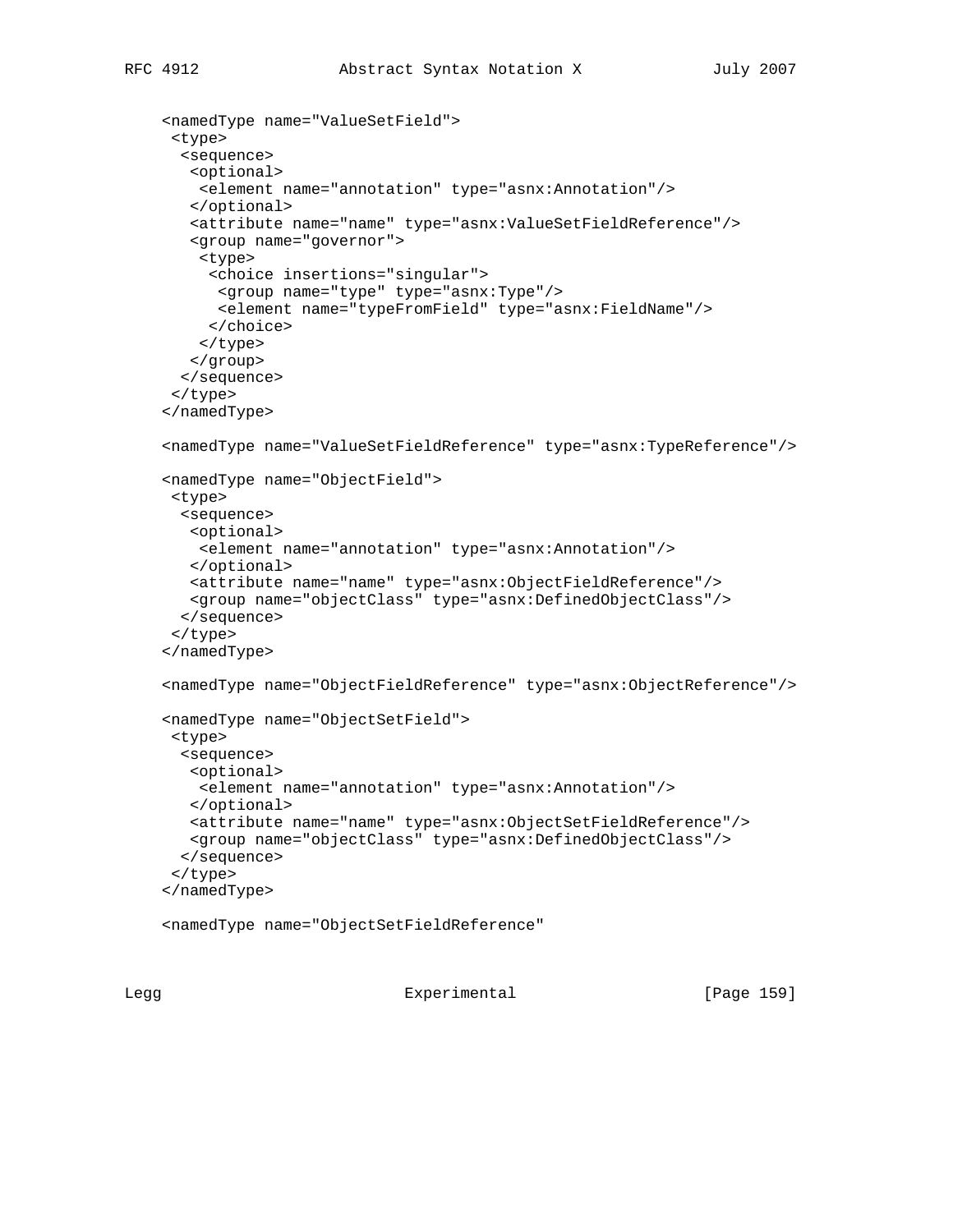```
    <namedType name="ValueSetField">
     <type>
      <sequence>
       <optional>
        <element name="annotation" type="asnx:Annotation"/>
       </optional>
       <attribute name="name" type="asnx:ValueSetFieldReference"/>
       <group name="governor">
        <type>
         <choice insertions="singular">
          <group name="type" type="asnx:Type"/>
          <element name="typeFromField" type="asnx:FieldName"/>
         </choice>
        </type>
       </group>
      </sequence>
     </type>
    </namedType>

    <namedType name="ValueSetFieldReference" type="asnx:TypeReference"/>

    <namedType name="ObjectField">
     <type>
      <sequence>
       <optional>
        <element name="annotation" type="asnx:Annotation"/>
       </optional>
       <attribute name="name" type="asnx:ObjectFieldReference"/>
       <group name="objectClass" type="asnx:DefinedObjectClass"/>
      </sequence>
     </type>
    </namedType>

    <namedType name="ObjectFieldReference" type="asnx:ObjectReference"/>

    <namedType name="ObjectSetField">
     <type>
      <sequence>
       <optional>
        <element name="annotation" type="asnx:Annotation"/>
       </optional>
       <attribute name="name" type="asnx:ObjectSetFieldReference"/>
       <group name="objectClass" type="asnx:DefinedObjectClass"/>
      </sequence>
     </type>
    </namedType>

    <namedType name="ObjectSetFieldReference"
```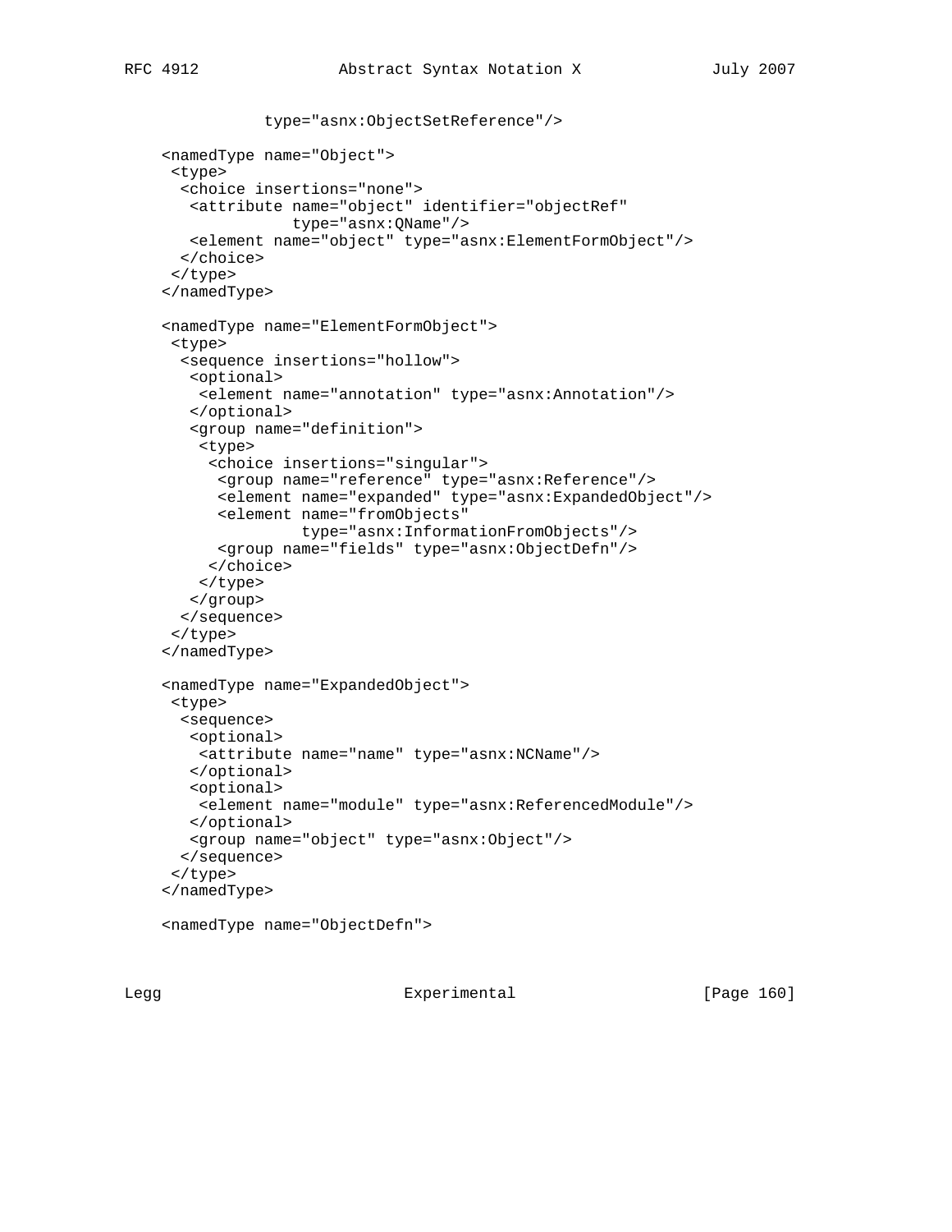```
              type="asnx:ObjectSetReference"/>

    <namedType name="Object">
     <type>
      <choice insertions="none">
       <attribute name="object" identifier="objectRef"
                  type="asnx:QName"/>
       <element name="object" type="asnx:ElementFormObject"/>
      </choice>
     </type>
    </namedType>

    <namedType name="ElementFormObject">
     <type>
      <sequence insertions="hollow">
       <optional>
        <element name="annotation" type="asnx:Annotation"/>
       </optional>
       <group name="definition">
        <type>
         <choice insertions="singular">
          <group name="reference" type="asnx:Reference"/>
          <element name="expanded" type="asnx:ExpandedObject"/>
          <element name="fromObjects"
                   type="asnx:InformationFromObjects"/>
          <group name="fields" type="asnx:ObjectDefn"/>
         </choice>
        </type>
       </group>
      </sequence>
     </type>
    </namedType>

    <namedType name="ExpandedObject">
     <type>
      <sequence>
       <optional>
        <attribute name="name" type="asnx:NCName"/>
       </optional>
       <optional>
        <element name="module" type="asnx:ReferencedModule"/>
       </optional>
       <group name="object" type="asnx:Object"/>
      </sequence>
     </type>
    </namedType>

    <namedType name="ObjectDefn">
```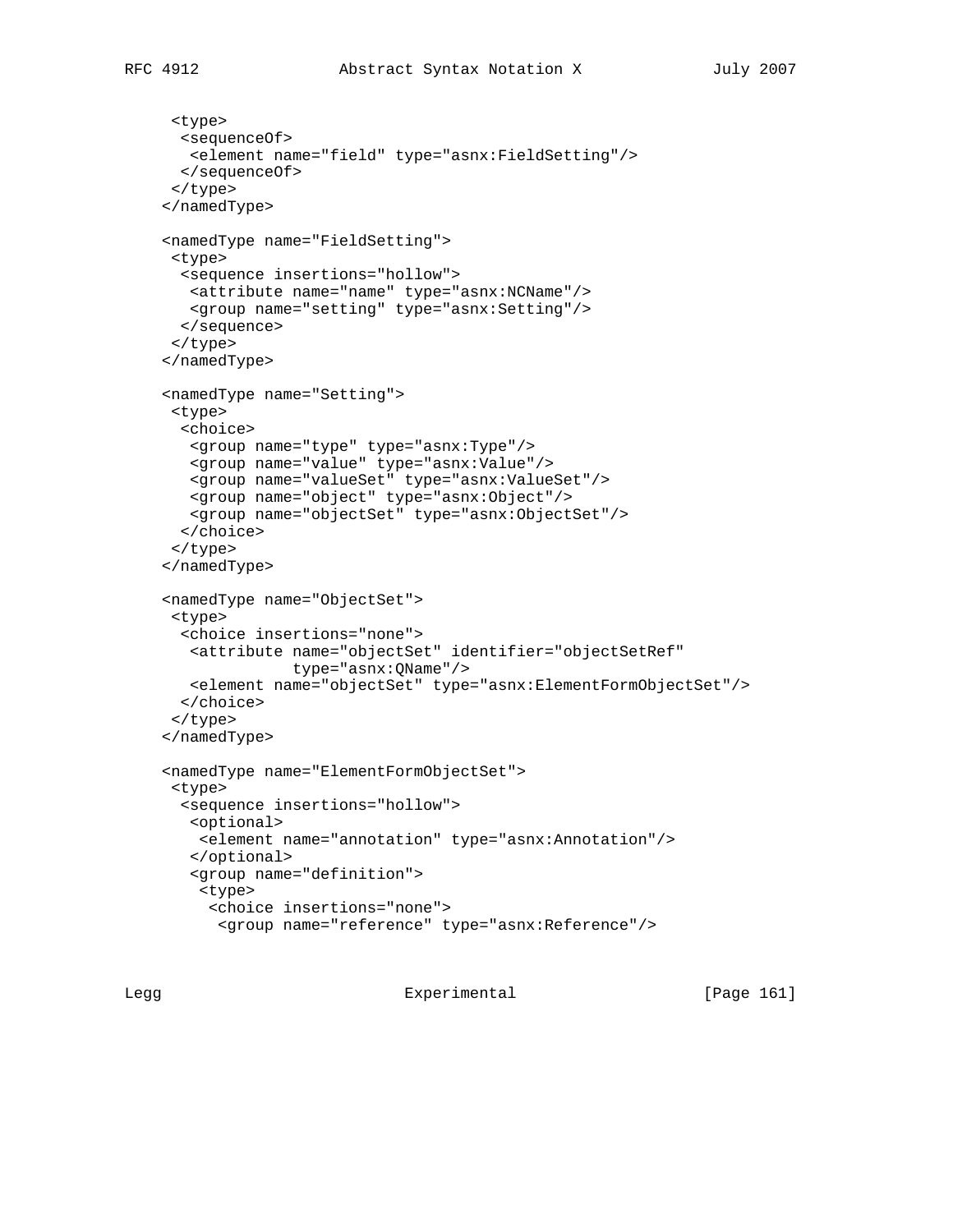```
     <type>
      <sequenceOf>
       <element name="field" type="asnx:FieldSetting"/>
      </sequenceOf>
     </type>
    </namedType>

    <namedType name="FieldSetting">
     <type>
      <sequence insertions="hollow">
       <attribute name="name" type="asnx:NCName"/>
       <group name="setting" type="asnx:Setting"/>
      </sequence>
     </type>
    </namedType>

    <namedType name="Setting">
     <type>
      <choice>
       <group name="type" type="asnx:Type"/>
       <group name="value" type="asnx:Value"/>
       <group name="valueSet" type="asnx:ValueSet"/>
       <group name="object" type="asnx:Object"/>
       <group name="objectSet" type="asnx:ObjectSet"/>
      </choice>
     </type>
    </namedType>

    <namedType name="ObjectSet">
     <type>
      <choice insertions="none">
       <attribute name="objectSet" identifier="objectSetRef"
                  type="asnx:QName"/>
       <element name="objectSet" type="asnx:ElementFormObjectSet"/>
      </choice>
     </type>
    </namedType>

    <namedType name="ElementFormObjectSet">
     <type>
      <sequence insertions="hollow">
       <optional>
        <element name="annotation" type="asnx:Annotation"/>
       </optional>
       <group name="definition">
        <type>
         <choice insertions="none">
          <group name="reference" type="asnx:Reference"/>
```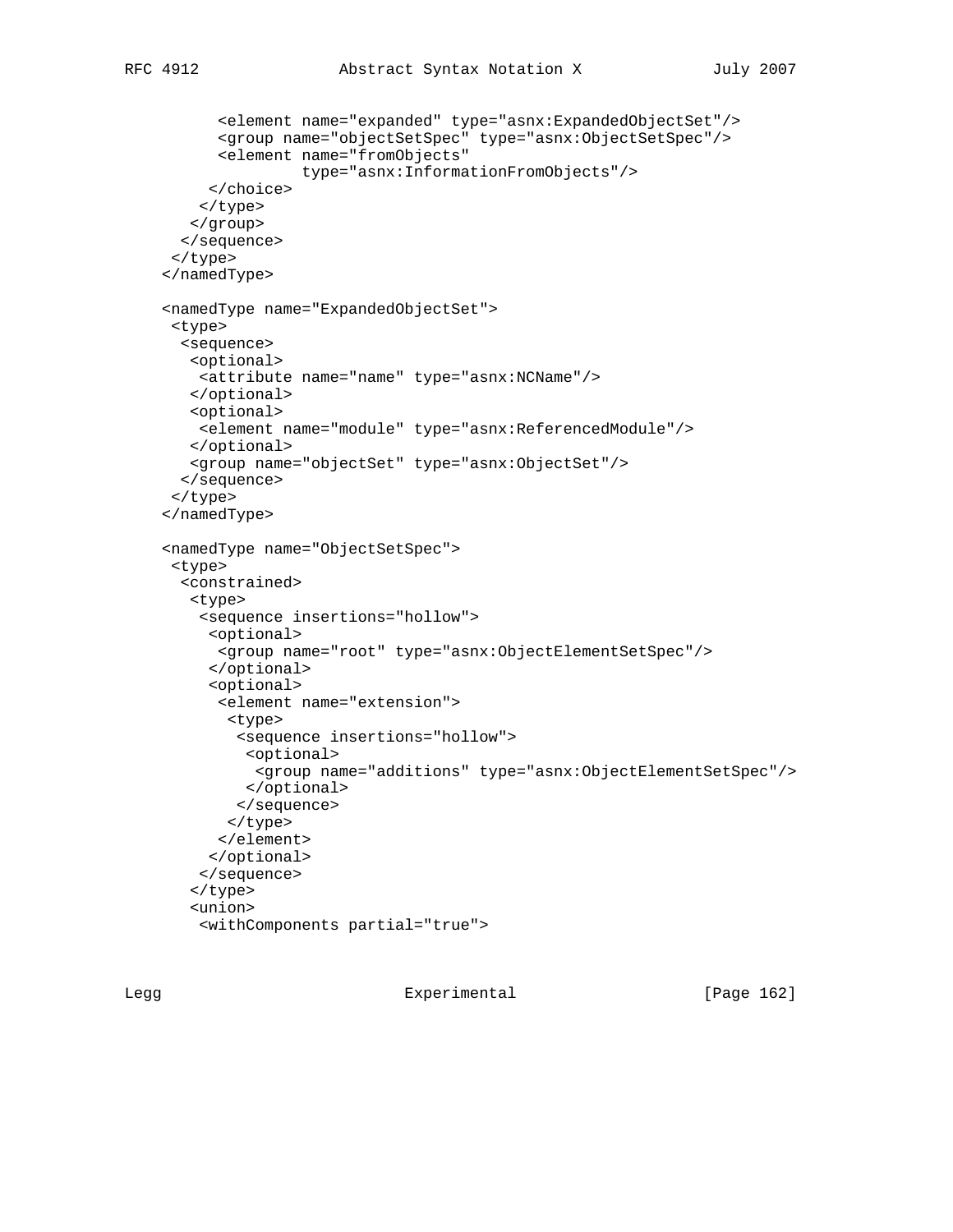```
        <element name="expanded" type="asnx:ExpandedObjectSet"/>
        <group name="objectSetSpec" type="asnx:ObjectSetSpec"/>
        <element name="fromObjects"
                 type="asnx:InformationFromObjects"/>
       </choice>
      </type>
     </group>
    </sequence>
   </type>
  </namedType>

  <namedType name="ExpandedObjectSet">
   <type>
    <sequence>
     <optional>
      <attribute name="name" type="asnx:NCName"/>
     </optional>
     <optional>
      <element name="module" type="asnx:ReferencedModule"/>
     </optional>
     <group name="objectSet" type="asnx:ObjectSet"/>
    </sequence>
   </type>
  </namedType>

  <namedType name="ObjectSetSpec">
   <type>
    <constrained>
     <type>
      <sequence insertions="hollow">
       <optional>
        <group name="root" type="asnx:ObjectElementSetSpec"/>
       </optional>
       <optional>
        <element name="extension">
         <type>
          <sequence insertions="hollow">
           <optional>
            <group name="additions" type="asnx:ObjectElementSetSpec"/>
           </optional>
          </sequence>
         </type>
        </element>
       </optional>
      </sequence>
     </type>
     <union>
      <withComponents partial="true">
```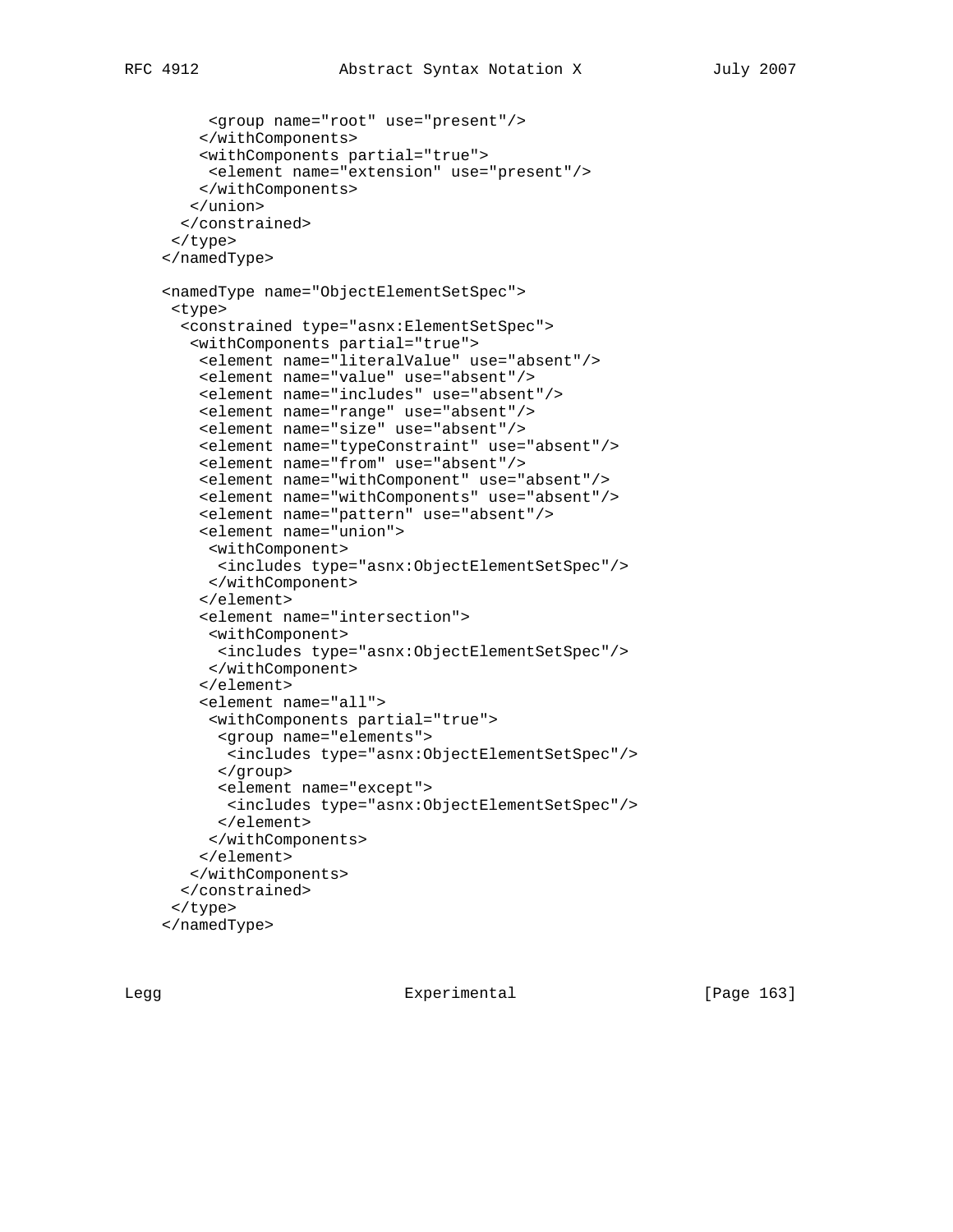```
         <group name="root" use="present"/>
        </withComponents>
        <withComponents partial="true">
         <element name="extension" use="present"/>
        </withComponents>
       </union>
      </constrained>
     </type>
    </namedType>

    <namedType name="ObjectElementSetSpec">
     <type>
      <constrained type="asnx:ElementSetSpec">
       <withComponents partial="true">
        <element name="literalValue" use="absent"/>
        <element name="value" use="absent"/>
        <element name="includes" use="absent"/>
        <element name="range" use="absent"/>
        <element name="size" use="absent"/>
        <element name="typeConstraint" use="absent"/>
        <element name="from" use="absent"/>
        <element name="withComponent" use="absent"/>
        <element name="withComponents" use="absent"/>
        <element name="pattern" use="absent"/>
        <element name="union">
         <withComponent>
          <includes type="asnx:ObjectElementSetSpec"/>
         </withComponent>
        </element>
        <element name="intersection">
         <withComponent>
          <includes type="asnx:ObjectElementSetSpec"/>
         </withComponent>
        </element>
        <element name="all">
         <withComponents partial="true">
          <group name="elements">
           <includes type="asnx:ObjectElementSetSpec"/>
          </group>
          <element name="except">
           <includes type="asnx:ObjectElementSetSpec"/>
          </element>
         </withComponents>
        </element>
       </withComponents>
      </constrained>
     </type>
    </namedType>
```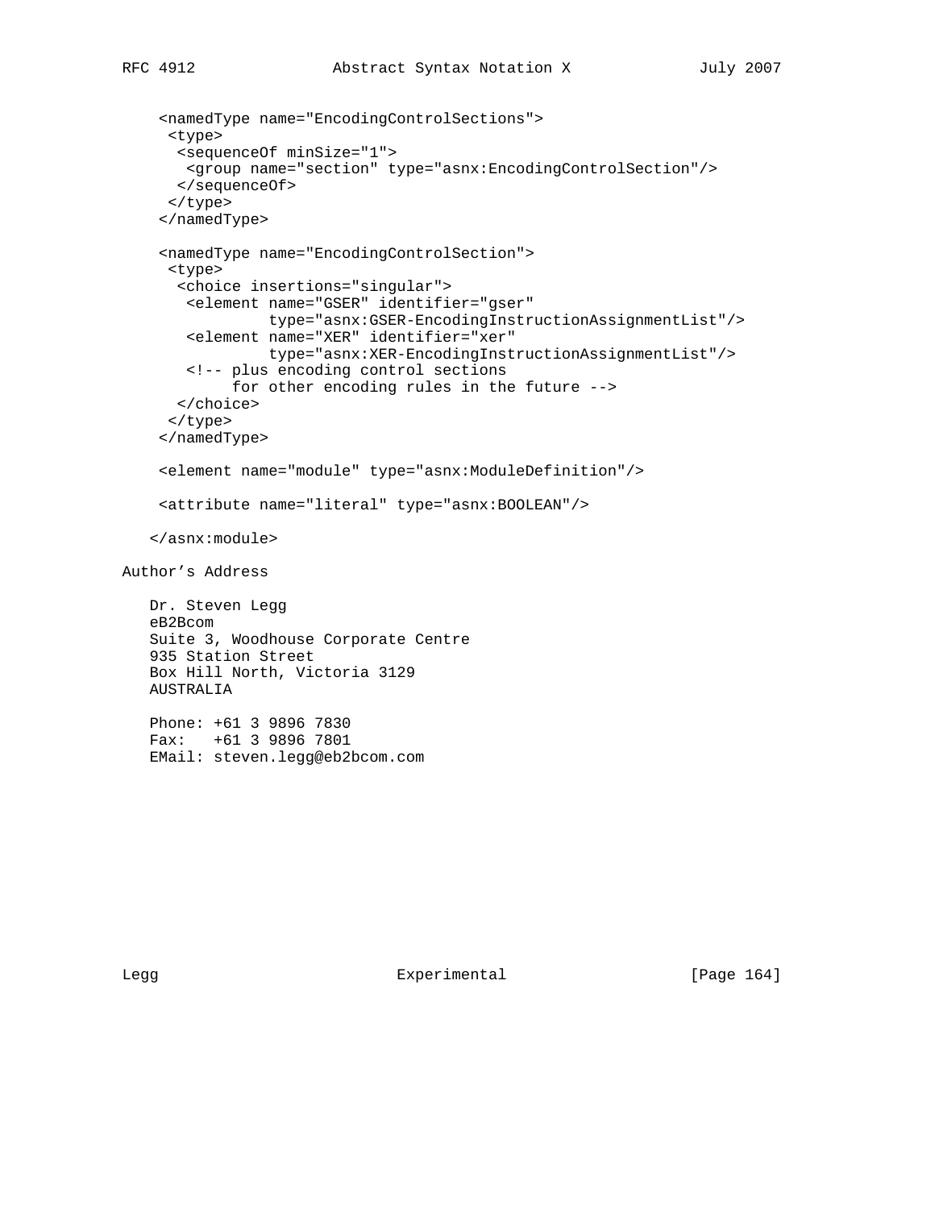```
    <namedType name="EncodingControlSections">
     <type>
      <sequenceOf minSize="1">
       <group name="section" type="asnx:EncodingControlSection"/>
      </sequenceOf>
     </type>
    </namedType>

    <namedType name="EncodingControlSection">
     <type>
      <choice insertions="singular">
       <element name="GSER" identifier="gser"
                type="asnx:GSER-EncodingInstructionAssignmentList"/>
       <element name="XER" identifier="xer"
                type="asnx:XER-EncodingInstructionAssignmentList"/>
       <!-- plus encoding control sections
            for other encoding rules in the future -->
      </choice>
     </type>
    </namedType>

    <element name="module" type="asnx:ModuleDefinition"/>

    <attribute name="literal" type="asnx:BOOLEAN"/>

   </asnx:module>
```

## Author's Address

Dr. Steven Legg
eB2Bcom
Suite 3, Woodhouse Corporate Centre
935 Station Street
Box Hill North, Victoria 3129
AUSTRALIA

Phone: +61 3 9896 7830
Fax:   +61 3 9896 7801
EMail: steven.legg@eb2bcom.com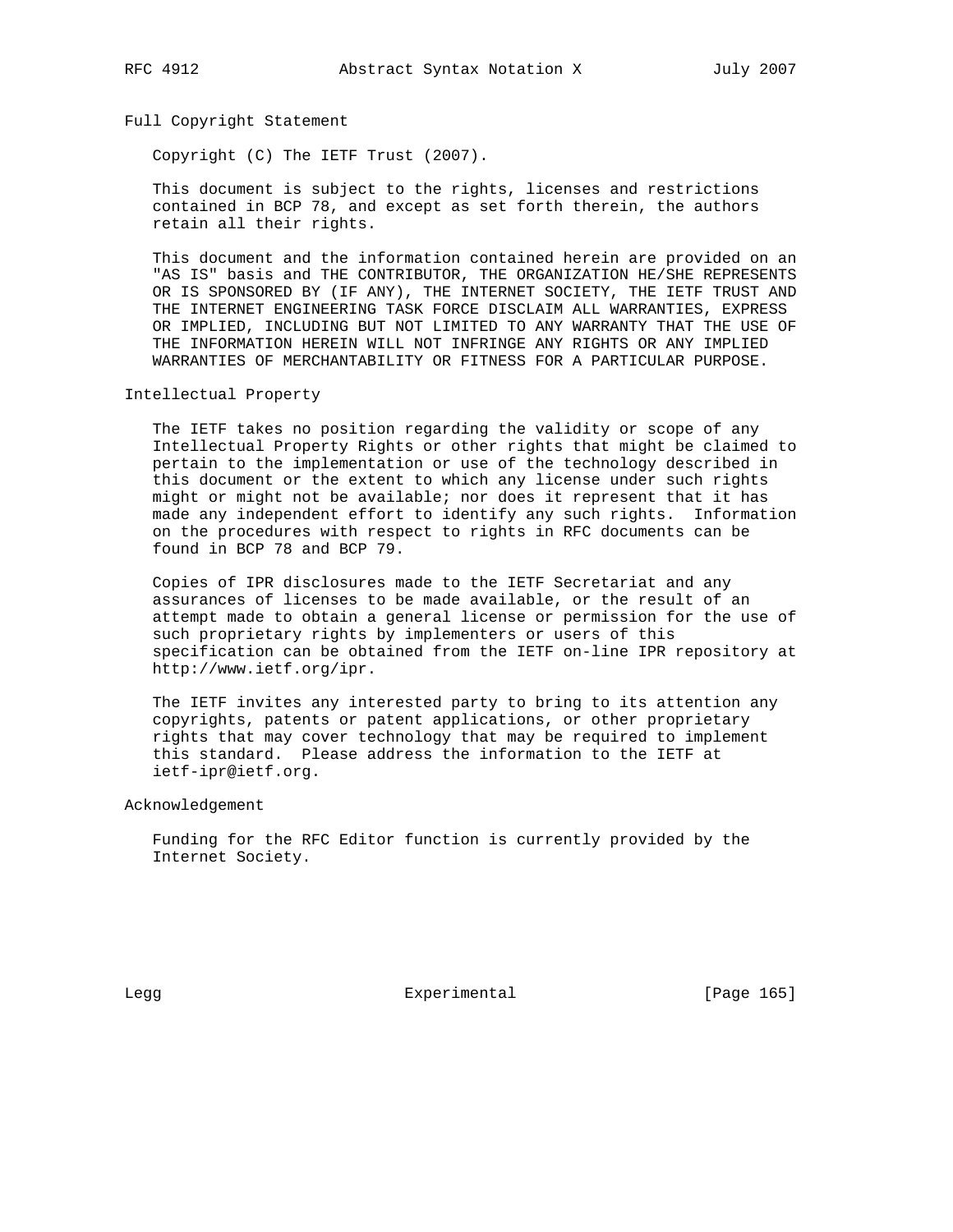## Full Copyright Statement

Copyright (C) The IETF Trust (2007).

This document is subject to the rights, licenses and restrictions contained in BCP 78, and except as set forth therein, the authors retain all their rights.

This document and the information contained herein are provided on an "AS IS" basis and THE CONTRIBUTOR, THE ORGANIZATION HE/SHE REPRESENTS OR IS SPONSORED BY (IF ANY), THE INTERNET SOCIETY, THE IETF TRUST AND THE INTERNET ENGINEERING TASK FORCE DISCLAIM ALL WARRANTIES, EXPRESS OR IMPLIED, INCLUDING BUT NOT LIMITED TO ANY WARRANTY THAT THE USE OF THE INFORMATION HEREIN WILL NOT INFRINGE ANY RIGHTS OR ANY IMPLIED WARRANTIES OF MERCHANTABILITY OR FITNESS FOR A PARTICULAR PURPOSE.

## Intellectual Property

The IETF takes no position regarding the validity or scope of any Intellectual Property Rights or other rights that might be claimed to pertain to the implementation or use of the technology described in this document or the extent to which any license under such rights might or might not be available; nor does it represent that it has made any independent effort to identify any such rights. Information on the procedures with respect to rights in RFC documents can be found in BCP 78 and BCP 79.

Copies of IPR disclosures made to the IETF Secretariat and any assurances of licenses to be made available, or the result of an attempt made to obtain a general license or permission for the use of such proprietary rights by implementers or users of this specification can be obtained from the IETF on-line IPR repository at http://www.ietf.org/ipr.

The IETF invites any interested party to bring to its attention any copyrights, patents or patent applications, or other proprietary rights that may cover technology that may be required to implement this standard. Please address the information to the IETF at ietf-ipr@ietf.org.

## Acknowledgement

Funding for the RFC Editor function is currently provided by the Internet Society.